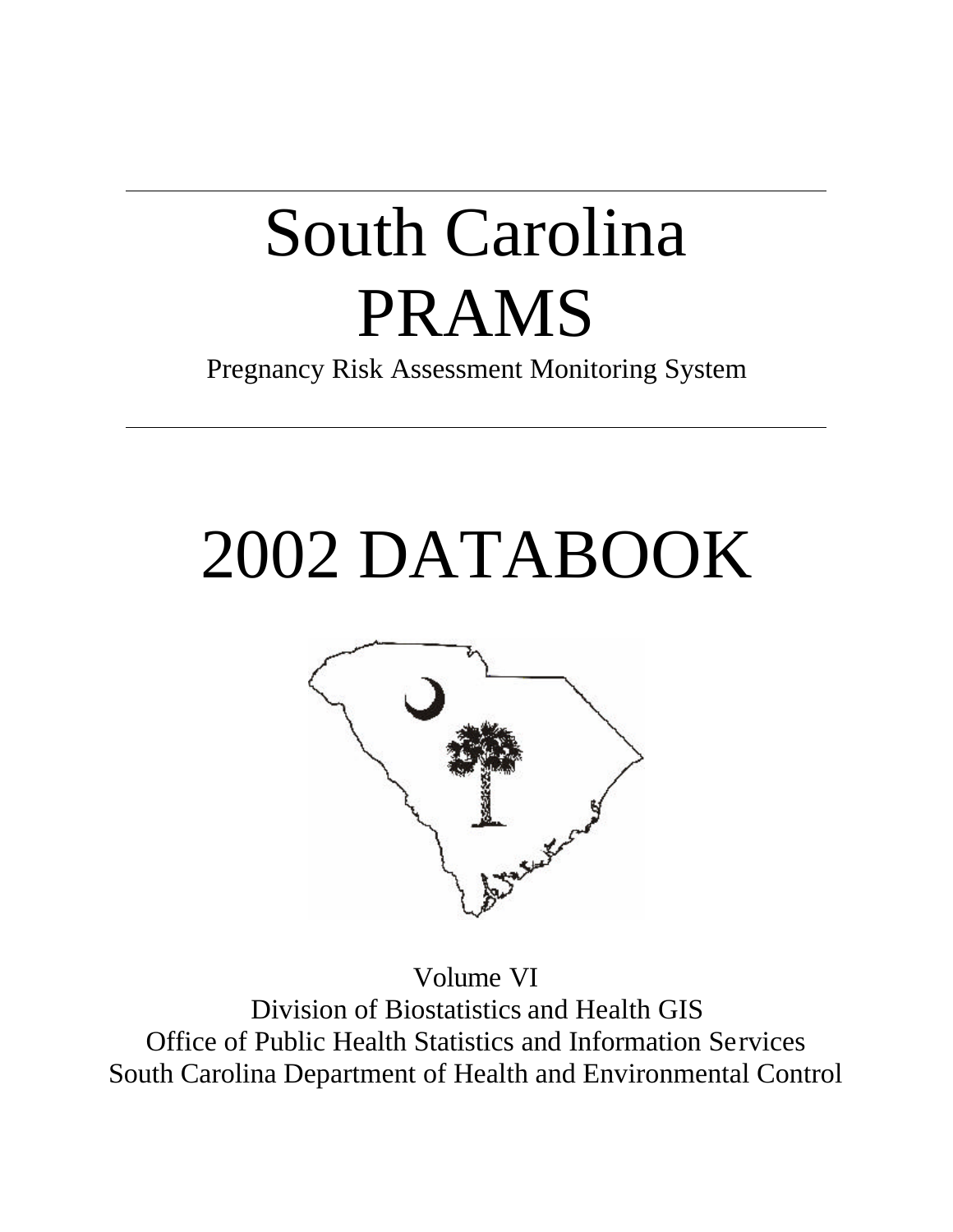# South Carolina PRAMS

Pregnancy Risk Assessment Monitoring System

# 2002 DATABOOK

Volume VI

Division of Biostatistics and Health GIS

Office of Public Health Statistics and Information Services

South Carolina Department of Health and Environmental Control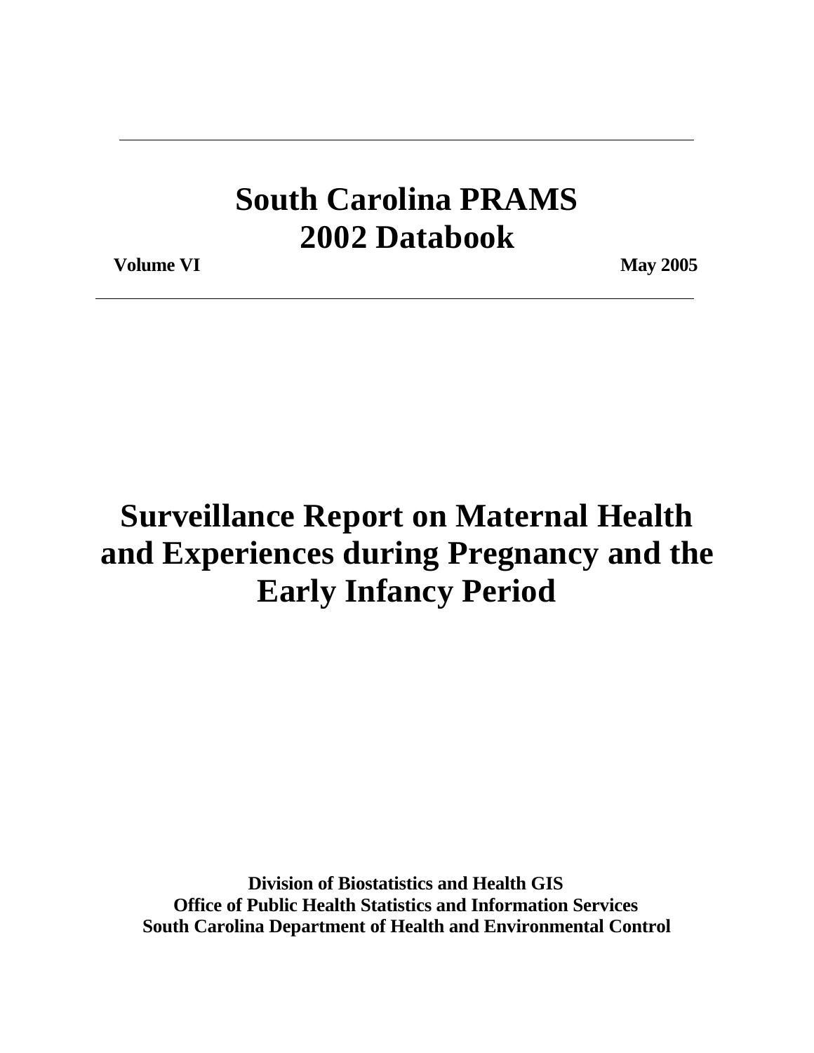---

# South Carolina PRAMS 2002 Databook

**Volume VI** **May 2005**

---

# Surveillance Report on Maternal Health and Experiences during Pregnancy and the Early Infancy Period

**Division of Biostatistics and Health GIS**
**Office of Public Health Statistics and Information Services**
**South Carolina Department of Health and Environmental Control**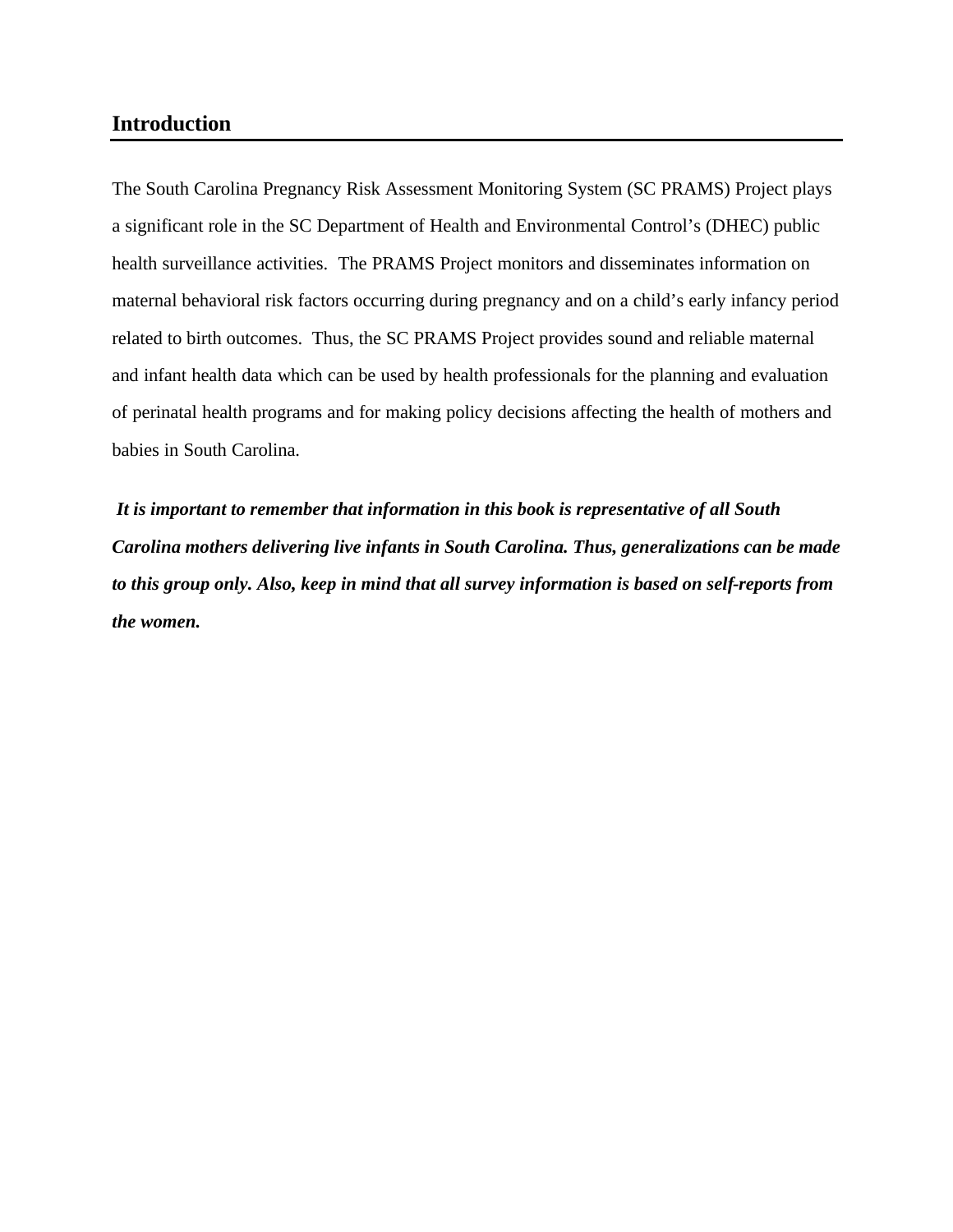## Introduction

The South Carolina Pregnancy Risk Assessment Monitoring System (SC PRAMS) Project plays a significant role in the SC Department of Health and Environmental Control's (DHEC) public health surveillance activities. The PRAMS Project monitors and disseminates information on maternal behavioral risk factors occurring during pregnancy and on a child's early infancy period related to birth outcomes. Thus, the SC PRAMS Project provides sound and reliable maternal and infant health data which can be used by health professionals for the planning and evaluation of perinatal health programs and for making policy decisions affecting the health of mothers and babies in South Carolina.

***It is important to remember that information in this book is representative of all South Carolina mothers delivering live infants in South Carolina. Thus, generalizations can be made to this group only. Also, keep in mind that all survey information is based on self-reports from the women.***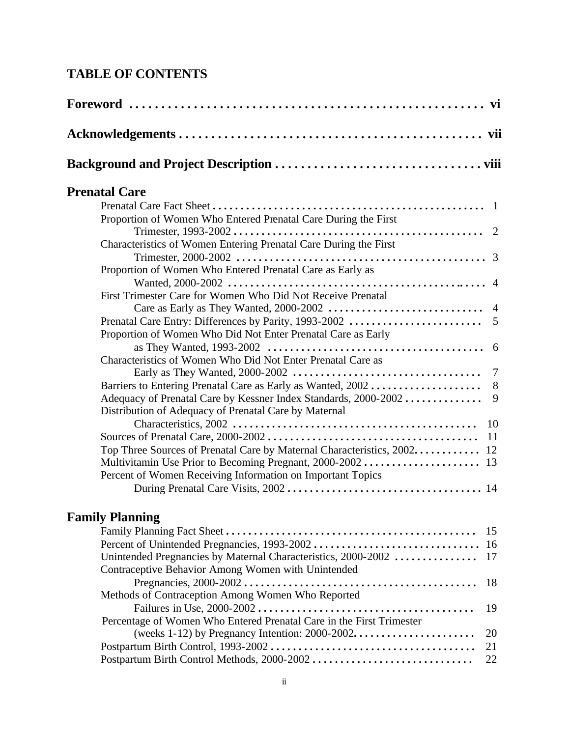# TABLE OF CONTENTS

**Foreword** ........................................................ vi

**Acknowledgements** ............................................... vii

**Background and Project Description** ................................ viii

## Prenatal Care

- Prenatal Care Fact Sheet ................................................ 1
- Proportion of Women Who Entered Prenatal Care During the First Trimester, 1993-2002 ................................................ 2
- Characteristics of Women Entering Prenatal Care During the First Trimester, 2000-2002 ................................................ 3
- Proportion of Women Who Entered Prenatal Care as Early as Wanted, 2000-2002 ................................................ 4
- First Trimester Care for Women Who Did Not Receive Prenatal Care as Early as They Wanted, 2000-2002 ................................ 4
- Prenatal Care Entry: Differences by Parity, 1993-2002 ........................ 5
- Proportion of Women Who Did Not Enter Prenatal Care as Early as They Wanted, 1993-2002 ........................................ 6
- Characteristics of Women Who Did Not Enter Prenatal Care as Early as They Wanted, 2000-2002 .................................. 7
- Barriers to Entering Prenatal Care as Early as Wanted, 2002 .................... 8
- Adequacy of Prenatal Care by Kessner Index Standards, 2000-2002 ............. 9
- Distribution of Adequacy of Prenatal Care by Maternal Characteristics, 2002 ................................................ 10
- Sources of Prenatal Care, 2000-2002 ........................................ 11
- Top Three Sources of Prenatal Care by Maternal Characteristics, 2002. ........... 12
- Multivitamin Use Prior to Becoming Pregnant, 2000-2002 ....................... 13
- Percent of Women Receiving Information on Important Topics During Prenatal Care Visits, 2002 .................................. 14

## Family Planning

- Family Planning Fact Sheet ................................................ 15
- Percent of Unintended Pregnancies, 1993-2002 ................................ 16
- Unintended Pregnancies by Maternal Characteristics, 2000-2002 ............... 17
- Contraceptive Behavior Among Women with Unintended Pregnancies, 2000-2002 ................................................ 18
- Methods of Contraception Among Women Who Reported Failures in Use, 2000-2002 ................................................ 19
- Percentage of Women Who Entered Prenatal Care in the First Trimester (weeks 1-12) by Pregnancy Intention: 2000-2002. ...................... 20
- Postpartum Birth Control, 1993-2002 ........................................ 21
- Postpartum Birth Control Methods, 2000-2002 .............................. 22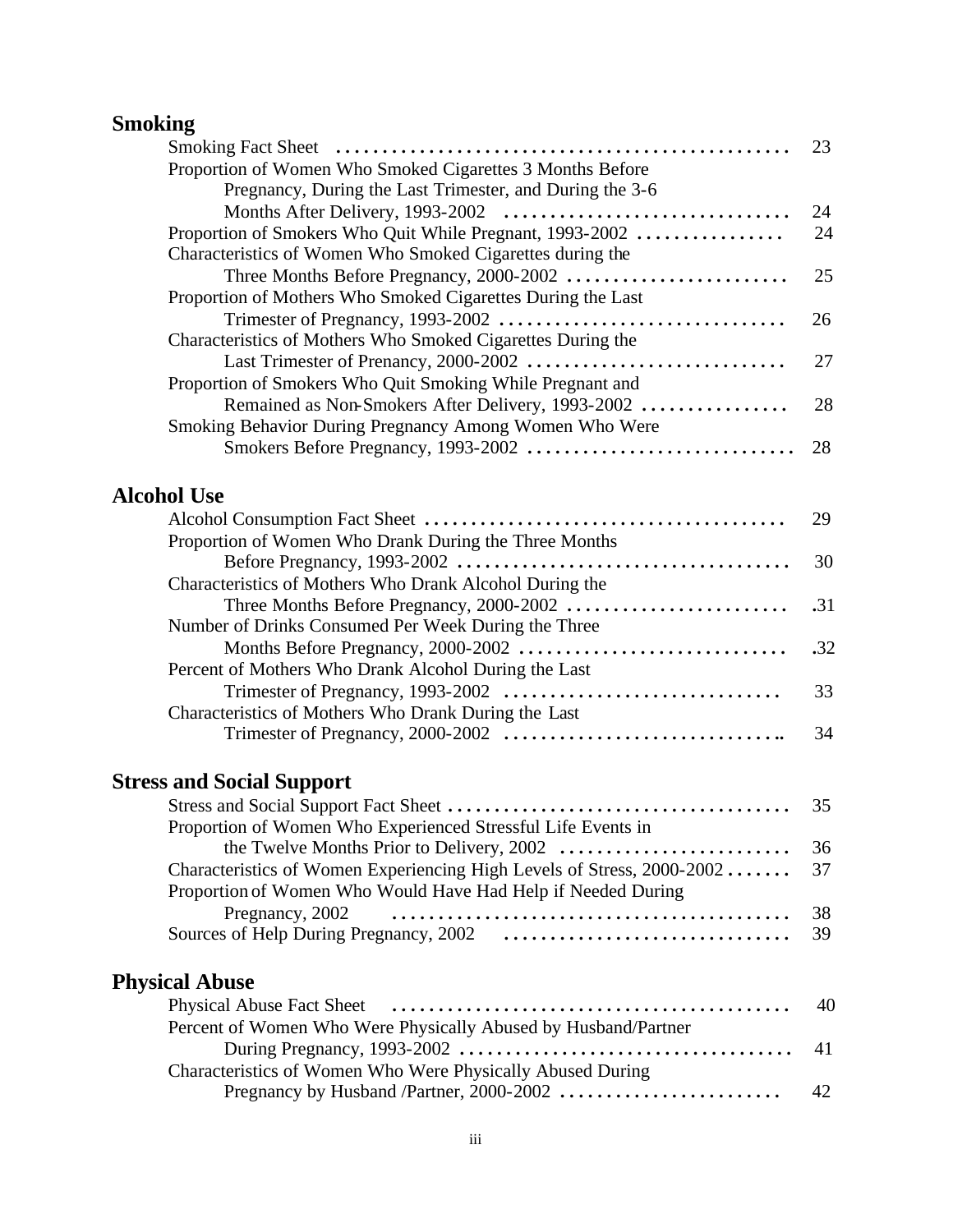## Smoking

| | |
|---|---|
| Smoking Fact Sheet | 23 |
| Proportion of Women Who Smoked Cigarettes 3 Months Before Pregnancy, During the Last Trimester, and During the 3-6 Months After Delivery, 1993-2002 | 24 |
| Proportion of Smokers Who Quit While Pregnant, 1993-2002 | 24 |
| Characteristics of Women Who Smoked Cigarettes during the Three Months Before Pregnancy, 2000-2002 | 25 |
| Proportion of Mothers Who Smoked Cigarettes During the Last Trimester of Pregnancy, 1993-2002 | 26 |
| Characteristics of Mothers Who Smoked Cigarettes During the Last Trimester of Prenancy, 2000-2002 | 27 |
| Proportion of Smokers Who Quit Smoking While Pregnant and Remained as Non-Smokers After Delivery, 1993-2002 | 28 |
| Smoking Behavior During Pregnancy Among Women Who Were Smokers Before Pregnancy, 1993-2002 | 28 |

## Alcohol Use

| | |
|---|---|
| Alcohol Consumption Fact Sheet | 29 |
| Proportion of Women Who Drank During the Three Months Before Pregnancy, 1993-2002 | 30 |
| Characteristics of Mothers Who Drank Alcohol During the Three Months Before Pregnancy, 2000-2002 | .31 |
| Number of Drinks Consumed Per Week During the Three Months Before Pregnancy, 2000-2002 | .32 |
| Percent of Mothers Who Drank Alcohol During the Last Trimester of Pregnancy, 1993-2002 | 33 |
| Characteristics of Mothers Who Drank During the Last Trimester of Pregnancy, 2000-2002 | 34 |

## Stress and Social Support

| | |
|---|---|
| Stress and Social Support Fact Sheet | 35 |
| Proportion of Women Who Experienced Stressful Life Events in the Twelve Months Prior to Delivery, 2002 | 36 |
| Characteristics of Women Experiencing High Levels of Stress, 2000-2002 | 37 |
| Proportion of Women Who Would Have Had Help if Needed During Pregnancy, 2002 | 38 |
| Sources of Help During Pregnancy, 2002 | 39 |

## Physical Abuse

| | |
|---|---|
| Physical Abuse Fact Sheet | 40 |
| Percent of Women Who Were Physically Abused by Husband/Partner During Pregnancy, 1993-2002 | 41 |
| Characteristics of Women Who Were Physically Abused During Pregnancy by Husband /Partner, 2000-2002 | 42 |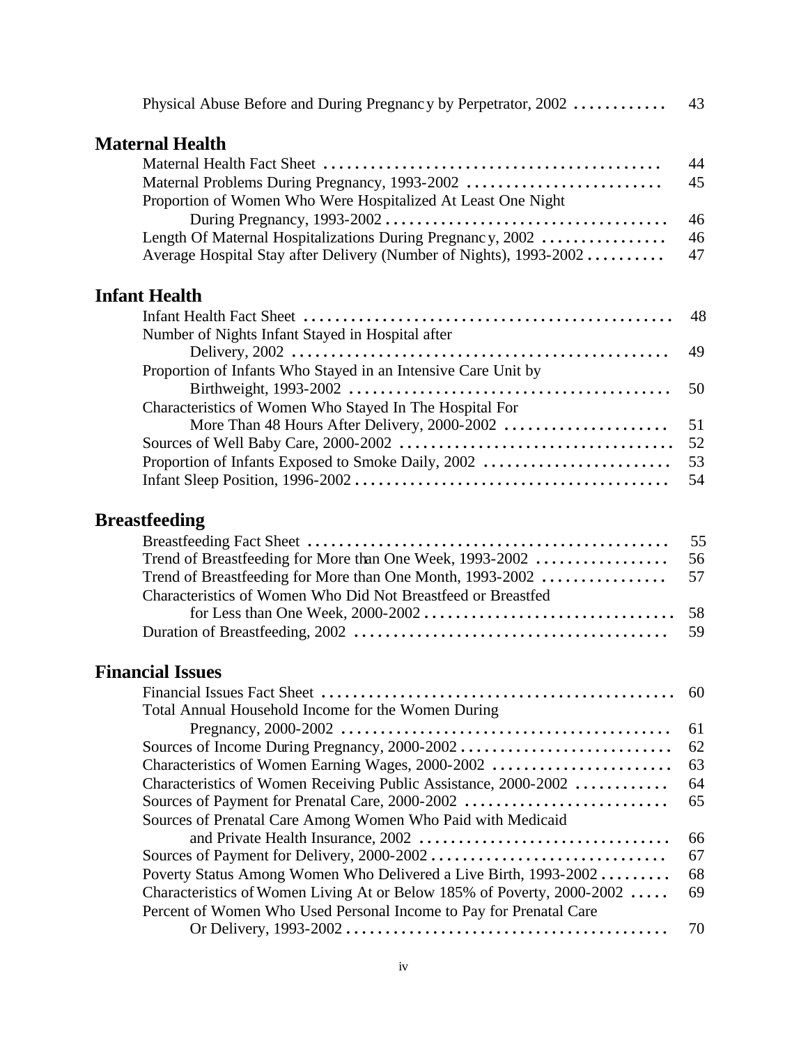Physical Abuse Before and During Pregnancy by Perpetrator, 2002 ............ 43

## Maternal Health

Maternal Health Fact Sheet ........................................... 44
Maternal Problems During Pregnancy, 1993-2002 ......................... 45
Proportion of Women Who Were Hospitalized At Least One Night
During Pregnancy, 1993-2002 ................................... 46
Length Of Maternal Hospitalizations During Pregnancy, 2002 ................ 46
Average Hospital Stay after Delivery (Number of Nights), 1993-2002 .......... 47

## Infant Health

Infant Health Fact Sheet ............................................... 48
Number of Nights Infant Stayed in Hospital after
Delivery, 2002 ................................................ 49
Proportion of Infants Who Stayed in an Intensive Care Unit by
Birthweight, 1993-2002 ........................................ 50
Characteristics of Women Who Stayed In The Hospital For
More Than 48 Hours After Delivery, 2000-2002 ..................... 51
Sources of Well Baby Care, 2000-2002 .................................. 52
Proportion of Infants Exposed to Smoke Daily, 2002 ........................ 53
Infant Sleep Position, 1996-2002 ....................................... 54

## Breastfeeding

Breastfeeding Fact Sheet .............................................. 55
Trend of Breastfeeding for More than One Week, 1993-2002 ................. 56
Trend of Breastfeeding for More than One Month, 1993-2002 ................ 57
Characteristics of Women Who Did Not Breastfeed or Breastfed
for Less than One Week, 2000-2002 ............................... 58
Duration of Breastfeeding, 2002 ........................................ 59

## Financial Issues

Financial Issues Fact Sheet ............................................. 60
Total Annual Household Income for the Women During
Pregnancy, 2000-2002 .......................................... 61
Sources of Income During Pregnancy, 2000-2002 ........................... 62
Characteristics of Women Earning Wages, 2000-2002 ....................... 63
Characteristics of Women Receiving Public Assistance, 2000-2002 ............ 64
Sources of Payment for Prenatal Care, 2000-2002 .......................... 65
Sources of Prenatal Care Among Women Who Paid with Medicaid
and Private Health Insurance, 2002 ............................... 66
Sources of Payment for Delivery, 2000-2002 .............................. 67
Poverty Status Among Women Who Delivered a Live Birth, 1993-2002 ......... 68
Characteristics of Women Living At or Below 185% of Poverty, 2000-2002 ..... 69
Percent of Women Who Used Personal Income to Pay for Prenatal Care
Or Delivery, 1993-2002 ......................................... 70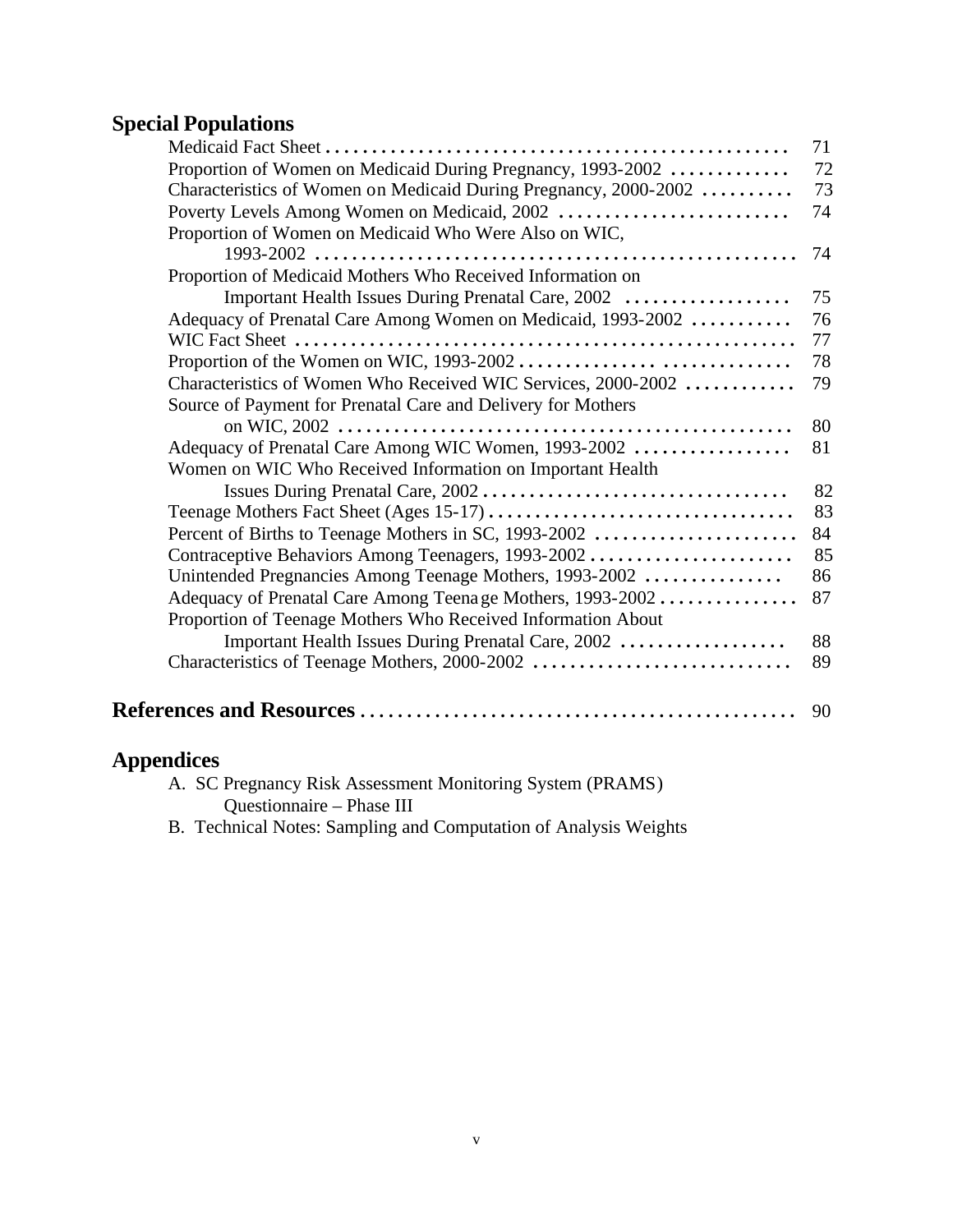## Special Populations

| | |
|---|---|
| Medicaid Fact Sheet | 71 |
| Proportion of Women on Medicaid During Pregnancy, 1993-2002 | 72 |
| Characteristics of Women on Medicaid During Pregnancy, 2000-2002 | 73 |
| Poverty Levels Among Women on Medicaid, 2002 | 74 |
| Proportion of Women on Medicaid Who Were Also on WIC, 1993-2002 | 74 |
| Proportion of Medicaid Mothers Who Received Information on Important Health Issues During Prenatal Care, 2002 | 75 |
| Adequacy of Prenatal Care Among Women on Medicaid, 1993-2002 | 76 |
| WIC Fact Sheet | 77 |
| Proportion of the Women on WIC, 1993-2002 | 78 |
| Characteristics of Women Who Received WIC Services, 2000-2002 | 79 |
| Source of Payment for Prenatal Care and Delivery for Mothers on WIC, 2002 | 80 |
| Adequacy of Prenatal Care Among WIC Women, 1993-2002 | 81 |
| Women on WIC Who Received Information on Important Health Issues During Prenatal Care, 2002 | 82 |
| Teenage Mothers Fact Sheet (Ages 15-17) | 83 |
| Percent of Births to Teenage Mothers in SC, 1993-2002 | 84 |
| Contraceptive Behaviors Among Teenagers, 1993-2002 | 85 |
| Unintended Pregnancies Among Teenage Mothers, 1993-2002 | 86 |
| Adequacy of Prenatal Care Among Teenage Mothers, 1993-2002 | 87 |
| Proportion of Teenage Mothers Who Received Information About Important Health Issues During Prenatal Care, 2002 | 88 |
| Characteristics of Teenage Mothers, 2000-2002 | 89 |

## References and Resources ........ 90

## Appendices

A. SC Pregnancy Risk Assessment Monitoring System (PRAMS) Questionnaire – Phase III

B. Technical Notes: Sampling and Computation of Analysis Weights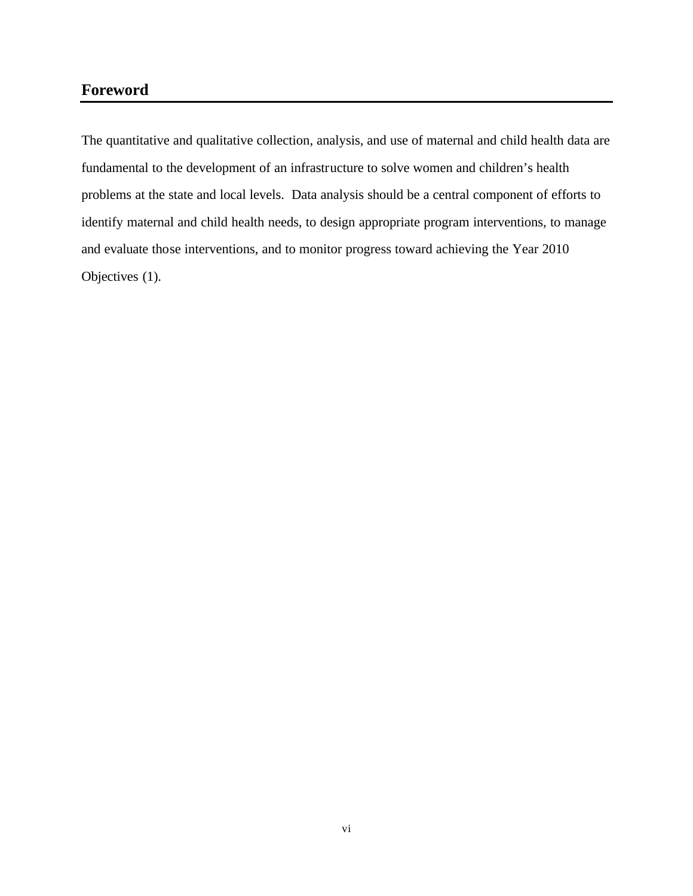## Foreword

The quantitative and qualitative collection, analysis, and use of maternal and child health data are fundamental to the development of an infrastructure to solve women and children's health problems at the state and local levels. Data analysis should be a central component of efforts to identify maternal and child health needs, to design appropriate program interventions, to manage and evaluate those interventions, and to monitor progress toward achieving the Year 2010 Objectives (1).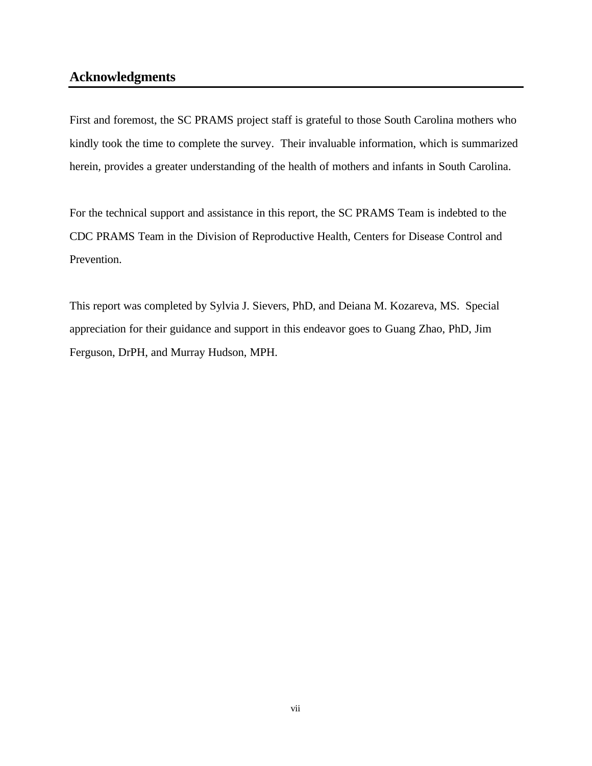## Acknowledgments

First and foremost, the SC PRAMS project staff is grateful to those South Carolina mothers who kindly took the time to complete the survey. Their invaluable information, which is summarized herein, provides a greater understanding of the health of mothers and infants in South Carolina.

For the technical support and assistance in this report, the SC PRAMS Team is indebted to the CDC PRAMS Team in the Division of Reproductive Health, Centers for Disease Control and Prevention.

This report was completed by Sylvia J. Sievers, PhD, and Deiana M. Kozareva, MS. Special appreciation for their guidance and support in this endeavor goes to Guang Zhao, PhD, Jim Ferguson, DrPH, and Murray Hudson, MPH.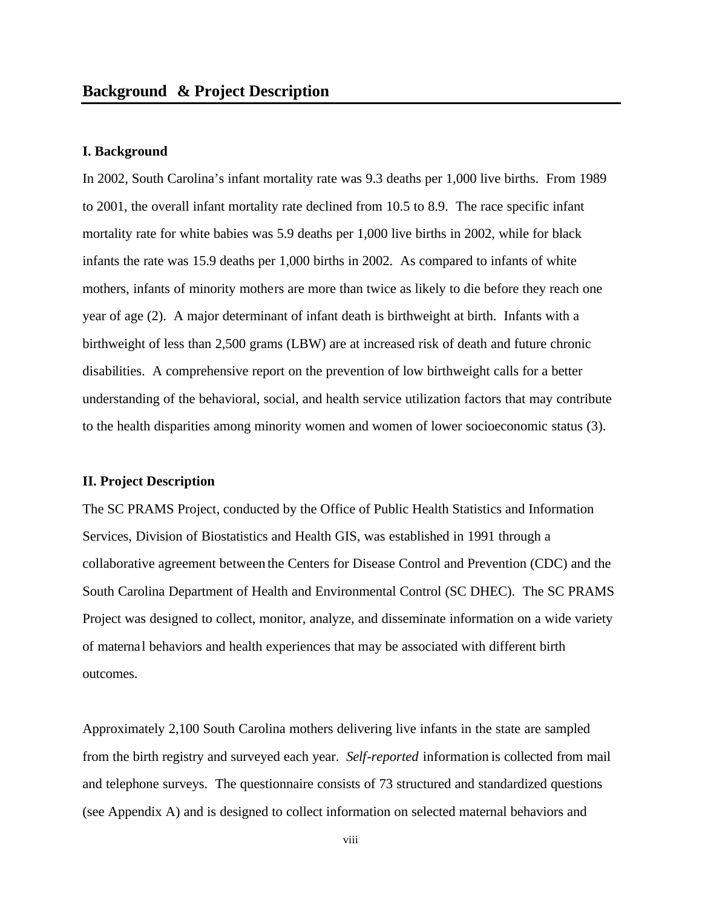## Background & Project Description

### I. Background

In 2002, South Carolina's infant mortality rate was 9.3 deaths per 1,000 live births. From 1989 to 2001, the overall infant mortality rate declined from 10.5 to 8.9. The race specific infant mortality rate for white babies was 5.9 deaths per 1,000 live births in 2002, while for black infants the rate was 15.9 deaths per 1,000 births in 2002. As compared to infants of white mothers, infants of minority mothers are more than twice as likely to die before they reach one year of age (2). A major determinant of infant death is birthweight at birth. Infants with a birthweight of less than 2,500 grams (LBW) are at increased risk of death and future chronic disabilities. A comprehensive report on the prevention of low birthweight calls for a better understanding of the behavioral, social, and health service utilization factors that may contribute to the health disparities among minority women and women of lower socioeconomic status (3).

### II. Project Description

The SC PRAMS Project, conducted by the Office of Public Health Statistics and Information Services, Division of Biostatistics and Health GIS, was established in 1991 through a collaborative agreement between the Centers for Disease Control and Prevention (CDC) and the South Carolina Department of Health and Environmental Control (SC DHEC). The SC PRAMS Project was designed to collect, monitor, analyze, and disseminate information on a wide variety of maternal behaviors and health experiences that may be associated with different birth outcomes.

Approximately 2,100 South Carolina mothers delivering live infants in the state are sampled from the birth registry and surveyed each year. *Self-reported* information is collected from mail and telephone surveys. The questionnaire consists of 73 structured and standardized questions (see Appendix A) and is designed to collect information on selected maternal behaviors and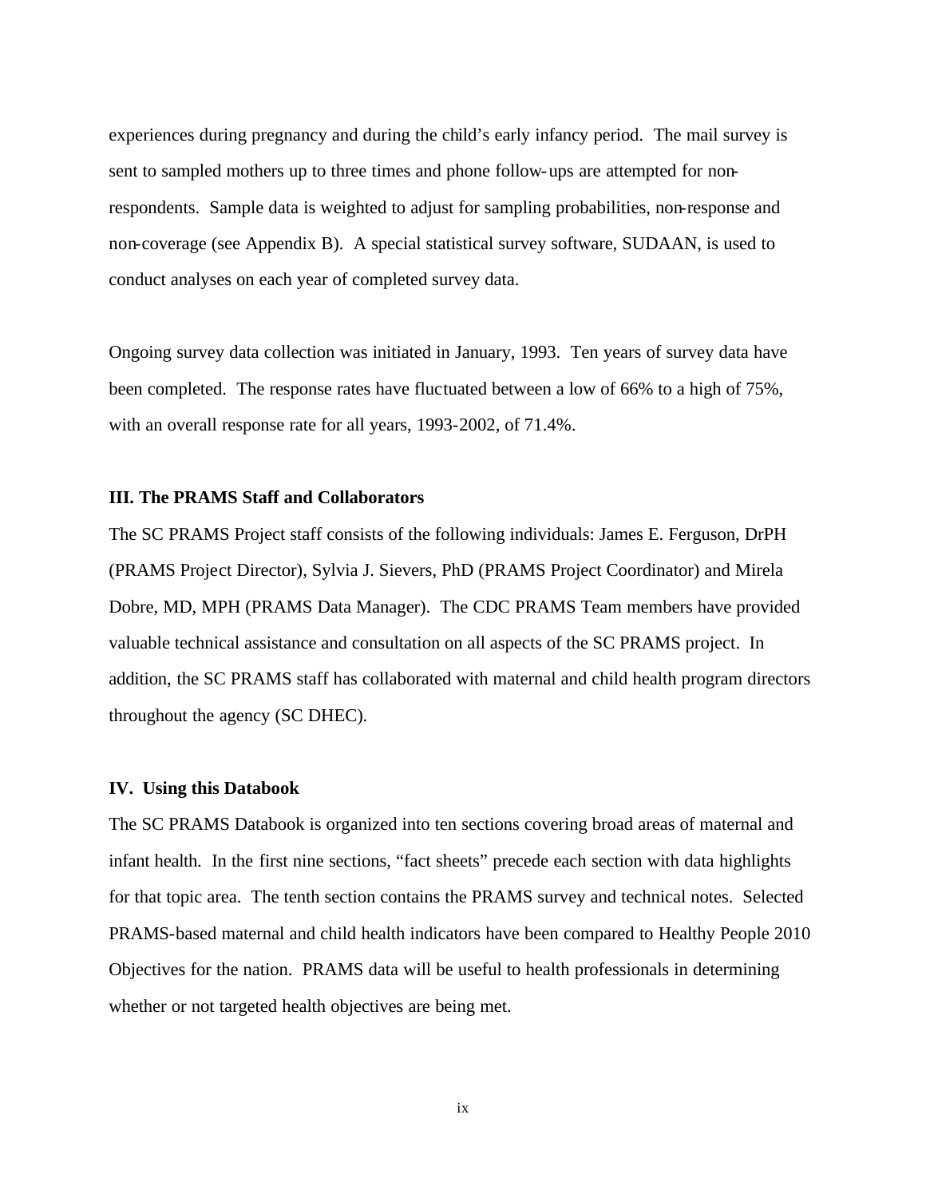experiences during pregnancy and during the child's early infancy period. The mail survey is sent to sampled mothers up to three times and phone follow-ups are attempted for non-respondents. Sample data is weighted to adjust for sampling probabilities, non-response and non-coverage (see Appendix B). A special statistical survey software, SUDAAN, is used to conduct analyses on each year of completed survey data.

Ongoing survey data collection was initiated in January, 1993. Ten years of survey data have been completed. The response rates have fluctuated between a low of 66% to a high of 75%, with an overall response rate for all years, 1993-2002, of 71.4%.

### III. The PRAMS Staff and Collaborators

The SC PRAMS Project staff consists of the following individuals: James E. Ferguson, DrPH (PRAMS Project Director), Sylvia J. Sievers, PhD (PRAMS Project Coordinator) and Mirela Dobre, MD, MPH (PRAMS Data Manager). The CDC PRAMS Team members have provided valuable technical assistance and consultation on all aspects of the SC PRAMS project. In addition, the SC PRAMS staff has collaborated with maternal and child health program directors throughout the agency (SC DHEC).

### IV. Using this Databook

The SC PRAMS Databook is organized into ten sections covering broad areas of maternal and infant health. In the first nine sections, "fact sheets" precede each section with data highlights for that topic area. The tenth section contains the PRAMS survey and technical notes. Selected PRAMS-based maternal and child health indicators have been compared to Healthy People 2010 Objectives for the nation. PRAMS data will be useful to health professionals in determining whether or not targeted health objectives are being met.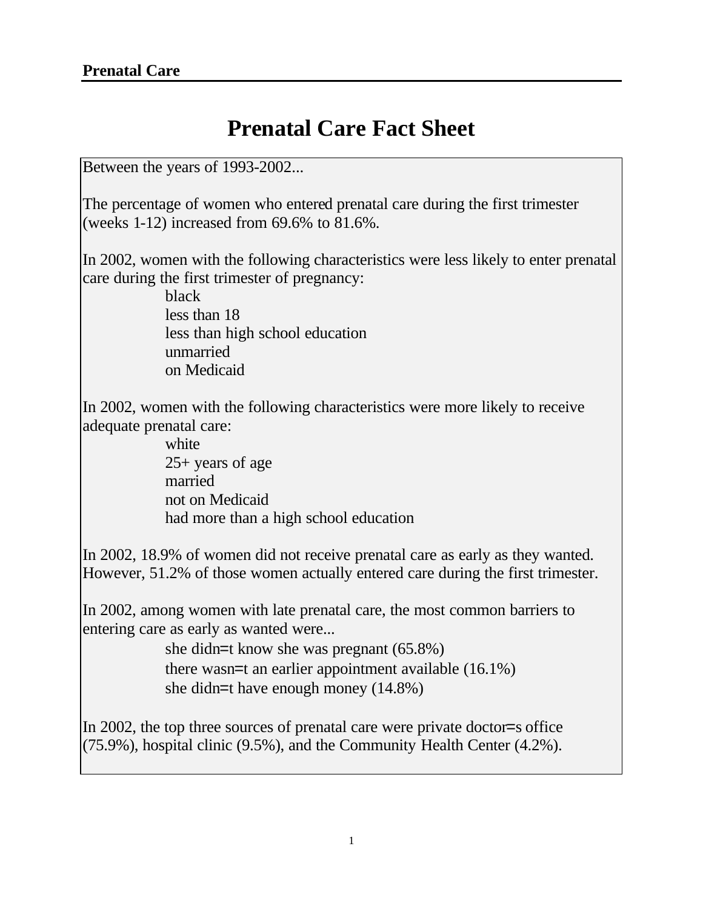# Prenatal Care Fact Sheet

Between the years of 1993-2002...

The percentage of women who entered prenatal care during the first trimester (weeks 1-12) increased from 69.6% to 81.6%.

In 2002, women with the following characteristics were less likely to enter prenatal care during the first trimester of pregnancy:

- black
- less than 18
- less than high school education
- unmarried
- on Medicaid

In 2002, women with the following characteristics were more likely to receive adequate prenatal care:

- white
- 25+ years of age
- married
- not on Medicaid
- had more than a high school education

In 2002, 18.9% of women did not receive prenatal care as early as they wanted. However, 51.2% of those women actually entered care during the first trimester.

In 2002, among women with late prenatal care, the most common barriers to entering care as early as wanted were...

- she didn=t know she was pregnant (65.8%)
- there wasn=t an earlier appointment available (16.1%)
- she didn=t have enough money (14.8%)

In 2002, the top three sources of prenatal care were private doctor=s office (75.9%), hospital clinic (9.5%), and the Community Health Center (4.2%).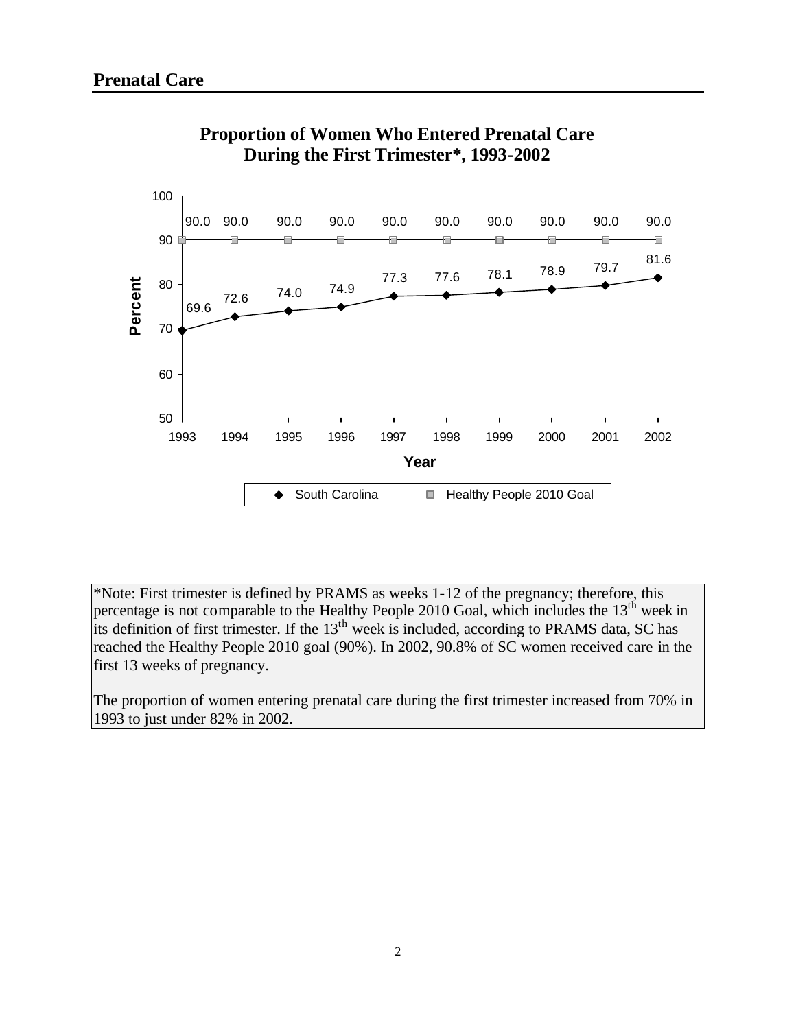## Prenatal Care

**Proportion of Women Who Entered Prenatal Care During the First Trimester*, 1993-2002**

| Year | South Carolina | Healthy People 2010 Goal |
|---|---|---|
| 1993 | 69.6 | 90.0 |
| 1994 | 72.6 | 90.0 |
| 1995 | 74.0 | 90.0 |
| 1996 | 74.9 | 90.0 |
| 1997 | 77.3 | 90.0 |
| 1998 | 77.6 | 90.0 |
| 1999 | 78.1 | 90.0 |
| 2000 | 78.9 | 90.0 |
| 2001 | 79.7 | 90.0 |
| 2002 | 81.6 | 90.0 |

*Note: First trimester is defined by PRAMS as weeks 1-12 of the pregnancy; therefore, this percentage is not comparable to the Healthy People 2010 Goal, which includes the 13th week in its definition of first trimester. If the 13th week is included, according to PRAMS data, SC has reached the Healthy People 2010 goal (90%). In 2002, 90.8% of SC women received care in the first 13 weeks of pregnancy.

The proportion of women entering prenatal care during the first trimester increased from 70% in 1993 to just under 82% in 2002.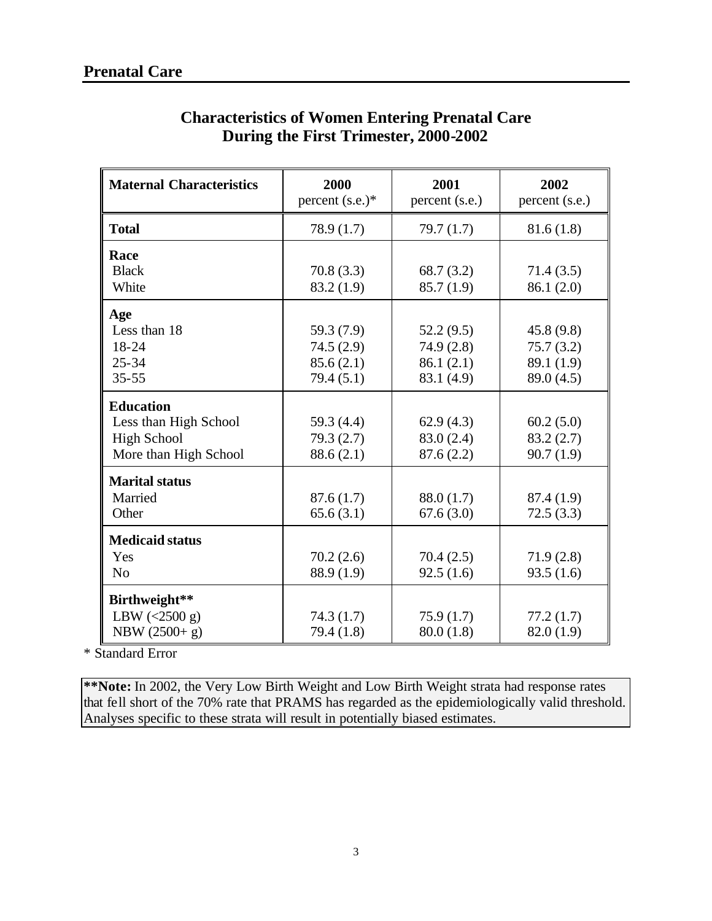## Prenatal Care

### Characteristics of Women Entering Prenatal Care During the First Trimester, 2000-2002

| Maternal Characteristics | 2000 percent (s.e.)* | 2001 percent (s.e.) | 2002 percent (s.e.) |
|---|---|---|---|
| **Total** | 78.9 (1.7) | 79.7 (1.7) | 81.6 (1.8) |
| **Race** | | | |
| Black | 70.8 (3.3) | 68.7 (3.2) | 71.4 (3.5) |
| White | 83.2 (1.9) | 85.7 (1.9) | 86.1 (2.0) |
| **Age** | | | |
| Less than 18 | 59.3 (7.9) | 52.2 (9.5) | 45.8 (9.8) |
| 18-24 | 74.5 (2.9) | 74.9 (2.8) | 75.7 (3.2) |
| 25-34 | 85.6 (2.1) | 86.1 (2.1) | 89.1 (1.9) |
| 35-55 | 79.4 (5.1) | 83.1 (4.9) | 89.0 (4.5) |
| **Education** | | | |
| Less than High School | 59.3 (4.4) | 62.9 (4.3) | 60.2 (5.0) |
| High School | 79.3 (2.7) | 83.0 (2.4) | 83.2 (2.7) |
| More than High School | 88.6 (2.1) | 87.6 (2.2) | 90.7 (1.9) |
| **Marital status** | | | |
| Married | 87.6 (1.7) | 88.0 (1.7) | 87.4 (1.9) |
| Other | 65.6 (3.1) | 67.6 (3.0) | 72.5 (3.3) |
| **Medicaid status** | | | |
| Yes | 70.2 (2.6) | 70.4 (2.5) | 71.9 (2.8) |
| No | 88.9 (1.9) | 92.5 (1.6) | 93.5 (1.6) |
| **Birthweight**** | | | |
| LBW (<2500 g) | 74.3 (1.7) | 75.9 (1.7) | 77.2 (1.7) |
| NBW (2500+ g) | 79.4 (1.8) | 80.0 (1.8) | 82.0 (1.9) |

* Standard Error

**\*\*Note:** In 2002, the Very Low Birth Weight and Low Birth Weight strata had response rates that fell short of the 70% rate that PRAMS has regarded as the epidemiologically valid threshold. Analyses specific to these strata will result in potentially biased estimates.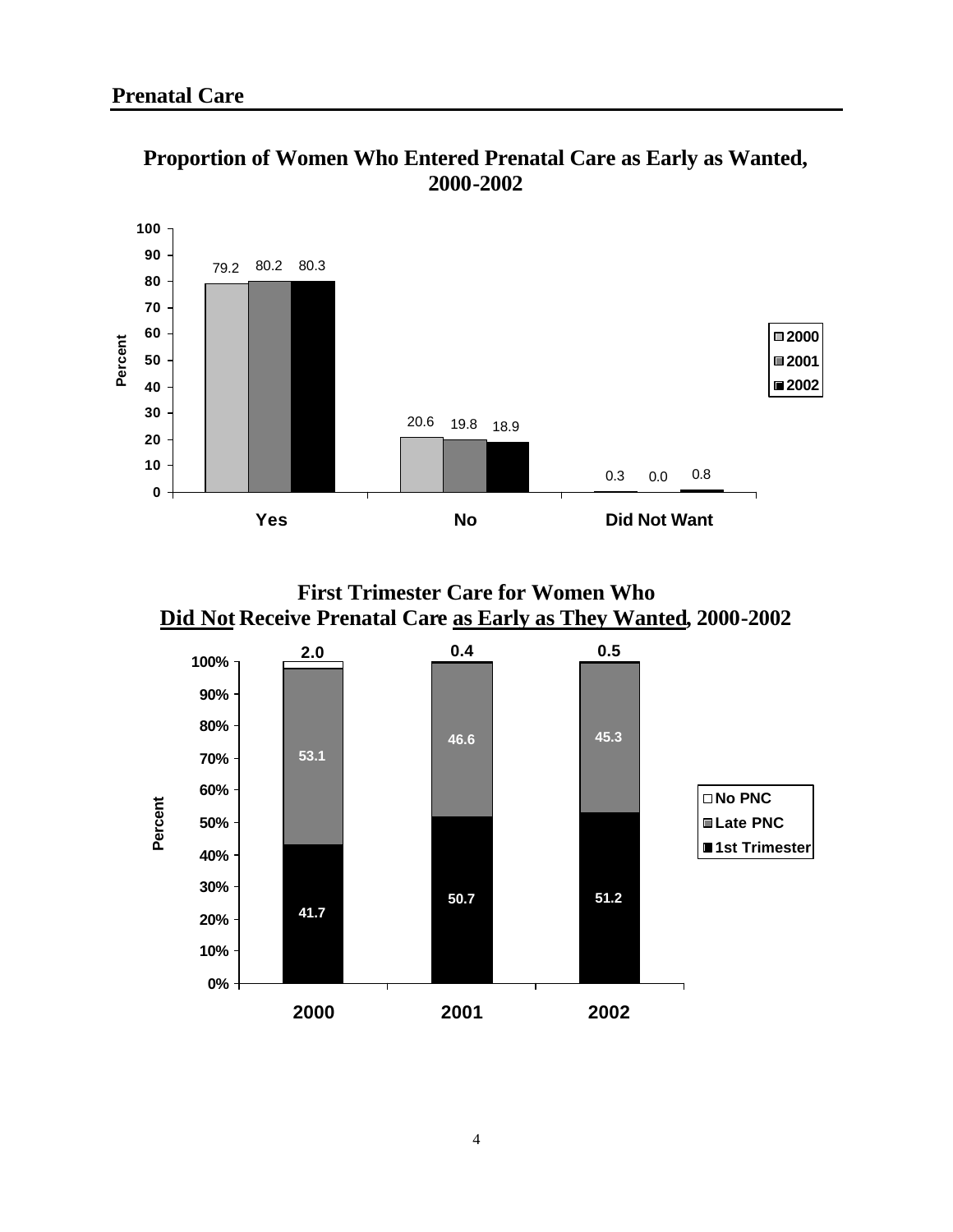## Prenatal Care

### Proportion of Women Who Entered Prenatal Care as Early as Wanted, 2000-2002

| | 2000 | 2001 | 2002 |
|---|---|---|---|
| Yes | 79.2 | 80.2 | 80.3 |
| No | 20.6 | 19.8 | 18.9 |
| Did Not Want | 0.3 | 0.0 | 0.8 |

### First Trimester Care for Women Who <u>Did Not</u> Receive Prenatal Care <u>as Early as They Wanted</u>, 2000-2002

| | 2000 | 2001 | 2002 |
|---|---|---|---|
| No PNC | 2.0 | 0.4 | 0.5 |
| Late PNC | 53.1 | 46.6 | 45.3 |
| 1st Trimester | 41.7 | 50.7 | 51.2 |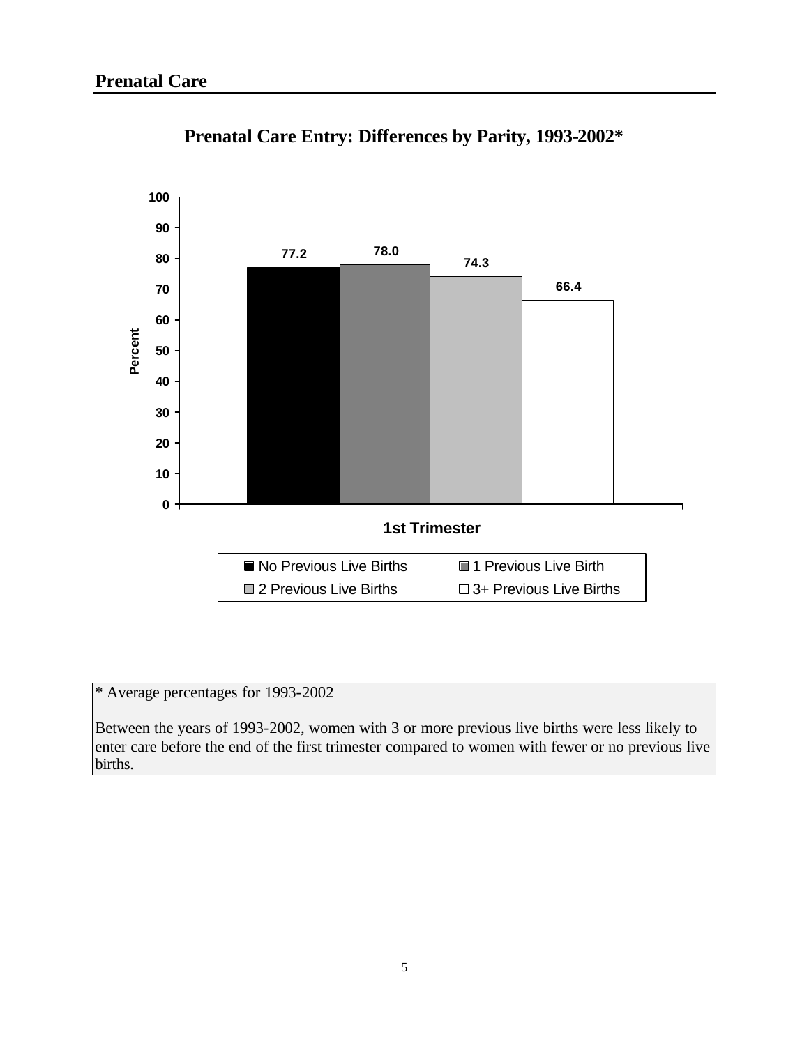## Prenatal Care

### Prenatal Care Entry: Differences by Parity, 1993-2002*

| 1st Trimester | Percent |
|---|---|
| No Previous Live Births | 77.2 |
| 1 Previous Live Birth | 78.0 |
| 2 Previous Live Births | 74.3 |
| 3+ Previous Live Births | 66.4 |

* Average percentages for 1993-2002

Between the years of 1993-2002, women with 3 or more previous live births were less likely to enter care before the end of the first trimester compared to women with fewer or no previous live births.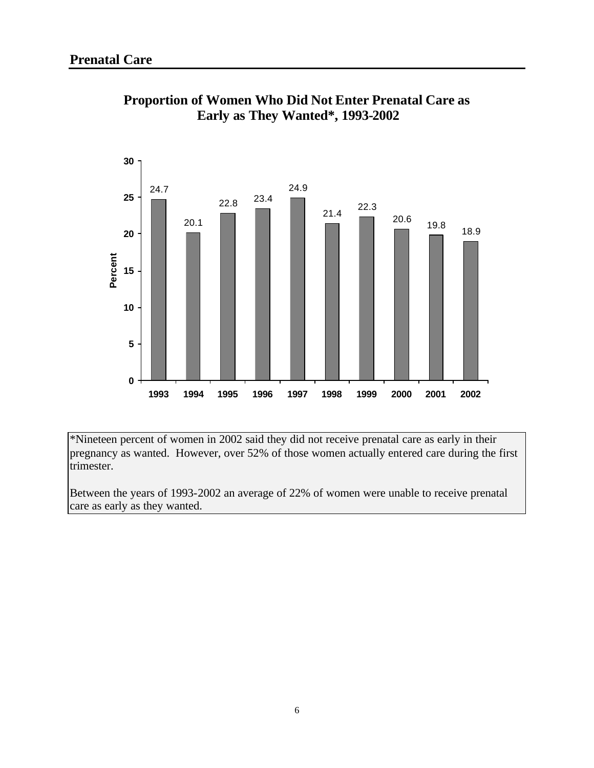## Prenatal Care

### Proportion of Women Who Did Not Enter Prenatal Care as Early as They Wanted*, 1993-2002

| Year | Percent |
|---|---|
| 1993 | 24.7 |
| 1994 | 20.1 |
| 1995 | 22.8 |
| 1996 | 23.4 |
| 1997 | 24.9 |
| 1998 | 21.4 |
| 1999 | 22.3 |
| 2000 | 20.6 |
| 2001 | 19.8 |
| 2002 | 18.9 |

*Nineteen percent of women in 2002 said they did not receive prenatal care as early in their pregnancy as wanted. However, over 52% of those women actually entered care during the first trimester.

Between the years of 1993-2002 an average of 22% of women were unable to receive prenatal care as early as they wanted.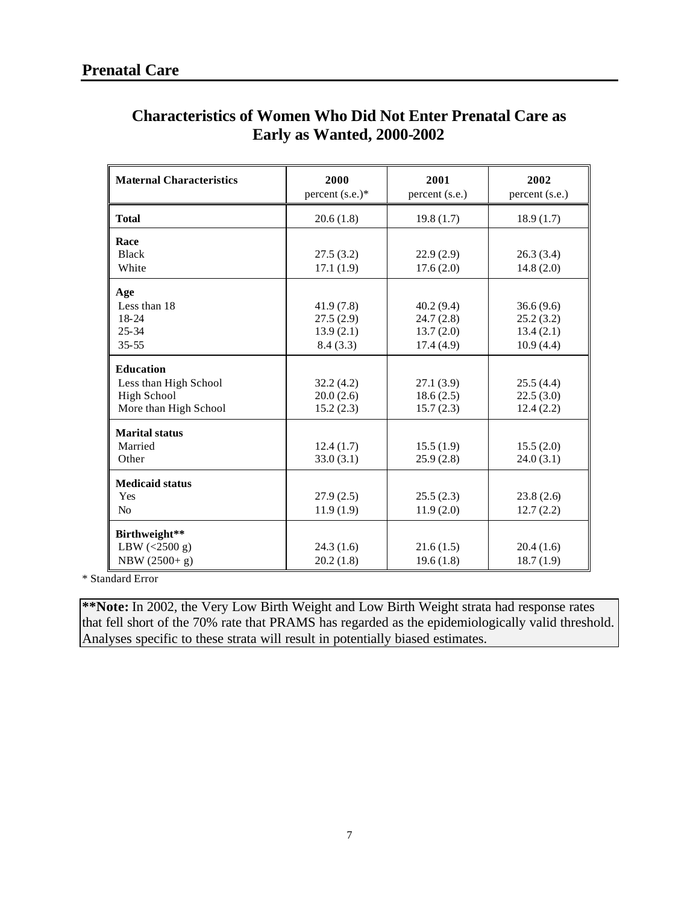## Prenatal Care

### Characteristics of Women Who Did Not Enter Prenatal Care as Early as Wanted, 2000-2002

| Maternal Characteristics | 2000 percent (s.e.)* | 2001 percent (s.e.) | 2002 percent (s.e.) |
|---|---|---|---|
| **Total** | 20.6 (1.8) | 19.8 (1.7) | 18.9 (1.7) |
| **Race** | | | |
| Black | 27.5 (3.2) | 22.9 (2.9) | 26.3 (3.4) |
| White | 17.1 (1.9) | 17.6 (2.0) | 14.8 (2.0) |
| **Age** | | | |
| Less than 18 | 41.9 (7.8) | 40.2 (9.4) | 36.6 (9.6) |
| 18-24 | 27.5 (2.9) | 24.7 (2.8) | 25.2 (3.2) |
| 25-34 | 13.9 (2.1) | 13.7 (2.0) | 13.4 (2.1) |
| 35-55 | 8.4 (3.3) | 17.4 (4.9) | 10.9 (4.4) |
| **Education** | | | |
| Less than High School | 32.2 (4.2) | 27.1 (3.9) | 25.5 (4.4) |
| High School | 20.0 (2.6) | 18.6 (2.5) | 22.5 (3.0) |
| More than High School | 15.2 (2.3) | 15.7 (2.3) | 12.4 (2.2) |
| **Marital status** | | | |
| Married | 12.4 (1.7) | 15.5 (1.9) | 15.5 (2.0) |
| Other | 33.0 (3.1) | 25.9 (2.8) | 24.0 (3.1) |
| **Medicaid status** | | | |
| Yes | 27.9 (2.5) | 25.5 (2.3) | 23.8 (2.6) |
| No | 11.9 (1.9) | 11.9 (2.0) | 12.7 (2.2) |
| **Birthweight**** | | | |
| LBW (<2500 g) | 24.3 (1.6) | 21.6 (1.5) | 20.4 (1.6) |
| NBW (2500+ g) | 20.2 (1.8) | 19.6 (1.8) | 18.7 (1.9) |

* Standard Error

**\*\*Note:** In 2002, the Very Low Birth Weight and Low Birth Weight strata had response rates that fell short of the 70% rate that PRAMS has regarded as the epidemiologically valid threshold. Analyses specific to these strata will result in potentially biased estimates.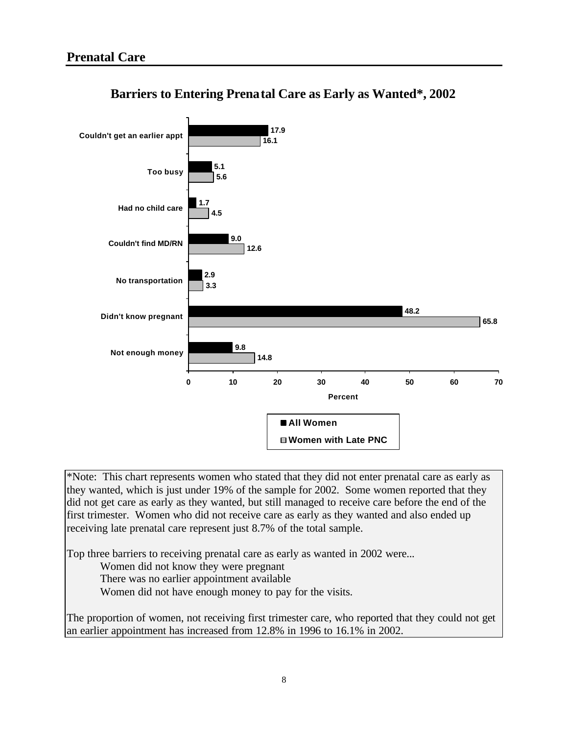## Prenatal Care

### Barriers to Entering Prenatal Care as Early as Wanted*, 2002

| Barrier | All Women | Women with Late PNC |
|---|---|---|
| Couldn't get an earlier appt | 17.9 | 16.1 |
| Too busy | 5.1 | 5.6 |
| Had no child care | 1.7 | 4.5 |
| Couldn't find MD/RN | 9.0 | 12.6 |
| No transportation | 2.9 | 3.3 |
| Didn't know pregnant | 48.2 | 65.8 |
| Not enough money | 9.8 | 14.8 |

Percent

*Note: This chart represents women who stated that they did not enter prenatal care as early as they wanted, which is just under 19% of the sample for 2002. Some women reported that they did not get care as early as they wanted, but still managed to receive care before the end of the first trimester. Women who did not receive care as early as they wanted and also ended up receiving late prenatal care represent just 8.7% of the total sample.

Top three barriers to receiving prenatal care as early as wanted in 2002 were...

- Women did not know they were pregnant
- There was no earlier appointment available
- Women did not have enough money to pay for the visits.

The proportion of women, not receiving first trimester care, who reported that they could not get an earlier appointment has increased from 12.8% in 1996 to 16.1% in 2002.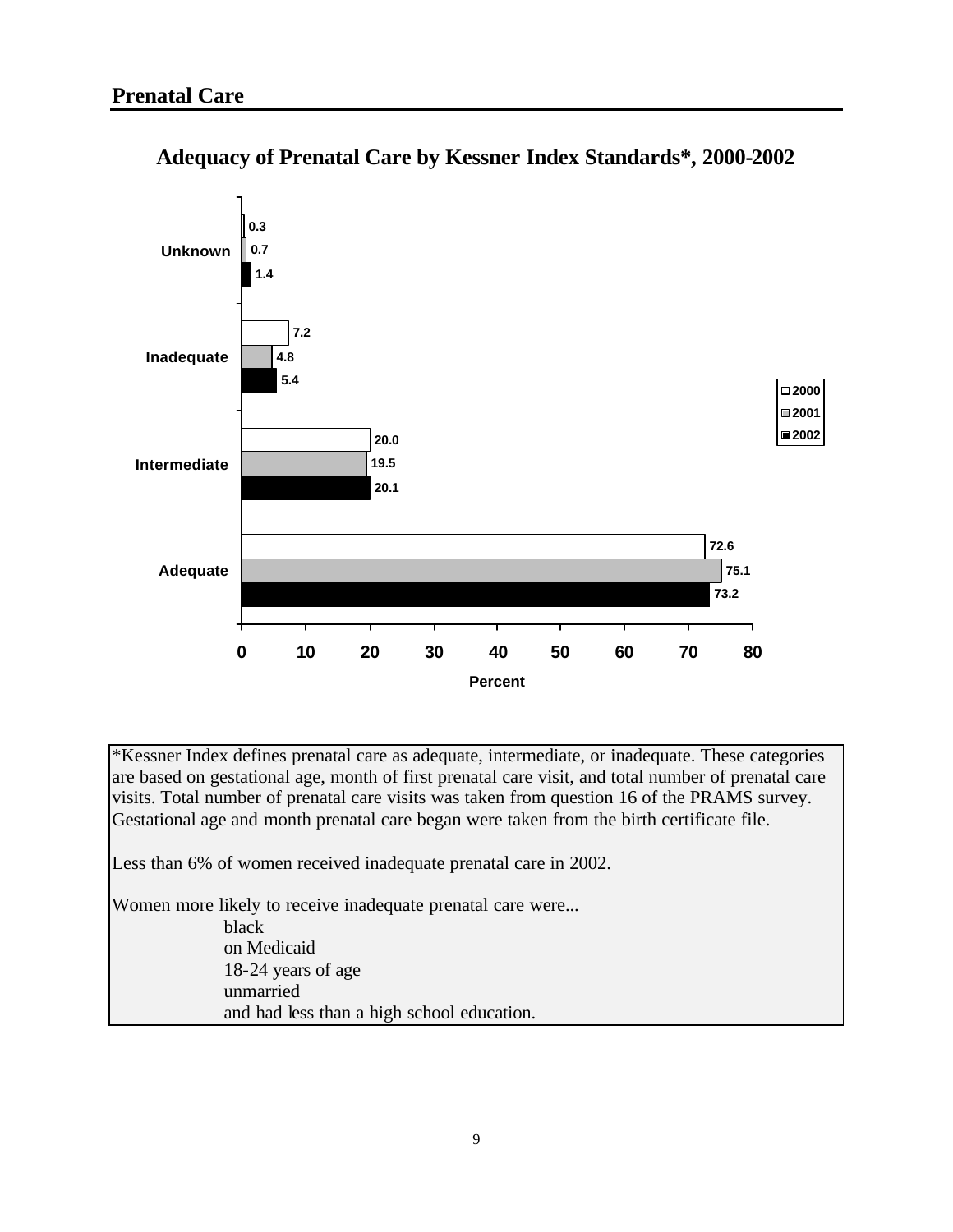## Prenatal Care

### Adequacy of Prenatal Care by Kessner Index Standards*, 2000-2002

| Category | 2000 | 2001 | 2002 |
|---|---|---|---|
| Unknown | 0.3 | 0.7 | 1.4 |
| Inadequate | 7.2 | 4.8 | 5.4 |
| Intermediate | 20.0 | 19.5 | 20.1 |
| Adequate | 72.6 | 75.1 | 73.2 |

Percent

*Kessner Index defines prenatal care as adequate, intermediate, or inadequate. These categories are based on gestational age, month of first prenatal care visit, and total number of prenatal care visits. Total number of prenatal care visits was taken from question 16 of the PRAMS survey. Gestational age and month prenatal care began were taken from the birth certificate file.

Less than 6% of women received inadequate prenatal care in 2002.

Women more likely to receive inadequate prenatal care were...

- black
- on Medicaid
- 18-24 years of age
- unmarried
- and had less than a high school education.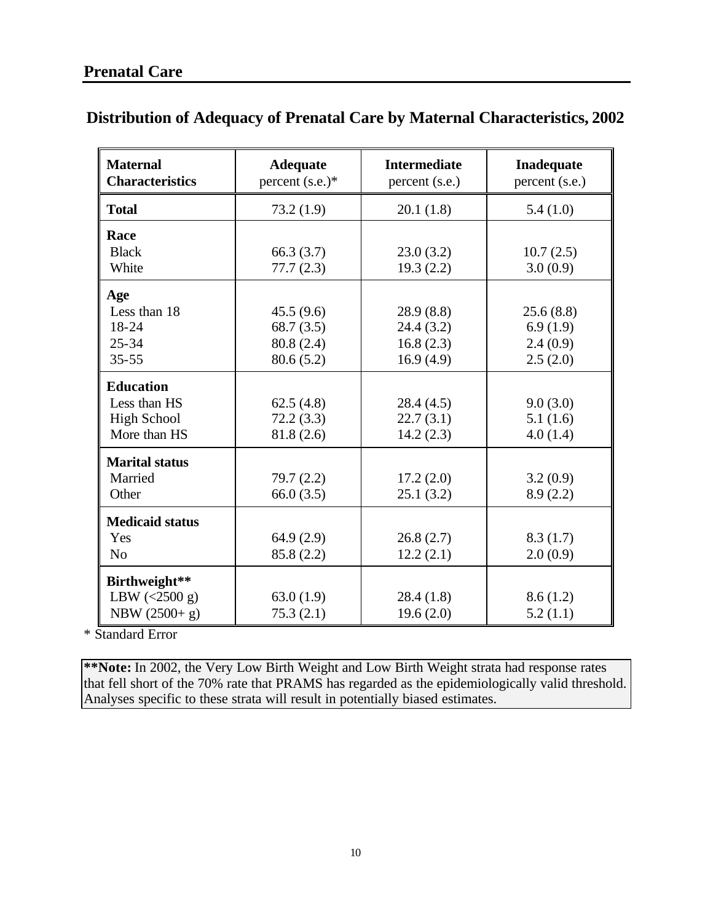## Prenatal Care

### Distribution of Adequacy of Prenatal Care by Maternal Characteristics, 2002

| Maternal Characteristics | Adequate percent (s.e.)* | Intermediate percent (s.e.) | Inadequate percent (s.e.) |
|---|---|---|---|
| **Total** | 73.2 (1.9) | 20.1 (1.8) | 5.4 (1.0) |
| **Race** | | | |
| Black | 66.3 (3.7) | 23.0 (3.2) | 10.7 (2.5) |
| White | 77.7 (2.3) | 19.3 (2.2) | 3.0 (0.9) |
| **Age** | | | |
| Less than 18 | 45.5 (9.6) | 28.9 (8.8) | 25.6 (8.8) |
| 18-24 | 68.7 (3.5) | 24.4 (3.2) | 6.9 (1.9) |
| 25-34 | 80.8 (2.4) | 16.8 (2.3) | 2.4 (0.9) |
| 35-55 | 80.6 (5.2) | 16.9 (4.9) | 2.5 (2.0) |
| **Education** | | | |
| Less than HS | 62.5 (4.8) | 28.4 (4.5) | 9.0 (3.0) |
| High School | 72.2 (3.3) | 22.7 (3.1) | 5.1 (1.6) |
| More than HS | 81.8 (2.6) | 14.2 (2.3) | 4.0 (1.4) |
| **Marital status** | | | |
| Married | 79.7 (2.2) | 17.2 (2.0) | 3.2 (0.9) |
| Other | 66.0 (3.5) | 25.1 (3.2) | 8.9 (2.2) |
| **Medicaid status** | | | |
| Yes | 64.9 (2.9) | 26.8 (2.7) | 8.3 (1.7) |
| No | 85.8 (2.2) | 12.2 (2.1) | 2.0 (0.9) |
| **Birthweight**** | | | |
| LBW (<2500 g) | 63.0 (1.9) | 28.4 (1.8) | 8.6 (1.2) |
| NBW (2500+ g) | 75.3 (2.1) | 19.6 (2.0) | 5.2 (1.1) |

* Standard Error

**\*\*Note:** In 2002, the Very Low Birth Weight and Low Birth Weight strata had response rates that fell short of the 70% rate that PRAMS has regarded as the epidemiologically valid threshold. Analyses specific to these strata will result in potentially biased estimates.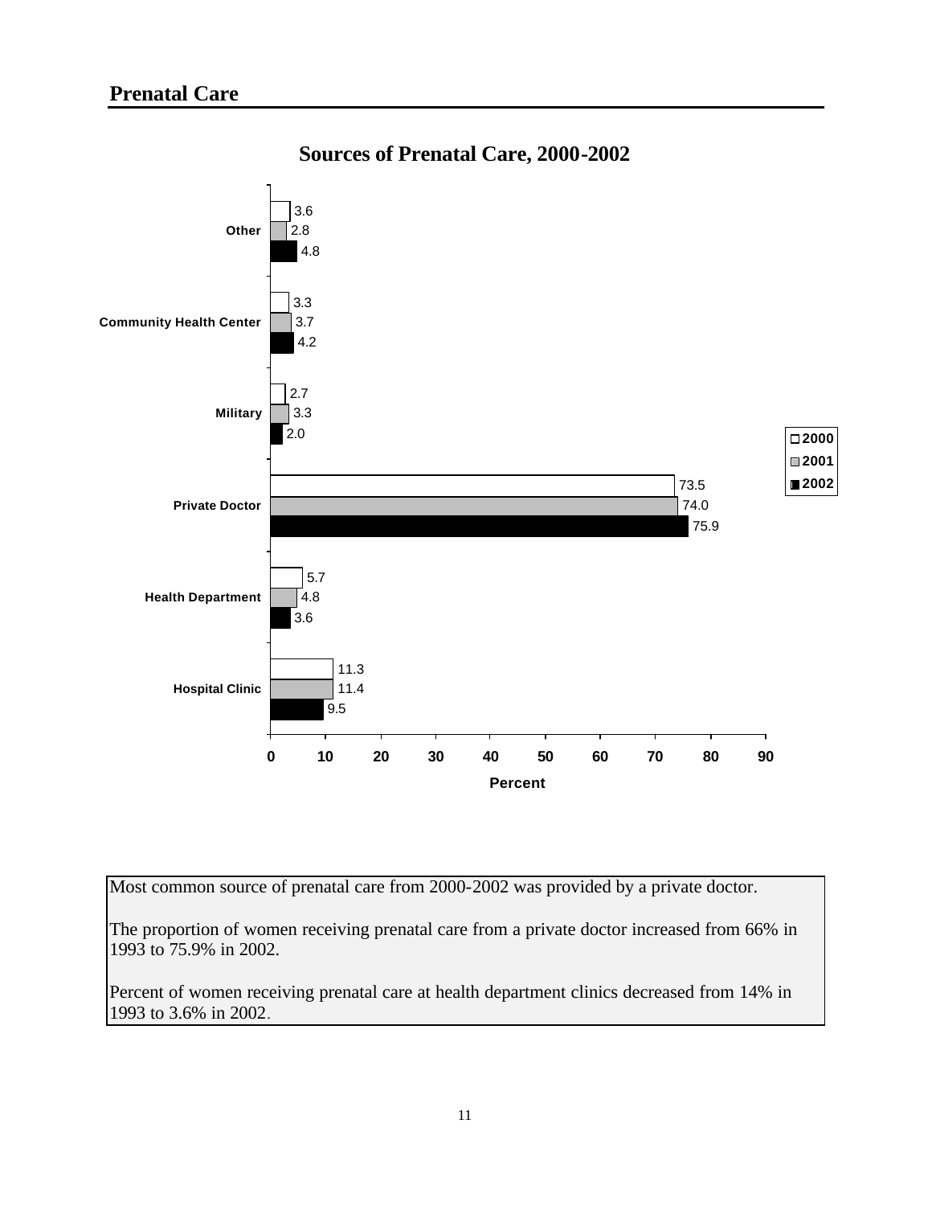## Prenatal Care

### Sources of Prenatal Care, 2000-2002

| Source | 2000 | 2001 | 2002 |
|---|---|---|---|
| Other | 3.6 | 2.8 | 4.8 |
| Community Health Center | 3.3 | 3.7 | 4.2 |
| Military | 2.7 | 3.3 | 2.0 |
| Private Doctor | 73.5 | 74.0 | 75.9 |
| Health Department | 5.7 | 4.8 | 3.6 |
| Hospital Clinic | 11.3 | 11.4 | 9.5 |

Percent

Most common source of prenatal care from 2000-2002 was provided by a private doctor.

The proportion of women receiving prenatal care from a private doctor increased from 66% in 1993 to 75.9% in 2002.

Percent of women receiving prenatal care at health department clinics decreased from 14% in 1993 to 3.6% in 2002.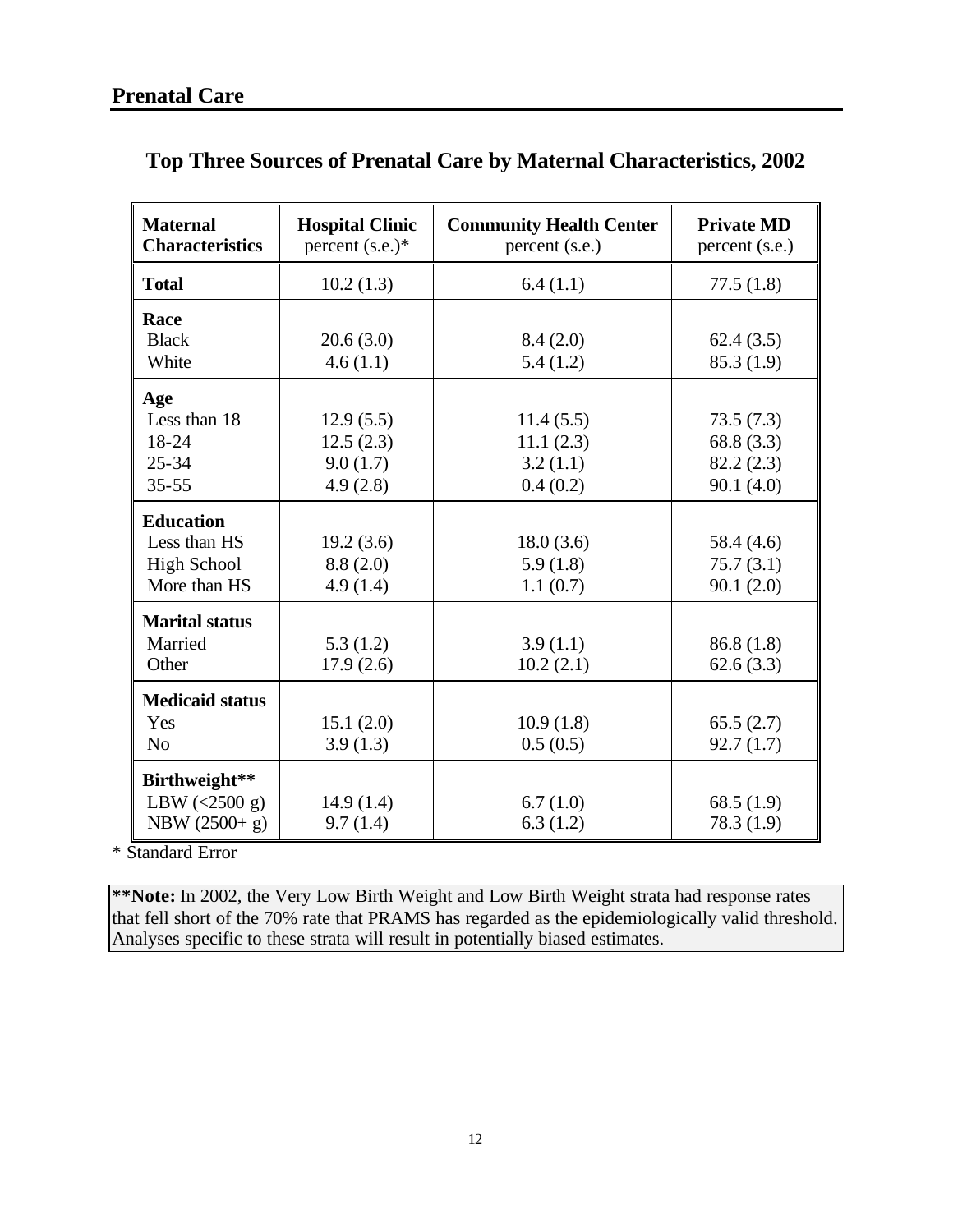## Prenatal Care

### Top Three Sources of Prenatal Care by Maternal Characteristics, 2002

| Maternal Characteristics | Hospital Clinic percent (s.e.)* | Community Health Center percent (s.e.) | Private MD percent (s.e.) |
|---|---|---|---|
| **Total** | 10.2 (1.3) | 6.4 (1.1) | 77.5 (1.8) |
| **Race** | | | |
| Black | 20.6 (3.0) | 8.4 (2.0) | 62.4 (3.5) |
| White | 4.6 (1.1) | 5.4 (1.2) | 85.3 (1.9) |
| **Age** | | | |
| Less than 18 | 12.9 (5.5) | 11.4 (5.5) | 73.5 (7.3) |
| 18-24 | 12.5 (2.3) | 11.1 (2.3) | 68.8 (3.3) |
| 25-34 | 9.0 (1.7) | 3.2 (1.1) | 82.2 (2.3) |
| 35-55 | 4.9 (2.8) | 0.4 (0.2) | 90.1 (4.0) |
| **Education** | | | |
| Less than HS | 19.2 (3.6) | 18.0 (3.6) | 58.4 (4.6) |
| High School | 8.8 (2.0) | 5.9 (1.8) | 75.7 (3.1) |
| More than HS | 4.9 (1.4) | 1.1 (0.7) | 90.1 (2.0) |
| **Marital status** | | | |
| Married | 5.3 (1.2) | 3.9 (1.1) | 86.8 (1.8) |
| Other | 17.9 (2.6) | 10.2 (2.1) | 62.6 (3.3) |
| **Medicaid status** | | | |
| Yes | 15.1 (2.0) | 10.9 (1.8) | 65.5 (2.7) |
| No | 3.9 (1.3) | 0.5 (0.5) | 92.7 (1.7) |
| **Birthweight**** | | | |
| LBW (<2500 g) | 14.9 (1.4) | 6.7 (1.0) | 68.5 (1.9) |
| NBW (2500+ g) | 9.7 (1.4) | 6.3 (1.2) | 78.3 (1.9) |

* Standard Error

**\*\*Note:** In 2002, the Very Low Birth Weight and Low Birth Weight strata had response rates that fell short of the 70% rate that PRAMS has regarded as the epidemiologically valid threshold. Analyses specific to these strata will result in potentially biased estimates.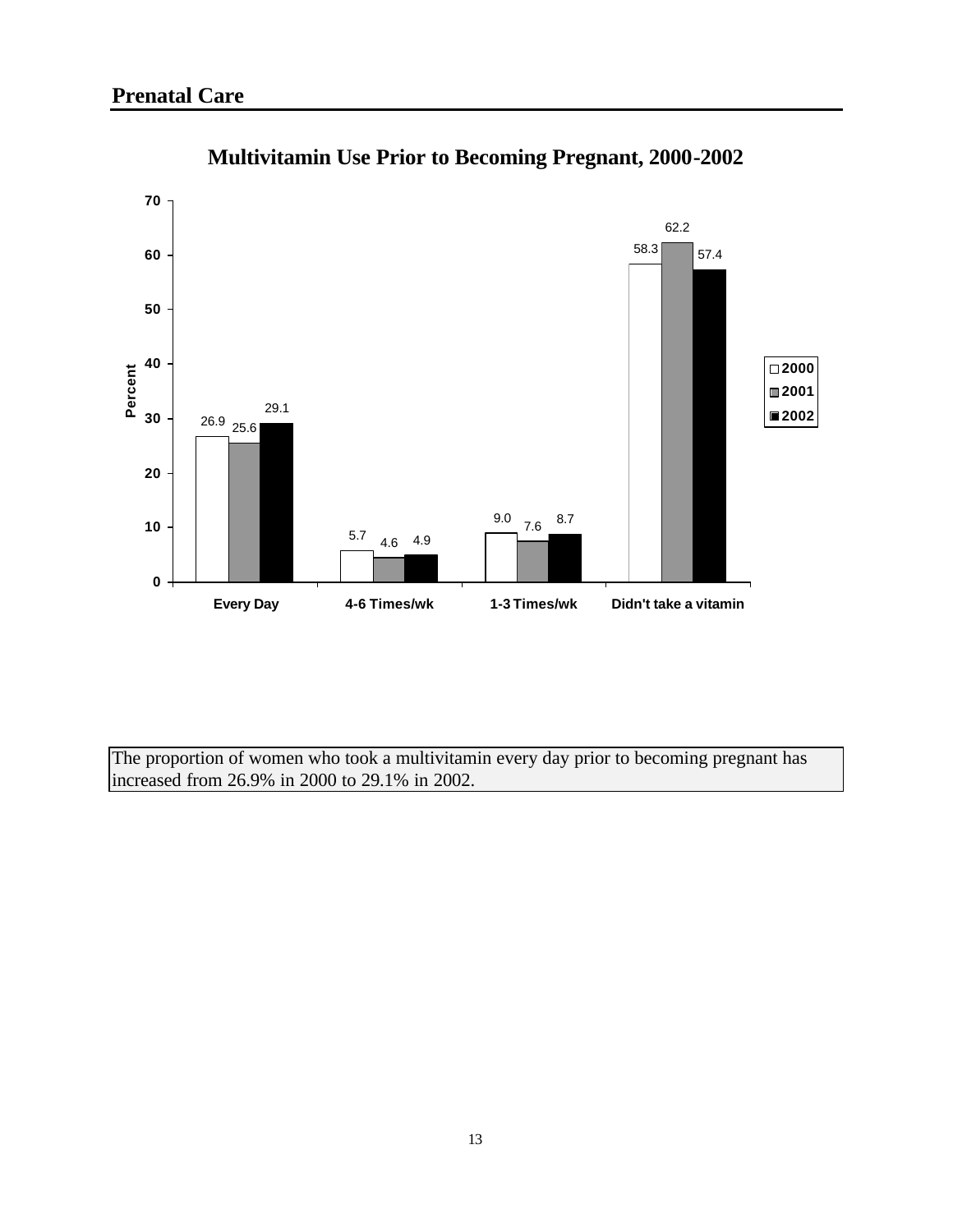## Prenatal Care

### Multivitamin Use Prior to Becoming Pregnant, 2000-2002

| Percent | 2000 | 2001 | 2002 |
|---|---|---|---|
| Every Day | 26.9 | 25.6 | 29.1 |
| 4-6 Times/wk | 5.7 | 4.6 | 4.9 |
| 1-3 Times/wk | 9.0 | 7.6 | 8.7 |
| Didn't take a vitamin | 58.3 | 62.2 | 57.4 |

The proportion of women who took a multivitamin every day prior to becoming pregnant has increased from 26.9% in 2000 to 29.1% in 2002.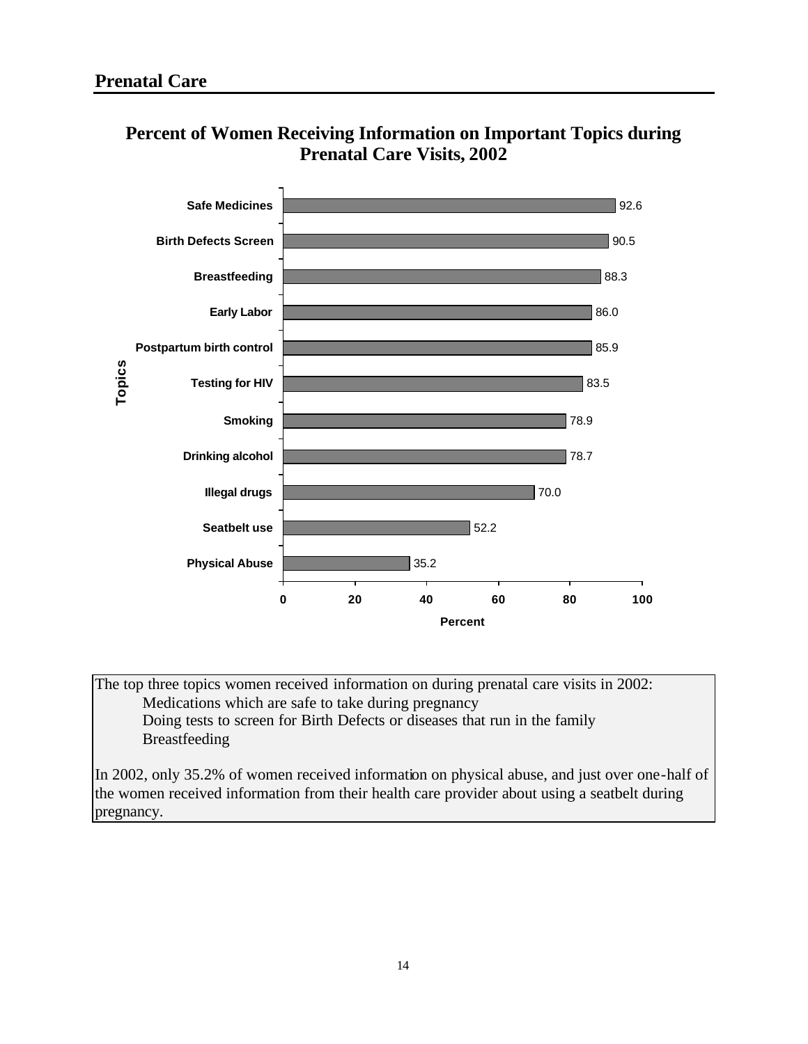## Prenatal Care

### Percent of Women Receiving Information on Important Topics during Prenatal Care Visits, 2002

| Topics | Percent |
|---|---|
| Safe Medicines | 92.6 |
| Birth Defects Screen | 90.5 |
| Breastfeeding | 88.3 |
| Early Labor | 86.0 |
| Postpartum birth control | 85.9 |
| Testing for HIV | 83.5 |
| Smoking | 78.9 |
| Drinking alcohol | 78.7 |
| Illegal drugs | 70.0 |
| Seatbelt use | 52.2 |
| Physical Abuse | 35.2 |

The top three topics women received information on during prenatal care visits in 2002:

- Medications which are safe to take during pregnancy
- Doing tests to screen for Birth Defects or diseases that run in the family
- Breastfeeding

In 2002, only 35.2% of women received information on physical abuse, and just over one-half of the women received information from their health care provider about using a seatbelt during pregnancy.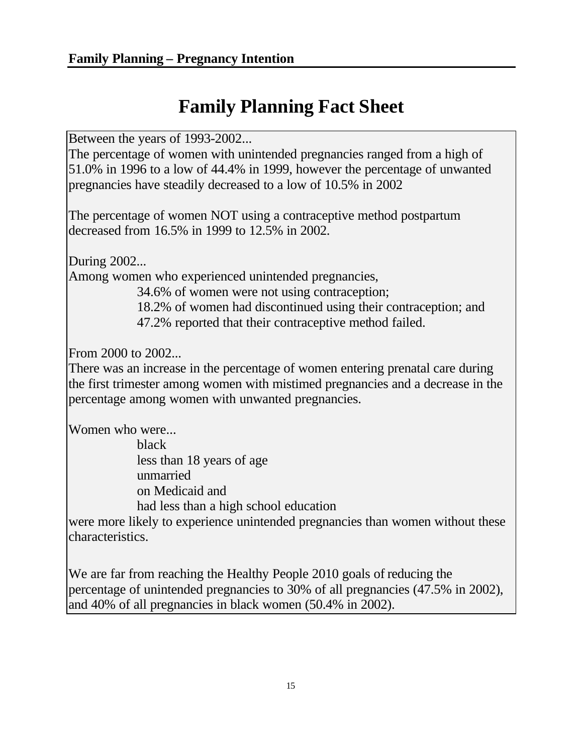**Family Planning – Pregnancy Intention**

# Family Planning Fact Sheet

Between the years of 1993-2002...
The percentage of women with unintended pregnancies ranged from a high of 51.0% in 1996 to a low of 44.4% in 1999, however the percentage of unwanted pregnancies have steadily decreased to a low of 10.5% in 2002

The percentage of women NOT using a contraceptive method postpartum decreased from 16.5% in 1999 to 12.5% in 2002.

During 2002...
Among women who experienced unintended pregnancies,

- 34.6% of women were not using contraception;
- 18.2% of women had discontinued using their contraception; and
- 47.2% reported that their contraceptive method failed.

From 2000 to 2002...
There was an increase in the percentage of women entering prenatal care during the first trimester among women with mistimed pregnancies and a decrease in the percentage among women with unwanted pregnancies.

Women who were...

- black
- less than 18 years of age
- unmarried
- on Medicaid and
- had less than a high school education

were more likely to experience unintended pregnancies than women without these characteristics.

We are far from reaching the Healthy People 2010 goals of reducing the percentage of unintended pregnancies to 30% of all pregnancies (47.5% in 2002), and 40% of all pregnancies in black women (50.4% in 2002).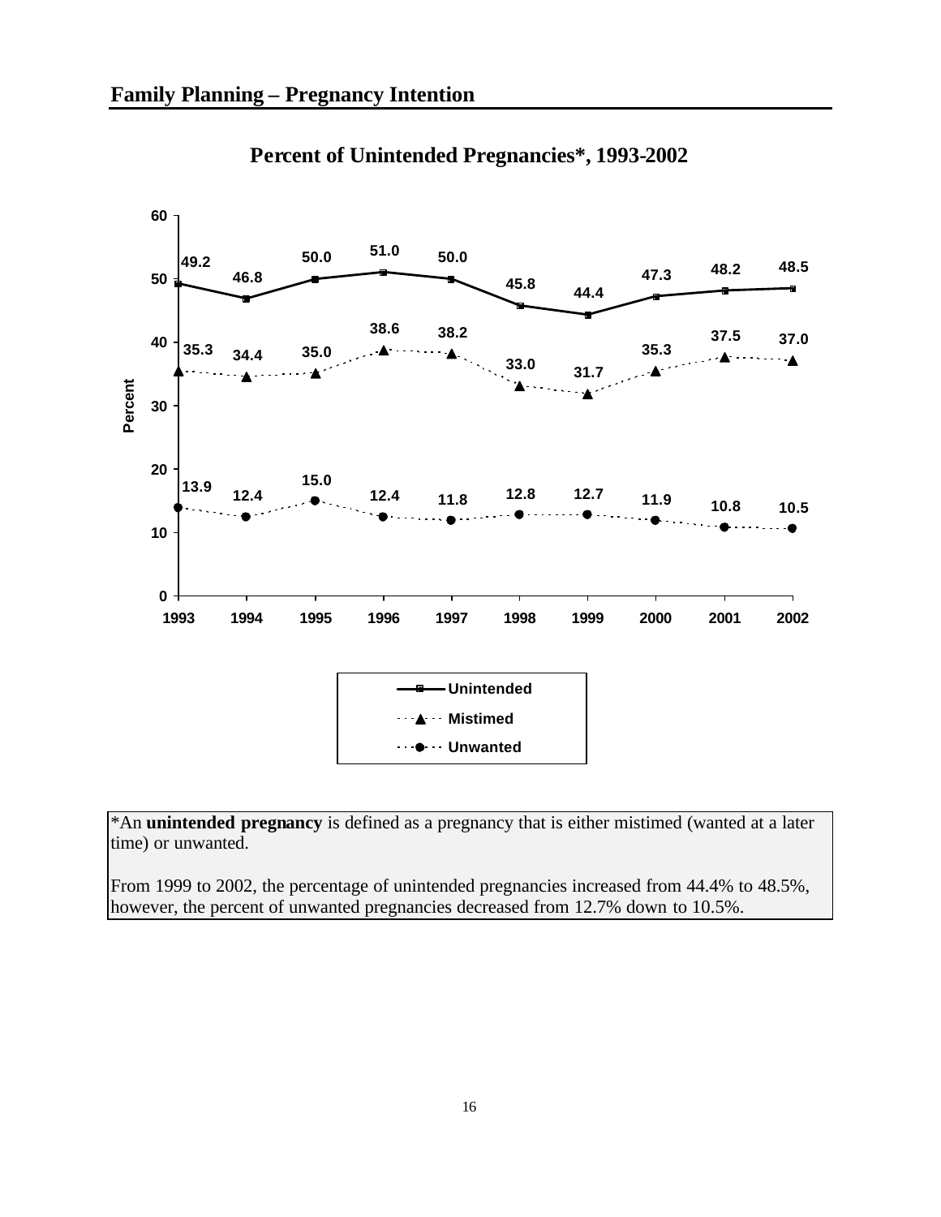## Family Planning – Pregnancy Intention

### Percent of Unintended Pregnancies*, 1993-2002

| Year | Unintended | Mistimed | Unwanted |
|---|---|---|---|
| 1993 | 49.2 | 35.3 | 13.9 |
| 1994 | 46.8 | 34.4 | 12.4 |
| 1995 | 50.0 | 35.0 | 15.0 |
| 1996 | 51.0 | 38.6 | 12.4 |
| 1997 | 50.0 | 38.2 | 11.8 |
| 1998 | 45.8 | 33.0 | 12.8 |
| 1999 | 44.4 | 31.7 | 12.7 |
| 2000 | 47.3 | 35.3 | 11.9 |
| 2001 | 48.2 | 37.5 | 10.8 |
| 2002 | 48.5 | 37.0 | 10.5 |

*An **unintended pregnancy** is defined as a pregnancy that is either mistimed (wanted at a later time) or unwanted.

From 1999 to 2002, the percentage of unintended pregnancies increased from 44.4% to 48.5%, however, the percent of unwanted pregnancies decreased from 12.7% down to 10.5%.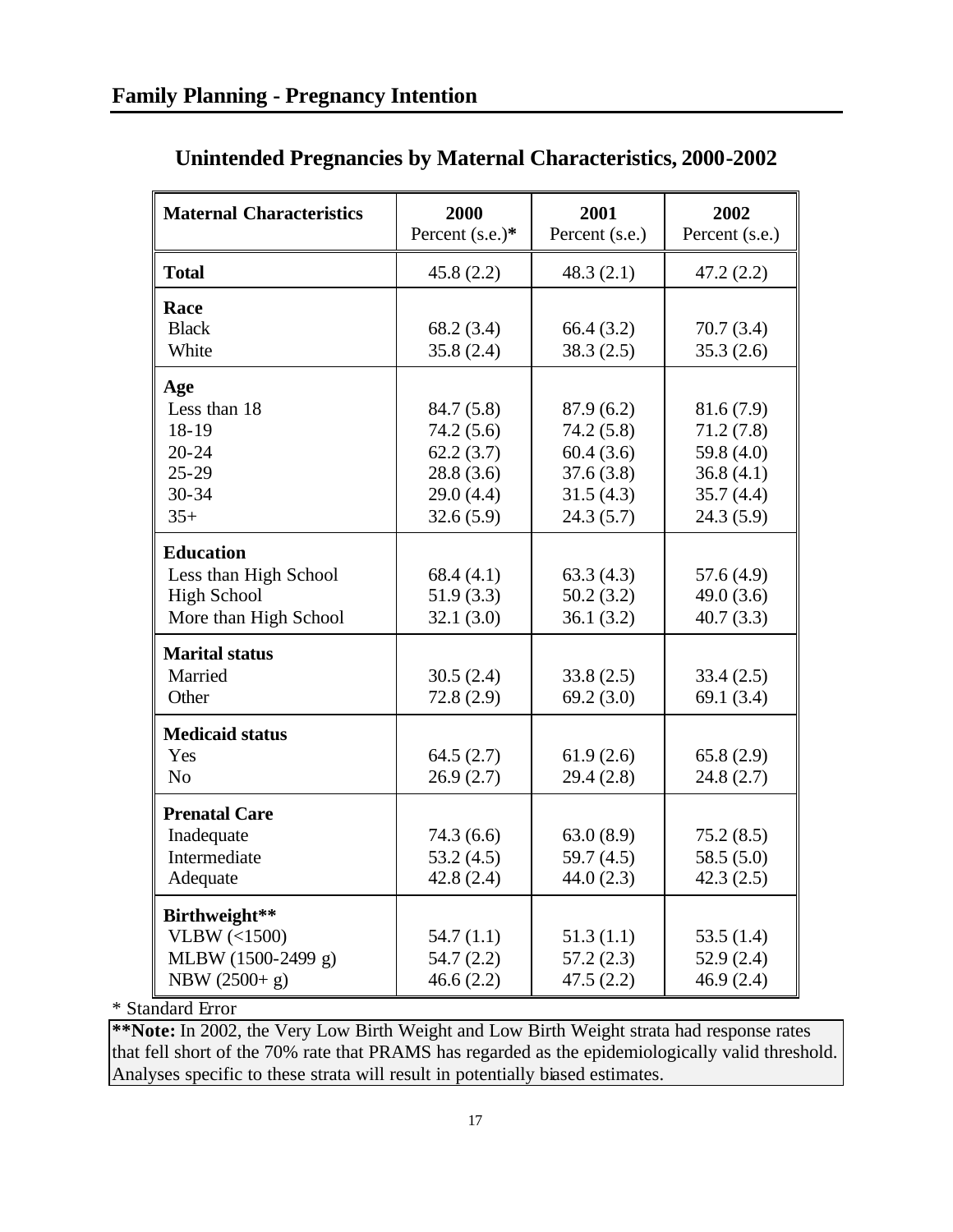## Family Planning - Pregnancy Intention

### Unintended Pregnancies by Maternal Characteristics, 2000-2002

| Maternal Characteristics | 2000 Percent (s.e.)* | 2001 Percent (s.e.) | 2002 Percent (s.e.) |
|---|---|---|---|
| **Total** | 45.8 (2.2) | 48.3 (2.1) | 47.2 (2.2) |
| **Race** | | | |
| Black | 68.2 (3.4) | 66.4 (3.2) | 70.7 (3.4) |
| White | 35.8 (2.4) | 38.3 (2.5) | 35.3 (2.6) |
| **Age** | | | |
| Less than 18 | 84.7 (5.8) | 87.9 (6.2) | 81.6 (7.9) |
| 18-19 | 74.2 (5.6) | 74.2 (5.8) | 71.2 (7.8) |
| 20-24 | 62.2 (3.7) | 60.4 (3.6) | 59.8 (4.0) |
| 25-29 | 28.8 (3.6) | 37.6 (3.8) | 36.8 (4.1) |
| 30-34 | 29.0 (4.4) | 31.5 (4.3) | 35.7 (4.4) |
| 35+ | 32.6 (5.9) | 24.3 (5.7) | 24.3 (5.9) |
| **Education** | | | |
| Less than High School | 68.4 (4.1) | 63.3 (4.3) | 57.6 (4.9) |
| High School | 51.9 (3.3) | 50.2 (3.2) | 49.0 (3.6) |
| More than High School | 32.1 (3.0) | 36.1 (3.2) | 40.7 (3.3) |
| **Marital status** | | | |
| Married | 30.5 (2.4) | 33.8 (2.5) | 33.4 (2.5) |
| Other | 72.8 (2.9) | 69.2 (3.0) | 69.1 (3.4) |
| **Medicaid status** | | | |
| Yes | 64.5 (2.7) | 61.9 (2.6) | 65.8 (2.9) |
| No | 26.9 (2.7) | 29.4 (2.8) | 24.8 (2.7) |
| **Prenatal Care** | | | |
| Inadequate | 74.3 (6.6) | 63.0 (8.9) | 75.2 (8.5) |
| Intermediate | 53.2 (4.5) | 59.7 (4.5) | 58.5 (5.0) |
| Adequate | 42.8 (2.4) | 44.0 (2.3) | 42.3 (2.5) |
| **Birthweight**** | | | |
| VLBW (<1500) | 54.7 (1.1) | 51.3 (1.1) | 53.5 (1.4) |
| MLBW (1500-2499 g) | 54.7 (2.2) | 57.2 (2.3) | 52.9 (2.4) |
| NBW (2500+ g) | 46.6 (2.2) | 47.5 (2.2) | 46.9 (2.4) |

* Standard Error

**\*\*Note:** In 2002, the Very Low Birth Weight and Low Birth Weight strata had response rates that fell short of the 70% rate that PRAMS has regarded as the epidemiologically valid threshold. Analyses specific to these strata will result in potentially biased estimates.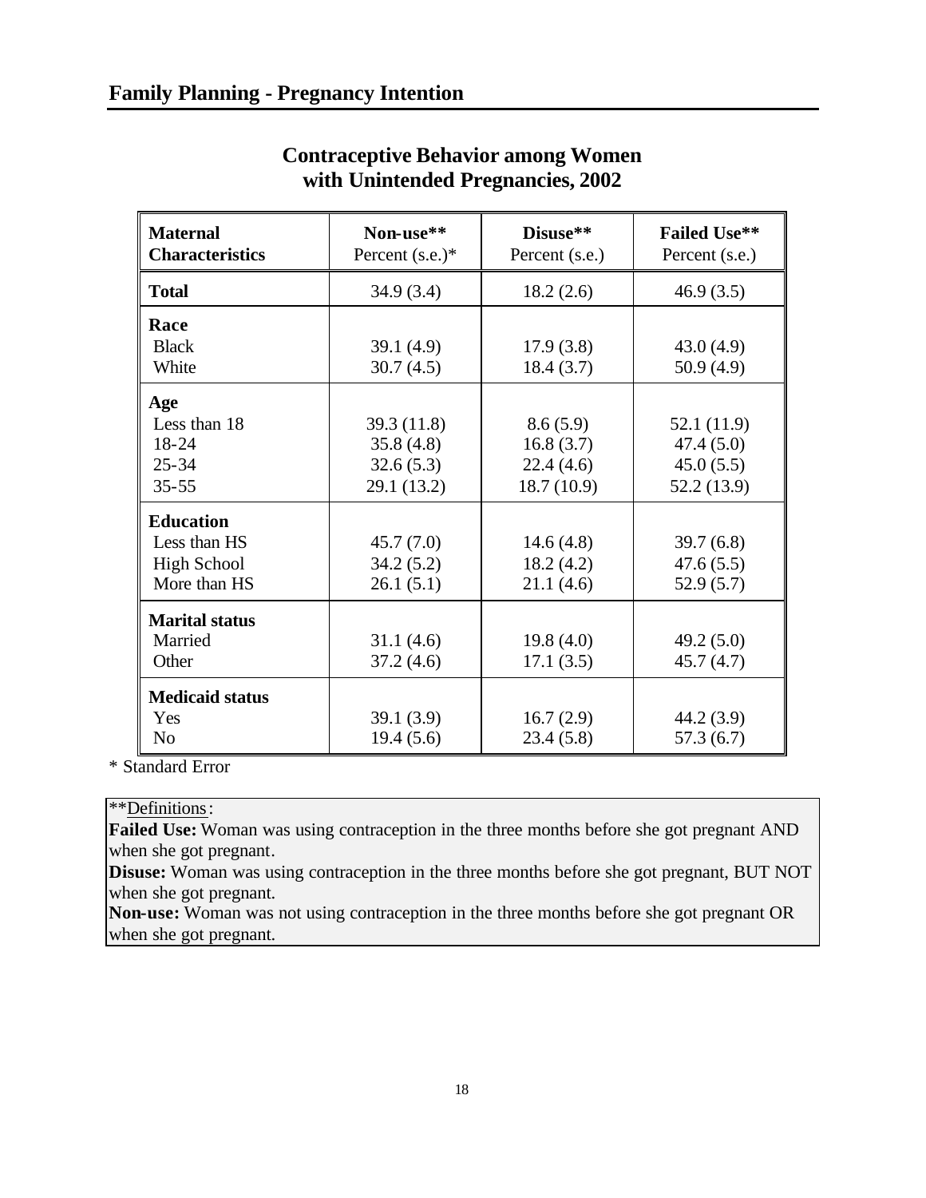## Family Planning - Pregnancy Intention

### Contraceptive Behavior among Women with Unintended Pregnancies, 2002

| Maternal Characteristics | Non-use** Percent (s.e.)* | Disuse** Percent (s.e.) | Failed Use** Percent (s.e.) |
|---|---|---|---|
| **Total** | 34.9 (3.4) | 18.2 (2.6) | 46.9 (3.5) |
| **Race** | | | |
| Black | 39.1 (4.9) | 17.9 (3.8) | 43.0 (4.9) |
| White | 30.7 (4.5) | 18.4 (3.7) | 50.9 (4.9) |
| **Age** | | | |
| Less than 18 | 39.3 (11.8) | 8.6 (5.9) | 52.1 (11.9) |
| 18-24 | 35.8 (4.8) | 16.8 (3.7) | 47.4 (5.0) |
| 25-34 | 32.6 (5.3) | 22.4 (4.6) | 45.0 (5.5) |
| 35-55 | 29.1 (13.2) | 18.7 (10.9) | 52.2 (13.9) |
| **Education** | | | |
| Less than HS | 45.7 (7.0) | 14.6 (4.8) | 39.7 (6.8) |
| High School | 34.2 (5.2) | 18.2 (4.2) | 47.6 (5.5) |
| More than HS | 26.1 (5.1) | 21.1 (4.6) | 52.9 (5.7) |
| **Marital status** | | | |
| Married | 31.1 (4.6) | 19.8 (4.0) | 49.2 (5.0) |
| Other | 37.2 (4.6) | 17.1 (3.5) | 45.7 (4.7) |
| **Medicaid status** | | | |
| Yes | 39.1 (3.9) | 16.7 (2.9) | 44.2 (3.9) |
| No | 19.4 (5.6) | 23.4 (5.8) | 57.3 (6.7) |

* Standard Error

**Definitions:

**Failed Use:** Woman was using contraception in the three months before she got pregnant AND when she got pregnant.

**Disuse:** Woman was using contraception in the three months before she got pregnant, BUT NOT when she got pregnant.

**Non-use:** Woman was not using contraception in the three months before she got pregnant OR when she got pregnant.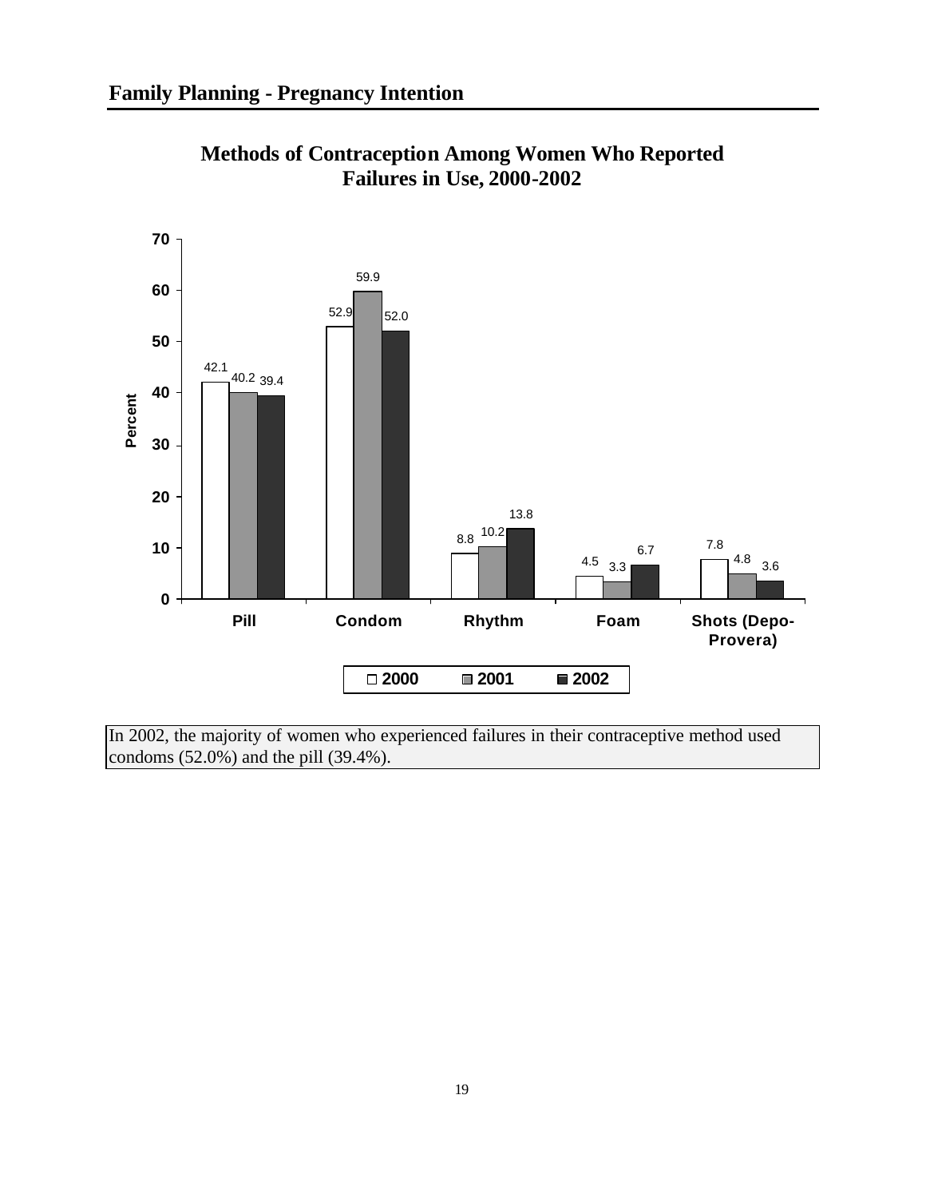## Family Planning - Pregnancy Intention

### Methods of Contraception Among Women Who Reported Failures in Use, 2000-2002

| Method | 2000 | 2001 | 2002 |
| --- | --- | --- | --- |
| Pill | 42.1 | 40.2 | 39.4 |
| Condom | 52.9 | 59.9 | 52.0 |
| Rhythm | 8.8 | 10.2 | 13.8 |
| Foam | 4.5 | 3.3 | 6.7 |
| Shots (Depo-Provera) | 7.8 | 4.8 | 3.6 |

In 2002, the majority of women who experienced failures in their contraceptive method used condoms (52.0%) and the pill (39.4%).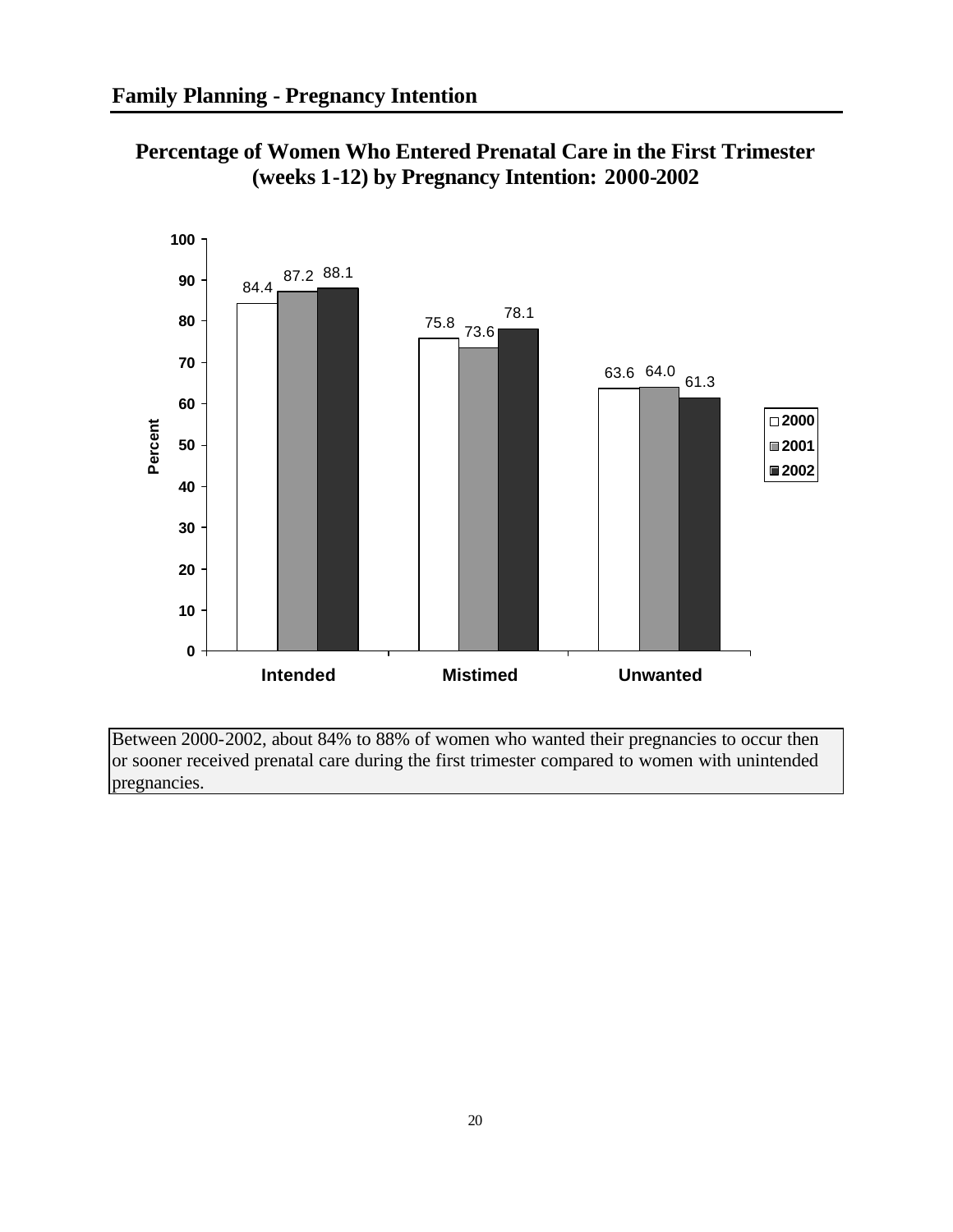## Family Planning - Pregnancy Intention

### Percentage of Women Who Entered Prenatal Care in the First Trimester (weeks 1-12) by Pregnancy Intention: 2000-2002

| Pregnancy Intention | 2000 | 2001 | 2002 |
|---|---|---|---|
| Intended | 84.4 | 87.2 | 88.1 |
| Mistimed | 75.8 | 73.6 | 78.1 |
| Unwanted | 63.6 | 64.0 | 61.3 |

Between 2000-2002, about 84% to 88% of women who wanted their pregnancies to occur then or sooner received prenatal care during the first trimester compared to women with unintended pregnancies.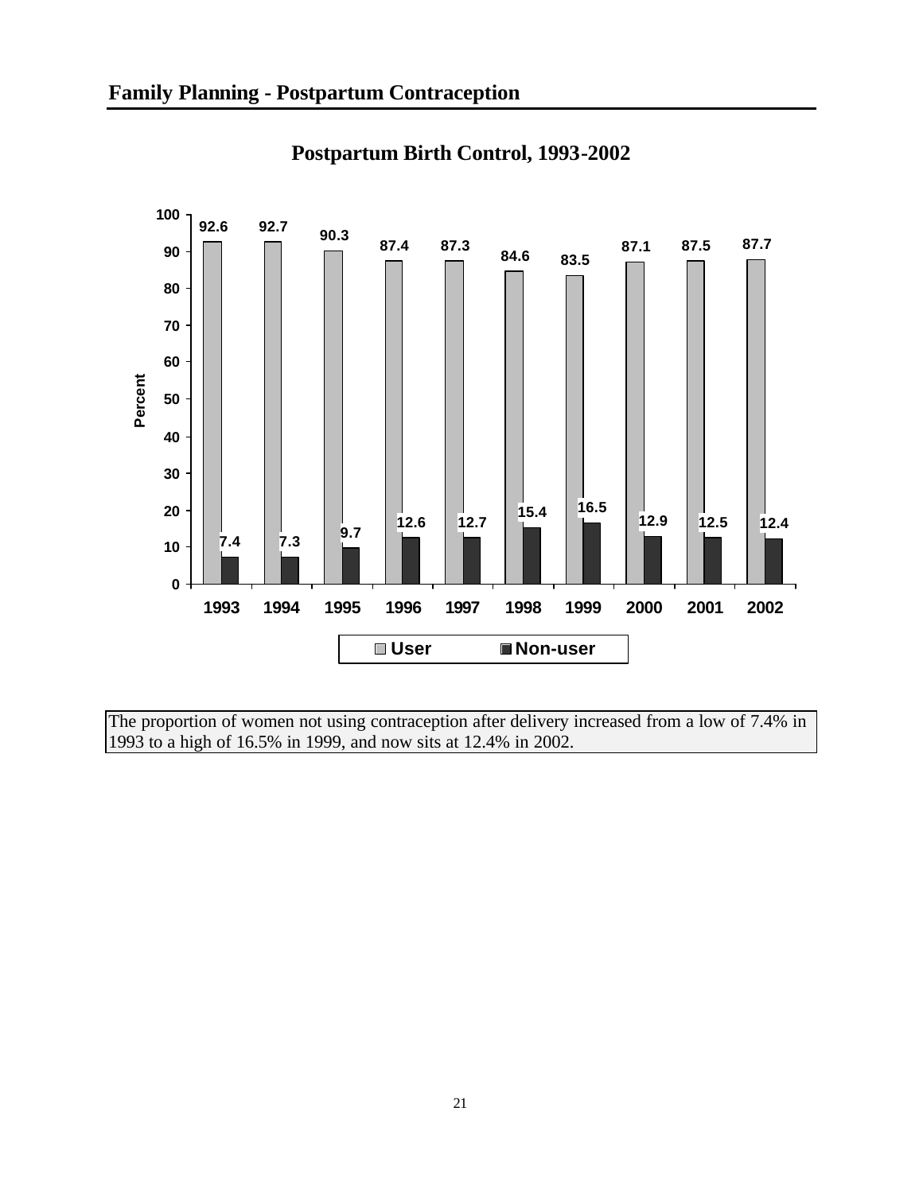## Family Planning - Postpartum Contraception

### Postpartum Birth Control, 1993-2002

| Year | User | Non-user |
|---|---|---|
| 1993 | 92.6 | 7.4 |
| 1994 | 92.7 | 7.3 |
| 1995 | 90.3 | 9.7 |
| 1996 | 87.4 | 12.6 |
| 1997 | 87.3 | 12.7 |
| 1998 | 84.6 | 15.4 |
| 1999 | 83.5 | 16.5 |
| 2000 | 87.1 | 12.9 |
| 2001 | 87.5 | 12.5 |
| 2002 | 87.7 | 12.4 |

The proportion of women not using contraception after delivery increased from a low of 7.4% in 1993 to a high of 16.5% in 1999, and now sits at 12.4% in 2002.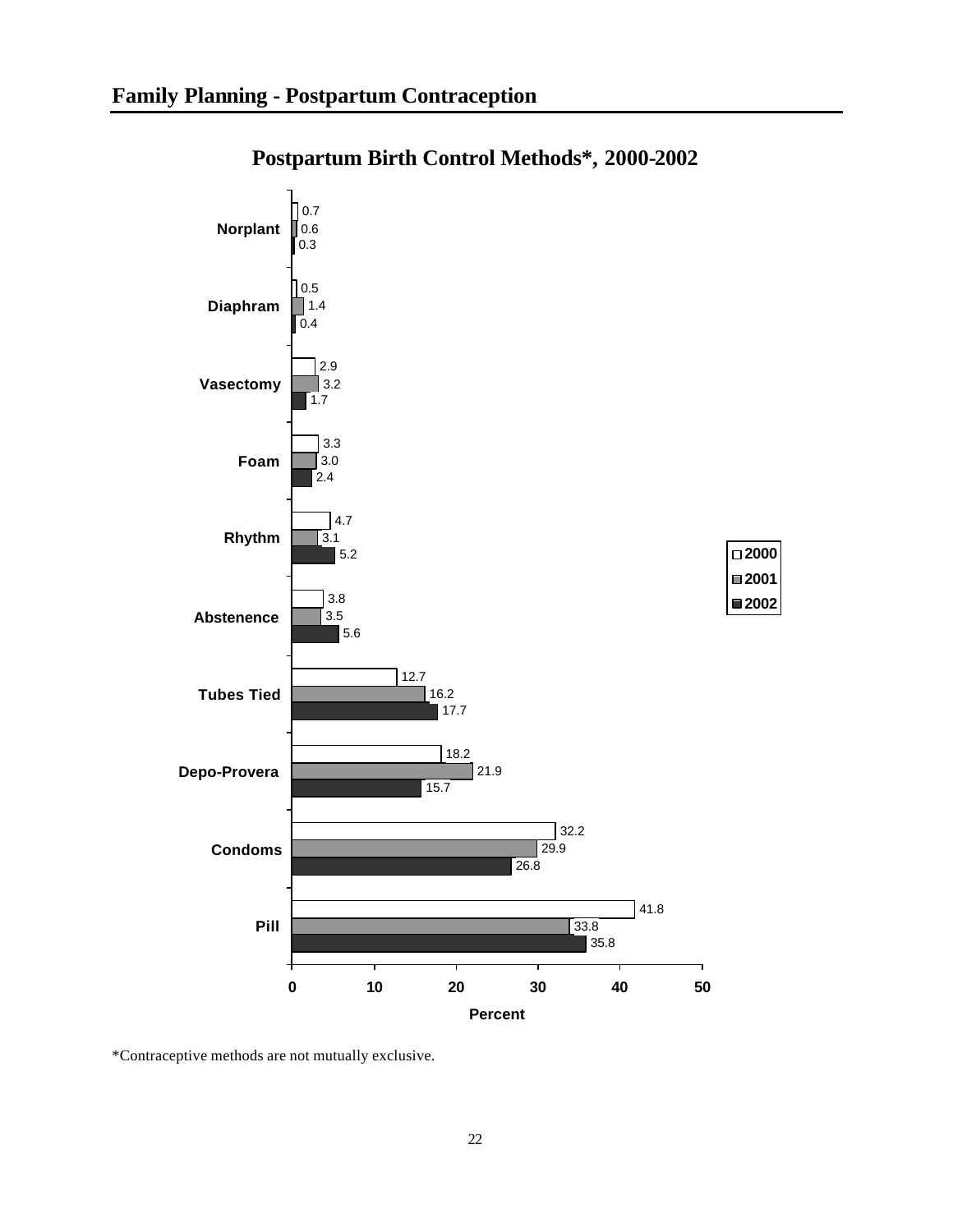# Family Planning - Postpartum Contraception

## Postpartum Birth Control Methods*, 2000-2002

| Method | 2000 | 2001 | 2002 |
|---|---|---|---|
| Norplant | 0.7 | 0.6 | 0.3 |
| Diaphram | 0.5 | 1.4 | 0.4 |
| Vasectomy | 2.9 | 3.2 | 1.7 |
| Foam | 3.3 | 3.0 | 2.4 |
| Rhythm | 4.7 | 3.1 | 5.2 |
| Abstenence | 3.8 | 3.5 | 5.6 |
| Tubes Tied | 12.7 | 16.2 | 17.7 |
| Depo-Provera | 18.2 | 21.9 | 15.7 |
| Condoms | 32.2 | 29.9 | 26.8 |
| Pill | 41.8 | 33.8 | 35.8 |

Percent

*Contraceptive methods are not mutually exclusive.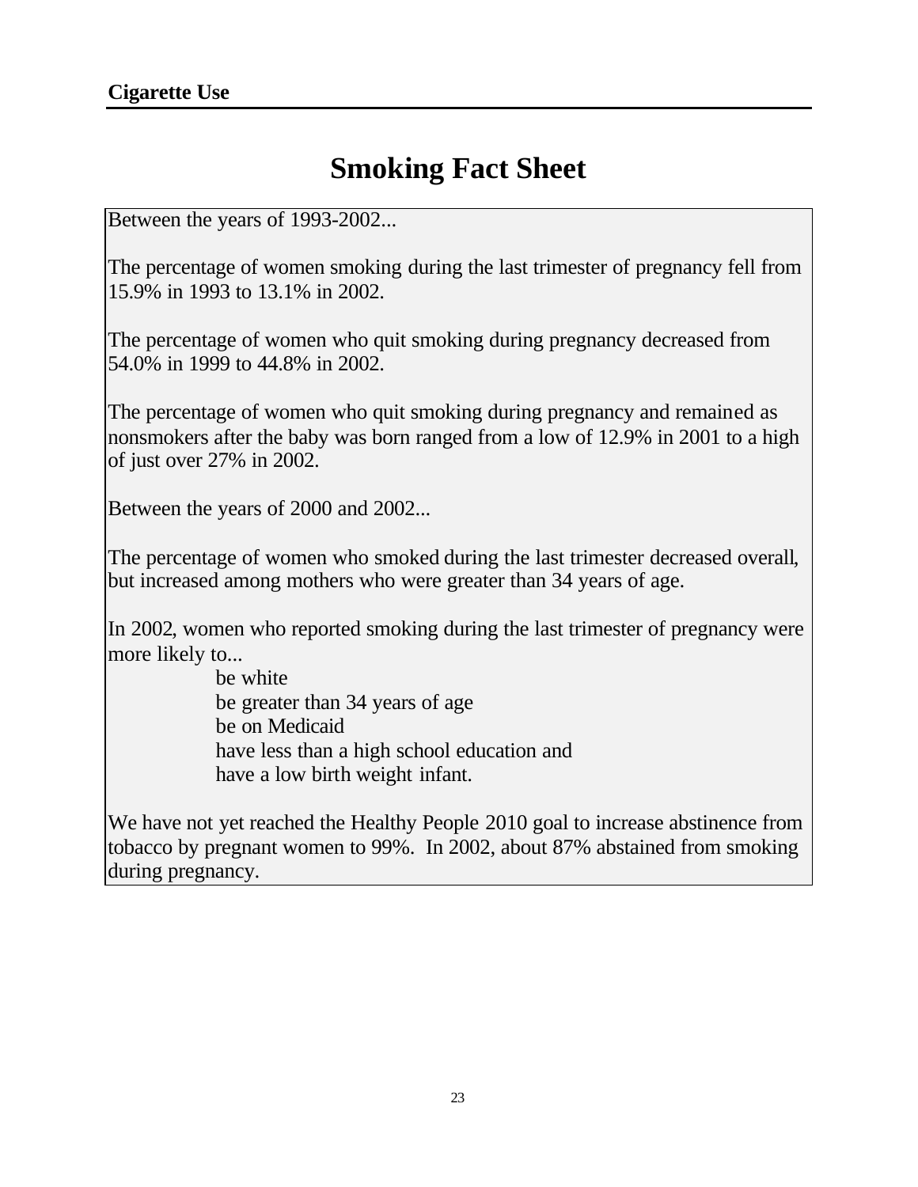**Cigarette Use**

# Smoking Fact Sheet

Between the years of 1993-2002...

The percentage of women smoking during the last trimester of pregnancy fell from 15.9% in 1993 to 13.1% in 2002.

The percentage of women who quit smoking during pregnancy decreased from 54.0% in 1999 to 44.8% in 2002.

The percentage of women who quit smoking during pregnancy and remained as nonsmokers after the baby was born ranged from a low of 12.9% in 2001 to a high of just over 27% in 2002.

Between the years of 2000 and 2002...

The percentage of women who smoked during the last trimester decreased overall, but increased among mothers who were greater than 34 years of age.

In 2002, women who reported smoking during the last trimester of pregnancy were more likely to...

- be white
- be greater than 34 years of age
- be on Medicaid
- have less than a high school education and
- have a low birth weight infant.

We have not yet reached the Healthy People 2010 goal to increase abstinence from tobacco by pregnant women to 99%. In 2002, about 87% abstained from smoking during pregnancy.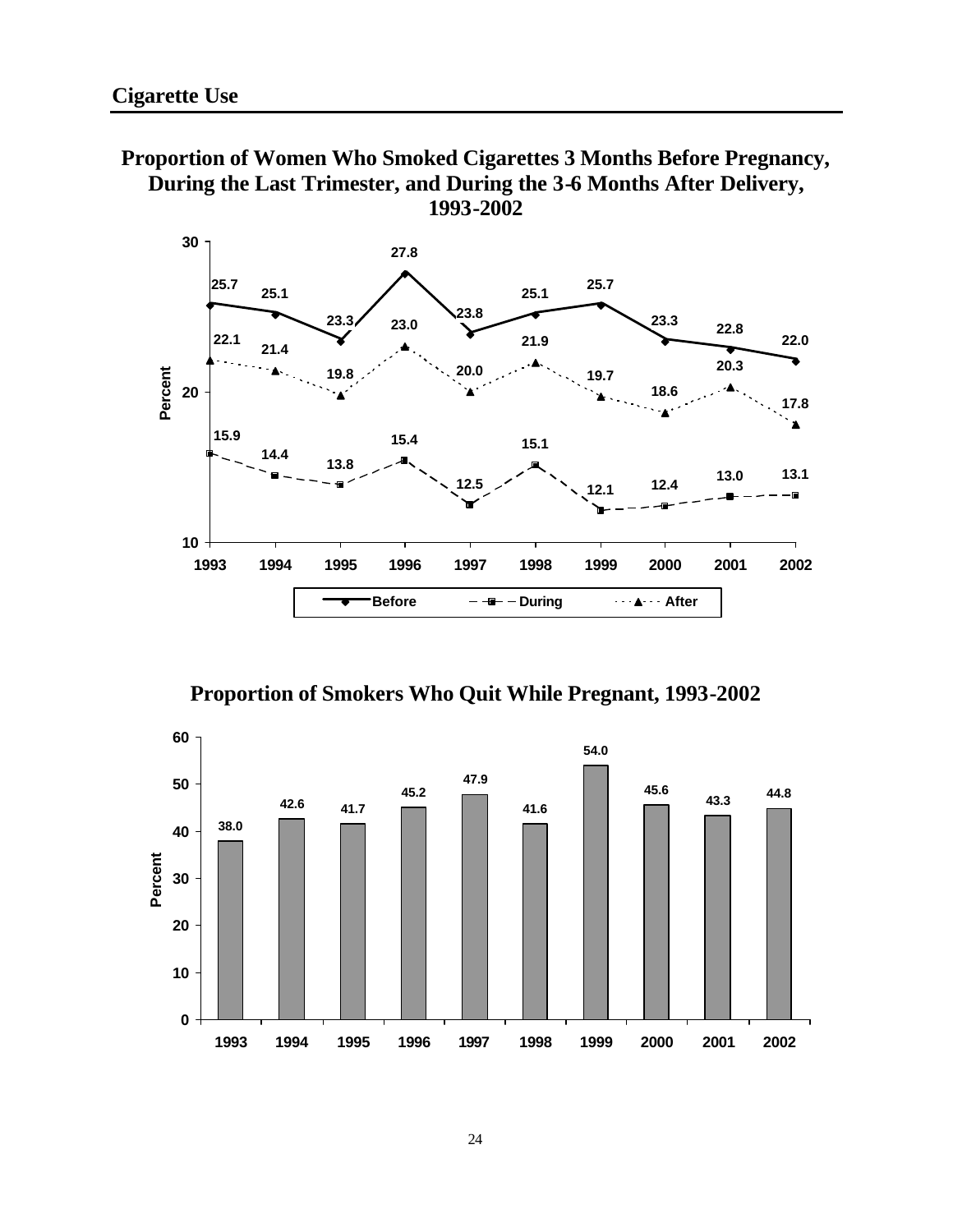## Cigarette Use

**Proportion of Women Who Smoked Cigarettes 3 Months Before Pregnancy, During the Last Trimester, and During the 3-6 Months After Delivery, 1993-2002**

| Year | Before | During | After |
|---|---|---|---|
| 1993 | 25.7 | 15.9 | 22.1 |
| 1994 | 25.1 | 14.4 | 21.4 |
| 1995 | 23.3 | 13.8 | 19.8 |
| 1996 | 27.8 | 15.4 | 23.0 |
| 1997 | 23.8 | 12.5 | 20.0 |
| 1998 | 25.1 | 15.1 | 21.9 |
| 1999 | 25.7 | 12.1 | 19.7 |
| 2000 | 23.3 | 12.4 | 18.6 |
| 2001 | 22.8 | 13.0 | 20.3 |
| 2002 | 22.0 | 13.1 | 17.8 |

**Proportion of Smokers Who Quit While Pregnant, 1993-2002**

| Year | Percent |
|---|---|
| 1993 | 38.0 |
| 1994 | 42.6 |
| 1995 | 41.7 |
| 1996 | 45.2 |
| 1997 | 47.9 |
| 1998 | 41.6 |
| 1999 | 54.0 |
| 2000 | 45.6 |
| 2001 | 43.3 |
| 2002 | 44.8 |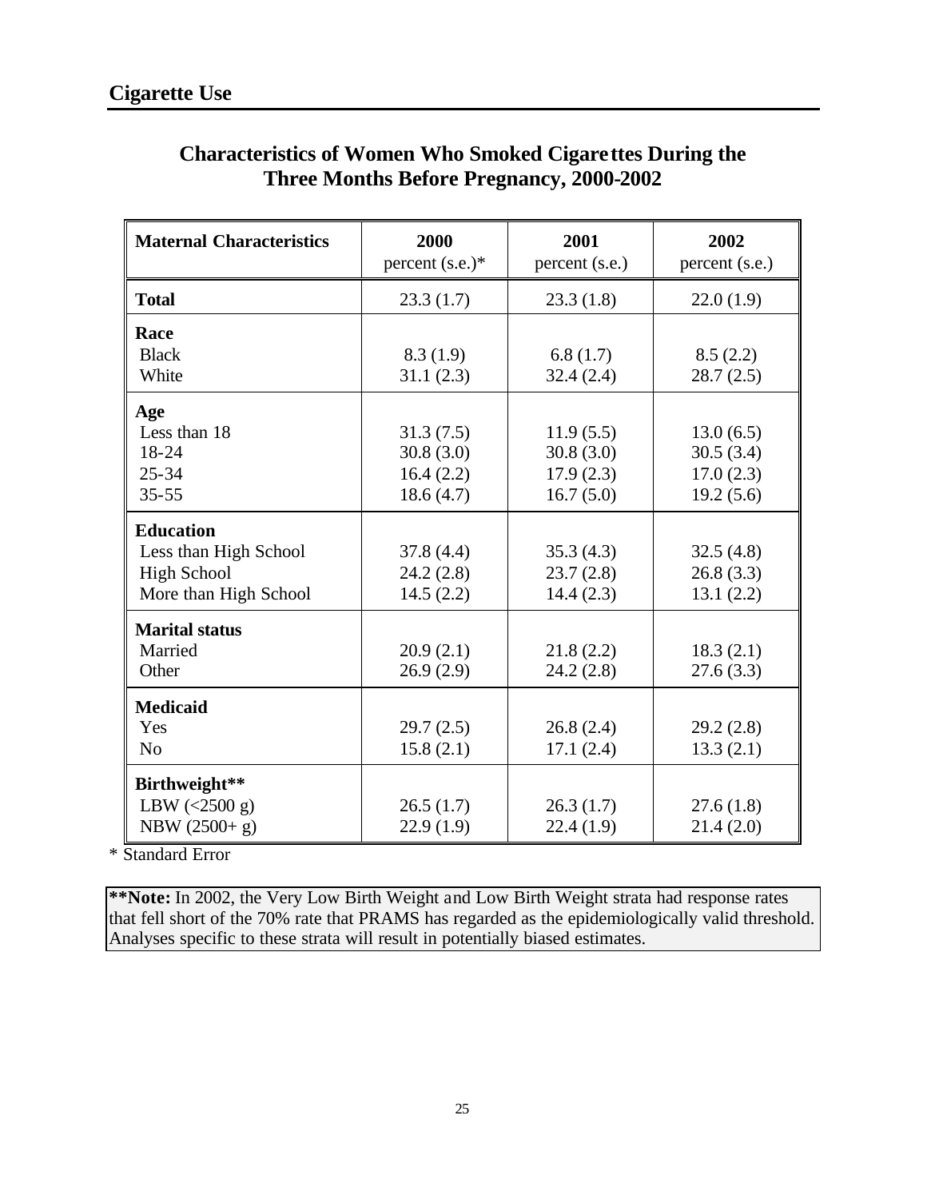## Cigarette Use

### Characteristics of Women Who Smoked Cigarettes During the Three Months Before Pregnancy, 2000-2002

| Maternal Characteristics | 2000 percent (s.e.)* | 2001 percent (s.e.) | 2002 percent (s.e.) |
|---|---|---|---|
| **Total** | 23.3 (1.7) | 23.3 (1.8) | 22.0 (1.9) |
| **Race** | | | |
| Black | 8.3 (1.9) | 6.8 (1.7) | 8.5 (2.2) |
| White | 31.1 (2.3) | 32.4 (2.4) | 28.7 (2.5) |
| **Age** | | | |
| Less than 18 | 31.3 (7.5) | 11.9 (5.5) | 13.0 (6.5) |
| 18-24 | 30.8 (3.0) | 30.8 (3.0) | 30.5 (3.4) |
| 25-34 | 16.4 (2.2) | 17.9 (2.3) | 17.0 (2.3) |
| 35-55 | 18.6 (4.7) | 16.7 (5.0) | 19.2 (5.6) |
| **Education** | | | |
| Less than High School | 37.8 (4.4) | 35.3 (4.3) | 32.5 (4.8) |
| High School | 24.2 (2.8) | 23.7 (2.8) | 26.8 (3.3) |
| More than High School | 14.5 (2.2) | 14.4 (2.3) | 13.1 (2.2) |
| **Marital status** | | | |
| Married | 20.9 (2.1) | 21.8 (2.2) | 18.3 (2.1) |
| Other | 26.9 (2.9) | 24.2 (2.8) | 27.6 (3.3) |
| **Medicaid** | | | |
| Yes | 29.7 (2.5) | 26.8 (2.4) | 29.2 (2.8) |
| No | 15.8 (2.1) | 17.1 (2.4) | 13.3 (2.1) |
| **Birthweight**** | | | |
| LBW (<2500 g) | 26.5 (1.7) | 26.3 (1.7) | 27.6 (1.8) |
| NBW (2500+ g) | 22.9 (1.9) | 22.4 (1.9) | 21.4 (2.0) |

* Standard Error

**\*\*Note:** In 2002, the Very Low Birth Weight and Low Birth Weight strata had response rates that fell short of the 70% rate that PRAMS has regarded as the epidemiologically valid threshold. Analyses specific to these strata will result in potentially biased estimates.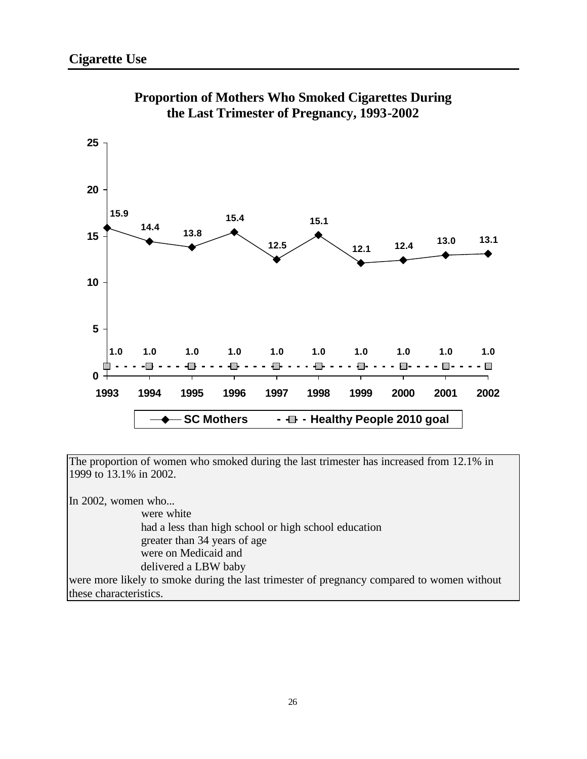## Cigarette Use

**Proportion of Mothers Who Smoked Cigarettes During the Last Trimester of Pregnancy, 1993-2002**

| Year | SC Mothers | Healthy People 2010 goal |
|---|---|---|
| 1993 | 15.9 | 1.0 |
| 1994 | 14.4 | 1.0 |
| 1995 | 13.8 | 1.0 |
| 1996 | 15.4 | 1.0 |
| 1997 | 12.5 | 1.0 |
| 1998 | 15.1 | 1.0 |
| 1999 | 12.1 | 1.0 |
| 2000 | 12.4 | 1.0 |
| 2001 | 13.0 | 1.0 |
| 2002 | 13.1 | 1.0 |

The proportion of women who smoked during the last trimester has increased from 12.1% in 1999 to 13.1% in 2002.

In 2002, women who...

- were white
- had a less than high school or high school education
- greater than 34 years of age
- were on Medicaid and
- delivered a LBW baby

were more likely to smoke during the last trimester of pregnancy compared to women without these characteristics.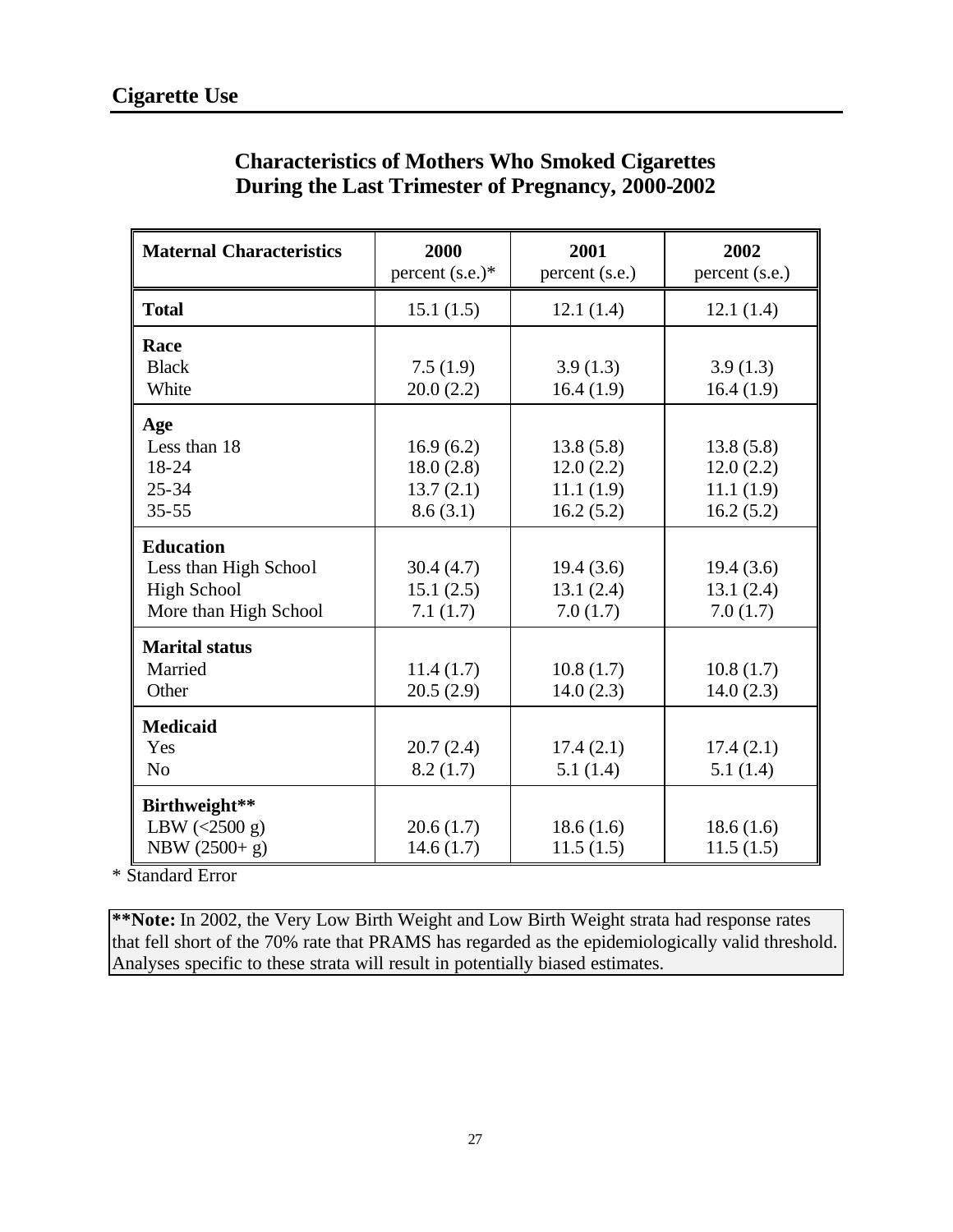## Cigarette Use

### Characteristics of Mothers Who Smoked Cigarettes During the Last Trimester of Pregnancy, 2000-2002

| Maternal Characteristics | 2000 percent (s.e.)* | 2001 percent (s.e.) | 2002 percent (s.e.) |
|---|---|---|---|
| **Total** | 15.1 (1.5) | 12.1 (1.4) | 12.1 (1.4) |
| **Race** | | | |
| Black | 7.5 (1.9) | 3.9 (1.3) | 3.9 (1.3) |
| White | 20.0 (2.2) | 16.4 (1.9) | 16.4 (1.9) |
| **Age** | | | |
| Less than 18 | 16.9 (6.2) | 13.8 (5.8) | 13.8 (5.8) |
| 18-24 | 18.0 (2.8) | 12.0 (2.2) | 12.0 (2.2) |
| 25-34 | 13.7 (2.1) | 11.1 (1.9) | 11.1 (1.9) |
| 35-55 | 8.6 (3.1) | 16.2 (5.2) | 16.2 (5.2) |
| **Education** | | | |
| Less than High School | 30.4 (4.7) | 19.4 (3.6) | 19.4 (3.6) |
| High School | 15.1 (2.5) | 13.1 (2.4) | 13.1 (2.4) |
| More than High School | 7.1 (1.7) | 7.0 (1.7) | 7.0 (1.7) |
| **Marital status** | | | |
| Married | 11.4 (1.7) | 10.8 (1.7) | 10.8 (1.7) |
| Other | 20.5 (2.9) | 14.0 (2.3) | 14.0 (2.3) |
| **Medicaid** | | | |
| Yes | 20.7 (2.4) | 17.4 (2.1) | 17.4 (2.1) |
| No | 8.2 (1.7) | 5.1 (1.4) | 5.1 (1.4) |
| **Birthweight**** | | | |
| LBW (<2500 g) | 20.6 (1.7) | 18.6 (1.6) | 18.6 (1.6) |
| NBW (2500+ g) | 14.6 (1.7) | 11.5 (1.5) | 11.5 (1.5) |

\* Standard Error

**\*\*Note:** In 2002, the Very Low Birth Weight and Low Birth Weight strata had response rates that fell short of the 70% rate that PRAMS has regarded as the epidemiologically valid threshold. Analyses specific to these strata will result in potentially biased estimates.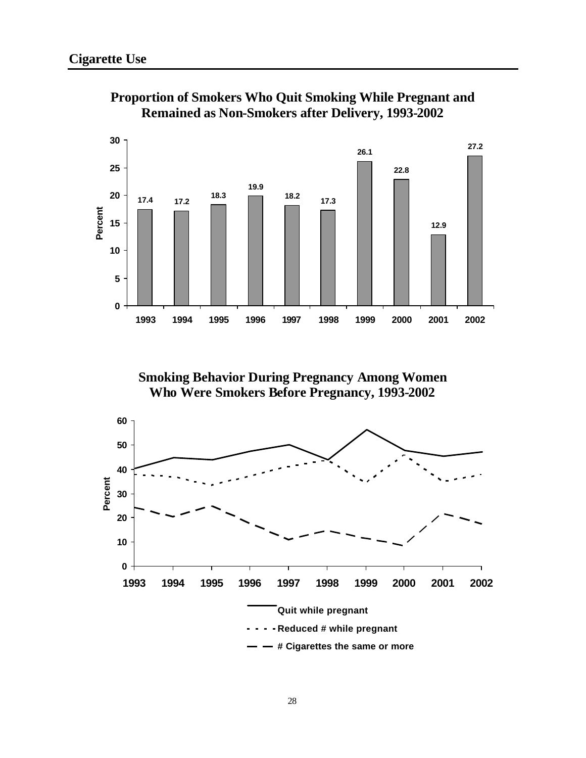## Cigarette Use

**Proportion of Smokers Who Quit Smoking While Pregnant and Remained as Non-Smokers after Delivery, 1993-2002**

| Year | Percent |
|---|---|
| 1993 | 17.4 |
| 1994 | 17.2 |
| 1995 | 18.3 |
| 1996 | 19.9 |
| 1997 | 18.2 |
| 1998 | 17.3 |
| 1999 | 26.1 |
| 2000 | 22.8 |
| 2001 | 12.9 |
| 2002 | 27.2 |

**Smoking Behavior During Pregnancy Among Women Who Were Smokers Before Pregnancy, 1993-2002**

Percent (0–60), 1993–2002

- Quit while pregnant
- Reduced # while pregnant
- # Cigarettes the same or more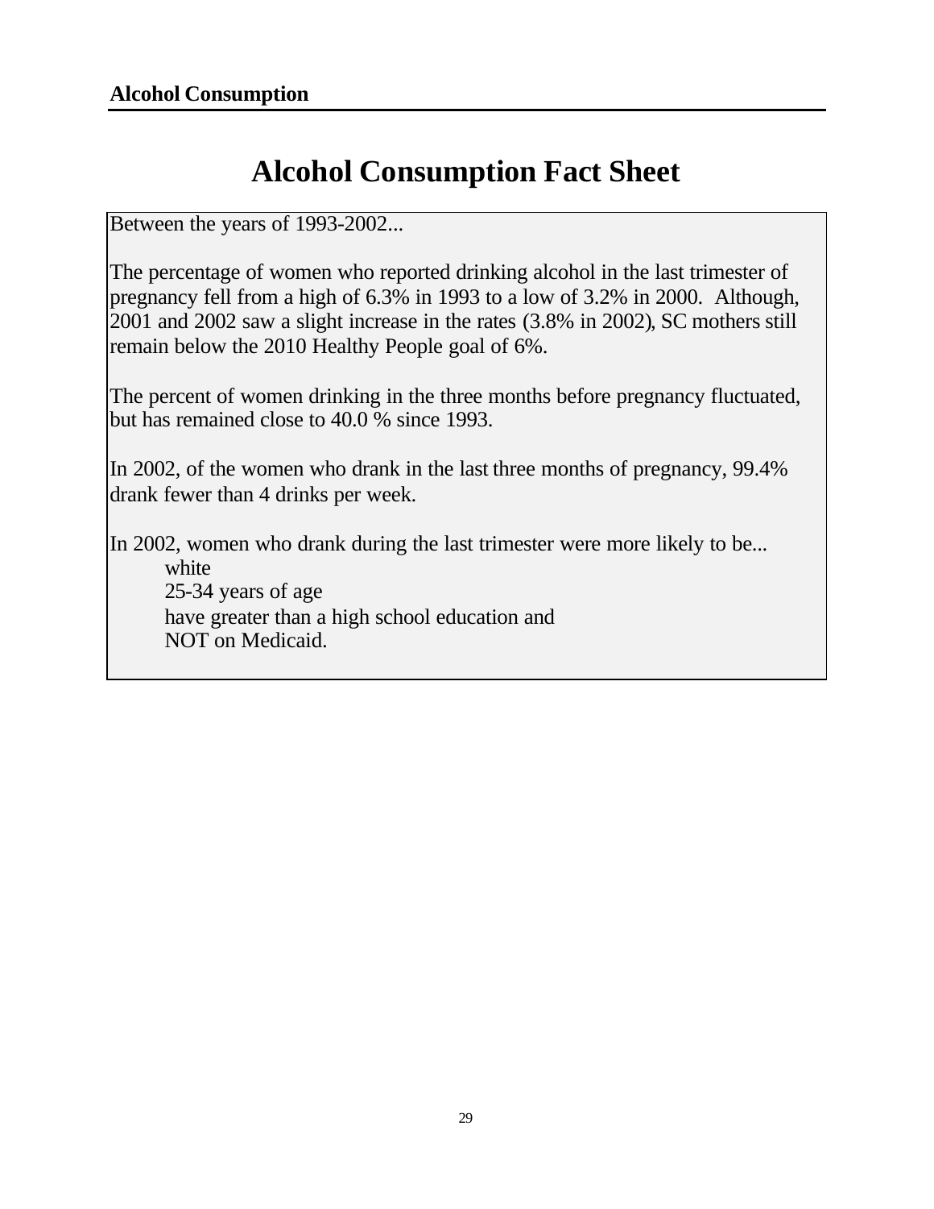# Alcohol Consumption Fact Sheet

Between the years of 1993-2002...

The percentage of women who reported drinking alcohol in the last trimester of pregnancy fell from a high of 6.3% in 1993 to a low of 3.2% in 2000. Although, 2001 and 2002 saw a slight increase in the rates (3.8% in 2002), SC mothers still remain below the 2010 Healthy People goal of 6%.

The percent of women drinking in the three months before pregnancy fluctuated, but has remained close to 40.0 % since 1993.

In 2002, of the women who drank in the last three months of pregnancy, 99.4% drank fewer than 4 drinks per week.

In 2002, women who drank during the last trimester were more likely to be...

- white
- 25-34 years of age
- have greater than a high school education and
- NOT on Medicaid.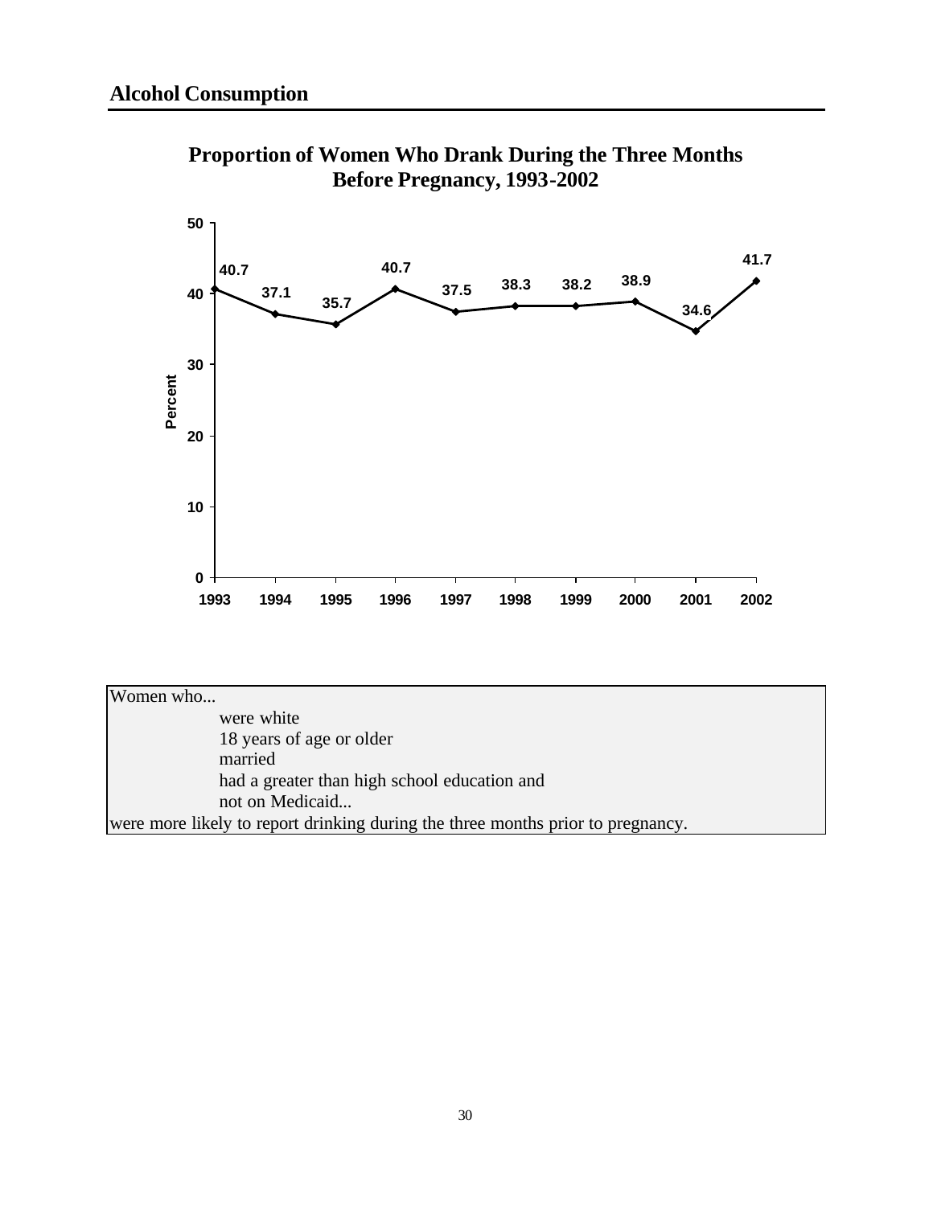## Alcohol Consumption

**Proportion of Women Who Drank During the Three Months Before Pregnancy, 1993-2002**

| Year | Percent |
|---|---|
| 1993 | 40.7 |
| 1994 | 37.1 |
| 1995 | 35.7 |
| 1996 | 40.7 |
| 1997 | 37.5 |
| 1998 | 38.3 |
| 1999 | 38.2 |
| 2000 | 38.9 |
| 2001 | 34.6 |
| 2002 | 41.7 |

Women who...

- were white
- 18 years of age or older
- married
- had a greater than high school education and
- not on Medicaid...

were more likely to report drinking during the three months prior to pregnancy.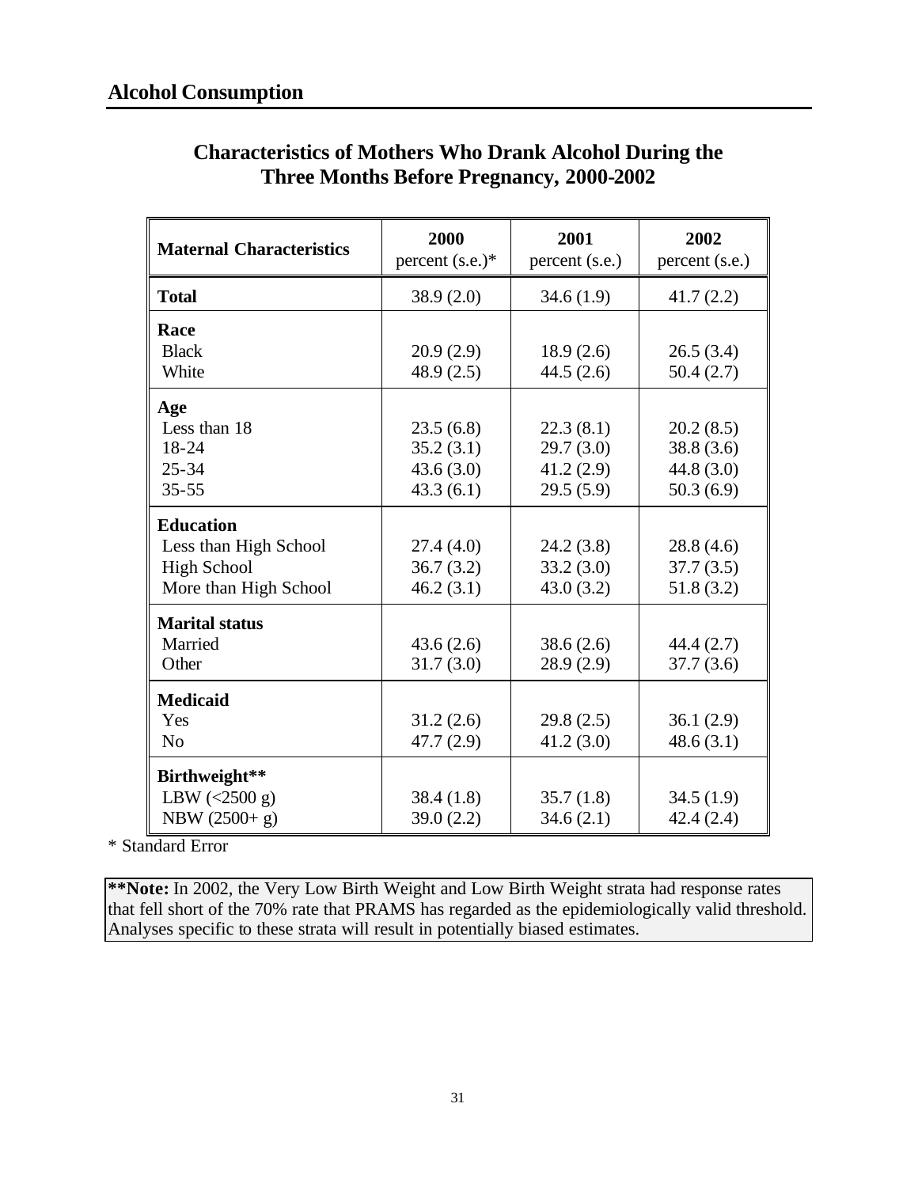## Alcohol Consumption

### Characteristics of Mothers Who Drank Alcohol During the Three Months Before Pregnancy, 2000-2002

| Maternal Characteristics | 2000 percent (s.e.)* | 2001 percent (s.e.) | 2002 percent (s.e.) |
|---|---|---|---|
| **Total** | 38.9 (2.0) | 34.6 (1.9) | 41.7 (2.2) |
| **Race** | | | |
| Black | 20.9 (2.9) | 18.9 (2.6) | 26.5 (3.4) |
| White | 48.9 (2.5) | 44.5 (2.6) | 50.4 (2.7) |
| **Age** | | | |
| Less than 18 | 23.5 (6.8) | 22.3 (8.1) | 20.2 (8.5) |
| 18-24 | 35.2 (3.1) | 29.7 (3.0) | 38.8 (3.6) |
| 25-34 | 43.6 (3.0) | 41.2 (2.9) | 44.8 (3.0) |
| 35-55 | 43.3 (6.1) | 29.5 (5.9) | 50.3 (6.9) |
| **Education** | | | |
| Less than High School | 27.4 (4.0) | 24.2 (3.8) | 28.8 (4.6) |
| High School | 36.7 (3.2) | 33.2 (3.0) | 37.7 (3.5) |
| More than High School | 46.2 (3.1) | 43.0 (3.2) | 51.8 (3.2) |
| **Marital status** | | | |
| Married | 43.6 (2.6) | 38.6 (2.6) | 44.4 (2.7) |
| Other | 31.7 (3.0) | 28.9 (2.9) | 37.7 (3.6) |
| **Medicaid** | | | |
| Yes | 31.2 (2.6) | 29.8 (2.5) | 36.1 (2.9) |
| No | 47.7 (2.9) | 41.2 (3.0) | 48.6 (3.1) |
| **Birthweight**** | | | |
| LBW (<2500 g) | 38.4 (1.8) | 35.7 (1.8) | 34.5 (1.9) |
| NBW (2500+ g) | 39.0 (2.2) | 34.6 (2.1) | 42.4 (2.4) |

* Standard Error

**Note:** In 2002, the Very Low Birth Weight and Low Birth Weight strata had response rates that fell short of the 70% rate that PRAMS has regarded as the epidemiologically valid threshold. Analyses specific to these strata will result in potentially biased estimates.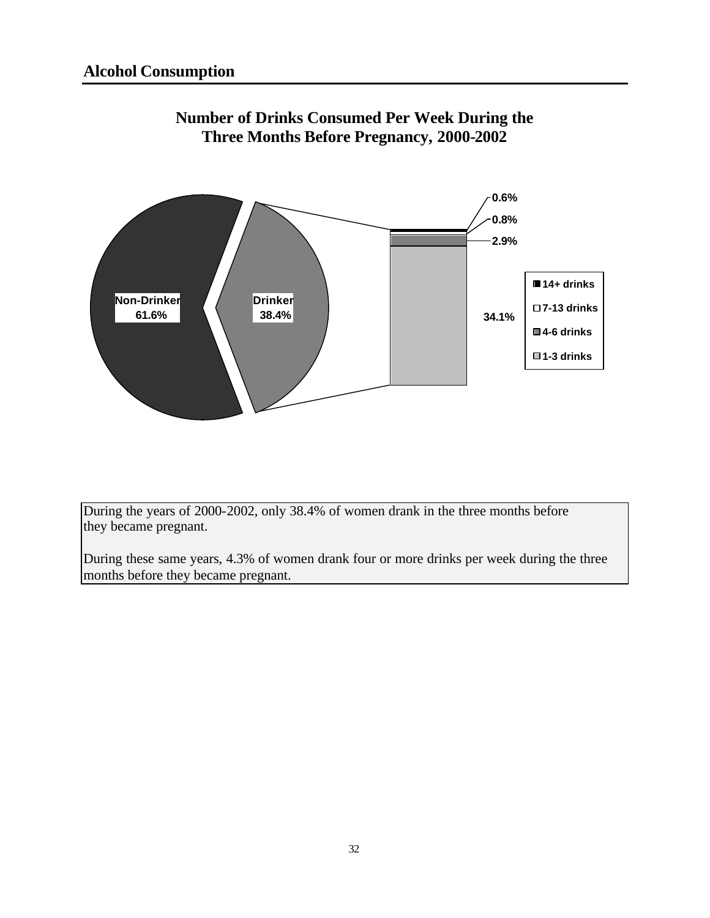## Alcohol Consumption

**Number of Drinks Consumed Per Week During the Three Months Before Pregnancy, 2000-2002**

| Category | Percent |
|---|---|
| Non-Drinker | 61.6% |
| Drinker | 38.4% |
| 1-3 drinks | 34.1% |
| 4-6 drinks | 2.9% |
| 7-13 drinks | 0.8% |
| 14+ drinks | 0.6% |

During the years of 2000-2002, only 38.4% of women drank in the three months before they became pregnant.

During these same years, 4.3% of women drank four or more drinks per week during the three months before they became pregnant.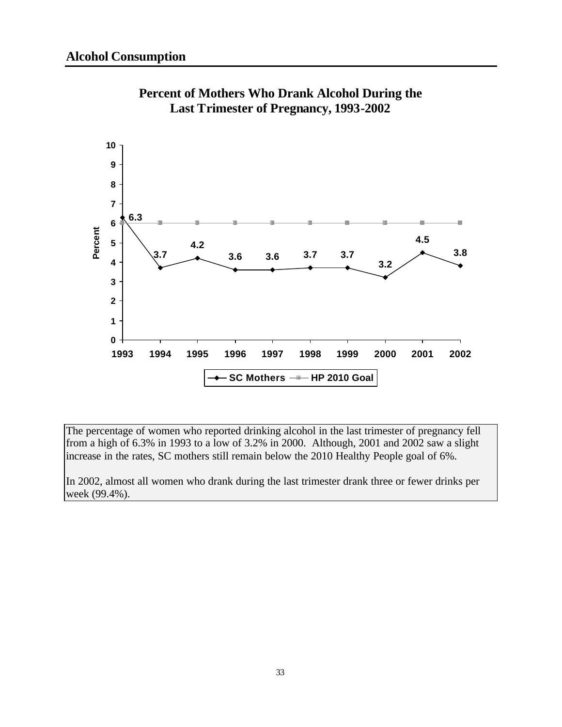## Alcohol Consumption

**Percent of Mothers Who Drank Alcohol During the Last Trimester of Pregnancy, 1993-2002**

| Year | SC Mothers | HP 2010 Goal |
|---|---|---|
| 1993 | 6.3 | 6 |
| 1994 | 3.7 | 6 |
| 1995 | 4.2 | 6 |
| 1996 | 3.6 | 6 |
| 1997 | 3.6 | 6 |
| 1998 | 3.7 | 6 |
| 1999 | 3.7 | 6 |
| 2000 | 3.2 | 6 |
| 2001 | 4.5 | 6 |
| 2002 | 3.8 | 6 |

The percentage of women who reported drinking alcohol in the last trimester of pregnancy fell from a high of 6.3% in 1993 to a low of 3.2% in 2000. Although, 2001 and 2002 saw a slight increase in the rates, SC mothers still remain below the 2010 Healthy People goal of 6%.

In 2002, almost all women who drank during the last trimester drank three or fewer drinks per week (99.4%).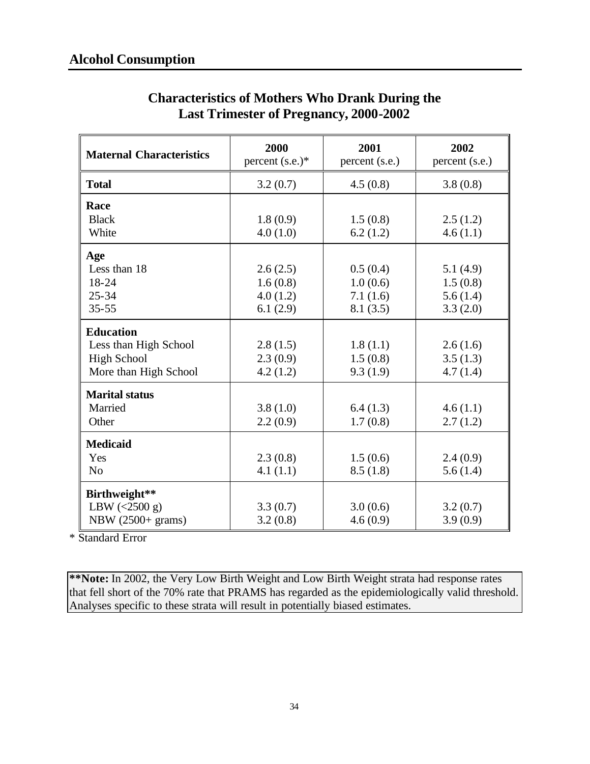## Alcohol Consumption

### Characteristics of Mothers Who Drank During the Last Trimester of Pregnancy, 2000-2002

| Maternal Characteristics | 2000 percent (s.e.)* | 2001 percent (s.e.) | 2002 percent (s.e.) |
|---|---|---|---|
| **Total** | 3.2 (0.7) | 4.5 (0.8) | 3.8 (0.8) |
| **Race** | | | |
| Black | 1.8 (0.9) | 1.5 (0.8) | 2.5 (1.2) |
| White | 4.0 (1.0) | 6.2 (1.2) | 4.6 (1.1) |
| **Age** | | | |
| Less than 18 | 2.6 (2.5) | 0.5 (0.4) | 5.1 (4.9) |
| 18-24 | 1.6 (0.8) | 1.0 (0.6) | 1.5 (0.8) |
| 25-34 | 4.0 (1.2) | 7.1 (1.6) | 5.6 (1.4) |
| 35-55 | 6.1 (2.9) | 8.1 (3.5) | 3.3 (2.0) |
| **Education** | | | |
| Less than High School | 2.8 (1.5) | 1.8 (1.1) | 2.6 (1.6) |
| High School | 2.3 (0.9) | 1.5 (0.8) | 3.5 (1.3) |
| More than High School | 4.2 (1.2) | 9.3 (1.9) | 4.7 (1.4) |
| **Marital status** | | | |
| Married | 3.8 (1.0) | 6.4 (1.3) | 4.6 (1.1) |
| Other | 2.2 (0.9) | 1.7 (0.8) | 2.7 (1.2) |
| **Medicaid** | | | |
| Yes | 2.3 (0.8) | 1.5 (0.6) | 2.4 (0.9) |
| No | 4.1 (1.1) | 8.5 (1.8) | 5.6 (1.4) |
| **Birthweight**** | | | |
| LBW (<2500 g) | 3.3 (0.7) | 3.0 (0.6) | 3.2 (0.7) |
| NBW (2500+ grams) | 3.2 (0.8) | 4.6 (0.9) | 3.9 (0.9) |

* Standard Error

**\*\*Note:** In 2002, the Very Low Birth Weight and Low Birth Weight strata had response rates that fell short of the 70% rate that PRAMS has regarded as the epidemiologically valid threshold. Analyses specific to these strata will result in potentially biased estimates.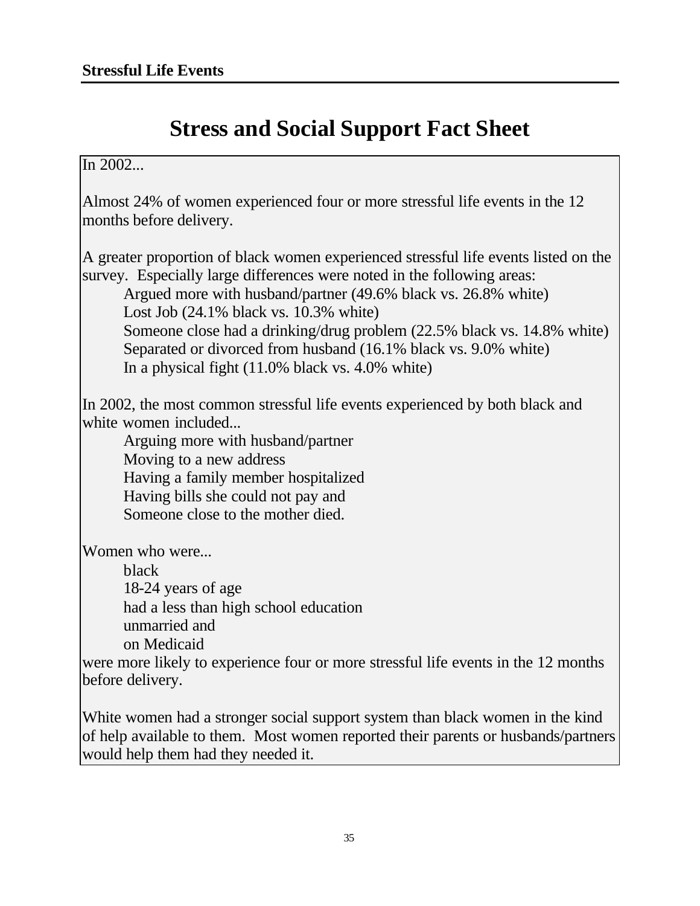**Stressful Life Events**

# Stress and Social Support Fact Sheet

In 2002...

Almost 24% of women experienced four or more stressful life events in the 12 months before delivery.

A greater proportion of black women experienced stressful life events listed on the survey. Especially large differences were noted in the following areas:

- Argued more with husband/partner (49.6% black vs. 26.8% white)
- Lost Job (24.1% black vs. 10.3% white)
- Someone close had a drinking/drug problem (22.5% black vs. 14.8% white)
- Separated or divorced from husband (16.1% black vs. 9.0% white)
- In a physical fight (11.0% black vs. 4.0% white)

In 2002, the most common stressful life events experienced by both black and white women included...

- Arguing more with husband/partner
- Moving to a new address
- Having a family member hospitalized
- Having bills she could not pay and
- Someone close to the mother died.

Women who were...

- black
- 18-24 years of age
- had a less than high school education
- unmarried and
- on Medicaid

were more likely to experience four or more stressful life events in the 12 months before delivery.

White women had a stronger social support system than black women in the kind of help available to them. Most women reported their parents or husbands/partners would help them had they needed it.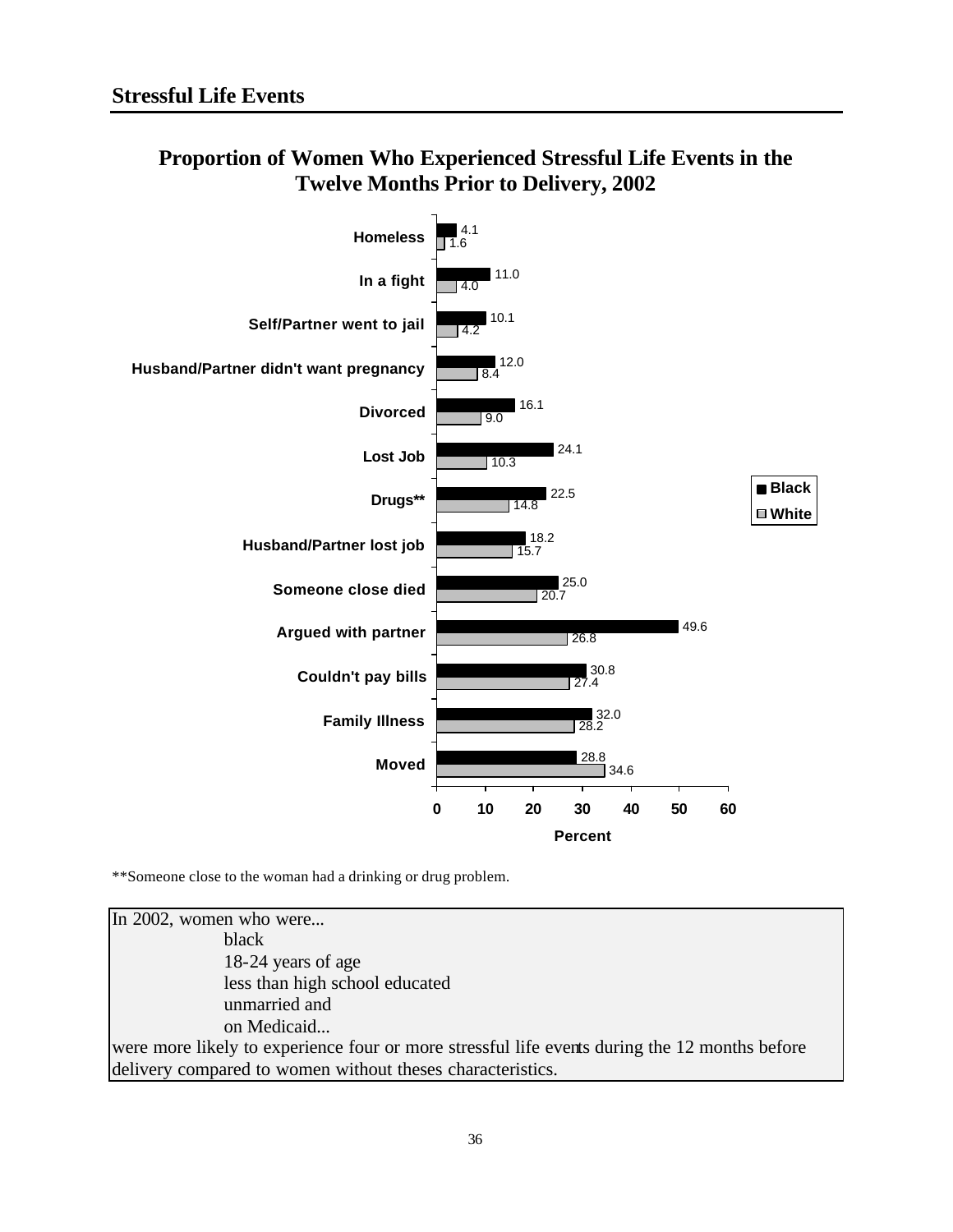## Stressful Life Events

### Proportion of Women Who Experienced Stressful Life Events in the Twelve Months Prior to Delivery, 2002

| Event | Black | White |
|---|---|---|
| Homeless | 4.1 | 1.6 |
| In a fight | 11.0 | 4.0 |
| Self/Partner went to jail | 10.1 | 4.2 |
| Husband/Partner didn't want pregnancy | 12.0 | 8.4 |
| Divorced | 16.1 | 9.0 |
| Lost Job | 24.1 | 10.3 |
| Drugs** | 22.5 | 14.8 |
| Husband/Partner lost job | 18.2 | 15.7 |
| Someone close died | 25.0 | 20.7 |
| Argued with partner | 49.6 | 26.8 |
| Couldn't pay bills | 30.8 | 27.4 |
| Family Illness | 32.0 | 28.2 |
| Moved | 28.8 | 34.6 |

Percent

**Someone close to the woman had a drinking or drug problem.

In 2002, women who were...

- black
- 18-24 years of age
- less than high school educated
- unmarried and
- on Medicaid...

were more likely to experience four or more stressful life events during the 12 months before delivery compared to women without theses characteristics.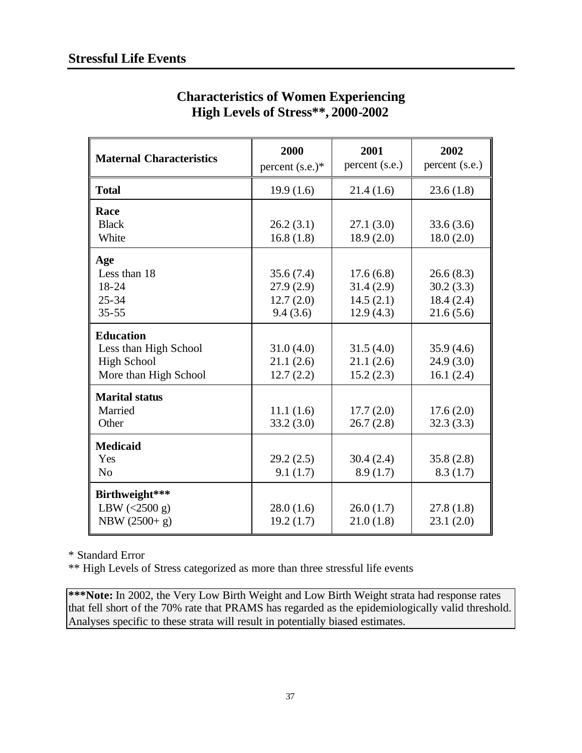## Stressful Life Events

### Characteristics of Women Experiencing High Levels of Stress**, 2000-2002

| Maternal Characteristics | 2000 percent (s.e.)* | 2001 percent (s.e.) | 2002 percent (s.e.) |
|---|---|---|---|
| **Total** | 19.9 (1.6) | 21.4 (1.6) | 23.6 (1.8) |
| **Race** | | | |
| Black | 26.2 (3.1) | 27.1 (3.0) | 33.6 (3.6) |
| White | 16.8 (1.8) | 18.9 (2.0) | 18.0 (2.0) |
| **Age** | | | |
| Less than 18 | 35.6 (7.4) | 17.6 (6.8) | 26.6 (8.3) |
| 18-24 | 27.9 (2.9) | 31.4 (2.9) | 30.2 (3.3) |
| 25-34 | 12.7 (2.0) | 14.5 (2.1) | 18.4 (2.4) |
| 35-55 | 9.4 (3.6) | 12.9 (4.3) | 21.6 (5.6) |
| **Education** | | | |
| Less than High School | 31.0 (4.0) | 31.5 (4.0) | 35.9 (4.6) |
| High School | 21.1 (2.6) | 21.1 (2.6) | 24.9 (3.0) |
| More than High School | 12.7 (2.2) | 15.2 (2.3) | 16.1 (2.4) |
| **Marital status** | | | |
| Married | 11.1 (1.6) | 17.7 (2.0) | 17.6 (2.0) |
| Other | 33.2 (3.0) | 26.7 (2.8) | 32.3 (3.3) |
| **Medicaid** | | | |
| Yes | 29.2 (2.5) | 30.4 (2.4) | 35.8 (2.8) |
| No | 9.1 (1.7) | 8.9 (1.7) | 8.3 (1.7) |
| **Birthweight*** ** | | | |
| LBW (<2500 g) | 28.0 (1.6) | 26.0 (1.7) | 27.8 (1.8) |
| NBW (2500+ g) | 19.2 (1.7) | 21.0 (1.8) | 23.1 (2.0) |

\* Standard Error

** High Levels of Stress categorized as more than three stressful life events

***Note:** In 2002, the Very Low Birth Weight and Low Birth Weight strata had response rates that fell short of the 70% rate that PRAMS has regarded as the epidemiologically valid threshold. Analyses specific to these strata will result in potentially biased estimates.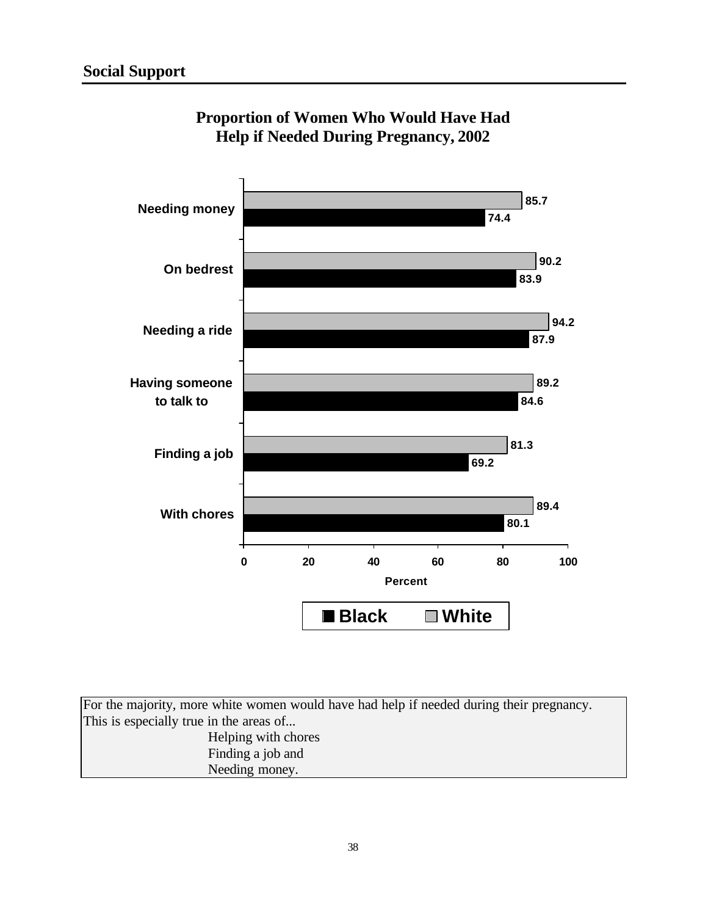## Social Support

**Proportion of Women Who Would Have Had Help if Needed During Pregnancy, 2002**

| | Black | White |
|---|---|---|
| Needing money | 74.4 | 85.7 |
| On bedrest | 83.9 | 90.2 |
| Needing a ride | 87.9 | 94.2 |
| Having someone to talk to | 84.6 | 89.2 |
| Finding a job | 69.2 | 81.3 |
| With chores | 80.1 | 89.4 |

Percent

For the majority, more white women would have had help if needed during their pregnancy. This is especially true in the areas of...

Helping with chores
Finding a job and
Needing money.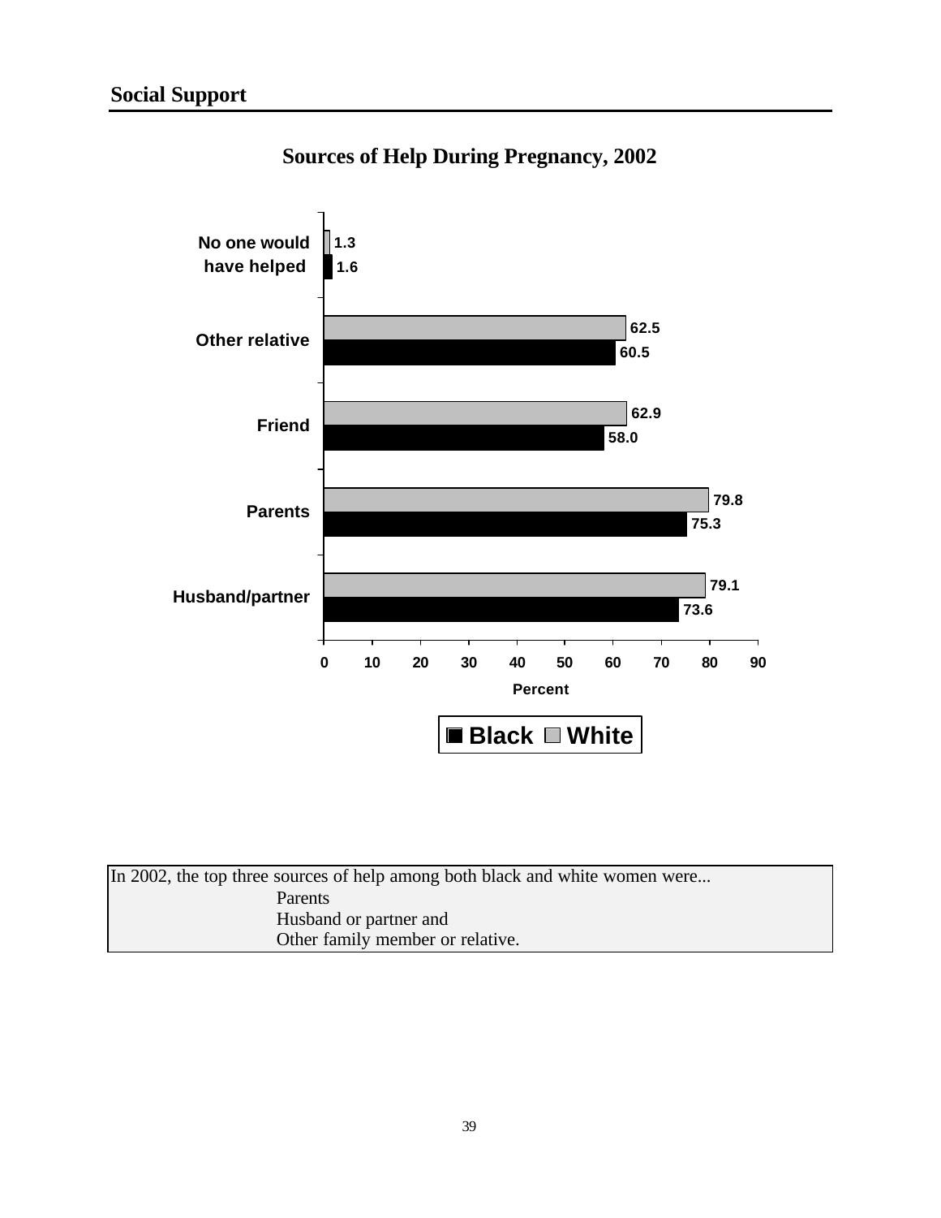## Social Support

### Sources of Help During Pregnancy, 2002

| Source | Black | White |
|---|---|---|
| No one would have helped | 1.6 | 1.3 |
| Other relative | 60.5 | 62.5 |
| Friend | 58.0 | 62.9 |
| Parents | 75.3 | 79.8 |
| Husband/partner | 73.6 | 79.1 |

Percent

In 2002, the top three sources of help among both black and white women were...

Parents
Husband or partner and
Other family member or relative.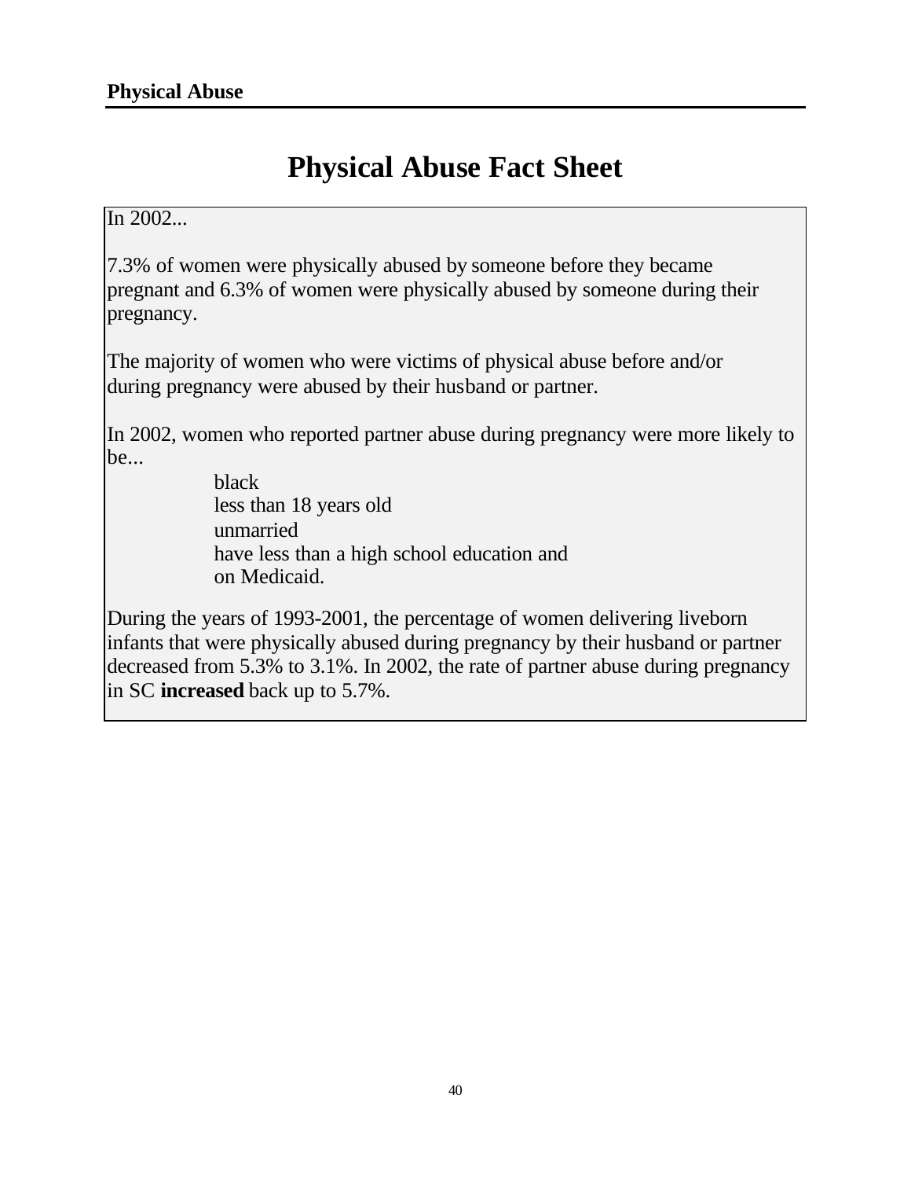# Physical Abuse Fact Sheet

In 2002...

7.3% of women were physically abused by someone before they became pregnant and 6.3% of women were physically abused by someone during their pregnancy.

The majority of women who were victims of physical abuse before and/or during pregnancy were abused by their husband or partner.

In 2002, women who reported partner abuse during pregnancy were more likely to be...

- black
- less than 18 years old
- unmarried
- have less than a high school education and
- on Medicaid.

During the years of 1993-2001, the percentage of women delivering liveborn infants that were physically abused during pregnancy by their husband or partner decreased from 5.3% to 3.1%. In 2002, the rate of partner abuse during pregnancy in SC **increased** back up to 5.7%.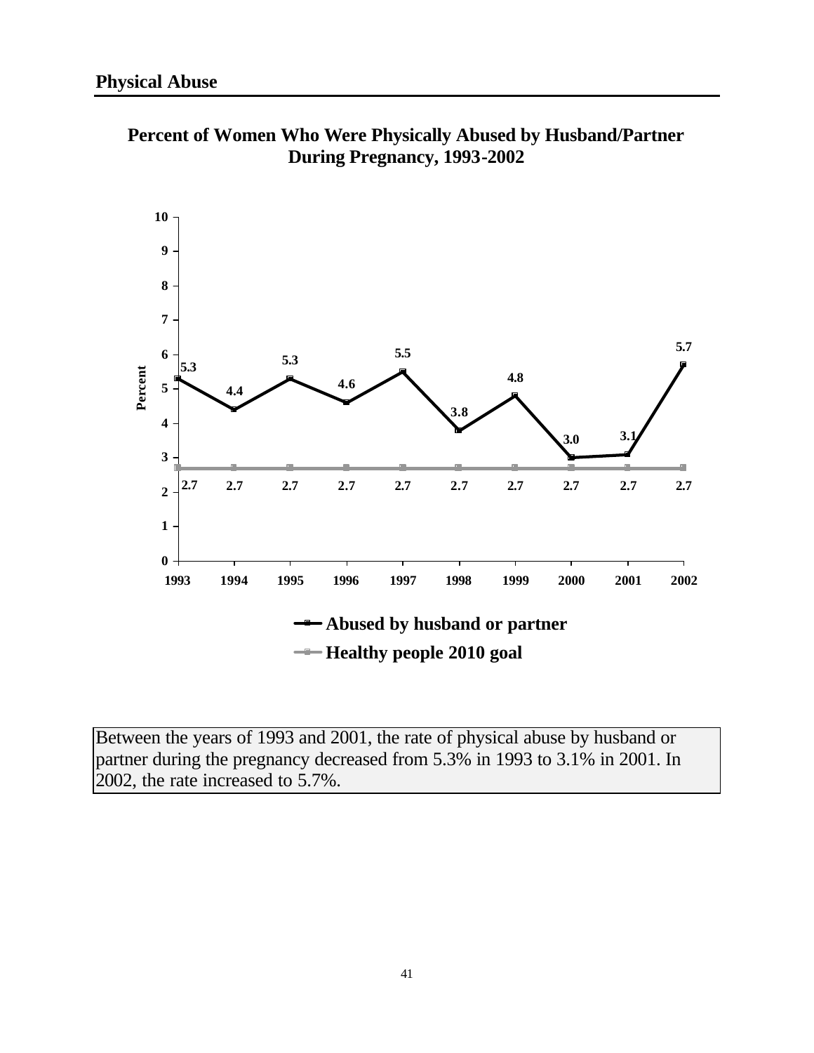## Physical Abuse

**Percent of Women Who Were Physically Abused by Husband/Partner During Pregnancy, 1993-2002**

| Year | Abused by husband or partner | Healthy people 2010 goal |
|---|---|---|
| 1993 | 5.3 | 2.7 |
| 1994 | 4.4 | 2.7 |
| 1995 | 5.3 | 2.7 |
| 1996 | 4.6 | 2.7 |
| 1997 | 5.5 | 2.7 |
| 1998 | 3.8 | 2.7 |
| 1999 | 4.8 | 2.7 |
| 2000 | 3.0 | 2.7 |
| 2001 | 3.1 | 2.7 |
| 2002 | 5.7 | 2.7 |

Between the years of 1993 and 2001, the rate of physical abuse by husband or partner during the pregnancy decreased from 5.3% in 1993 to 3.1% in 2001. In 2002, the rate increased to 5.7%.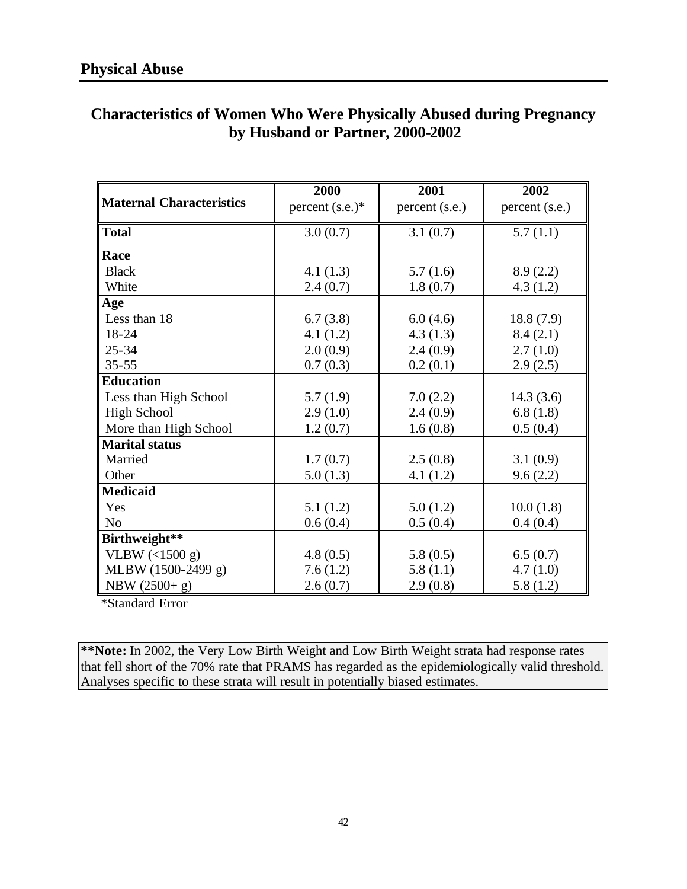## Physical Abuse

### Characteristics of Women Who Were Physically Abused during Pregnancy by Husband or Partner, 2000-2002

| Maternal Characteristics | 2000 percent (s.e.)* | 2001 percent (s.e.) | 2002 percent (s.e.) |
|---|---|---|---|
| **Total** | 3.0 (0.7) | 3.1 (0.7) | 5.7 (1.1) |
| **Race** | | | |
| Black | 4.1 (1.3) | 5.7 (1.6) | 8.9 (2.2) |
| White | 2.4 (0.7) | 1.8 (0.7) | 4.3 (1.2) |
| **Age** | | | |
| Less than 18 | 6.7 (3.8) | 6.0 (4.6) | 18.8 (7.9) |
| 18-24 | 4.1 (1.2) | 4.3 (1.3) | 8.4 (2.1) |
| 25-34 | 2.0 (0.9) | 2.4 (0.9) | 2.7 (1.0) |
| 35-55 | 0.7 (0.3) | 0.2 (0.1) | 2.9 (2.5) |
| **Education** | | | |
| Less than High School | 5.7 (1.9) | 7.0 (2.2) | 14.3 (3.6) |
| High School | 2.9 (1.0) | 2.4 (0.9) | 6.8 (1.8) |
| More than High School | 1.2 (0.7) | 1.6 (0.8) | 0.5 (0.4) |
| **Marital status** | | | |
| Married | 1.7 (0.7) | 2.5 (0.8) | 3.1 (0.9) |
| Other | 5.0 (1.3) | 4.1 (1.2) | 9.6 (2.2) |
| **Medicaid** | | | |
| Yes | 5.1 (1.2) | 5.0 (1.2) | 10.0 (1.8) |
| No | 0.6 (0.4) | 0.5 (0.4) | 0.4 (0.4) |
| **Birthweight**** | | | |
| VLBW (<1500 g) | 4.8 (0.5) | 5.8 (0.5) | 6.5 (0.7) |
| MLBW (1500-2499 g) | 7.6 (1.2) | 5.8 (1.1) | 4.7 (1.0) |
| NBW (2500+ g) | 2.6 (0.7) | 2.9 (0.8) | 5.8 (1.2) |

*Standard Error

**\*\*Note:** In 2002, the Very Low Birth Weight and Low Birth Weight strata had response rates that fell short of the 70% rate that PRAMS has regarded as the epidemiologically valid threshold. Analyses specific to these strata will result in potentially biased estimates.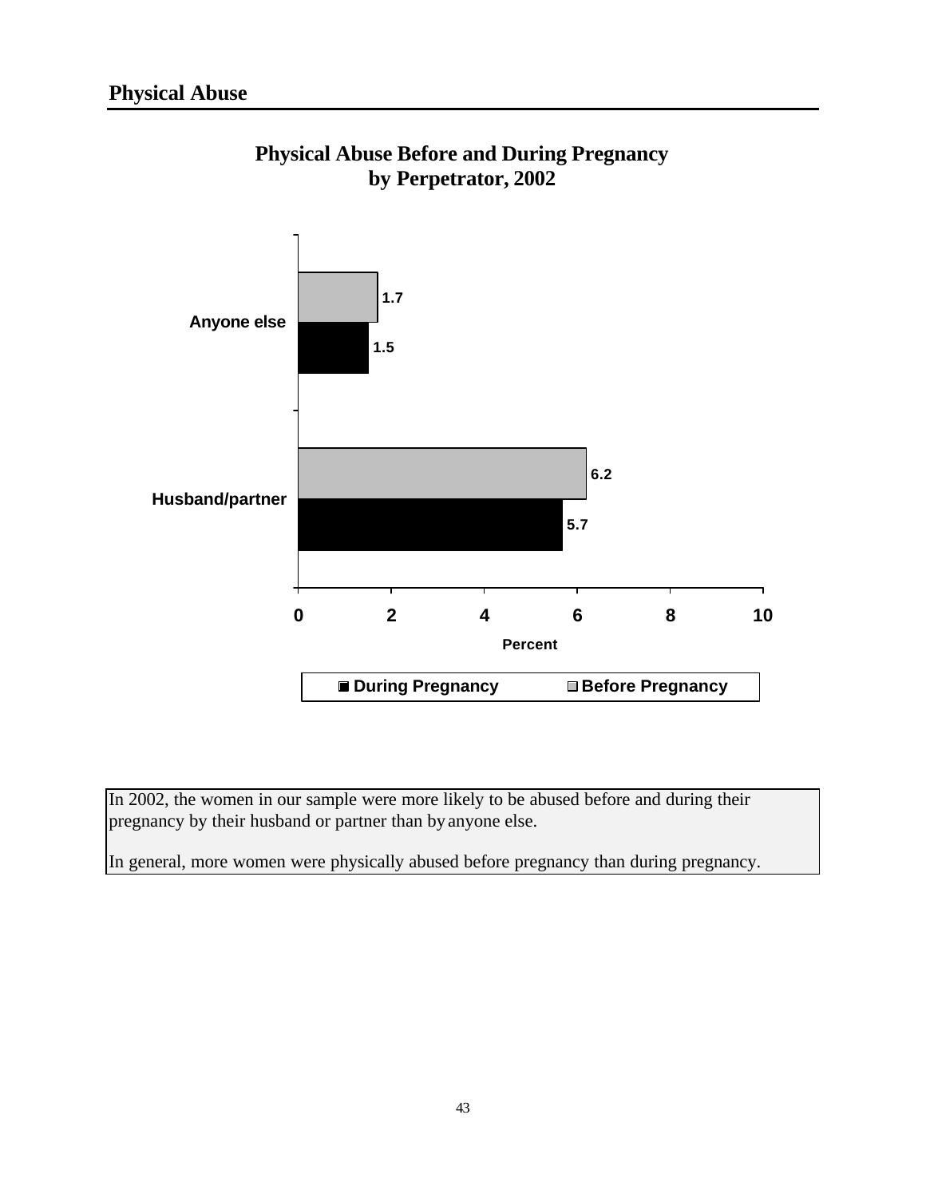## Physical Abuse

**Physical Abuse Before and During Pregnancy by Perpetrator, 2002**

| Perpetrator | During Pregnancy | Before Pregnancy |
|---|---|---|
| Anyone else | 1.5 | 1.7 |
| Husband/partner | 5.7 | 6.2 |

Percent

In 2002, the women in our sample were more likely to be abused before and during their pregnancy by their husband or partner than by anyone else.

In general, more women were physically abused before pregnancy than during pregnancy.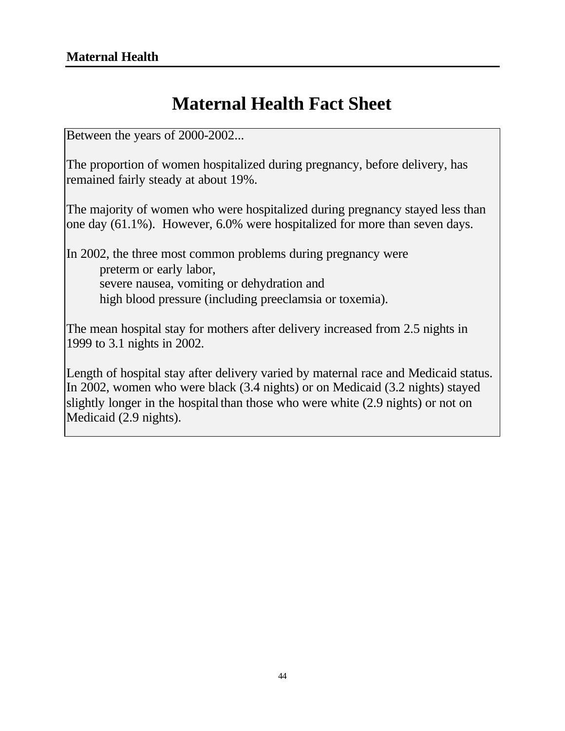# Maternal Health Fact Sheet

Between the years of 2000-2002...

The proportion of women hospitalized during pregnancy, before delivery, has remained fairly steady at about 19%.

The majority of women who were hospitalized during pregnancy stayed less than one day (61.1%). However, 6.0% were hospitalized for more than seven days.

In 2002, the three most common problems during pregnancy were

- preterm or early labor,
- severe nausea, vomiting or dehydration and
- high blood pressure (including preeclamsia or toxemia).

The mean hospital stay for mothers after delivery increased from 2.5 nights in 1999 to 3.1 nights in 2002.

Length of hospital stay after delivery varied by maternal race and Medicaid status. In 2002, women who were black (3.4 nights) or on Medicaid (3.2 nights) stayed slightly longer in the hospital than those who were white (2.9 nights) or not on Medicaid (2.9 nights).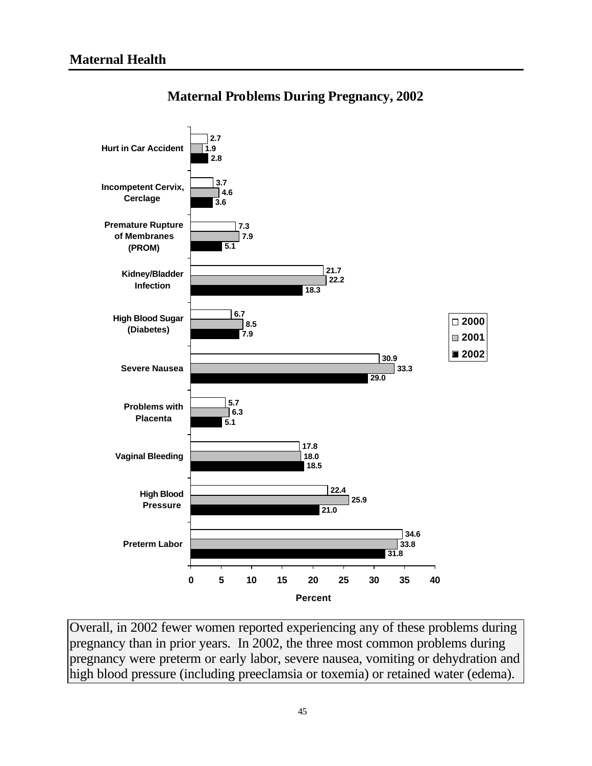# Maternal Health

## Maternal Problems During Pregnancy, 2002

| Problem | 2000 | 2001 | 2002 |
|---|---|---|---|
| Hurt in Car Accident | 2.7 | 1.9 | 2.8 |
| Incompetent Cervix, Cerclage | 3.7 | 4.6 | 3.6 |
| Premature Rupture of Membranes (PROM) | 7.3 | 7.9 | 5.1 |
| Kidney/Bladder Infection | 21.7 | 22.2 | 18.3 |
| High Blood Sugar (Diabetes) | 6.7 | 8.5 | 7.9 |
| Severe Nausea | 30.9 | 33.3 | 29.0 |
| Problems with Placenta | 5.7 | 6.3 | 5.1 |
| Vaginal Bleeding | 17.8 | 18.0 | 18.5 |
| High Blood Pressure | 22.4 | 25.9 | 21.0 |
| Preterm Labor | 34.6 | 33.8 | 31.8 |

Percent

Overall, in 2002 fewer women reported experiencing any of these problems during pregnancy than in prior years. In 2002, the three most common problems during pregnancy were preterm or early labor, severe nausea, vomiting or dehydration and high blood pressure (including preeclamsia or toxemia) or retained water (edema).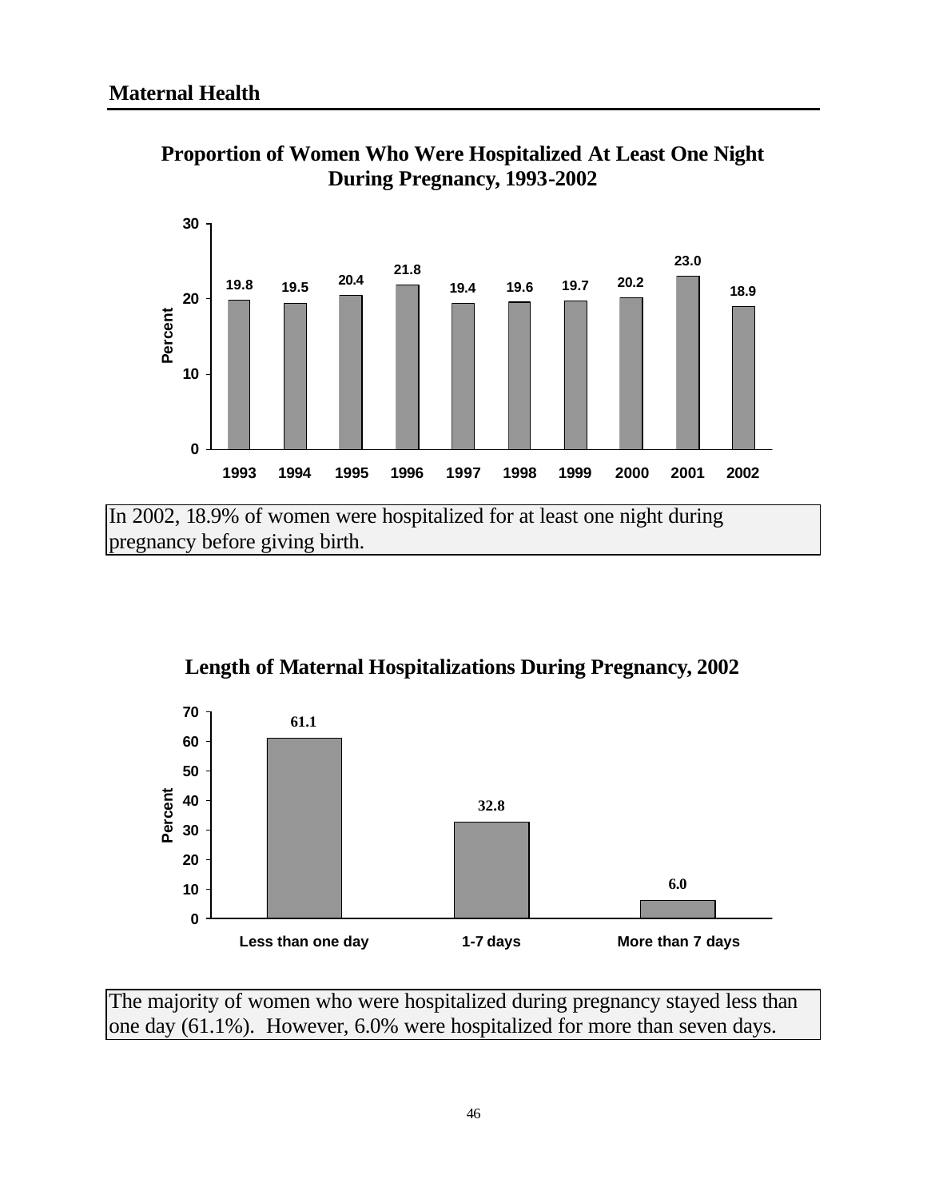## Maternal Health

**Proportion of Women Who Were Hospitalized At Least One Night During Pregnancy, 1993-2002**

| Year | Percent |
|---|---|
| 1993 | 19.8 |
| 1994 | 19.5 |
| 1995 | 20.4 |
| 1996 | 21.8 |
| 1997 | 19.4 |
| 1998 | 19.6 |
| 1999 | 19.7 |
| 2000 | 20.2 |
| 2001 | 23.0 |
| 2002 | 18.9 |

In 2002, 18.9% of women were hospitalized for at least one night during pregnancy before giving birth.

**Length of Maternal Hospitalizations During Pregnancy, 2002**

| Length | Percent |
|---|---|
| Less than one day | 61.1 |
| 1-7 days | 32.8 |
| More than 7 days | 6.0 |

The majority of women who were hospitalized during pregnancy stayed less than one day (61.1%). However, 6.0% were hospitalized for more than seven days.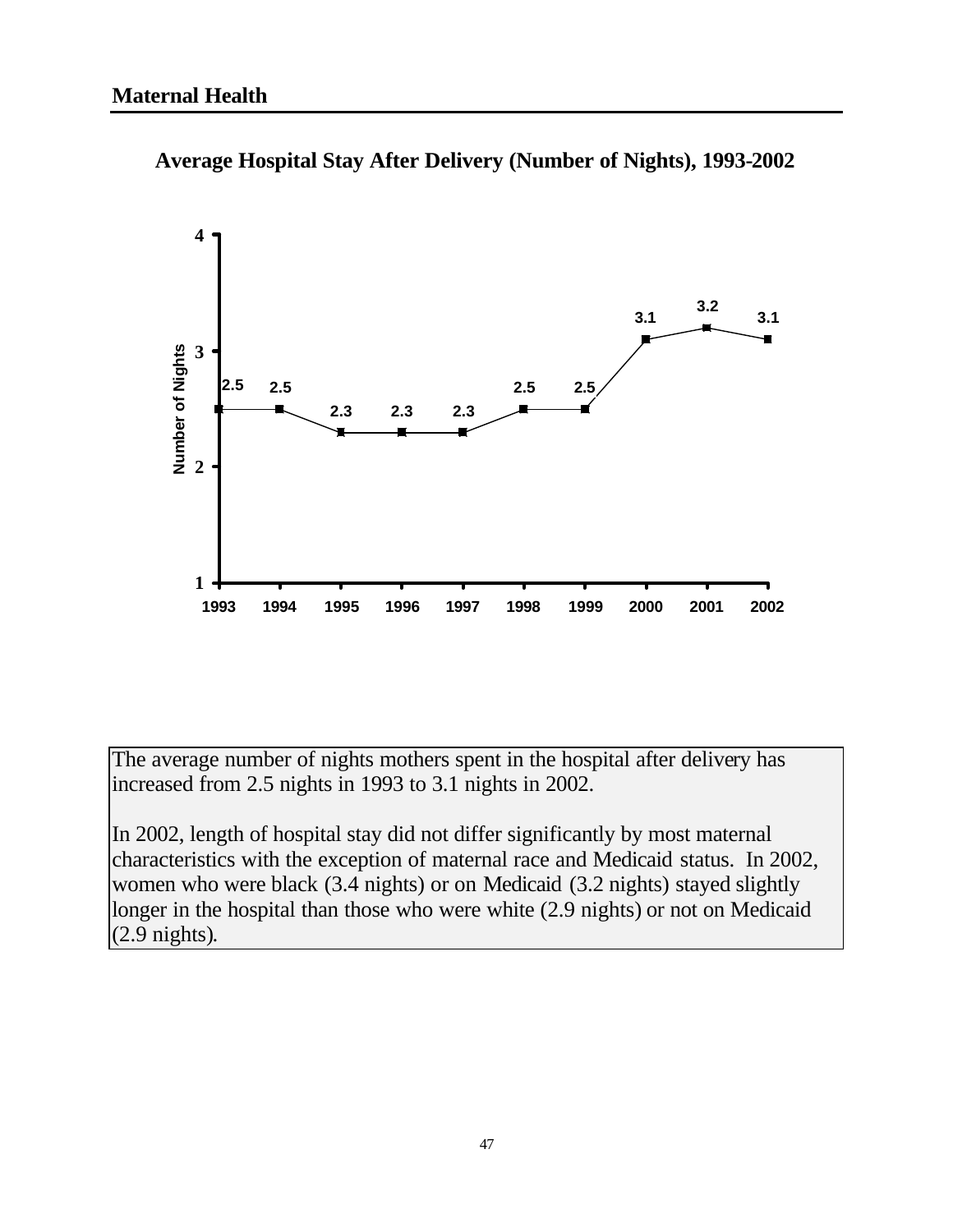## Maternal Health

**Average Hospital Stay After Delivery (Number of Nights), 1993-2002**

| Year | Number of Nights |
|---|---|
| 1993 | 2.5 |
| 1994 | 2.5 |
| 1995 | 2.3 |
| 1996 | 2.3 |
| 1997 | 2.3 |
| 1998 | 2.5 |
| 1999 | 2.5 |
| 2000 | 3.1 |
| 2001 | 3.2 |
| 2002 | 3.1 |

The average number of nights mothers spent in the hospital after delivery has increased from 2.5 nights in 1993 to 3.1 nights in 2002.

In 2002, length of hospital stay did not differ significantly by most maternal characteristics with the exception of maternal race and Medicaid status. In 2002, women who were black (3.4 nights) or on Medicaid (3.2 nights) stayed slightly longer in the hospital than those who were white (2.9 nights) or not on Medicaid (2.9 nights).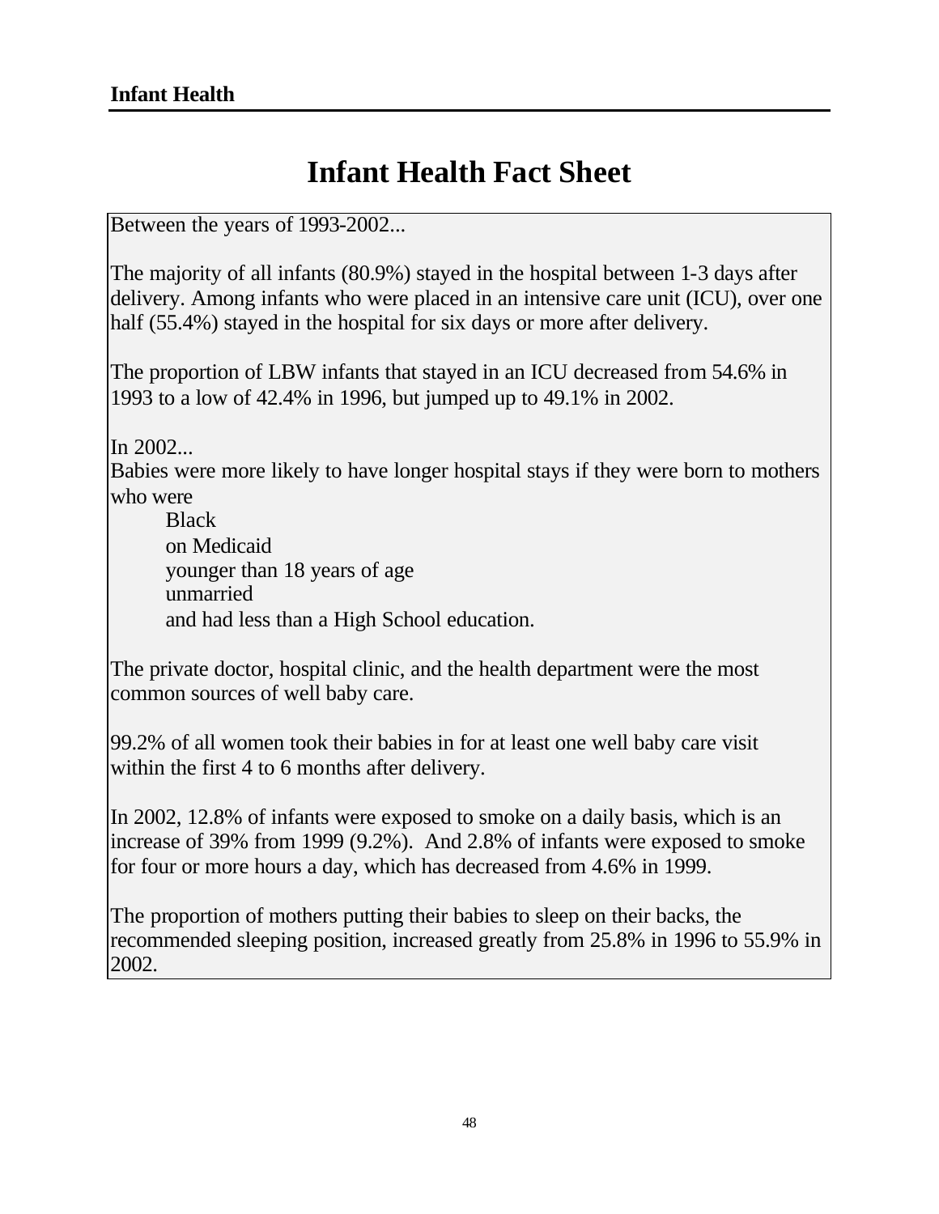# Infant Health Fact Sheet

Between the years of 1993-2002...

The majority of all infants (80.9%) stayed in the hospital between 1-3 days after delivery. Among infants who were placed in an intensive care unit (ICU), over one half (55.4%) stayed in the hospital for six days or more after delivery.

The proportion of LBW infants that stayed in an ICU decreased from 54.6% in 1993 to a low of 42.4% in 1996, but jumped up to 49.1% in 2002.

In 2002...

Babies were more likely to have longer hospital stays if they were born to mothers who were

- Black
- on Medicaid
- younger than 18 years of age
- unmarried
- and had less than a High School education.

The private doctor, hospital clinic, and the health department were the most common sources of well baby care.

99.2% of all women took their babies in for at least one well baby care visit within the first 4 to 6 months after delivery.

In 2002, 12.8% of infants were exposed to smoke on a daily basis, which is an increase of 39% from 1999 (9.2%). And 2.8% of infants were exposed to smoke for four or more hours a day, which has decreased from 4.6% in 1999.

The proportion of mothers putting their babies to sleep on their backs, the recommended sleeping position, increased greatly from 25.8% in 1996 to 55.9% in 2002.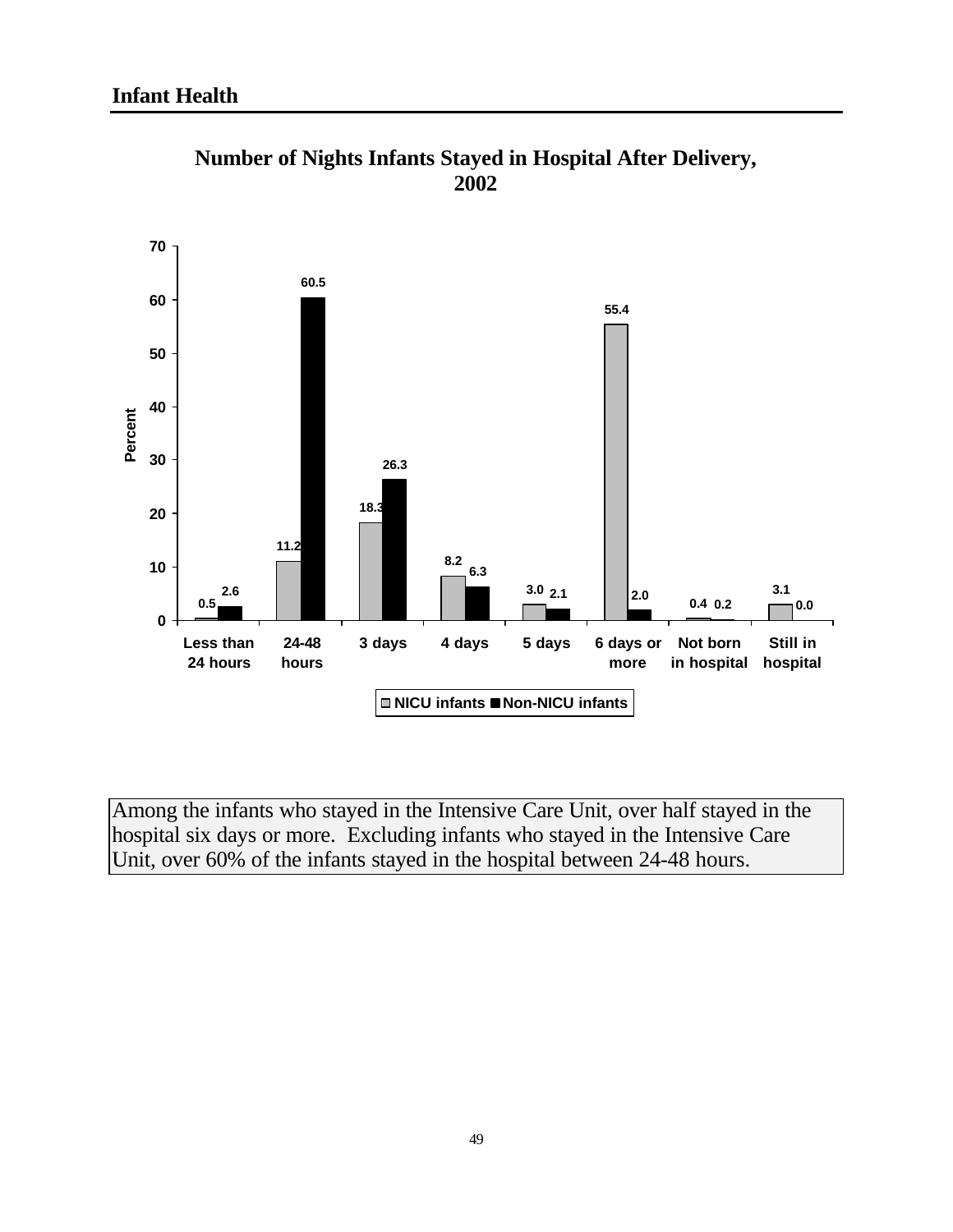## Infant Health

**Number of Nights Infants Stayed in Hospital After Delivery, 2002**

| Nights in hospital | NICU infants (%) | Non-NICU infants (%) |
|---|---|---|
| Less than 24 hours | 0.5 | 2.6 |
| 24-48 hours | 11.2 | 60.5 |
| 3 days | 18.3 | 26.3 |
| 4 days | 8.2 | 6.3 |
| 5 days | 3.0 | 2.1 |
| 6 days or more | 55.4 | 2.0 |
| Not born in hospital | 0.4 | 0.2 |
| Still in hospital | 3.1 | 0.0 |

Among the infants who stayed in the Intensive Care Unit, over half stayed in the hospital six days or more. Excluding infants who stayed in the Intensive Care Unit, over 60% of the infants stayed in the hospital between 24-48 hours.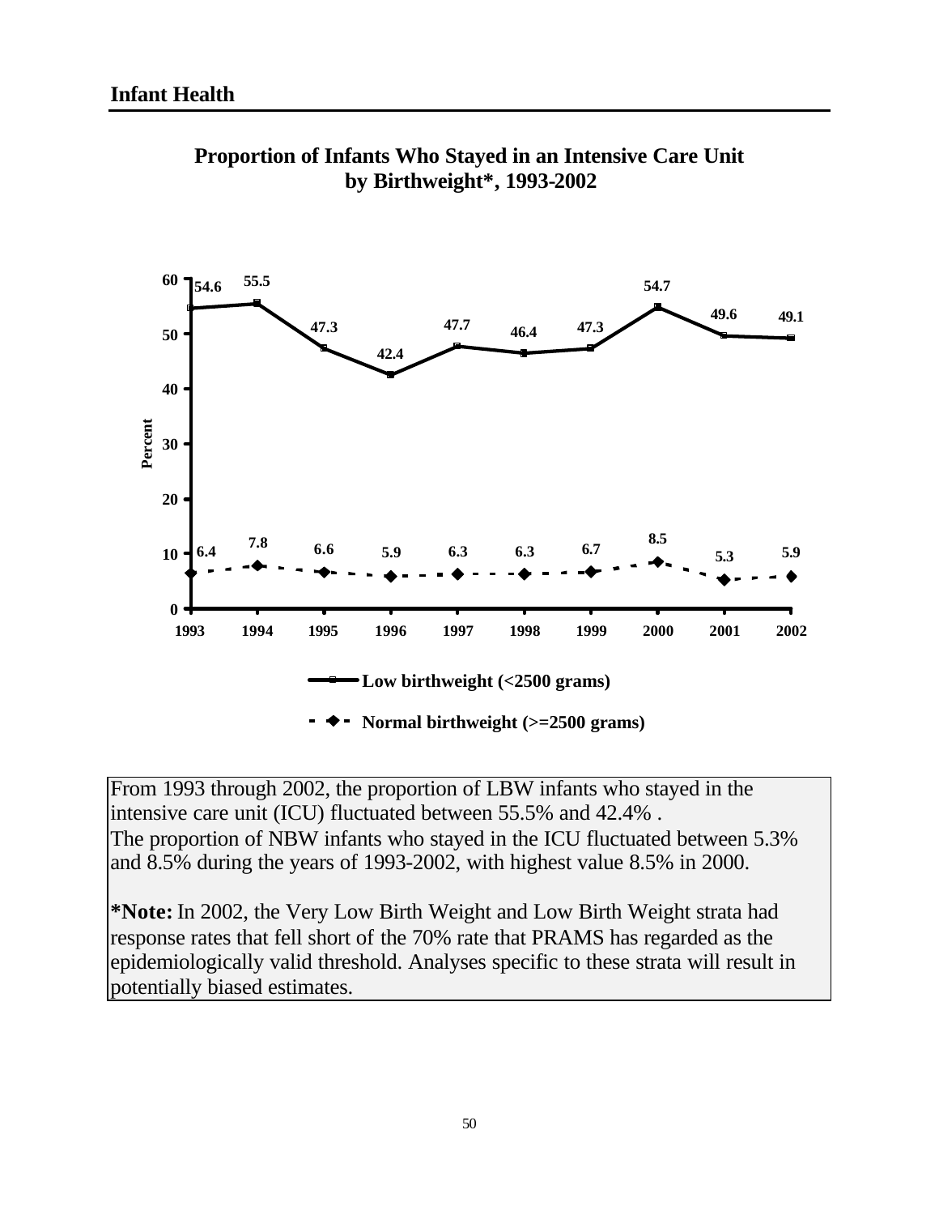## Infant Health

**Proportion of Infants Who Stayed in an Intensive Care Unit by Birthweight\*, 1993-2002**

| Year | Low birthweight (<2500 grams) | Normal birthweight (>=2500 grams) |
|---|---|---|
| 1993 | 54.6 | 6.4 |
| 1994 | 55.5 | 7.8 |
| 1995 | 47.3 | 6.6 |
| 1996 | 42.4 | 5.9 |
| 1997 | 47.7 | 6.3 |
| 1998 | 46.4 | 6.3 |
| 1999 | 47.3 | 6.7 |
| 2000 | 54.7 | 8.5 |
| 2001 | 49.6 | 5.3 |
| 2002 | 49.1 | 5.9 |

From 1993 through 2002, the proportion of LBW infants who stayed in the intensive care unit (ICU) fluctuated between 55.5% and 42.4% .
The proportion of NBW infants who stayed in the ICU fluctuated between 5.3% and 8.5% during the years of 1993-2002, with highest value 8.5% in 2000.

**\*Note:** In 2002, the Very Low Birth Weight and Low Birth Weight strata had response rates that fell short of the 70% rate that PRAMS has regarded as the epidemiologically valid threshold. Analyses specific to these strata will result in potentially biased estimates.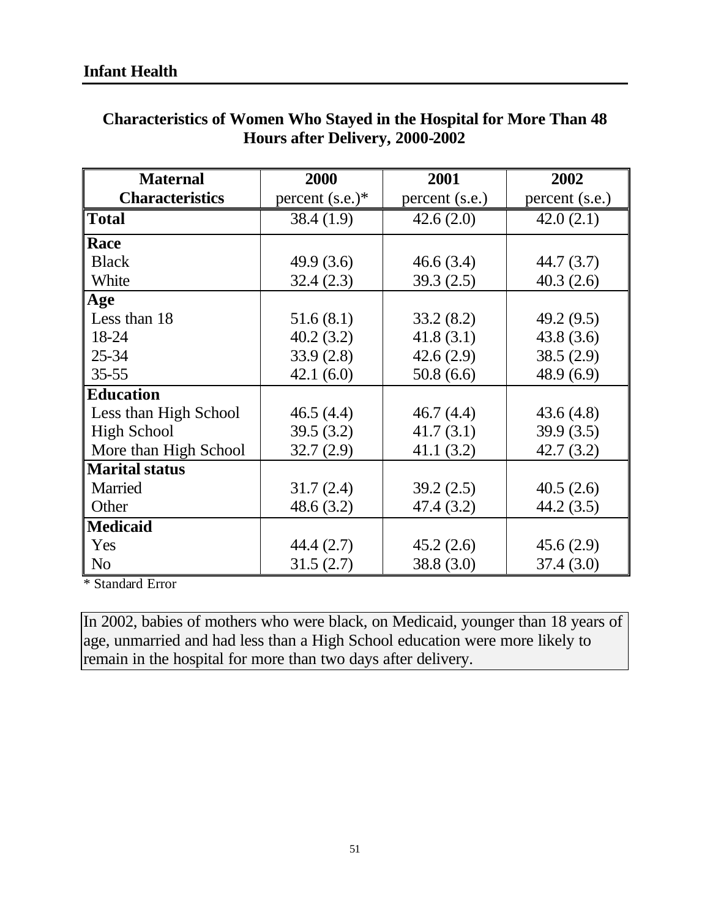## Infant Health

### Characteristics of Women Who Stayed in the Hospital for More Than 48 Hours after Delivery, 2000-2002

| Maternal Characteristics | 2000 percent (s.e.)* | 2001 percent (s.e.) | 2002 percent (s.e.) |
|---|---|---|---|
| **Total** | 38.4 (1.9) | 42.6 (2.0) | 42.0 (2.1) |
| **Race** | | | |
| Black | 49.9 (3.6) | 46.6 (3.4) | 44.7 (3.7) |
| White | 32.4 (2.3) | 39.3 (2.5) | 40.3 (2.6) |
| **Age** | | | |
| Less than 18 | 51.6 (8.1) | 33.2 (8.2) | 49.2 (9.5) |
| 18-24 | 40.2 (3.2) | 41.8 (3.1) | 43.8 (3.6) |
| 25-34 | 33.9 (2.8) | 42.6 (2.9) | 38.5 (2.9) |
| 35-55 | 42.1 (6.0) | 50.8 (6.6) | 48.9 (6.9) |
| **Education** | | | |
| Less than High School | 46.5 (4.4) | 46.7 (4.4) | 43.6 (4.8) |
| High School | 39.5 (3.2) | 41.7 (3.1) | 39.9 (3.5) |
| More than High School | 32.7 (2.9) | 41.1 (3.2) | 42.7 (3.2) |
| **Marital status** | | | |
| Married | 31.7 (2.4) | 39.2 (2.5) | 40.5 (2.6) |
| Other | 48.6 (3.2) | 47.4 (3.2) | 44.2 (3.5) |
| **Medicaid** | | | |
| Yes | 44.4 (2.7) | 45.2 (2.6) | 45.6 (2.9) |
| No | 31.5 (2.7) | 38.8 (3.0) | 37.4 (3.0) |

* Standard Error

In 2002, babies of mothers who were black, on Medicaid, younger than 18 years of age, unmarried and had less than a High School education were more likely to remain in the hospital for more than two days after delivery.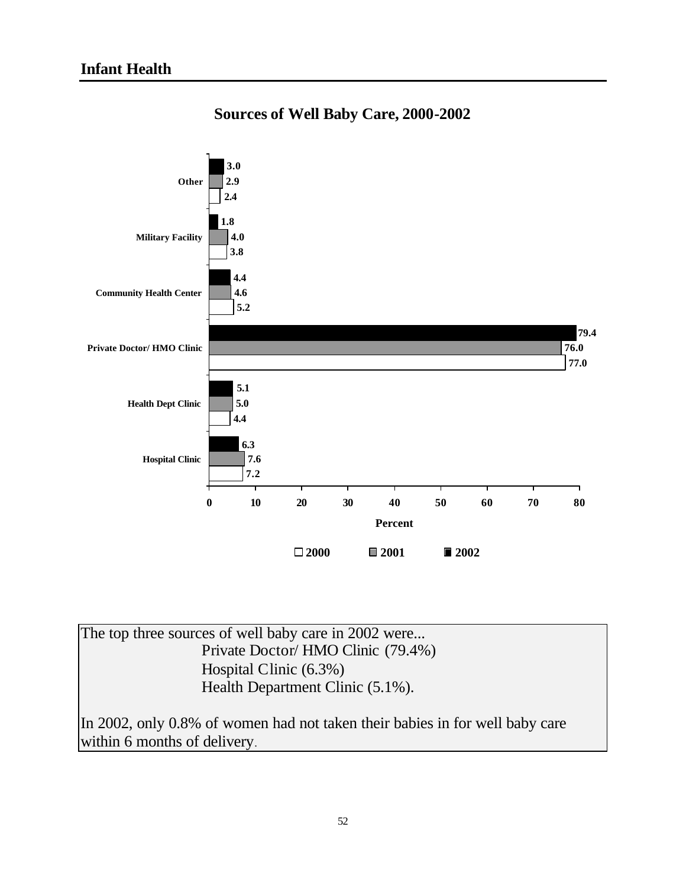# Infant Health

## Sources of Well Baby Care, 2000-2002

| Source | 2000 | 2001 | 2002 |
|---|---|---|---|
| Other | 2.4 | 2.9 | 3.0 |
| Military Facility | 3.8 | 4.0 | 1.8 |
| Community Health Center | 5.2 | 4.6 | 4.4 |
| Private Doctor/ HMO Clinic | 77.0 | 76.0 | 79.4 |
| Health Dept Clinic | 4.4 | 5.0 | 5.1 |
| Hospital Clinic | 7.2 | 7.6 | 6.3 |

Percent

The top three sources of well baby care in 2002 were...

- Private Doctor/ HMO Clinic (79.4%)
- Hospital Clinic (6.3%)
- Health Department Clinic (5.1%).

In 2002, only 0.8% of women had not taken their babies in for well baby care within 6 months of delivery.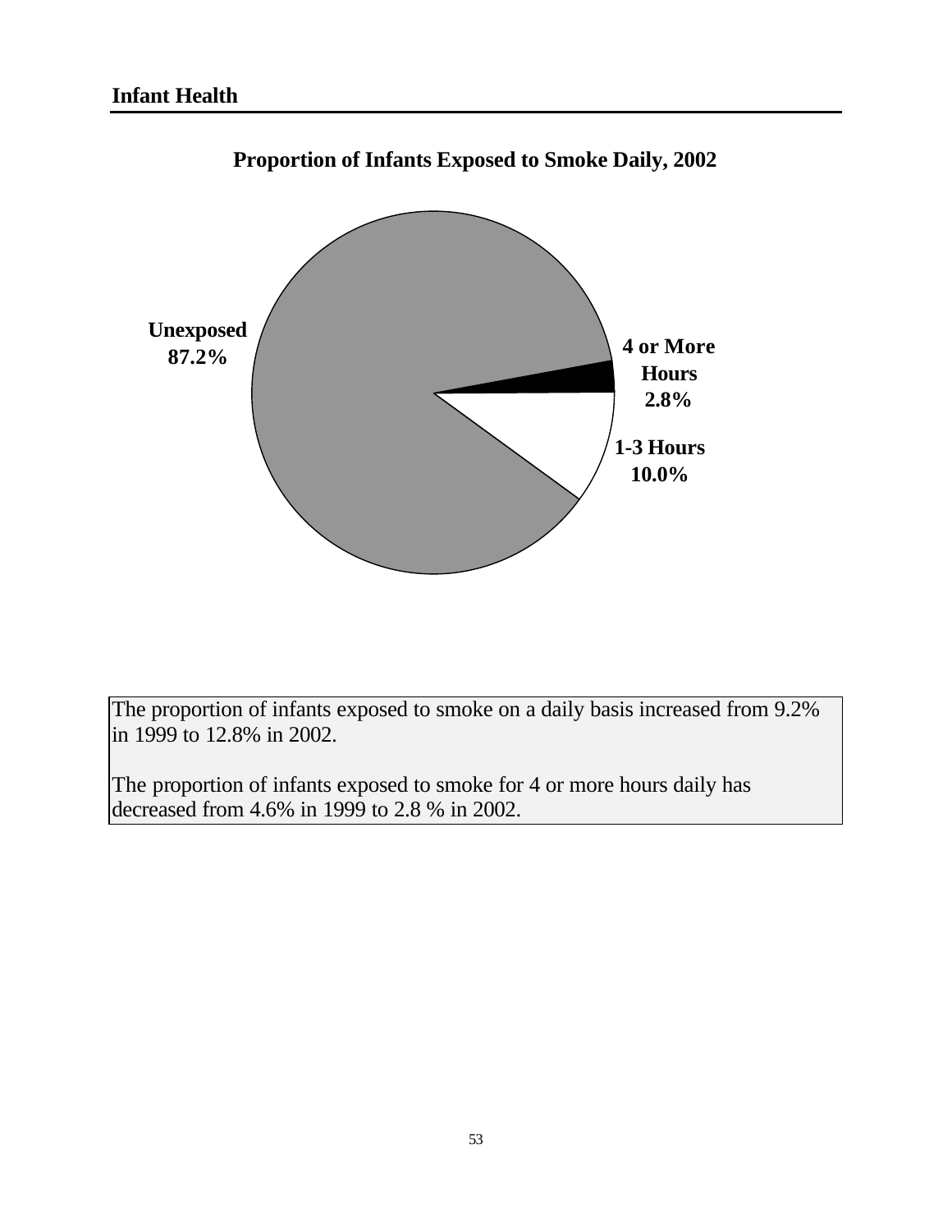# Infant Health

## Proportion of Infants Exposed to Smoke Daily, 2002

Unexposed 87.2%

4 or More Hours 2.8%

1-3 Hours 10.0%

The proportion of infants exposed to smoke on a daily basis increased from 9.2% in 1999 to 12.8% in 2002.

The proportion of infants exposed to smoke for 4 or more hours daily has decreased from 4.6% in 1999 to 2.8 % in 2002.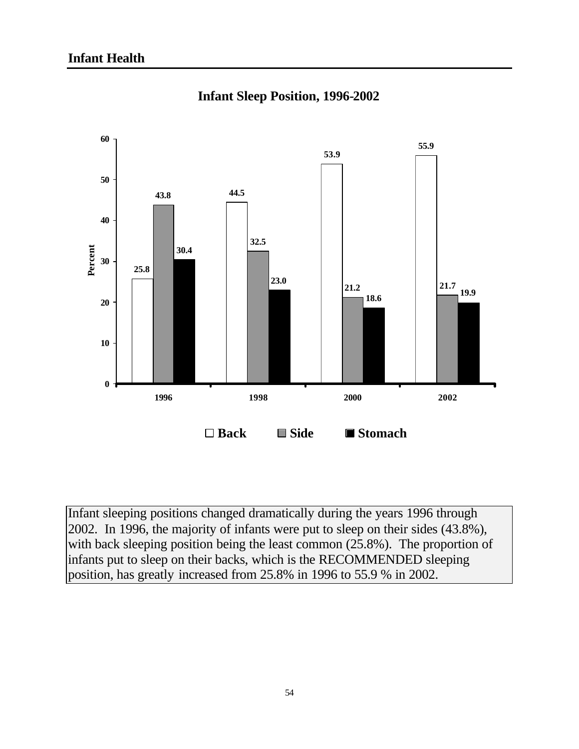## Infant Health

### Infant Sleep Position, 1996-2002

| Year | Back | Side | Stomach |
|---|---|---|---|
| 1996 | 25.8 | 43.8 | 30.4 |
| 1998 | 44.5 | 32.5 | 23.0 |
| 2000 | 53.9 | 21.2 | 18.6 |
| 2002 | 55.9 | 21.7 | 19.9 |

Infant sleeping positions changed dramatically during the years 1996 through 2002. In 1996, the majority of infants were put to sleep on their sides (43.8%), with back sleeping position being the least common (25.8%). The proportion of infants put to sleep on their backs, which is the RECOMMENDED sleeping position, has greatly increased from 25.8% in 1996 to 55.9 % in 2002.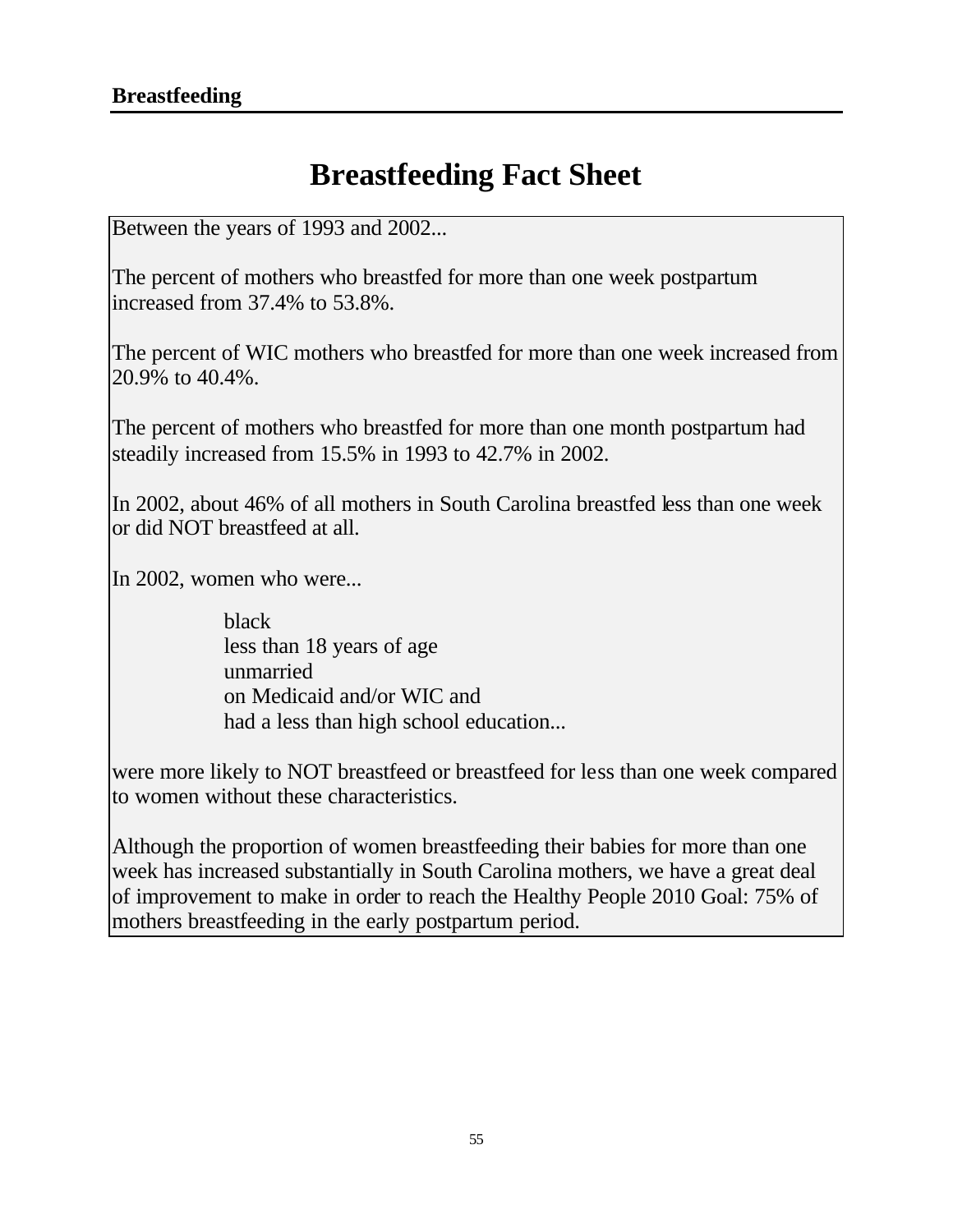**Breastfeeding**

# Breastfeeding Fact Sheet

Between the years of 1993 and 2002...

The percent of mothers who breastfed for more than one week postpartum increased from 37.4% to 53.8%.

The percent of WIC mothers who breastfed for more than one week increased from 20.9% to 40.4%.

The percent of mothers who breastfed for more than one month postpartum had steadily increased from 15.5% in 1993 to 42.7% in 2002.

In 2002, about 46% of all mothers in South Carolina breastfed less than one week or did NOT breastfeed at all.

In 2002, women who were...

black
less than 18 years of age
unmarried
on Medicaid and/or WIC and
had a less than high school education...

were more likely to NOT breastfeed or breastfeed for less than one week compared to women without these characteristics.

Although the proportion of women breastfeeding their babies for more than one week has increased substantially in South Carolina mothers, we have a great deal of improvement to make in order to reach the Healthy People 2010 Goal: 75% of mothers breastfeeding in the early postpartum period.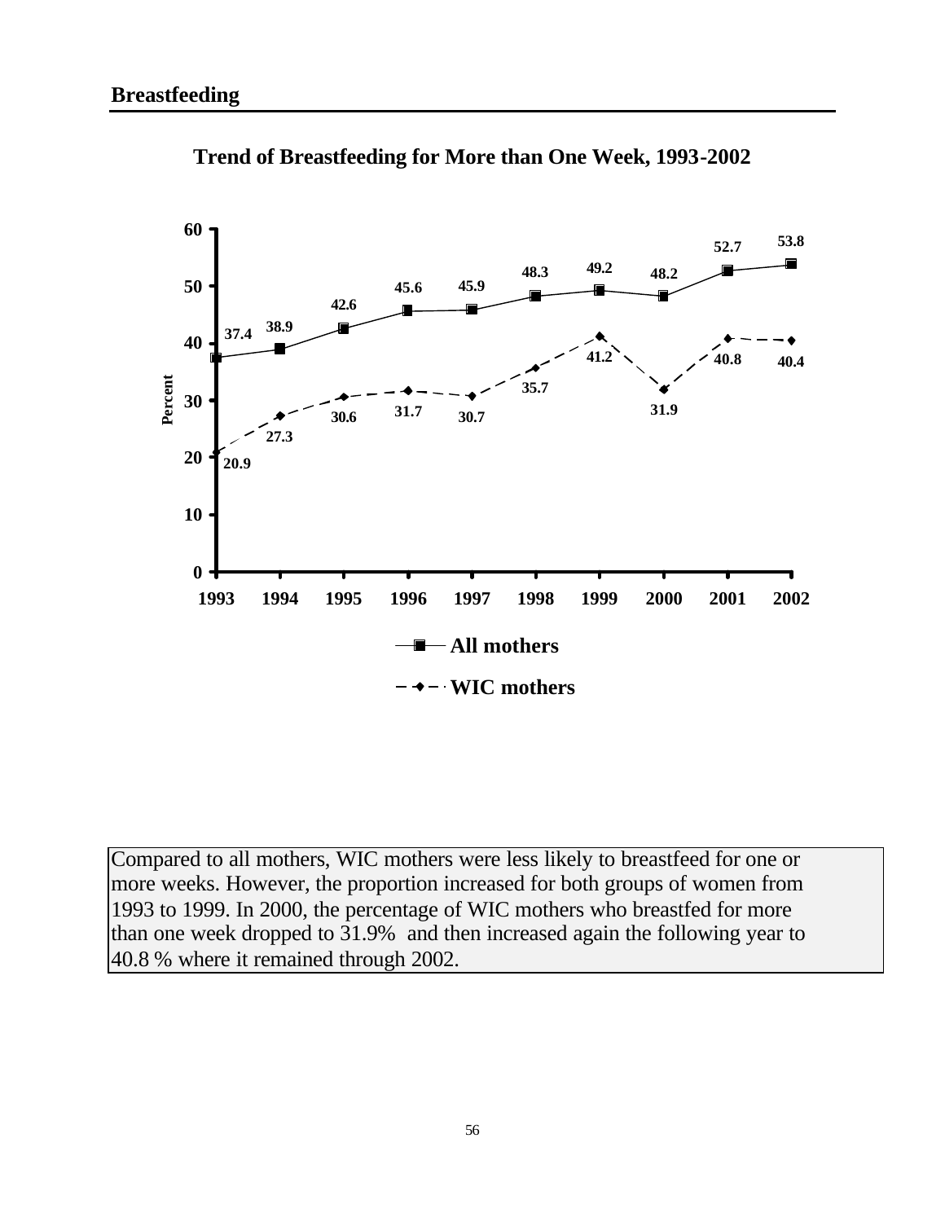## Breastfeeding

**Trend of Breastfeeding for More than One Week, 1993-2002**

| Year | All mothers | WIC mothers |
|---|---|---|
| 1993 | 37.4 | 20.9 |
| 1994 | 38.9 | 27.3 |
| 1995 | 42.6 | 30.6 |
| 1996 | 45.6 | 31.7 |
| 1997 | 45.9 | 30.7 |
| 1998 | 48.3 | 35.7 |
| 1999 | 49.2 | 41.2 |
| 2000 | 48.2 | 31.9 |
| 2001 | 52.7 | 40.8 |
| 2002 | 53.8 | 40.4 |

Compared to all mothers, WIC mothers were less likely to breastfeed for one or more weeks. However, the proportion increased for both groups of women from 1993 to 1999. In 2000, the percentage of WIC mothers who breastfed for more than one week dropped to 31.9% and then increased again the following year to 40.8 % where it remained through 2002.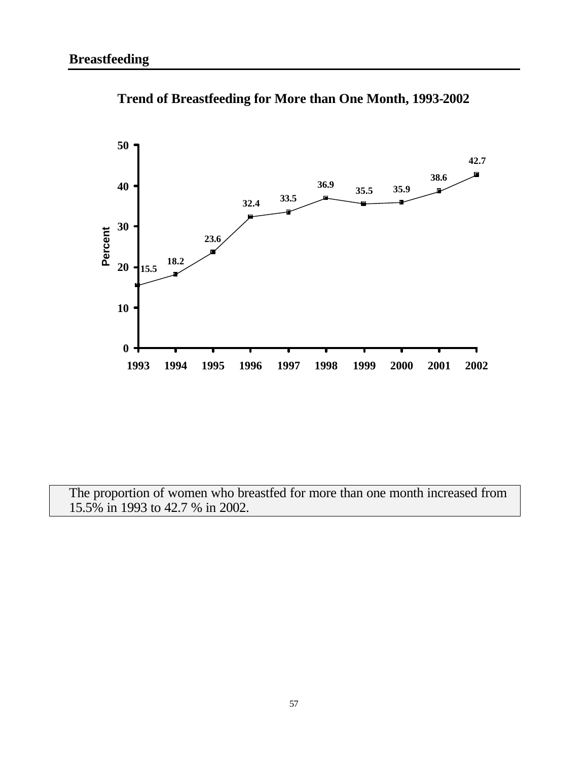## Breastfeeding

**Trend of Breastfeeding for More than One Month, 1993-2002**

| Year | Percent |
|---|---|
| 1993 | 15.5 |
| 1994 | 18.2 |
| 1995 | 23.6 |
| 1996 | 32.4 |
| 1997 | 33.5 |
| 1998 | 36.9 |
| 1999 | 35.5 |
| 2000 | 35.9 |
| 2001 | 38.6 |
| 2002 | 42.7 |

The proportion of women who breastfed for more than one month increased from 15.5% in 1993 to 42.7 % in 2002.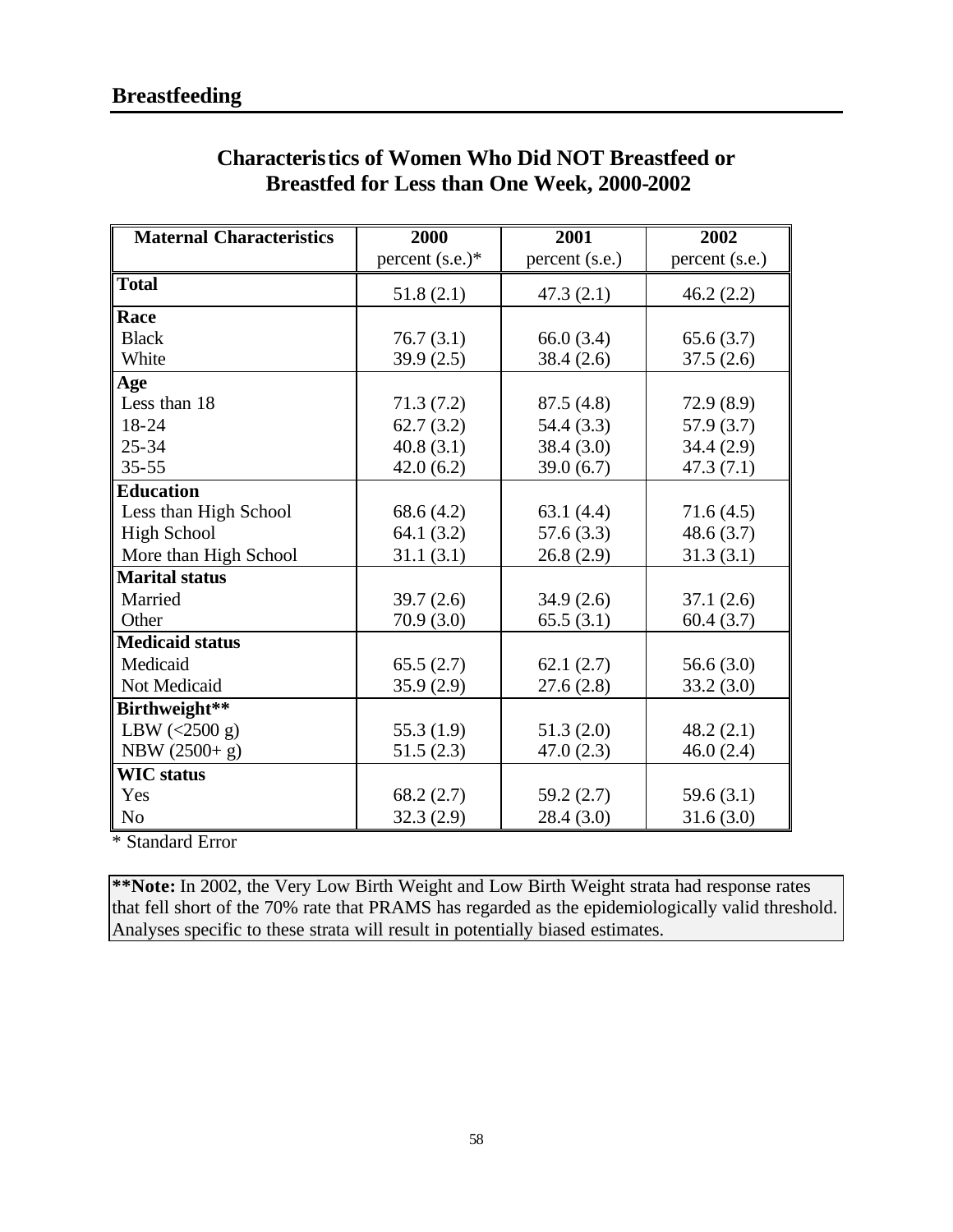## Breastfeeding

### Characteristics of Women Who Did NOT Breastfeed or Breastfed for Less than One Week, 2000-2002

| Maternal Characteristics | 2000<br>percent (s.e.)* | 2001<br>percent (s.e.) | 2002<br>percent (s.e.) |
|---|---|---|---|
| **Total** | 51.8 (2.1) | 47.3 (2.1) | 46.2 (2.2) |
| **Race** | | | |
| Black | 76.7 (3.1) | 66.0 (3.4) | 65.6 (3.7) |
| White | 39.9 (2.5) | 38.4 (2.6) | 37.5 (2.6) |
| **Age** | | | |
| Less than 18 | 71.3 (7.2) | 87.5 (4.8) | 72.9 (8.9) |
| 18-24 | 62.7 (3.2) | 54.4 (3.3) | 57.9 (3.7) |
| 25-34 | 40.8 (3.1) | 38.4 (3.0) | 34.4 (2.9) |
| 35-55 | 42.0 (6.2) | 39.0 (6.7) | 47.3 (7.1) |
| **Education** | | | |
| Less than High School | 68.6 (4.2) | 63.1 (4.4) | 71.6 (4.5) |
| High School | 64.1 (3.2) | 57.6 (3.3) | 48.6 (3.7) |
| More than High School | 31.1 (3.1) | 26.8 (2.9) | 31.3 (3.1) |
| **Marital status** | | | |
| Married | 39.7 (2.6) | 34.9 (2.6) | 37.1 (2.6) |
| Other | 70.9 (3.0) | 65.5 (3.1) | 60.4 (3.7) |
| **Medicaid status** | | | |
| Medicaid | 65.5 (2.7) | 62.1 (2.7) | 56.6 (3.0) |
| Not Medicaid | 35.9 (2.9) | 27.6 (2.8) | 33.2 (3.0) |
| **Birthweight**** | | | |
| LBW (<2500 g) | 55.3 (1.9) | 51.3 (2.0) | 48.2 (2.1) |
| NBW (2500+ g) | 51.5 (2.3) | 47.0 (2.3) | 46.0 (2.4) |
| **WIC status** | | | |
| Yes | 68.2 (2.7) | 59.2 (2.7) | 59.6 (3.1) |
| No | 32.3 (2.9) | 28.4 (3.0) | 31.6 (3.0) |

* Standard Error

**\*\*Note:** In 2002, the Very Low Birth Weight and Low Birth Weight strata had response rates that fell short of the 70% rate that PRAMS has regarded as the epidemiologically valid threshold. Analyses specific to these strata will result in potentially biased estimates.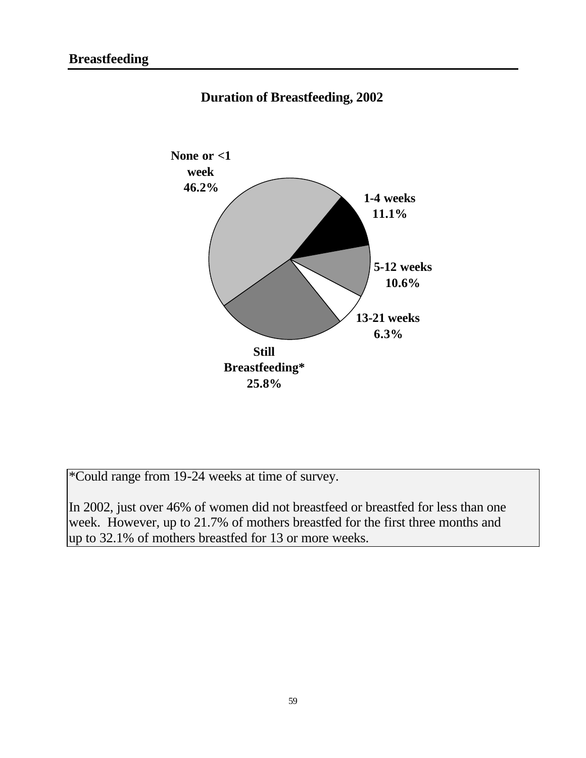## Breastfeeding

**Duration of Breastfeeding, 2002**

| Duration | Percent |
|---|---|
| None or <1 week | 46.2% |
| 1-4 weeks | 11.1% |
| 5-12 weeks | 10.6% |
| 13-21 weeks | 6.3% |
| Still Breastfeeding* | 25.8% |

*Could range from 19-24 weeks at time of survey.

In 2002, just over 46% of women did not breastfeed or breastfed for less than one week. However, up to 21.7% of mothers breastfed for the first three months and up to 32.1% of mothers breastfed for 13 or more weeks.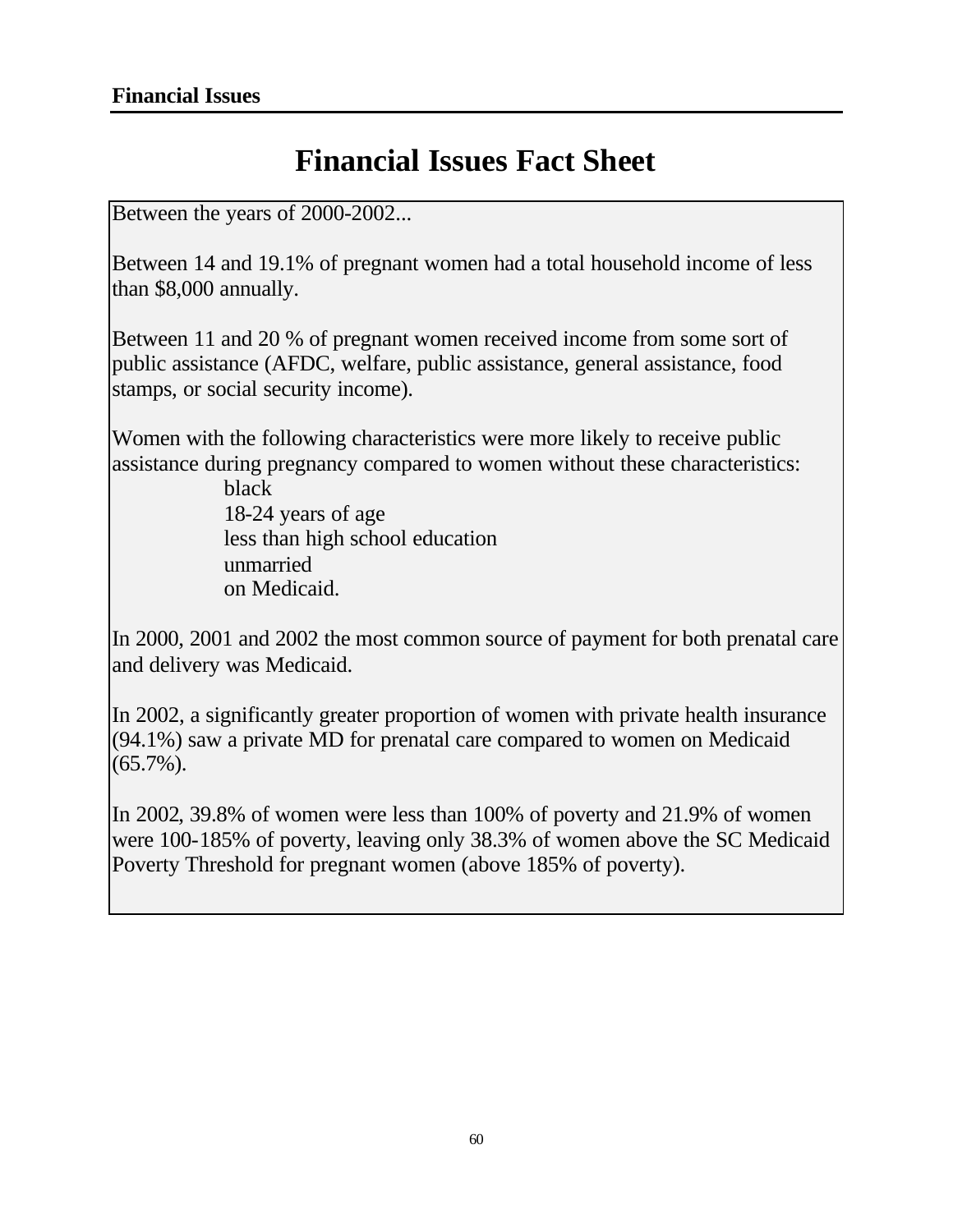# Financial Issues Fact Sheet

Between the years of 2000-2002...

Between 14 and 19.1% of pregnant women had a total household income of less than $8,000 annually.

Between 11 and 20 % of pregnant women received income from some sort of public assistance (AFDC, welfare, public assistance, general assistance, food stamps, or social security income).

Women with the following characteristics were more likely to receive public assistance during pregnancy compared to women without these characteristics:

- black
- 18-24 years of age
- less than high school education
- unmarried
- on Medicaid.

In 2000, 2001 and 2002 the most common source of payment for both prenatal care and delivery was Medicaid.

In 2002, a significantly greater proportion of women with private health insurance (94.1%) saw a private MD for prenatal care compared to women on Medicaid (65.7%).

In 2002, 39.8% of women were less than 100% of poverty and 21.9% of women were 100-185% of poverty, leaving only 38.3% of women above the SC Medicaid Poverty Threshold for pregnant women (above 185% of poverty).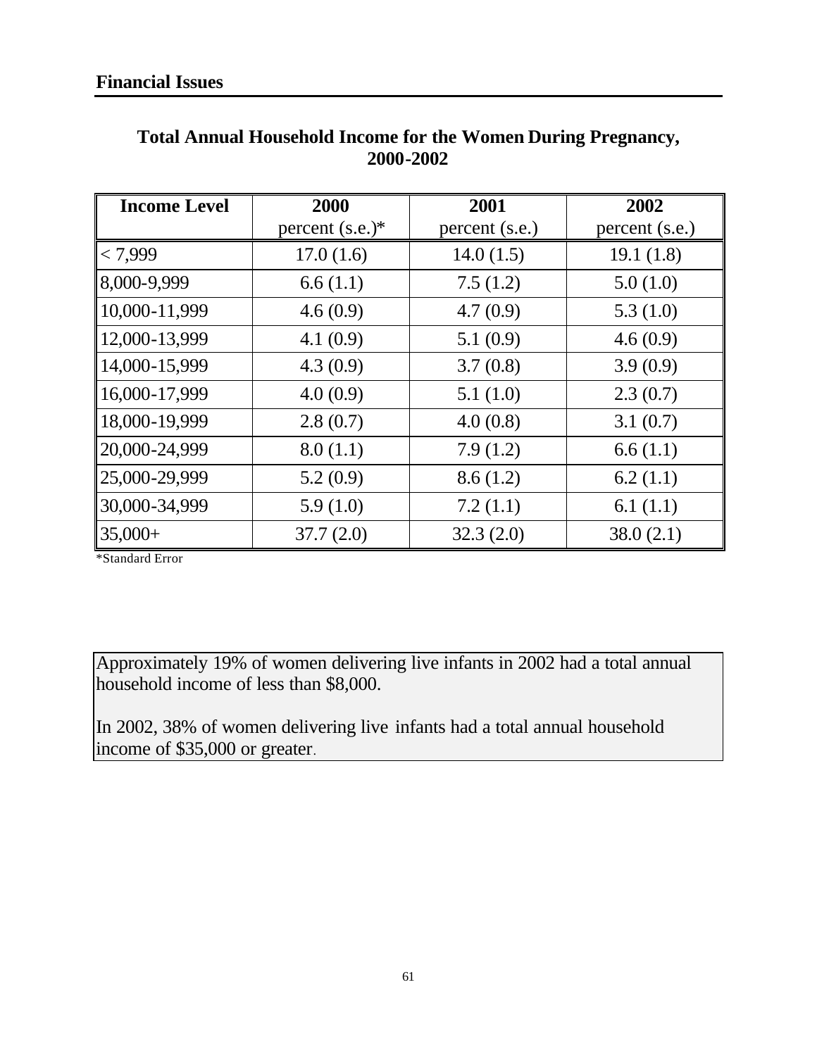## Financial Issues

### Total Annual Household Income for the Women During Pregnancy, 2000-2002

| Income Level | 2000 percent (s.e.)* | 2001 percent (s.e.) | 2002 percent (s.e.) |
|---|---|---|---|
| < 7,999 | 17.0 (1.6) | 14.0 (1.5) | 19.1 (1.8) |
| 8,000-9,999 | 6.6 (1.1) | 7.5 (1.2) | 5.0 (1.0) |
| 10,000-11,999 | 4.6 (0.9) | 4.7 (0.9) | 5.3 (1.0) |
| 12,000-13,999 | 4.1 (0.9) | 5.1 (0.9) | 4.6 (0.9) |
| 14,000-15,999 | 4.3 (0.9) | 3.7 (0.8) | 3.9 (0.9) |
| 16,000-17,999 | 4.0 (0.9) | 5.1 (1.0) | 2.3 (0.7) |
| 18,000-19,999 | 2.8 (0.7) | 4.0 (0.8) | 3.1 (0.7) |
| 20,000-24,999 | 8.0 (1.1) | 7.9 (1.2) | 6.6 (1.1) |
| 25,000-29,999 | 5.2 (0.9) | 8.6 (1.2) | 6.2 (1.1) |
| 30,000-34,999 | 5.9 (1.0) | 7.2 (1.1) | 6.1 (1.1) |
| 35,000+ | 37.7 (2.0) | 32.3 (2.0) | 38.0 (2.1) |

*Standard Error

Approximately 19% of women delivering live infants in 2002 had a total annual household income of less than $8,000.

In 2002, 38% of women delivering live infants had a total annual household income of $35,000 or greater.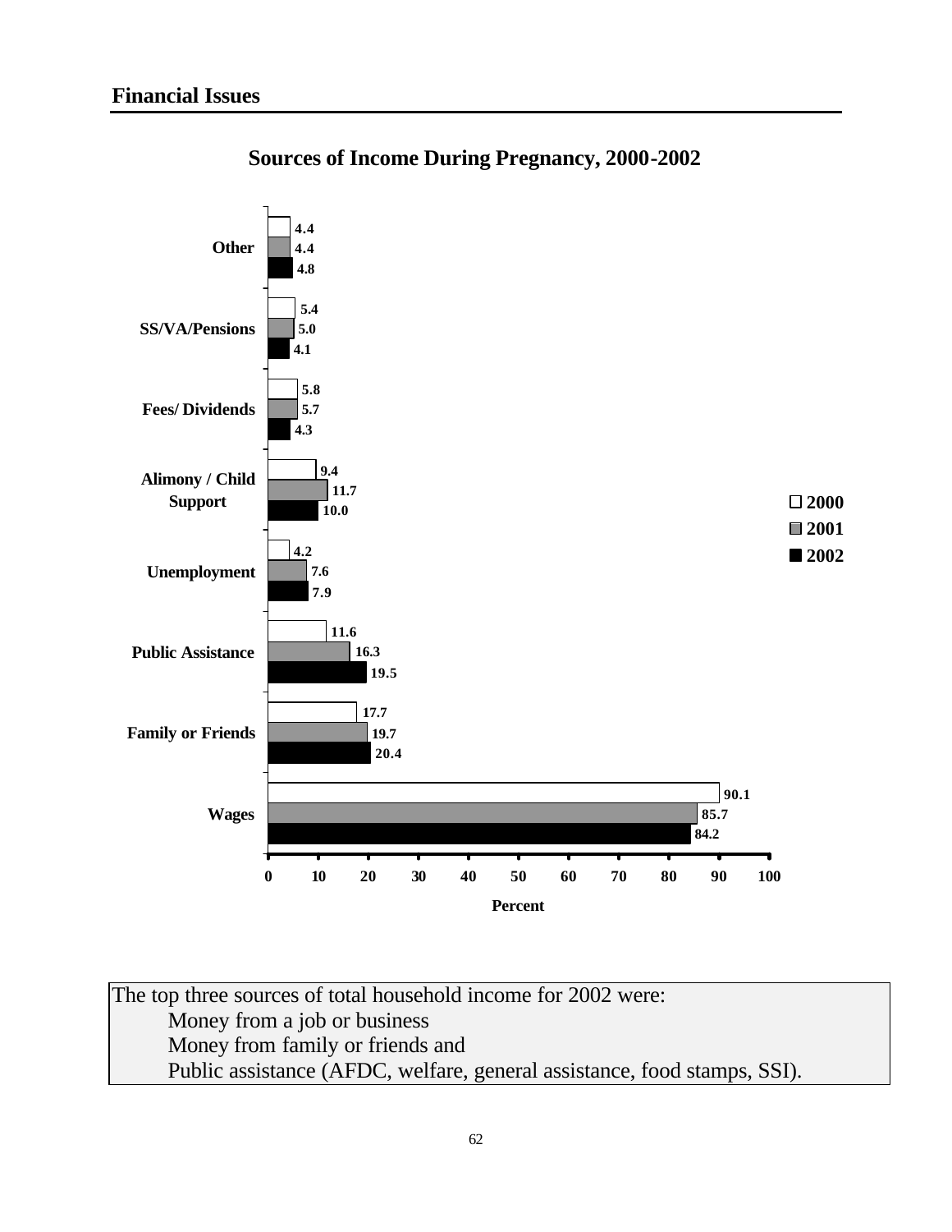## Financial Issues

### Sources of Income During Pregnancy, 2000-2002

| Source | 2000 | 2001 | 2002 |
|---|---|---|---|
| Other | 4.4 | 4.4 | 4.8 |
| SS/VA/Pensions | 5.4 | 5.0 | 4.1 |
| Fees/ Dividends | 5.8 | 5.7 | 4.3 |
| Alimony / Child Support | 9.4 | 11.7 | 10.0 |
| Unemployment | 4.2 | 7.6 | 7.9 |
| Public Assistance | 11.6 | 16.3 | 19.5 |
| Family or Friends | 17.7 | 19.7 | 20.4 |
| Wages | 90.1 | 85.7 | 84.2 |

Percent

The top three sources of total household income for 2002 were:

- Money from a job or business
- Money from family or friends and
- Public assistance (AFDC, welfare, general assistance, food stamps, SSI).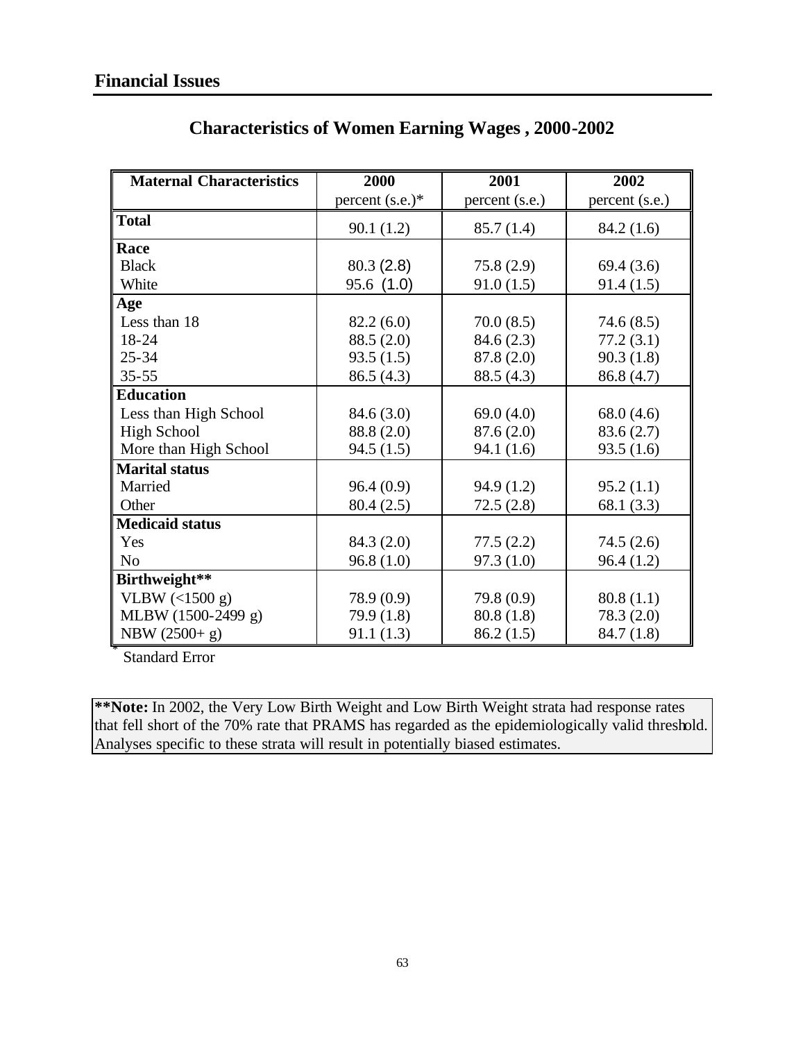## Financial Issues

### Characteristics of Women Earning Wages , 2000-2002

| Maternal Characteristics | 2000 percent (s.e.)* | 2001 percent (s.e.) | 2002 percent (s.e.) |
|---|---|---|---|
| **Total** | 90.1 (1.2) | 85.7 (1.4) | 84.2 (1.6) |
| **Race** | | | |
| Black | 80.3 (2.8) | 75.8 (2.9) | 69.4 (3.6) |
| White | 95.6 (1.0) | 91.0 (1.5) | 91.4 (1.5) |
| **Age** | | | |
| Less than 18 | 82.2 (6.0) | 70.0 (8.5) | 74.6 (8.5) |
| 18-24 | 88.5 (2.0) | 84.6 (2.3) | 77.2 (3.1) |
| 25-34 | 93.5 (1.5) | 87.8 (2.0) | 90.3 (1.8) |
| 35-55 | 86.5 (4.3) | 88.5 (4.3) | 86.8 (4.7) |
| **Education** | | | |
| Less than High School | 84.6 (3.0) | 69.0 (4.0) | 68.0 (4.6) |
| High School | 88.8 (2.0) | 87.6 (2.0) | 83.6 (2.7) |
| More than High School | 94.5 (1.5) | 94.1 (1.6) | 93.5 (1.6) |
| **Marital status** | | | |
| Married | 96.4 (0.9) | 94.9 (1.2) | 95.2 (1.1) |
| Other | 80.4 (2.5) | 72.5 (2.8) | 68.1 (3.3) |
| **Medicaid status** | | | |
| Yes | 84.3 (2.0) | 77.5 (2.2) | 74.5 (2.6) |
| No | 96.8 (1.0) | 97.3 (1.0) | 96.4 (1.2) |
| **Birthweight**** | | | |
| VLBW (<1500 g) | 78.9 (0.9) | 79.8 (0.9) | 80.8 (1.1) |
| MLBW (1500-2499 g) | 79.9 (1.8) | 80.8 (1.8) | 78.3 (2.0) |
| NBW (2500+ g) | 91.1 (1.3) | 86.2 (1.5) | 84.7 (1.8) |

* Standard Error

**\*\*Note:** In 2002, the Very Low Birth Weight and Low Birth Weight strata had response rates that fell short of the 70% rate that PRAMS has regarded as the epidemiologically valid threshold. Analyses specific to these strata will result in potentially biased estimates.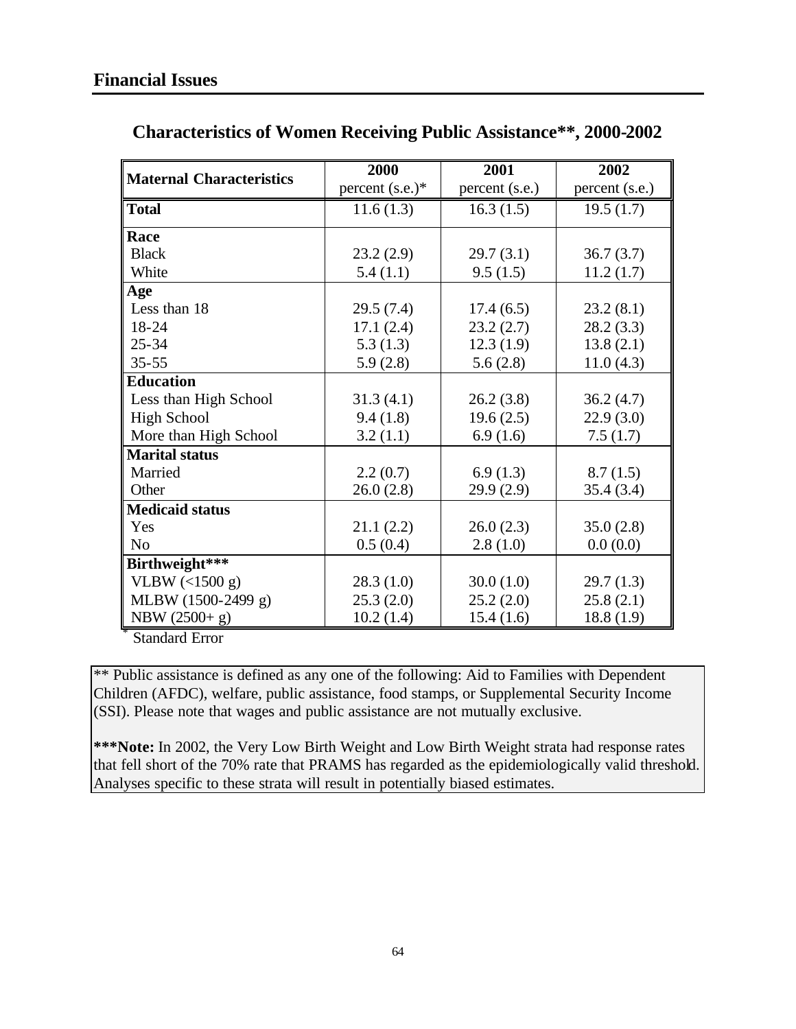## Financial Issues

### Characteristics of Women Receiving Public Assistance**, 2000-2002

| Maternal Characteristics | 2000 percent (s.e.)* | 2001 percent (s.e.) | 2002 percent (s.e.) |
|---|---|---|---|
| **Total** | 11.6 (1.3) | 16.3 (1.5) | 19.5 (1.7) |
| **Race** | | | |
| Black | 23.2 (2.9) | 29.7 (3.1) | 36.7 (3.7) |
| White | 5.4 (1.1) | 9.5 (1.5) | 11.2 (1.7) |
| **Age** | | | |
| Less than 18 | 29.5 (7.4) | 17.4 (6.5) | 23.2 (8.1) |
| 18-24 | 17.1 (2.4) | 23.2 (2.7) | 28.2 (3.3) |
| 25-34 | 5.3 (1.3) | 12.3 (1.9) | 13.8 (2.1) |
| 35-55 | 5.9 (2.8) | 5.6 (2.8) | 11.0 (4.3) |
| **Education** | | | |
| Less than High School | 31.3 (4.1) | 26.2 (3.8) | 36.2 (4.7) |
| High School | 9.4 (1.8) | 19.6 (2.5) | 22.9 (3.0) |
| More than High School | 3.2 (1.1) | 6.9 (1.6) | 7.5 (1.7) |
| **Marital status** | | | |
| Married | 2.2 (0.7) | 6.9 (1.3) | 8.7 (1.5) |
| Other | 26.0 (2.8) | 29.9 (2.9) | 35.4 (3.4) |
| **Medicaid status** | | | |
| Yes | 21.1 (2.2) | 26.0 (2.3) | 35.0 (2.8) |
| No | 0.5 (0.4) | 2.8 (1.0) | 0.0 (0.0) |
| **Birthweight*** ** | | | |
| VLBW (<1500 g) | 28.3 (1.0) | 30.0 (1.0) | 29.7 (1.3) |
| MLBW (1500-2499 g) | 25.3 (2.0) | 25.2 (2.0) | 25.8 (2.1) |
| NBW (2500+ g) | 10.2 (1.4) | 15.4 (1.6) | 18.8 (1.9) |

* Standard Error

** Public assistance is defined as any one of the following: Aid to Families with Dependent Children (AFDC), welfare, public assistance, food stamps, or Supplemental Security Income (SSI). Please note that wages and public assistance are not mutually exclusive.

**\*\*\*Note:** In 2002, the Very Low Birth Weight and Low Birth Weight strata had response rates that fell short of the 70% rate that PRAMS has regarded as the epidemiologically valid threshold. Analyses specific to these strata will result in potentially biased estimates.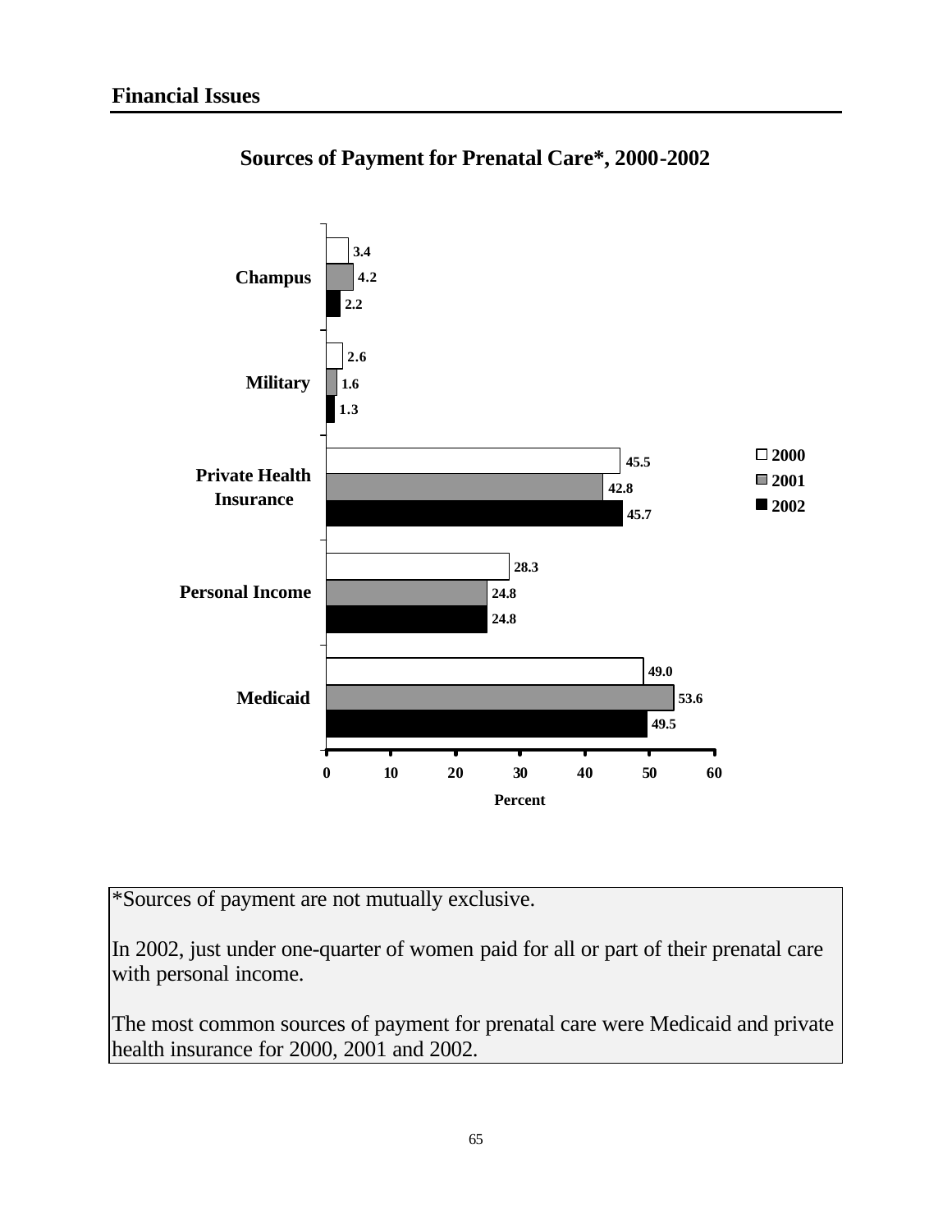## Financial Issues

### Sources of Payment for Prenatal Care*, 2000-2002

| Source | 2000 | 2001 | 2002 |
|---|---|---|---|
| Champus | 3.4 | 4.2 | 2.2 |
| Military | 2.6 | 1.6 | 1.3 |
| Private Health Insurance | 45.5 | 42.8 | 45.7 |
| Personal Income | 28.3 | 24.8 | 24.8 |
| Medicaid | 49.0 | 53.6 | 49.5 |

Percent

*Sources of payment are not mutually exclusive.

In 2002, just under one-quarter of women paid for all or part of their prenatal care with personal income.

The most common sources of payment for prenatal care were Medicaid and private health insurance for 2000, 2001 and 2002.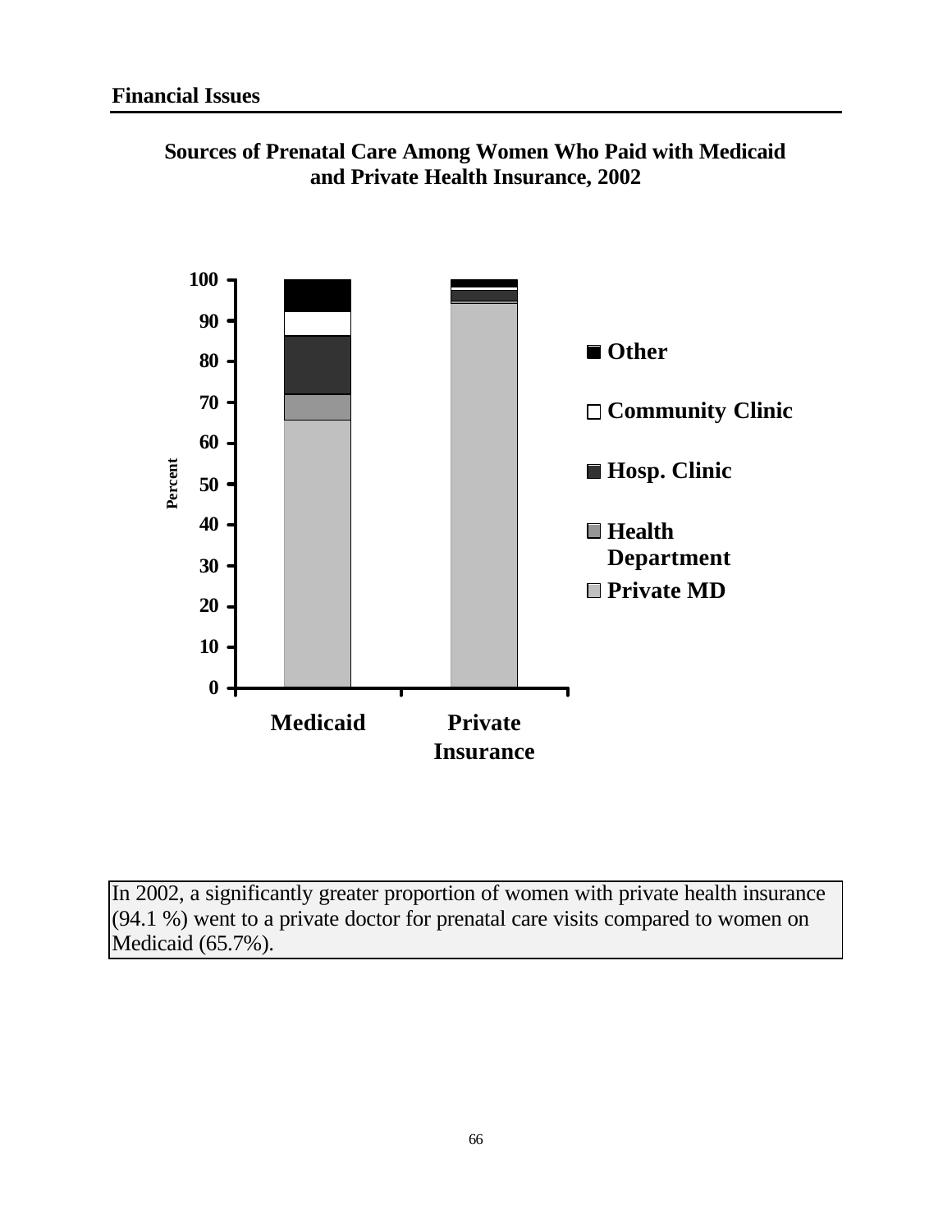## Financial Issues

**Sources of Prenatal Care Among Women Who Paid with Medicaid and Private Health Insurance, 2002**

In 2002, a significantly greater proportion of women with private health insurance (94.1 %) went to a private doctor for prenatal care visits compared to women on Medicaid (65.7%).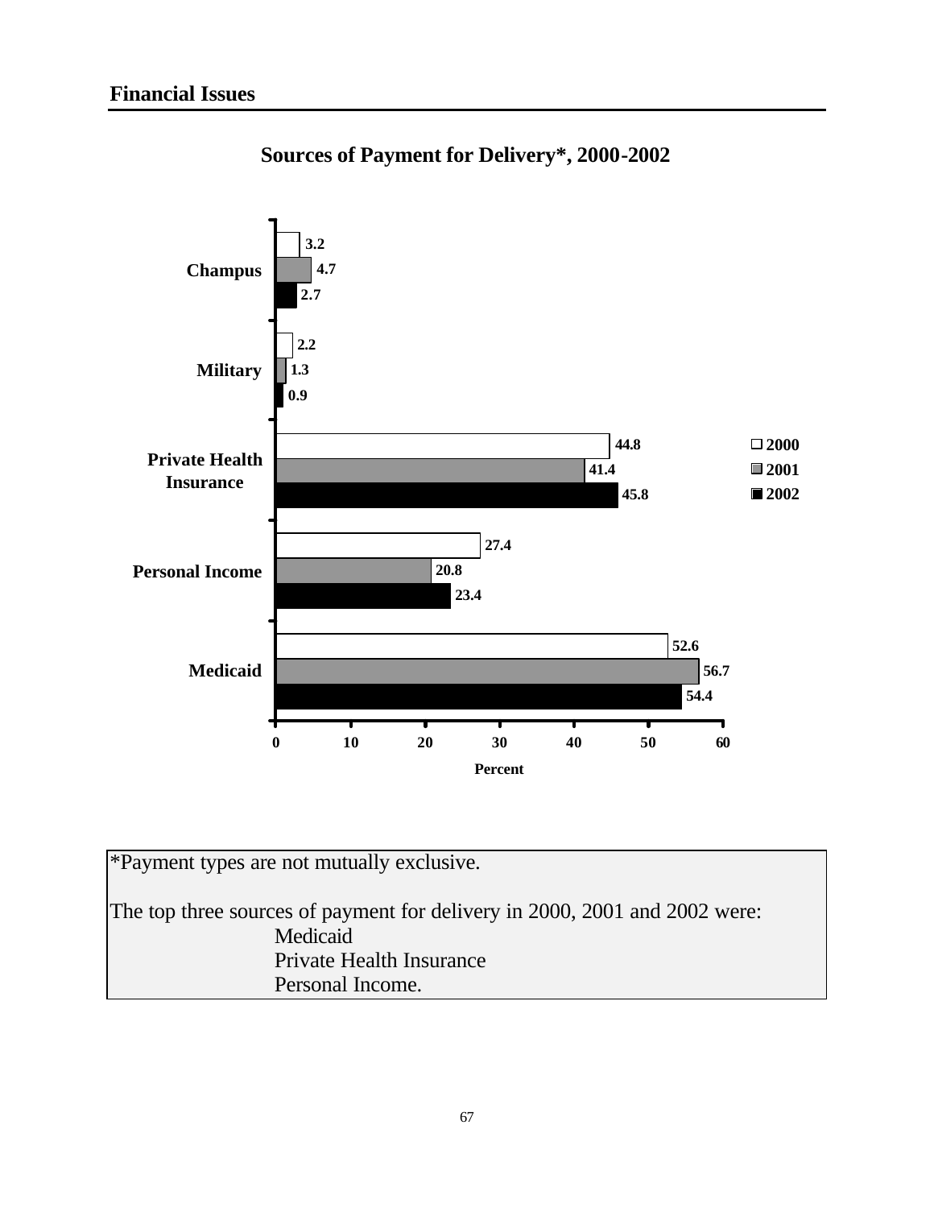## Financial Issues

### Sources of Payment for Delivery*, 2000-2002

| Source | 2000 | 2001 | 2002 |
|---|---|---|---|
| Champus | 3.2 | 4.7 | 2.7 |
| Military | 2.2 | 1.3 | 0.9 |
| Private Health Insurance | 44.8 | 41.4 | 45.8 |
| Personal Income | 27.4 | 20.8 | 23.4 |
| Medicaid | 52.6 | 56.7 | 54.4 |

Percent

*Payment types are not mutually exclusive.

The top three sources of payment for delivery in 2000, 2001 and 2002 were:

- Medicaid
- Private Health Insurance
- Personal Income.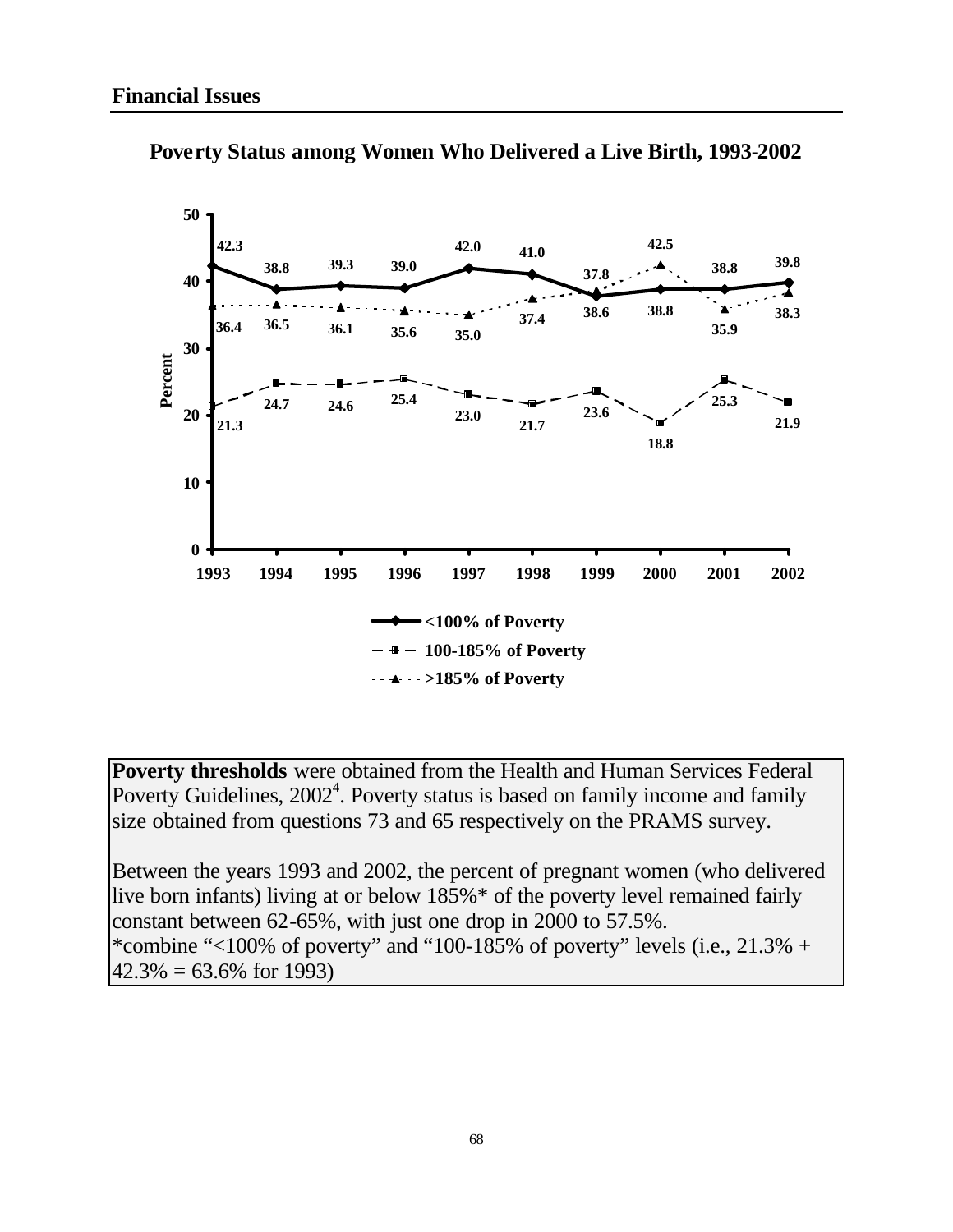## Financial Issues

### Poverty Status among Women Who Delivered a Live Birth, 1993-2002

| Year | <100% of Poverty | 100-185% of Poverty | >185% of Poverty |
|---|---|---|---|
| 1993 | 42.3 | 21.3 | 36.4 |
| 1994 | 38.8 | 24.7 | 36.5 |
| 1995 | 39.3 | 24.6 | 36.1 |
| 1996 | 39.0 | 25.4 | 35.6 |
| 1997 | 42.0 | 23.0 | 35.0 |
| 1998 | 41.0 | 21.7 | 37.4 |
| 1999 | 37.8 | 23.6 | 38.6 |
| 2000 | 38.8 | 18.8 | 42.5 |
| 2001 | 38.8 | 25.3 | 35.9 |
| 2002 | 39.8 | 21.9 | 38.3 |

**Poverty thresholds** were obtained from the Health and Human Services Federal Poverty Guidelines, 2002[4]. Poverty status is based on family income and family size obtained from questions 73 and 65 respectively on the PRAMS survey.

Between the years 1993 and 2002, the percent of pregnant women (who delivered live born infants) living at or below 185%* of the poverty level remained fairly constant between 62-65%, with just one drop in 2000 to 57.5%.
*combine "<100% of poverty" and "100-185% of poverty" levels (i.e., 21.3% + 42.3% = 63.6% for 1993)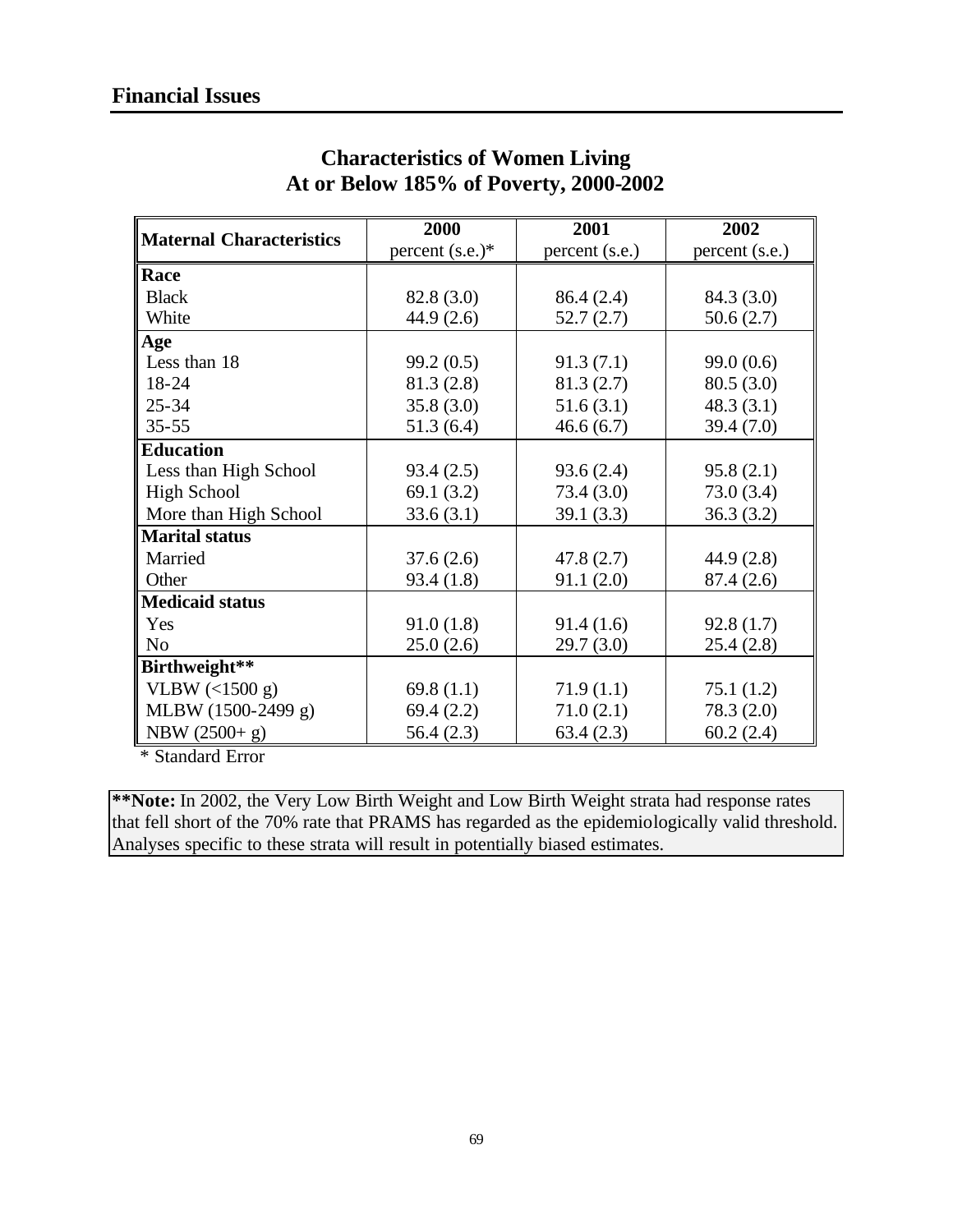## Financial Issues

### Characteristics of Women Living At or Below 185% of Poverty, 2000-2002

| Maternal Characteristics | 2000 percent (s.e.)* | 2001 percent (s.e.) | 2002 percent (s.e.) |
|---|---|---|---|
| **Race** | | | |
| Black | 82.8 (3.0) | 86.4 (2.4) | 84.3 (3.0) |
| White | 44.9 (2.6) | 52.7 (2.7) | 50.6 (2.7) |
| **Age** | | | |
| Less than 18 | 99.2 (0.5) | 91.3 (7.1) | 99.0 (0.6) |
| 18-24 | 81.3 (2.8) | 81.3 (2.7) | 80.5 (3.0) |
| 25-34 | 35.8 (3.0) | 51.6 (3.1) | 48.3 (3.1) |
| 35-55 | 51.3 (6.4) | 46.6 (6.7) | 39.4 (7.0) |
| **Education** | | | |
| Less than High School | 93.4 (2.5) | 93.6 (2.4) | 95.8 (2.1) |
| High School | 69.1 (3.2) | 73.4 (3.0) | 73.0 (3.4) |
| More than High School | 33.6 (3.1) | 39.1 (3.3) | 36.3 (3.2) |
| **Marital status** | | | |
| Married | 37.6 (2.6) | 47.8 (2.7) | 44.9 (2.8) |
| Other | 93.4 (1.8) | 91.1 (2.0) | 87.4 (2.6) |
| **Medicaid status** | | | |
| Yes | 91.0 (1.8) | 91.4 (1.6) | 92.8 (1.7) |
| No | 25.0 (2.6) | 29.7 (3.0) | 25.4 (2.8) |
| **Birthweight\*\*** | | | |
| VLBW (<1500 g) | 69.8 (1.1) | 71.9 (1.1) | 75.1 (1.2) |
| MLBW (1500-2499 g) | 69.4 (2.2) | 71.0 (2.1) | 78.3 (2.0) |
| NBW (2500+ g) | 56.4 (2.3) | 63.4 (2.3) | 60.2 (2.4) |

\* Standard Error

**\*\*Note:** In 2002, the Very Low Birth Weight and Low Birth Weight strata had response rates that fell short of the 70% rate that PRAMS has regarded as the epidemiologically valid threshold. Analyses specific to these strata will result in potentially biased estimates.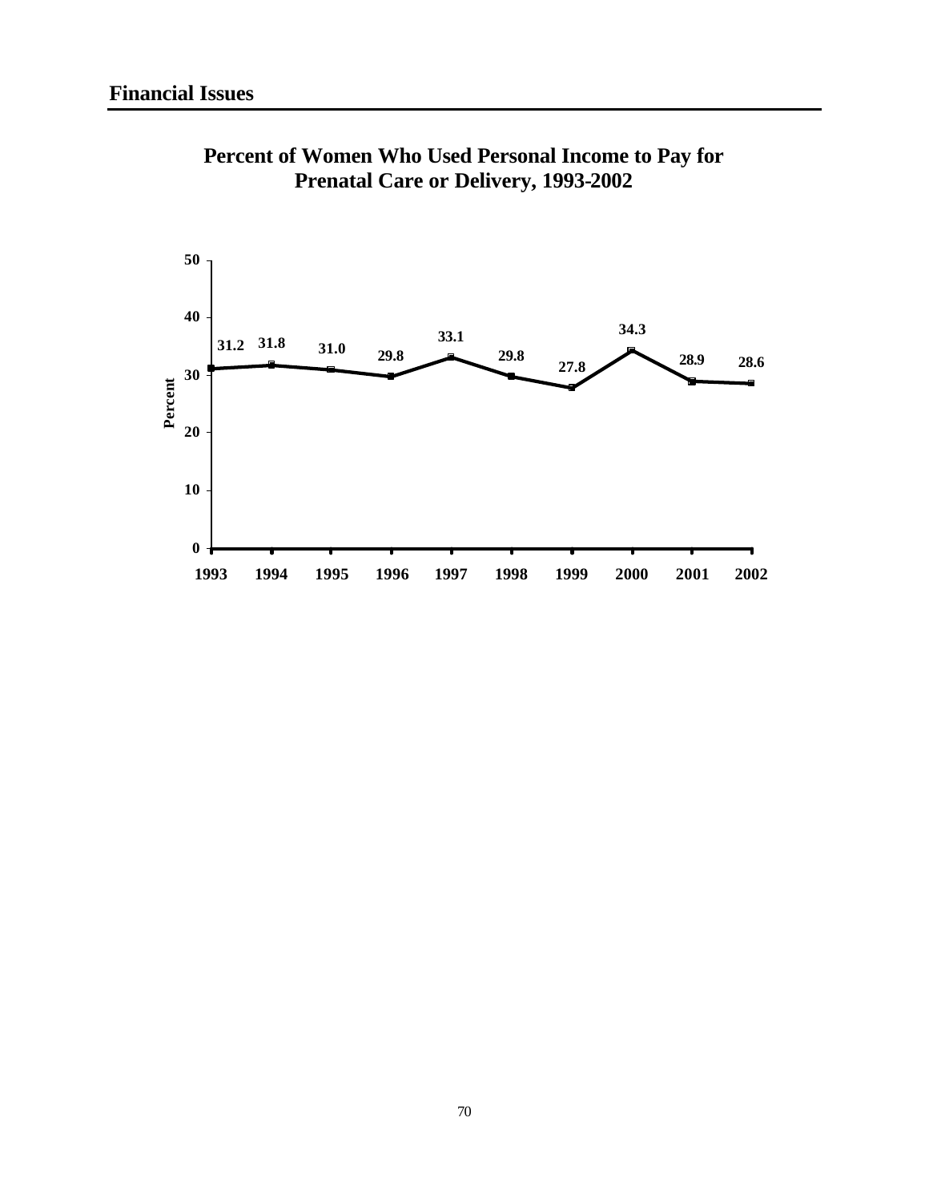## Financial Issues

**Percent of Women Who Used Personal Income to Pay for Prenatal Care or Delivery, 1993-2002**

| Year | Percent |
| --- | --- |
| 1993 | 31.2 |
| 1994 | 31.8 |
| 1995 | 31.0 |
| 1996 | 29.8 |
| 1997 | 33.1 |
| 1998 | 29.8 |
| 1999 | 27.8 |
| 2000 | 34.3 |
| 2001 | 28.9 |
| 2002 | 28.6 |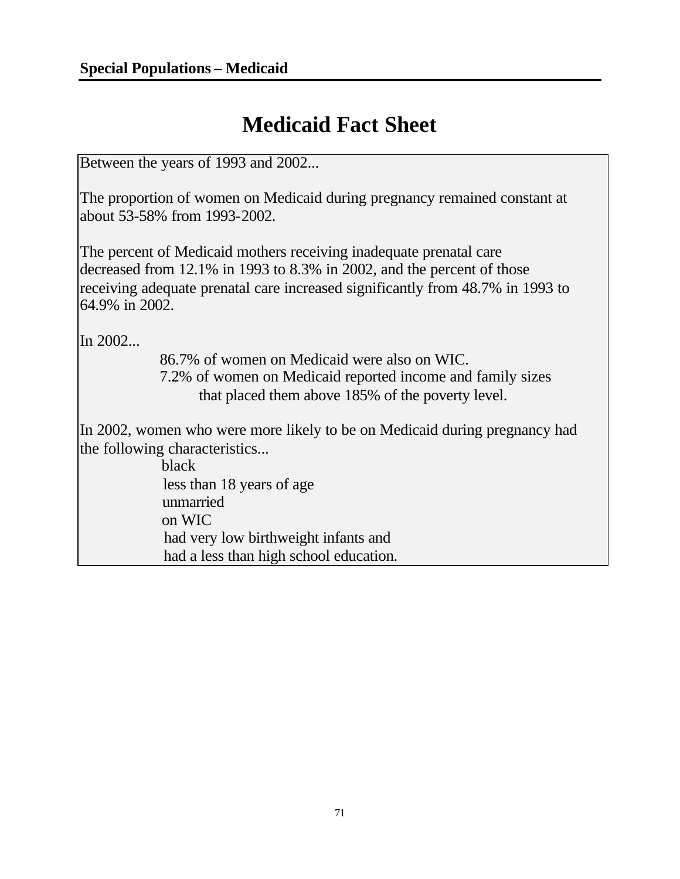**Special Populations – Medicaid**

# Medicaid Fact Sheet

Between the years of 1993 and 2002...

The proportion of women on Medicaid during pregnancy remained constant at about 53-58% from 1993-2002.

The percent of Medicaid mothers receiving inadequate prenatal care decreased from 12.1% in 1993 to 8.3% in 2002, and the percent of those receiving adequate prenatal care increased significantly from 48.7% in 1993 to 64.9% in 2002.

In 2002...

- 86.7% of women on Medicaid were also on WIC.
- 7.2% of women on Medicaid reported income and family sizes that placed them above 185% of the poverty level.

In 2002, women who were more likely to be on Medicaid during pregnancy had the following characteristics...

- black
- less than 18 years of age
- unmarried
- on WIC
- had very low birthweight infants and
- had a less than high school education.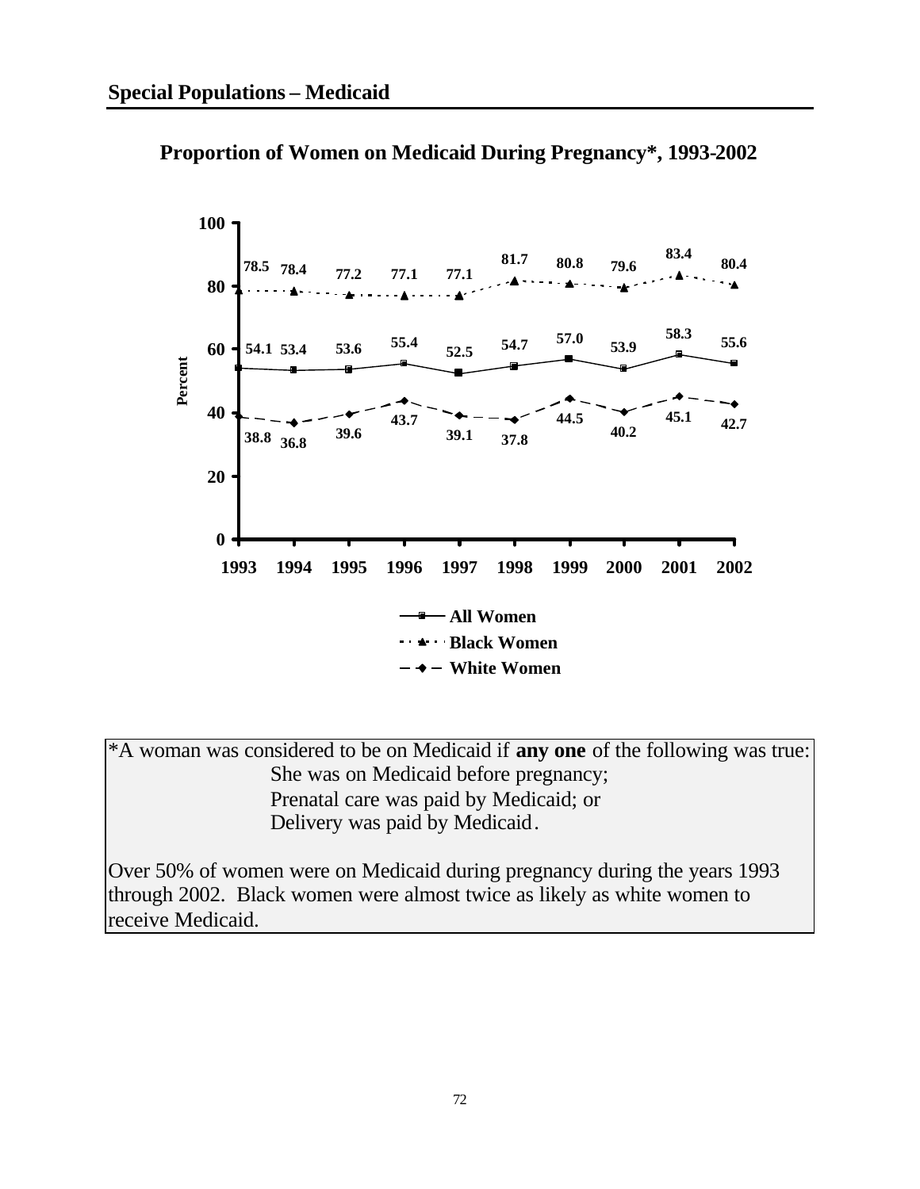## Special Populations – Medicaid

### Proportion of Women on Medicaid During Pregnancy*, 1993-2002

| Year | All Women | Black Women | White Women |
|---|---|---|---|
| 1993 | 54.1 | 78.5 | 38.8 |
| 1994 | 53.4 | 78.4 | 36.8 |
| 1995 | 53.6 | 77.2 | 39.6 |
| 1996 | 55.4 | 77.1 | 43.7 |
| 1997 | 52.5 | 77.1 | 39.1 |
| 1998 | 54.7 | 81.7 | 37.8 |
| 1999 | 57.0 | 80.8 | 44.5 |
| 2000 | 53.9 | 79.6 | 40.2 |
| 2001 | 58.3 | 83.4 | 45.1 |
| 2002 | 55.6 | 80.4 | 42.7 |

*A woman was considered to be on Medicaid if **any one** of the following was true:

She was on Medicaid before pregnancy;
Prenatal care was paid by Medicaid; or
Delivery was paid by Medicaid.

Over 50% of women were on Medicaid during pregnancy during the years 1993 through 2002. Black women were almost twice as likely as white women to receive Medicaid.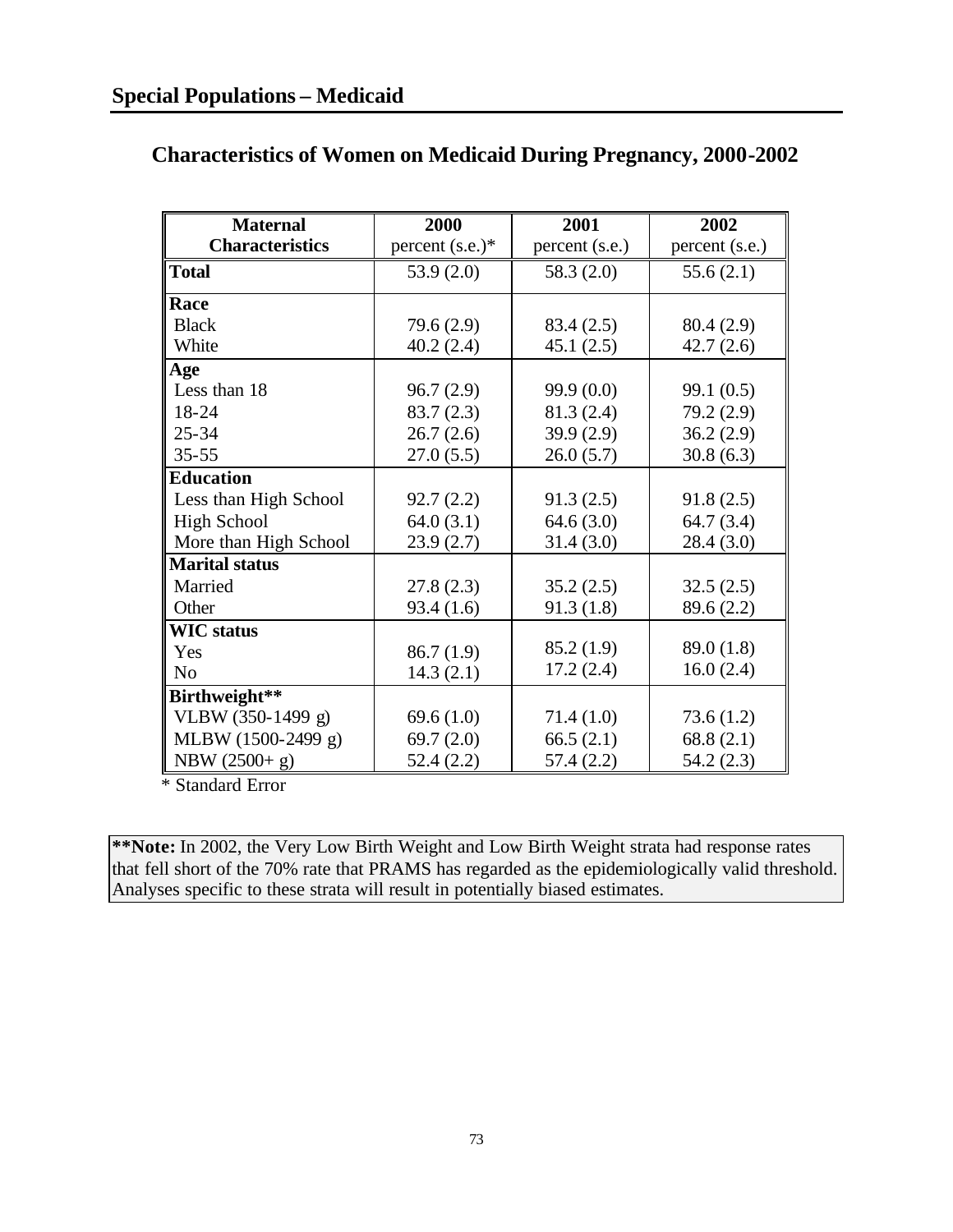## Special Populations – Medicaid

### Characteristics of Women on Medicaid During Pregnancy, 2000-2002

| Maternal Characteristics | 2000 percent (s.e.)* | 2001 percent (s.e.) | 2002 percent (s.e.) |
|---|---|---|---|
| **Total** | 53.9 (2.0) | 58.3 (2.0) | 55.6 (2.1) |
| **Race** | | | |
| Black | 79.6 (2.9) | 83.4 (2.5) | 80.4 (2.9) |
| White | 40.2 (2.4) | 45.1 (2.5) | 42.7 (2.6) |
| **Age** | | | |
| Less than 18 | 96.7 (2.9) | 99.9 (0.0) | 99.1 (0.5) |
| 18-24 | 83.7 (2.3) | 81.3 (2.4) | 79.2 (2.9) |
| 25-34 | 26.7 (2.6) | 39.9 (2.9) | 36.2 (2.9) |
| 35-55 | 27.0 (5.5) | 26.0 (5.7) | 30.8 (6.3) |
| **Education** | | | |
| Less than High School | 92.7 (2.2) | 91.3 (2.5) | 91.8 (2.5) |
| High School | 64.0 (3.1) | 64.6 (3.0) | 64.7 (3.4) |
| More than High School | 23.9 (2.7) | 31.4 (3.0) | 28.4 (3.0) |
| **Marital status** | | | |
| Married | 27.8 (2.3) | 35.2 (2.5) | 32.5 (2.5) |
| Other | 93.4 (1.6) | 91.3 (1.8) | 89.6 (2.2) |
| **WIC status** | | | |
| Yes | 86.7 (1.9) | 85.2 (1.9) | 89.0 (1.8) |
| No | 14.3 (2.1) | 17.2 (2.4) | 16.0 (2.4) |
| **Birthweight\*\*** | | | |
| VLBW (350-1499 g) | 69.6 (1.0) | 71.4 (1.0) | 73.6 (1.2) |
| MLBW (1500-2499 g) | 69.7 (2.0) | 66.5 (2.1) | 68.8 (2.1) |
| NBW (2500+ g) | 52.4 (2.2) | 57.4 (2.2) | 54.2 (2.3) |

\* Standard Error

**\*\*Note:** In 2002, the Very Low Birth Weight and Low Birth Weight strata had response rates that fell short of the 70% rate that PRAMS has regarded as the epidemiologically valid threshold. Analyses specific to these strata will result in potentially biased estimates.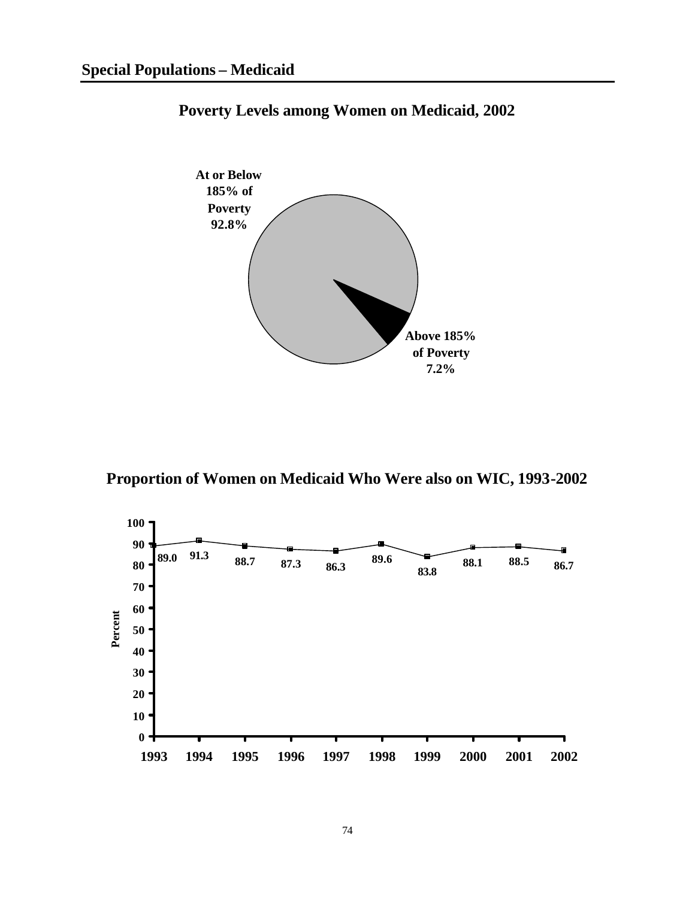## Special Populations – Medicaid

### Poverty Levels among Women on Medicaid, 2002

At or Below 185% of Poverty 92.8%

Above 185% of Poverty 7.2%

### Proportion of Women on Medicaid Who Were also on WIC, 1993-2002

| Year | Percent |
|---|---|
| 1993 | 89.0 |
| 1994 | 91.3 |
| 1995 | 88.7 |
| 1996 | 87.3 |
| 1997 | 86.3 |
| 1998 | 89.6 |
| 1999 | 83.8 |
| 2000 | 88.1 |
| 2001 | 88.5 |
| 2002 | 86.7 |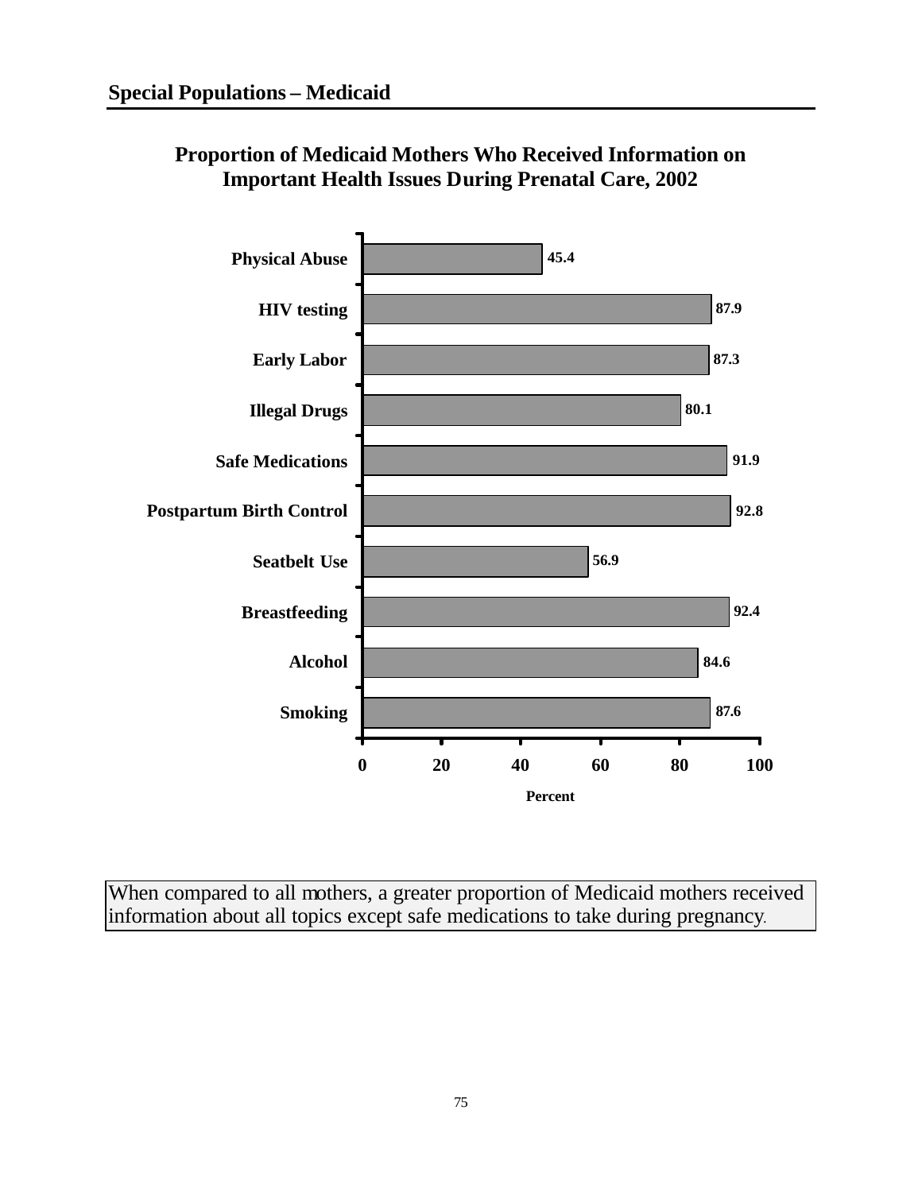## Special Populations – Medicaid

### Proportion of Medicaid Mothers Who Received Information on Important Health Issues During Prenatal Care, 2002

| Topic | Percent |
|---|---|
| Physical Abuse | 45.4 |
| HIV testing | 87.9 |
| Early Labor | 87.3 |
| Illegal Drugs | 80.1 |
| Safe Medications | 91.9 |
| Postpartum Birth Control | 92.8 |
| Seatbelt Use | 56.9 |
| Breastfeeding | 92.4 |
| Alcohol | 84.6 |
| Smoking | 87.6 |

When compared to all mothers, a greater proportion of Medicaid mothers received information about all topics except safe medications to take during pregnancy.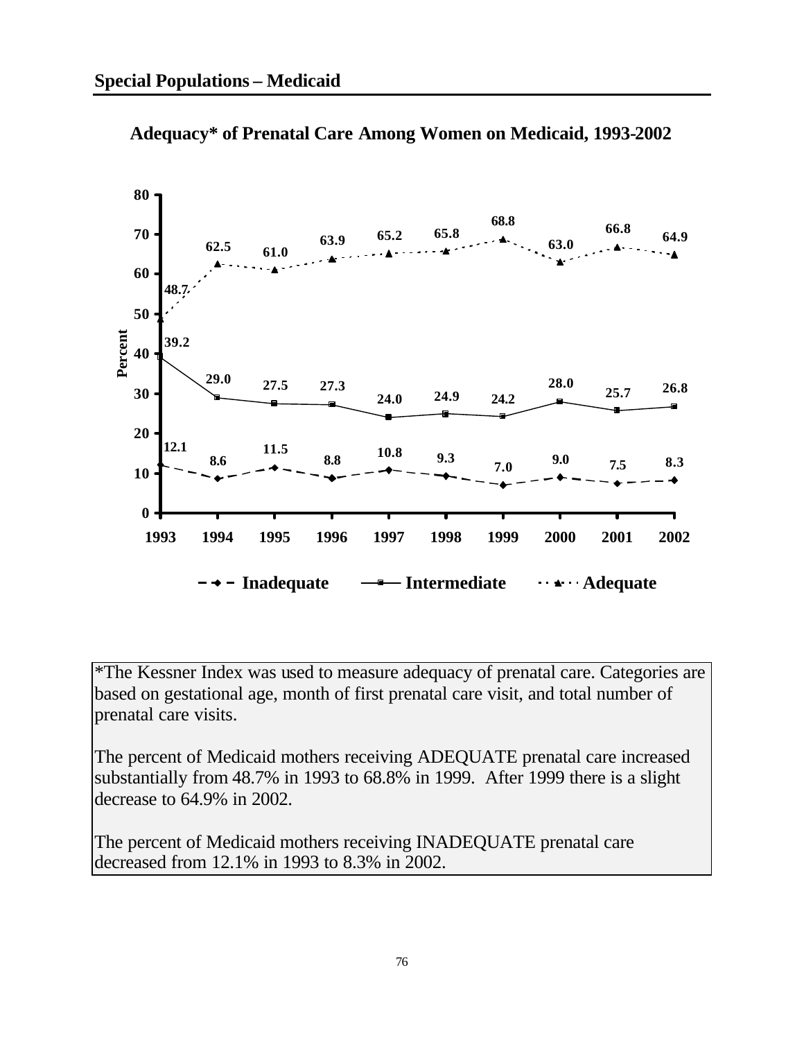## Special Populations – Medicaid

### Adequacy* of Prenatal Care Among Women on Medicaid, 1993-2002

| Year | Inadequate | Intermediate | Adequate |
|---|---|---|---|
| 1993 | 12.1 | 39.2 | 48.7 |
| 1994 | 8.6 | 29.0 | 62.5 |
| 1995 | 11.5 | 27.5 | 61.0 |
| 1996 | 8.8 | 27.3 | 63.9 |
| 1997 | 10.8 | 24.0 | 65.2 |
| 1998 | 9.3 | 24.9 | 65.8 |
| 1999 | 7.0 | 24.2 | 68.8 |
| 2000 | 9.0 | 28.0 | 63.0 |
| 2001 | 7.5 | 25.7 | 66.8 |
| 2002 | 8.3 | 26.8 | 64.9 |

*The Kessner Index was used to measure adequacy of prenatal care. Categories are based on gestational age, month of first prenatal care visit, and total number of prenatal care visits.

The percent of Medicaid mothers receiving ADEQUATE prenatal care increased substantially from 48.7% in 1993 to 68.8% in 1999. After 1999 there is a slight decrease to 64.9% in 2002.

The percent of Medicaid mothers receiving INADEQUATE prenatal care decreased from 12.1% in 1993 to 8.3% in 2002.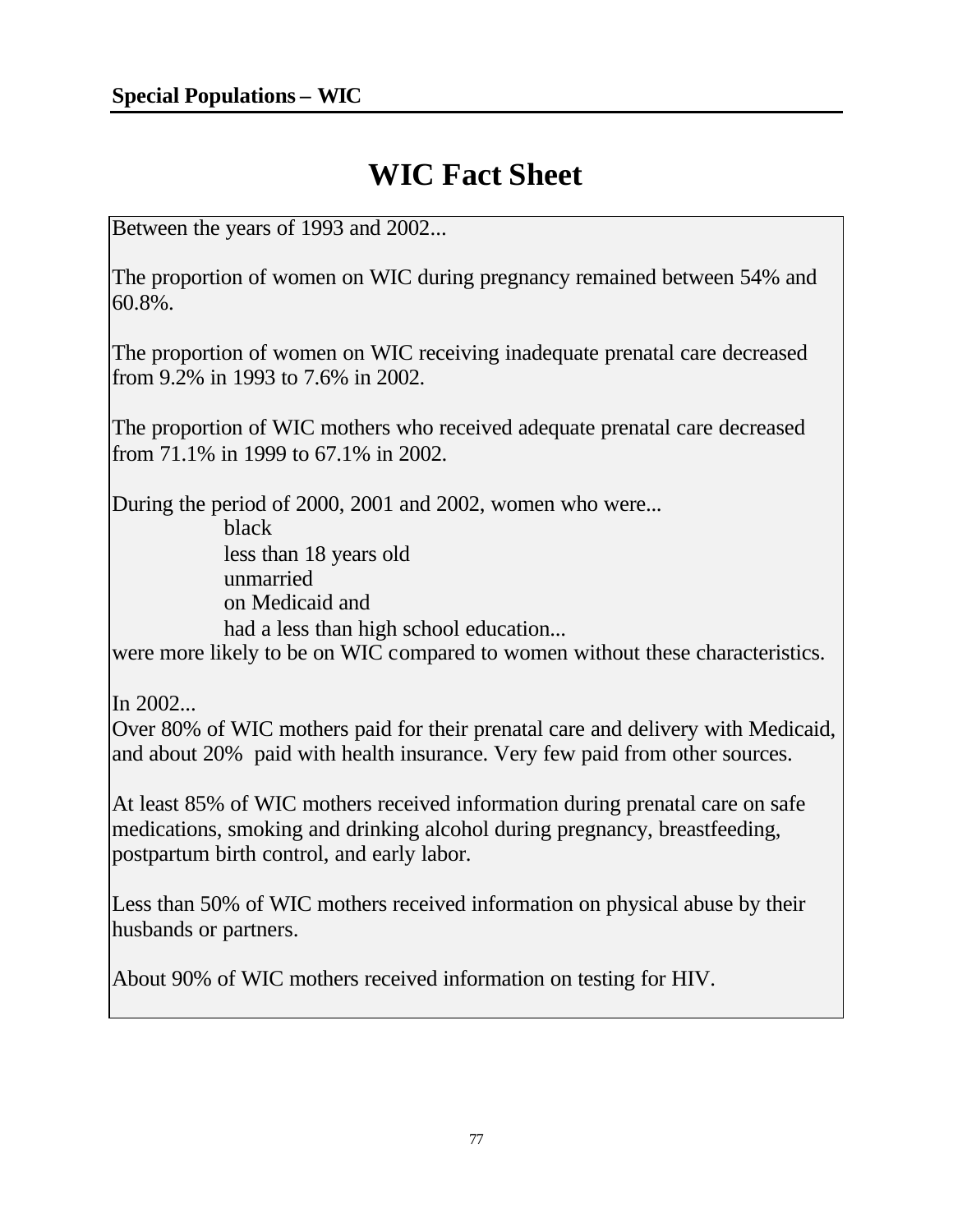**Special Populations – WIC**

# WIC Fact Sheet

Between the years of 1993 and 2002...

The proportion of women on WIC during pregnancy remained between 54% and 60.8%.

The proportion of women on WIC receiving inadequate prenatal care decreased from 9.2% in 1993 to 7.6% in 2002.

The proportion of WIC mothers who received adequate prenatal care decreased from 71.1% in 1999 to 67.1% in 2002.

During the period of 2000, 2001 and 2002, women who were...

- black
- less than 18 years old
- unmarried
- on Medicaid and
- had a less than high school education...

were more likely to be on WIC compared to women without these characteristics.

In 2002...

Over 80% of WIC mothers paid for their prenatal care and delivery with Medicaid, and about 20% paid with health insurance. Very few paid from other sources.

At least 85% of WIC mothers received information during prenatal care on safe medications, smoking and drinking alcohol during pregnancy, breastfeeding, postpartum birth control, and early labor.

Less than 50% of WIC mothers received information on physical abuse by their husbands or partners.

About 90% of WIC mothers received information on testing for HIV.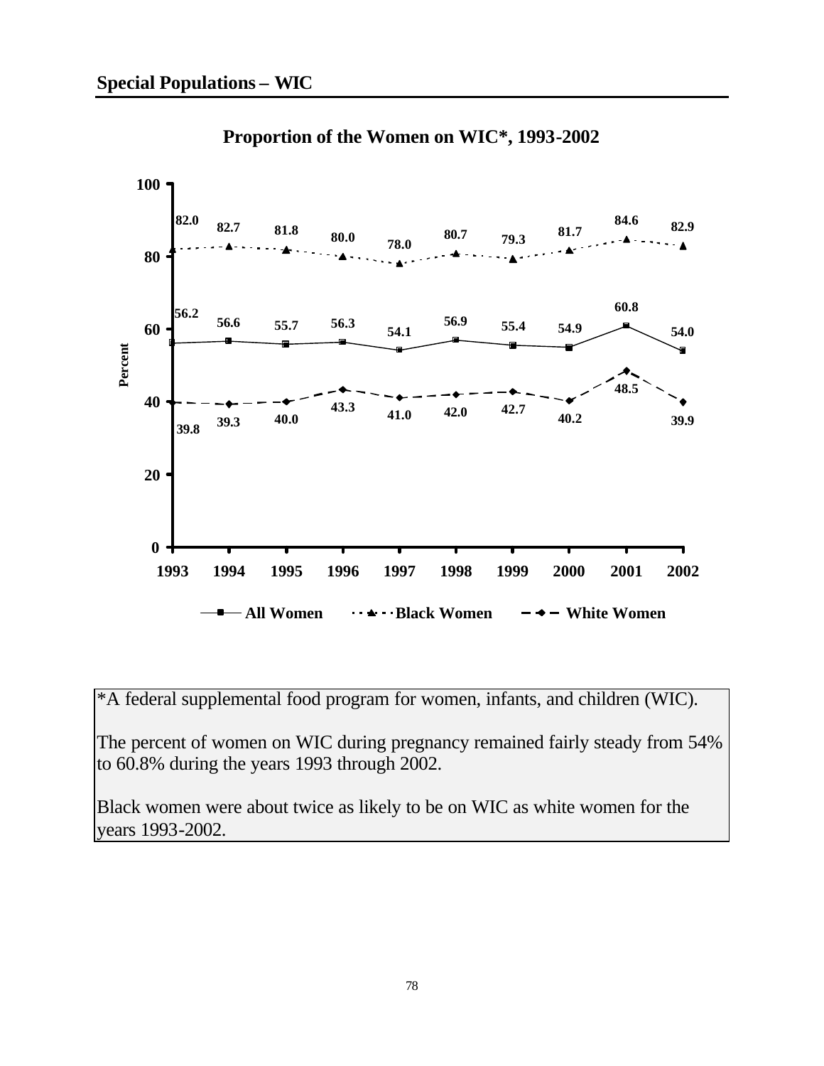## Special Populations – WIC

### Proportion of the Women on WIC*, 1993-2002

| Year | All Women | Black Women | White Women |
|---|---|---|---|
| 1993 | 56.2 | 82.0 | 39.8 |
| 1994 | 56.6 | 82.7 | 39.3 |
| 1995 | 55.7 | 81.8 | 40.0 |
| 1996 | 56.3 | 80.0 | 43.3 |
| 1997 | 54.1 | 78.0 | 41.0 |
| 1998 | 56.9 | 80.7 | 42.0 |
| 1999 | 55.4 | 79.3 | 42.7 |
| 2000 | 54.9 | 81.7 | 40.2 |
| 2001 | 60.8 | 84.6 | 48.5 |
| 2002 | 54.0 | 82.9 | 39.9 |

*A federal supplemental food program for women, infants, and children (WIC).

The percent of women on WIC during pregnancy remained fairly steady from 54% to 60.8% during the years 1993 through 2002.

Black women were about twice as likely to be on WIC as white women for the years 1993-2002.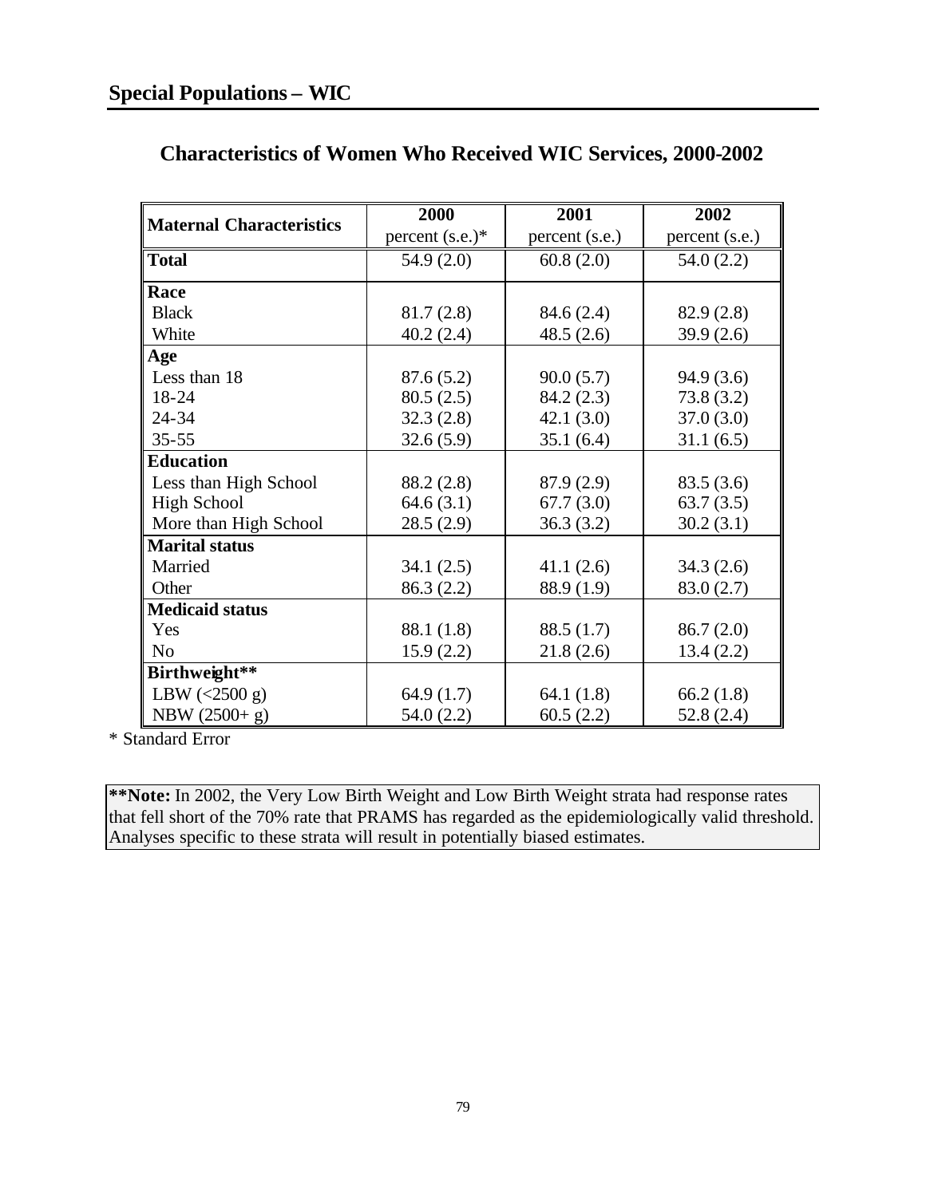## Special Populations – WIC

### Characteristics of Women Who Received WIC Services, 2000-2002

| Maternal Characteristics | 2000 percent (s.e.)* | 2001 percent (s.e.) | 2002 percent (s.e.) |
|---|---|---|---|
| **Total** | 54.9 (2.0) | 60.8 (2.0) | 54.0 (2.2) |
| **Race** | | | |
| Black | 81.7 (2.8) | 84.6 (2.4) | 82.9 (2.8) |
| White | 40.2 (2.4) | 48.5 (2.6) | 39.9 (2.6) |
| **Age** | | | |
| Less than 18 | 87.6 (5.2) | 90.0 (5.7) | 94.9 (3.6) |
| 18-24 | 80.5 (2.5) | 84.2 (2.3) | 73.8 (3.2) |
| 24-34 | 32.3 (2.8) | 42.1 (3.0) | 37.0 (3.0) |
| 35-55 | 32.6 (5.9) | 35.1 (6.4) | 31.1 (6.5) |
| **Education** | | | |
| Less than High School | 88.2 (2.8) | 87.9 (2.9) | 83.5 (3.6) |
| High School | 64.6 (3.1) | 67.7 (3.0) | 63.7 (3.5) |
| More than High School | 28.5 (2.9) | 36.3 (3.2) | 30.2 (3.1) |
| **Marital status** | | | |
| Married | 34.1 (2.5) | 41.1 (2.6) | 34.3 (2.6) |
| Other | 86.3 (2.2) | 88.9 (1.9) | 83.0 (2.7) |
| **Medicaid status** | | | |
| Yes | 88.1 (1.8) | 88.5 (1.7) | 86.7 (2.0) |
| No | 15.9 (2.2) | 21.8 (2.6) | 13.4 (2.2) |
| **Birthweight**** | | | |
| LBW (<2500 g) | 64.9 (1.7) | 64.1 (1.8) | 66.2 (1.8) |
| NBW (2500+ g) | 54.0 (2.2) | 60.5 (2.2) | 52.8 (2.4) |

* Standard Error

**\*\*Note:** In 2002, the Very Low Birth Weight and Low Birth Weight strata had response rates that fell short of the 70% rate that PRAMS has regarded as the epidemiologically valid threshold. Analyses specific to these strata will result in potentially biased estimates.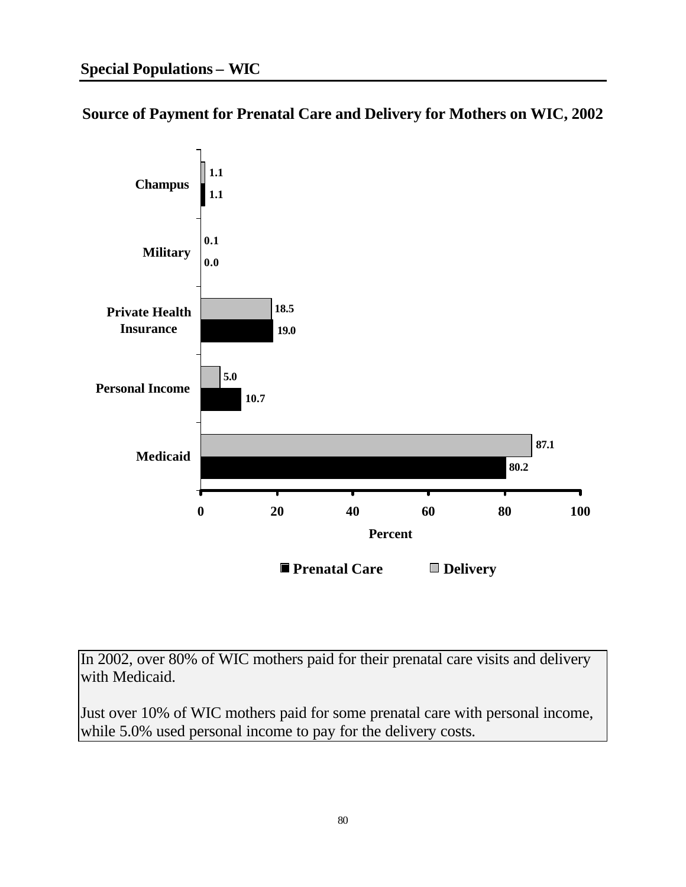## Special Populations – WIC

### Source of Payment for Prenatal Care and Delivery for Mothers on WIC, 2002

| Source of Payment | Prenatal Care (Percent) | Delivery (Percent) |
|---|---|---|
| Champus | 1.1 | 1.1 |
| Military | 0.0 | 0.1 |
| Private Health Insurance | 19.0 | 18.5 |
| Personal Income | 10.7 | 5.0 |
| Medicaid | 80.2 | 87.1 |

In 2002, over 80% of WIC mothers paid for their prenatal care visits and delivery with Medicaid.

Just over 10% of WIC mothers paid for some prenatal care with personal income, while 5.0% used personal income to pay for the delivery costs.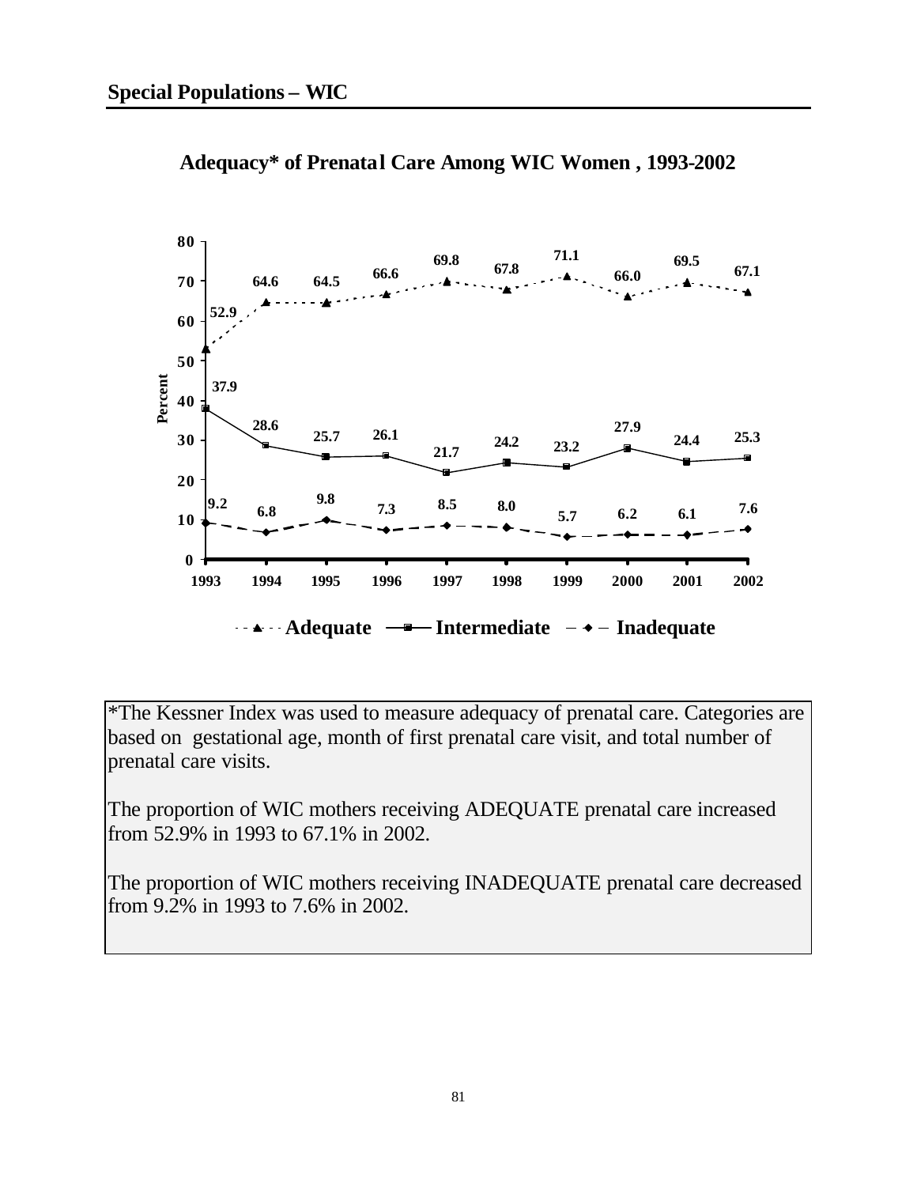## Special Populations – WIC

### Adequacy* of Prenatal Care Among WIC Women, 1993-2002

| Year | Adequate | Intermediate | Inadequate |
|---|---|---|---|
| 1993 | 52.9 | 37.9 | 9.2 |
| 1994 | 64.6 | 28.6 | 6.8 |
| 1995 | 64.5 | 25.7 | 9.8 |
| 1996 | 66.6 | 26.1 | 7.3 |
| 1997 | 69.8 | 21.7 | 8.5 |
| 1998 | 67.8 | 24.2 | 8.0 |
| 1999 | 71.1 | 23.2 | 5.7 |
| 2000 | 66.0 | 27.9 | 6.2 |
| 2001 | 69.5 | 24.4 | 6.1 |
| 2002 | 67.1 | 25.3 | 7.6 |

*The Kessner Index was used to measure adequacy of prenatal care. Categories are based on gestational age, month of first prenatal care visit, and total number of prenatal care visits.

The proportion of WIC mothers receiving ADEQUATE prenatal care increased from 52.9% in 1993 to 67.1% in 2002.

The proportion of WIC mothers receiving INADEQUATE prenatal care decreased from 9.2% in 1993 to 7.6% in 2002.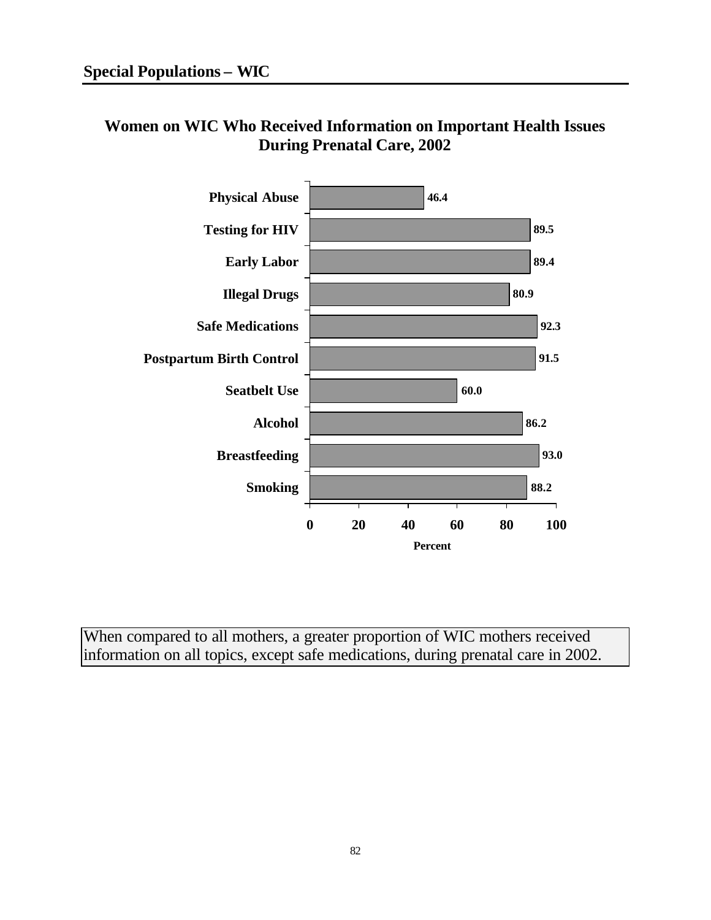## Special Populations – WIC

### Women on WIC Who Received Information on Important Health Issues During Prenatal Care, 2002

| Topic | Percent |
|---|---|
| Physical Abuse | 46.4 |
| Testing for HIV | 89.5 |
| Early Labor | 89.4 |
| Illegal Drugs | 80.9 |
| Safe Medications | 92.3 |
| Postpartum Birth Control | 91.5 |
| Seatbelt Use | 60.0 |
| Alcohol | 86.2 |
| Breastfeeding | 93.0 |
| Smoking | 88.2 |

When compared to all mothers, a greater proportion of WIC mothers received information on all topics, except safe medications, during prenatal care in 2002.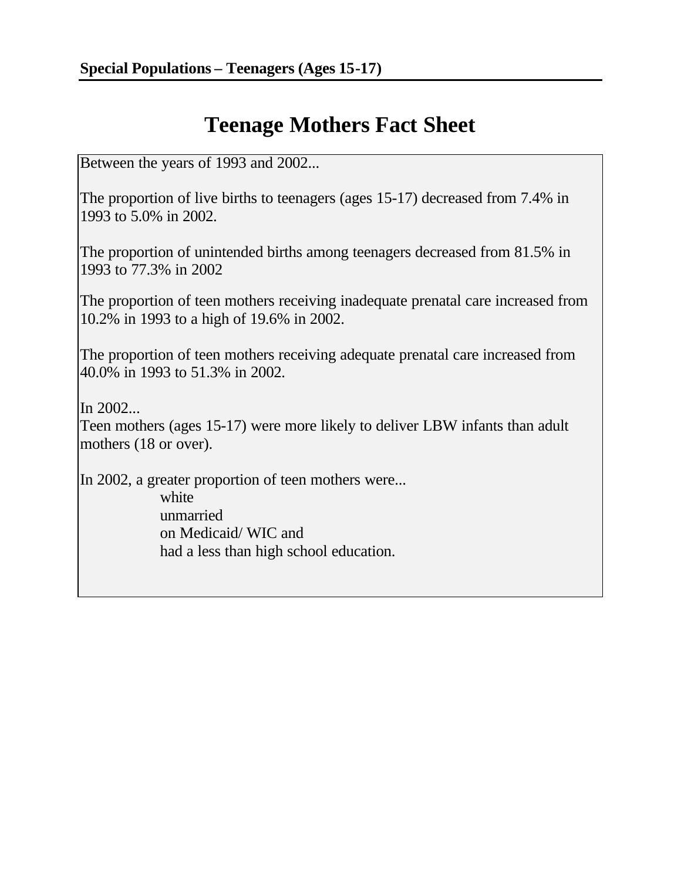**Special Populations – Teenagers (Ages 15-17)**

# Teenage Mothers Fact Sheet

Between the years of 1993 and 2002...

The proportion of live births to teenagers (ages 15-17) decreased from 7.4% in 1993 to 5.0% in 2002.

The proportion of unintended births among teenagers decreased from 81.5% in 1993 to 77.3% in 2002

The proportion of teen mothers receiving inadequate prenatal care increased from 10.2% in 1993 to a high of 19.6% in 2002.

The proportion of teen mothers receiving adequate prenatal care increased from 40.0% in 1993 to 51.3% in 2002.

In 2002...
Teen mothers (ages 15-17) were more likely to deliver LBW infants than adult mothers (18 or over).

In 2002, a greater proportion of teen mothers were...

- white
- unmarried
- on Medicaid/ WIC and
- had a less than high school education.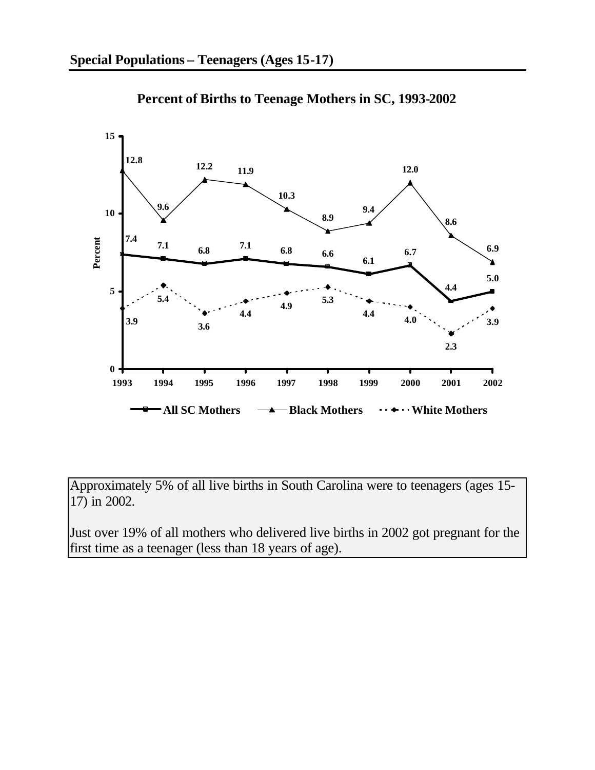## Special Populations – Teenagers (Ages 15-17)

**Percent of Births to Teenage Mothers in SC, 1993-2002**

| Year | All SC Mothers | Black Mothers | White Mothers |
|---|---|---|---|
| 1993 | 7.4 | 12.8 | 3.9 |
| 1994 | 7.1 | 9.6 | 5.4 |
| 1995 | 6.8 | 12.2 | 3.6 |
| 1996 | 7.1 | 11.9 | 4.4 |
| 1997 | 6.8 | 10.3 | 4.9 |
| 1998 | 6.6 | 8.9 | 5.3 |
| 1999 | 6.1 | 9.4 | 4.4 |
| 2000 | 6.7 | 12.0 | 4.0 |
| 2001 | 4.4 | 8.6 | 2.3 |
| 2002 | 5.0 | 6.9 | 3.9 |

Approximately 5% of all live births in South Carolina were to teenagers (ages 15-17) in 2002.

Just over 19% of all mothers who delivered live births in 2002 got pregnant for the first time as a teenager (less than 18 years of age).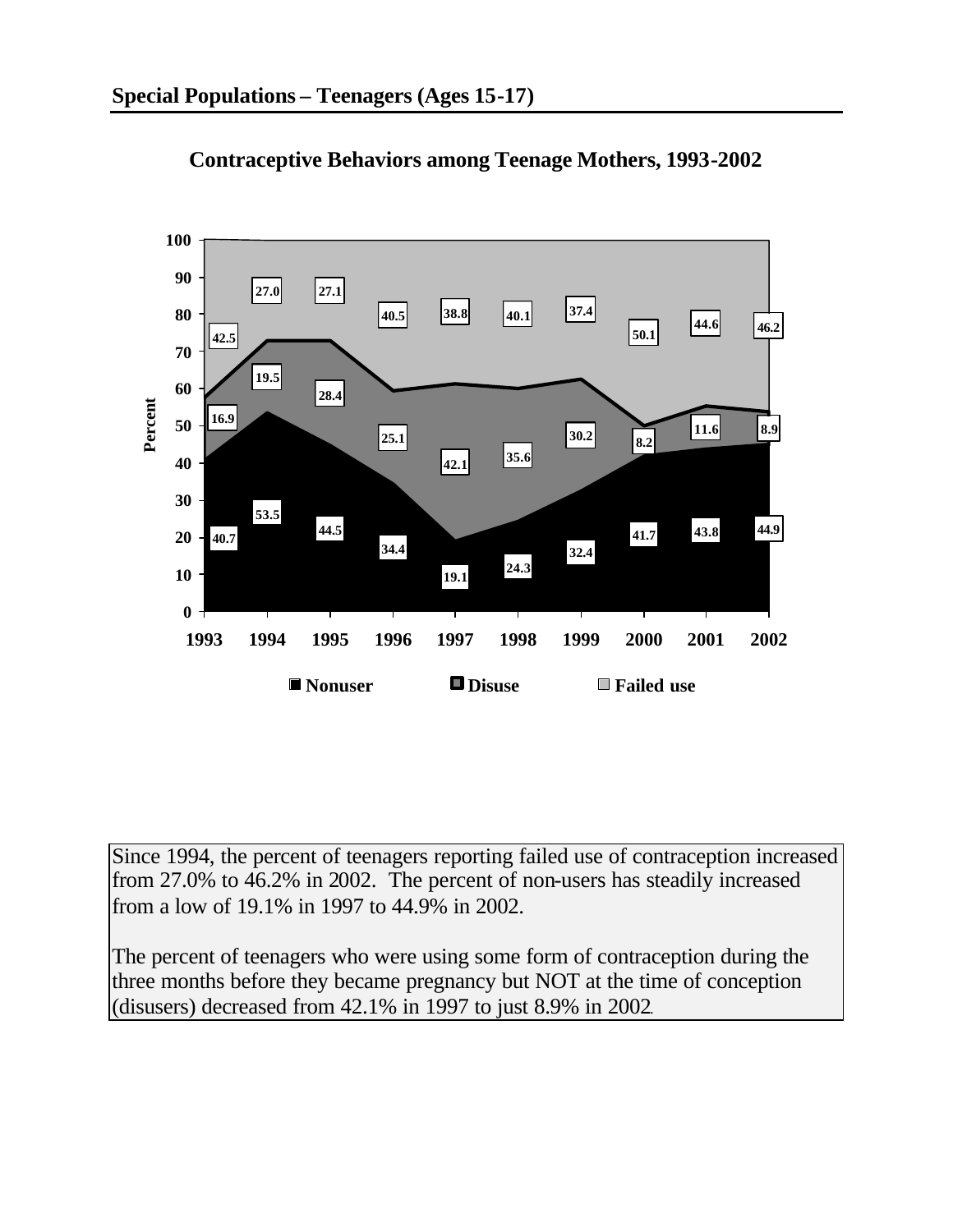## Special Populations – Teenagers (Ages 15-17)

### Contraceptive Behaviors among Teenage Mothers, 1993-2002

| Year | Nonuser | Disuse | Failed use |
|---|---|---|---|
| 1993 | 40.7 | 16.9 | 42.5 |
| 1994 | 53.5 | 19.5 | 27.0 |
| 1995 | 44.5 | 28.4 | 27.1 |
| 1996 | 34.4 | 25.1 | 40.5 |
| 1997 | 19.1 | 42.1 | 38.8 |
| 1998 | 24.3 | 35.6 | 40.1 |
| 1999 | 32.4 | 30.2 | 37.4 |
| 2000 | 41.7 | 8.2 | 50.1 |
| 2001 | 43.8 | 11.6 | 44.6 |
| 2002 | 44.9 | 8.9 | 46.2 |

Since 1994, the percent of teenagers reporting failed use of contraception increased from 27.0% to 46.2% in 2002. The percent of non-users has steadily increased from a low of 19.1% in 1997 to 44.9% in 2002.

The percent of teenagers who were using some form of contraception during the three months before they became pregnancy but NOT at the time of conception (disusers) decreased from 42.1% in 1997 to just 8.9% in 2002.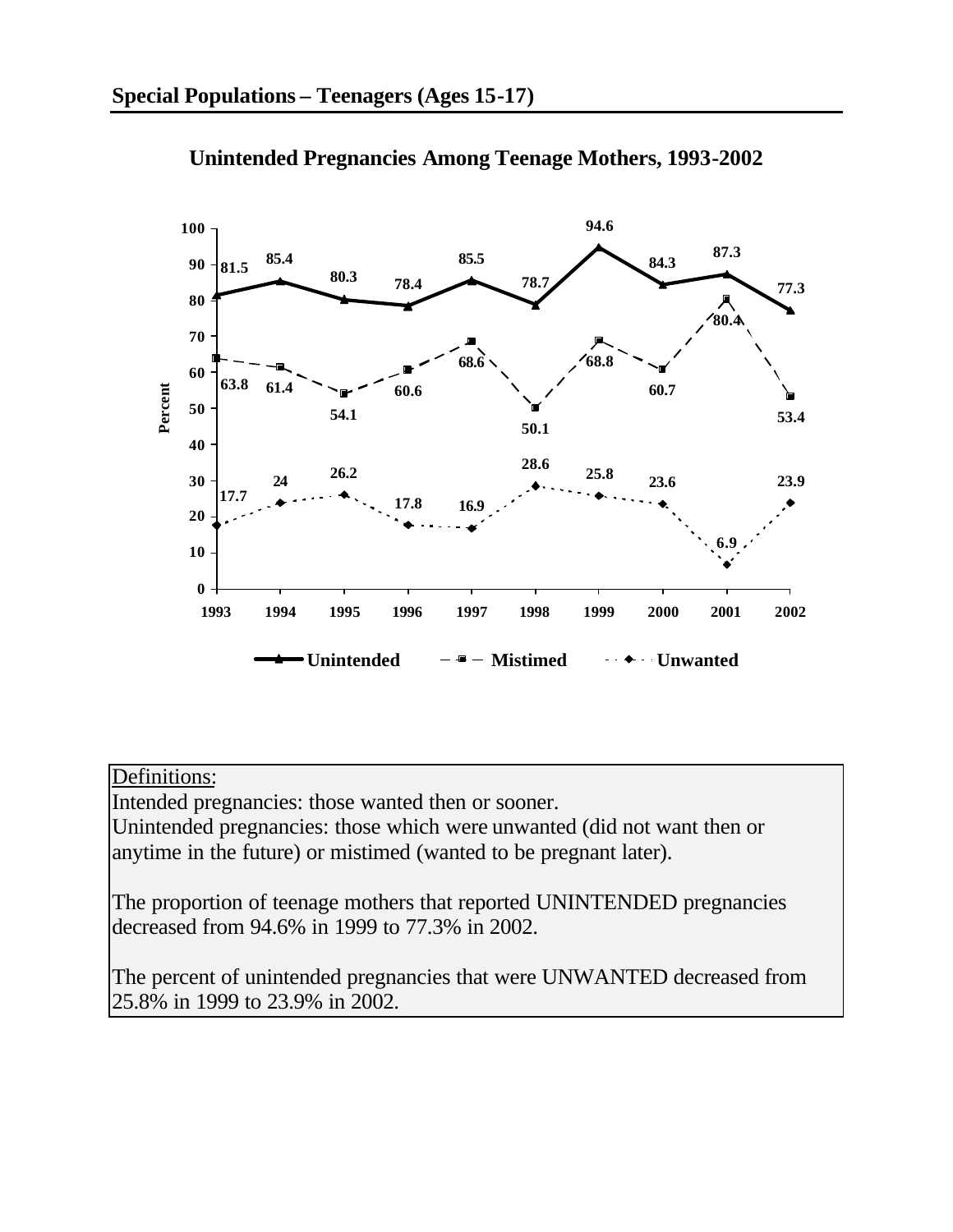## Special Populations – Teenagers (Ages 15-17)

### Unintended Pregnancies Among Teenage Mothers, 1993-2002

| Year | Unintended | Mistimed | Unwanted |
|---|---|---|---|
| 1993 | 81.5 | 63.8 | 17.7 |
| 1994 | 85.4 | 61.4 | 24 |
| 1995 | 80.3 | 54.1 | 26.2 |
| 1996 | 78.4 | 60.6 | 17.8 |
| 1997 | 85.5 | 68.6 | 16.9 |
| 1998 | 78.7 | 50.1 | 28.6 |
| 1999 | 94.6 | 68.8 | 25.8 |
| 2000 | 84.3 | 60.7 | 23.6 |
| 2001 | 87.3 | 80.4 | 6.9 |
| 2002 | 77.3 | 53.4 | 23.9 |

Definitions:
Intended pregnancies: those wanted then or sooner.
Unintended pregnancies: those which were unwanted (did not want then or anytime in the future) or mistimed (wanted to be pregnant later).

The proportion of teenage mothers that reported UNINTENDED pregnancies decreased from 94.6% in 1999 to 77.3% in 2002.

The percent of unintended pregnancies that were UNWANTED decreased from 25.8% in 1999 to 23.9% in 2002.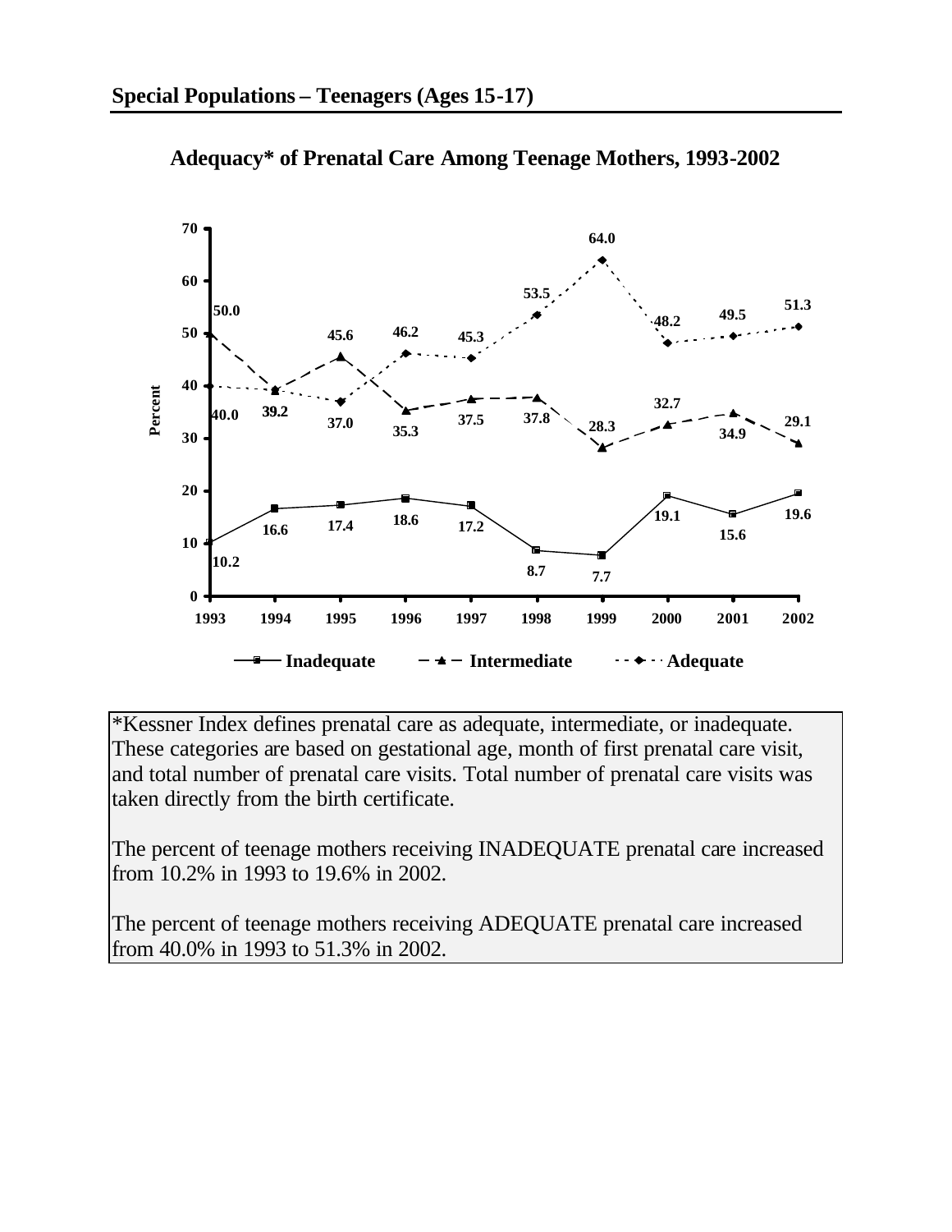## Special Populations – Teenagers (Ages 15-17)

### Adequacy* of Prenatal Care Among Teenage Mothers, 1993-2002

| Year | Inadequate | Intermediate | Adequate |
|---|---|---|---|
| 1993 | 10.2 | 50.0 | 40.0 |
| 1994 | 16.6 | 39.2 | 39.2 |
| 1995 | 17.4 | 45.6 | 37.0 |
| 1996 | 18.6 | 35.3 | 46.2 |
| 1997 | 17.2 | 37.5 | 45.3 |
| 1998 | 8.7 | 37.8 | 53.5 |
| 1999 | 7.7 | 28.3 | 64.0 |
| 2000 | 19.1 | 32.7 | 48.2 |
| 2001 | 15.6 | 34.9 | 49.5 |
| 2002 | 19.6 | 29.1 | 51.3 |

*Kessner Index defines prenatal care as adequate, intermediate, or inadequate. These categories are based on gestational age, month of first prenatal care visit, and total number of prenatal care visits. Total number of prenatal care visits was taken directly from the birth certificate.

The percent of teenage mothers receiving INADEQUATE prenatal care increased from 10.2% in 1993 to 19.6% in 2002.

The percent of teenage mothers receiving ADEQUATE prenatal care increased from 40.0% in 1993 to 51.3% in 2002.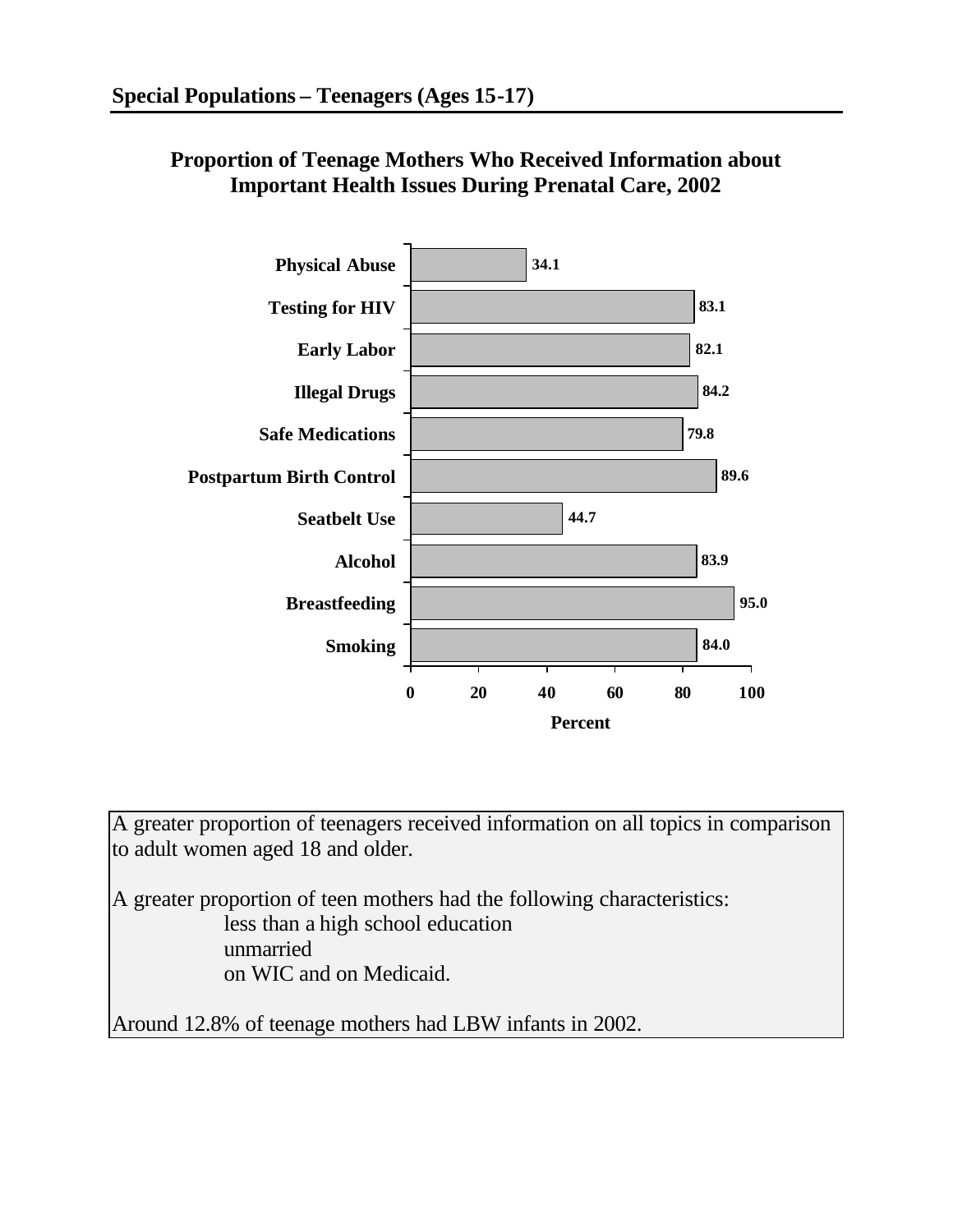## Special Populations – Teenagers (Ages 15-17)

### Proportion of Teenage Mothers Who Received Information about Important Health Issues During Prenatal Care, 2002

| Topic | Percent |
|---|---|
| Physical Abuse | 34.1 |
| Testing for HIV | 83.1 |
| Early Labor | 82.1 |
| Illegal Drugs | 84.2 |
| Safe Medications | 79.8 |
| Postpartum Birth Control | 89.6 |
| Seatbelt Use | 44.7 |
| Alcohol | 83.9 |
| Breastfeeding | 95.0 |
| Smoking | 84.0 |

A greater proportion of teenagers received information on all topics in comparison to adult women aged 18 and older.

A greater proportion of teen mothers had the following characteristics:

- less than a high school education
- unmarried
- on WIC and on Medicaid.

Around 12.8% of teenage mothers had LBW infants in 2002.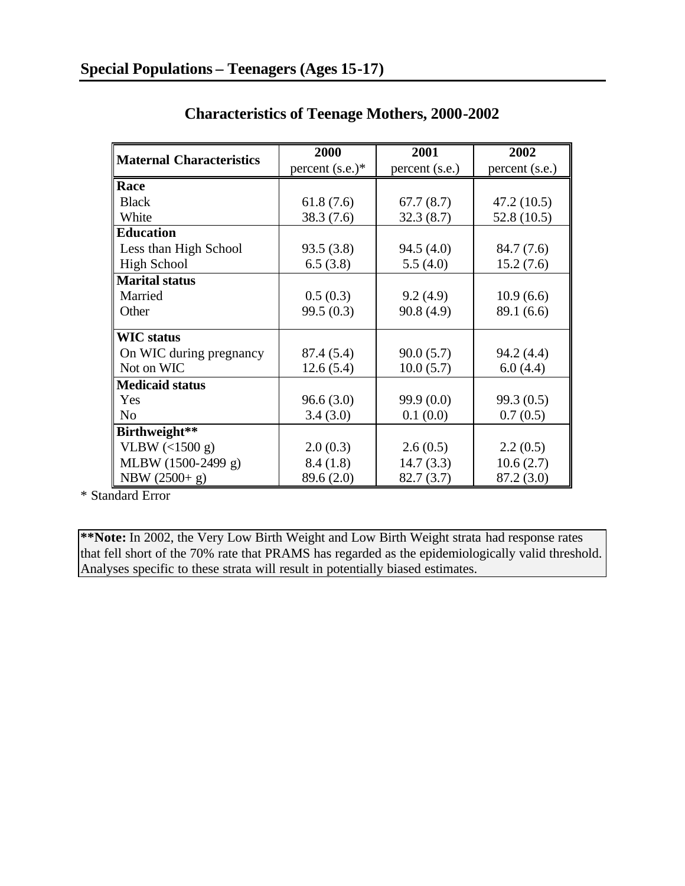## Special Populations – Teenagers (Ages 15-17)

### Characteristics of Teenage Mothers, 2000-2002

| Maternal Characteristics | 2000<br>percent (s.e.)* | 2001<br>percent (s.e.) | 2002<br>percent (s.e.) |
|---|---|---|---|
| **Race** | | | |
| Black | 61.8 (7.6) | 67.7 (8.7) | 47.2 (10.5) |
| White | 38.3 (7.6) | 32.3 (8.7) | 52.8 (10.5) |
| **Education** | | | |
| Less than High School | 93.5 (3.8) | 94.5 (4.0) | 84.7 (7.6) |
| High School | 6.5 (3.8) | 5.5 (4.0) | 15.2 (7.6) |
| **Marital status** | | | |
| Married | 0.5 (0.3) | 9.2 (4.9) | 10.9 (6.6) |
| Other | 99.5 (0.3) | 90.8 (4.9) | 89.1 (6.6) |
| **WIC status** | | | |
| On WIC during pregnancy | 87.4 (5.4) | 90.0 (5.7) | 94.2 (4.4) |
| Not on WIC | 12.6 (5.4) | 10.0 (5.7) | 6.0 (4.4) |
| **Medicaid status** | | | |
| Yes | 96.6 (3.0) | 99.9 (0.0) | 99.3 (0.5) |
| No | 3.4 (3.0) | 0.1 (0.0) | 0.7 (0.5) |
| **Birthweight**** | | | |
| VLBW (<1500 g) | 2.0 (0.3) | 2.6 (0.5) | 2.2 (0.5) |
| MLBW (1500-2499 g) | 8.4 (1.8) | 14.7 (3.3) | 10.6 (2.7) |
| NBW (2500+ g) | 89.6 (2.0) | 82.7 (3.7) | 87.2 (3.0) |

* Standard Error

**\*\*Note:** In 2002, the Very Low Birth Weight and Low Birth Weight strata had response rates that fell short of the 70% rate that PRAMS has regarded as the epidemiologically valid threshold. Analyses specific to these strata will result in potentially biased estimates.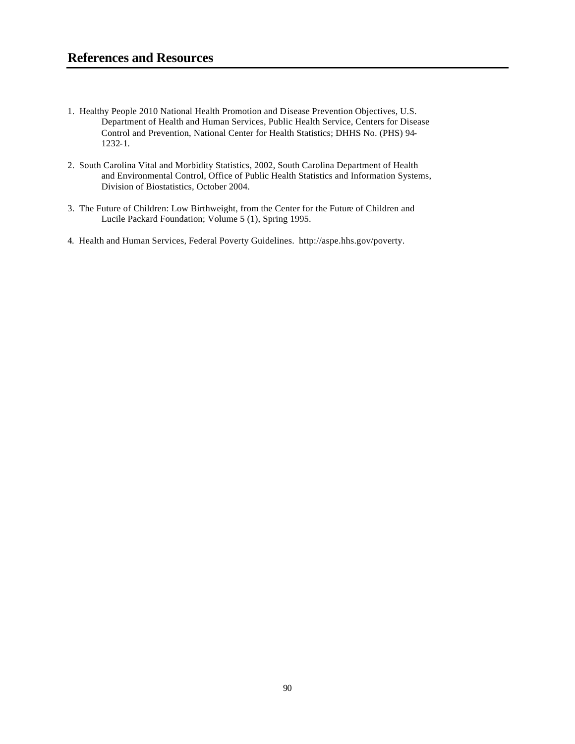## References and Resources

1. Healthy People 2010 National Health Promotion and Disease Prevention Objectives, U.S. Department of Health and Human Services, Public Health Service, Centers for Disease Control and Prevention, National Center for Health Statistics; DHHS No. (PHS) 94-1232-1.

2. South Carolina Vital and Morbidity Statistics, 2002, South Carolina Department of Health and Environmental Control, Office of Public Health Statistics and Information Systems, Division of Biostatistics, October 2004.

3. The Future of Children: Low Birthweight, from the Center for the Future of Children and Lucile Packard Foundation; Volume 5 (1), Spring 1995.

4. Health and Human Services, Federal Poverty Guidelines. http://aspe.hhs.gov/poverty.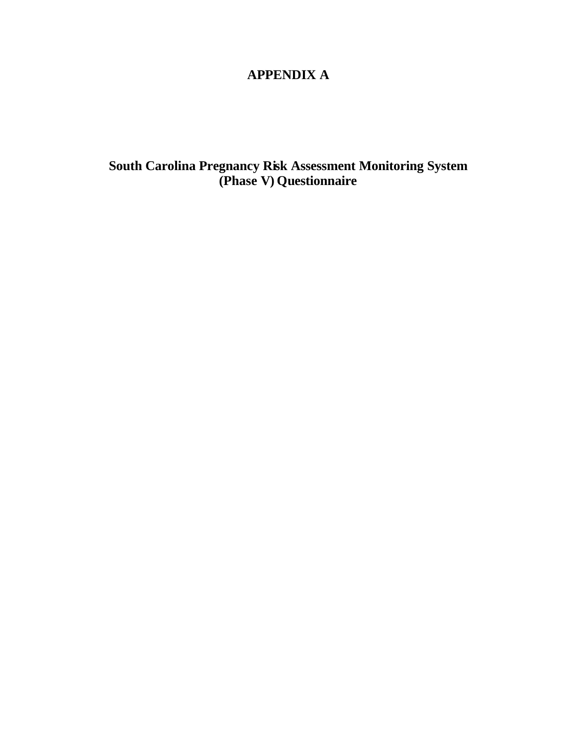# APPENDIX A

## South Carolina Pregnancy Risk Assessment Monitoring System (Phase V) Questionnaire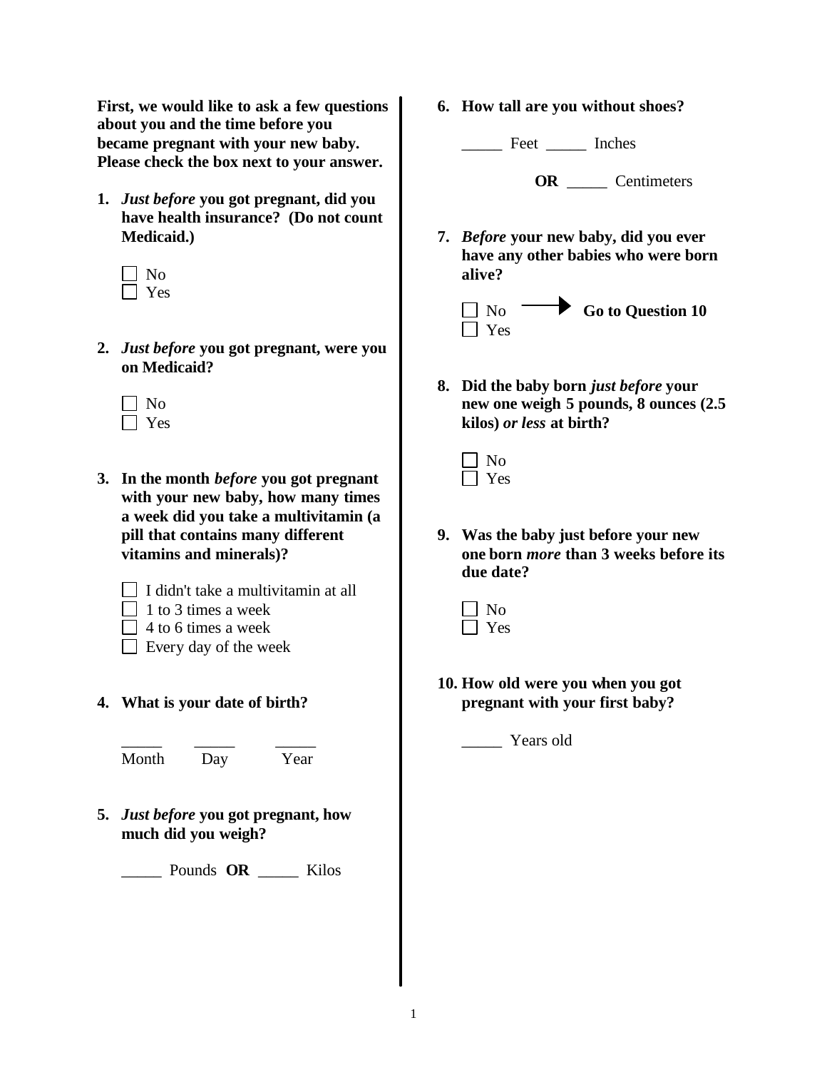**First, we would like to ask a few questions about you and the time before you became pregnant with your new baby. Please check the box next to your answer.**

**1.** ***Just before*** **you got pregnant, did you have health insurance? (Do not count Medicaid.)**

- ☐ No
- ☐ Yes

**2.** ***Just before*** **you got pregnant, were you on Medicaid?**

- ☐ No
- ☐ Yes

**3. In the month** ***before*** **you got pregnant with your new baby, how many times a week did you take a multivitamin (a pill that contains many different vitamins and minerals)?**

- ☐ I didn't take a multivitamin at all
- ☐ 1 to 3 times a week
- ☐ 4 to 6 times a week
- ☐ Every day of the week

**4. What is your date of birth?**

_____ _____ _____
Month Day Year

**5.** ***Just before*** **you got pregnant, how much did you weigh?**

_____ Pounds **OR** _____ Kilos

**6. How tall are you without shoes?**

_____ Feet _____ Inches

**OR** _____ Centimeters

**7.** ***Before*** **your new baby, did you ever have any other babies who were born alive?**

- ☐ No → **Go to Question 10**
- ☐ Yes

**8. Did the baby born** ***just before*** **your new one weigh 5 pounds, 8 ounces (2.5 kilos)** ***or less*** **at birth?**

- ☐ No
- ☐ Yes

**9. Was the baby just before your new one born** ***more*** **than 3 weeks before its due date?**

- ☐ No
- ☐ Yes

**10. How old were you when you got pregnant with your first baby?**

_____ Years old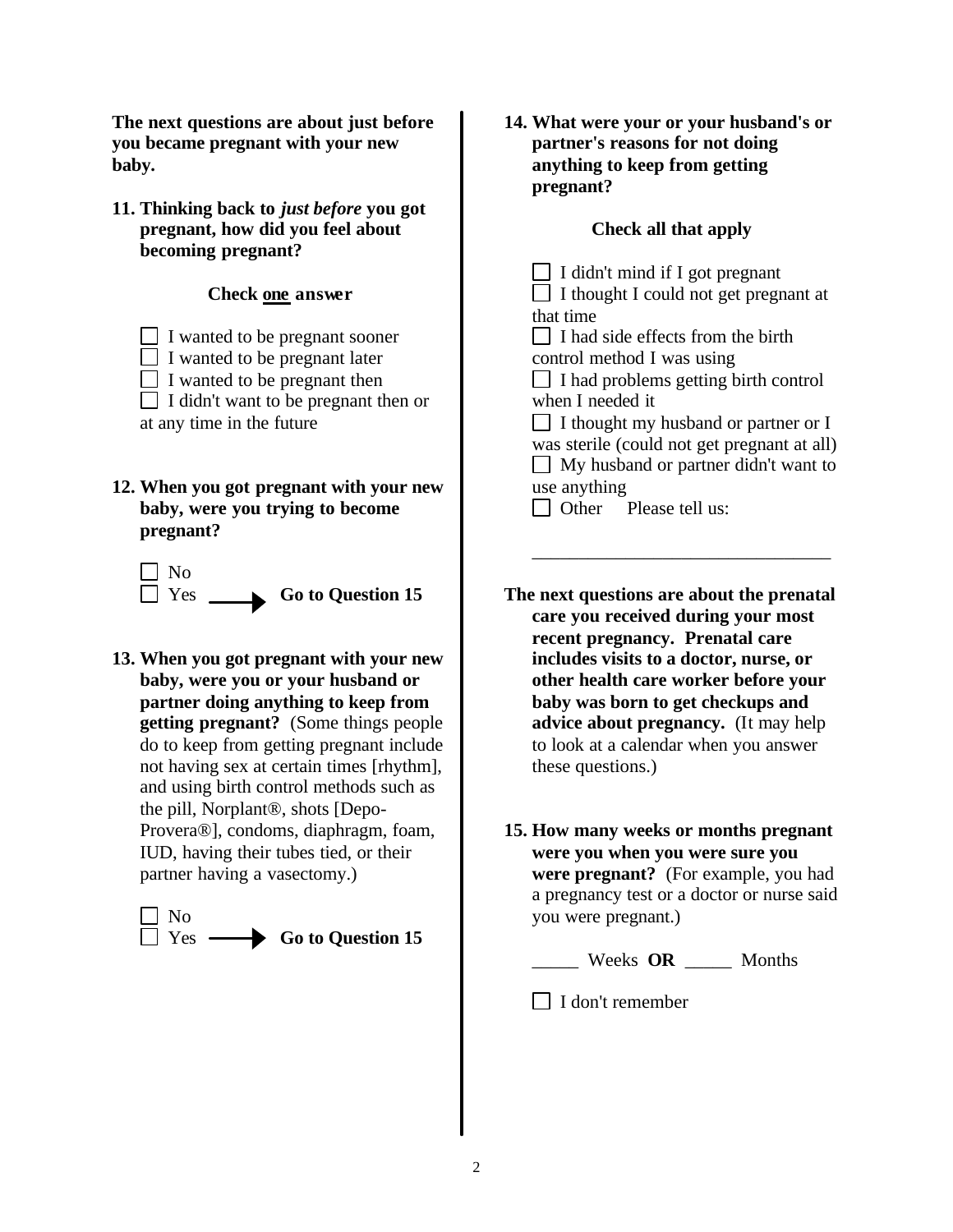**The next questions are about just before you became pregnant with your new baby.**

**11. Thinking back to *just before* you got pregnant, how did you feel about becoming pregnant?**

**Check one answer**

- ☐ I wanted to be pregnant sooner
- ☐ I wanted to be pregnant later
- ☐ I wanted to be pregnant then
- ☐ I didn't want to be pregnant then or at any time in the future

**12. When you got pregnant with your new baby, were you trying to become pregnant?**

- ☐ No
- ☐ Yes ⟶ **Go to Question 15**

**13. When you got pregnant with your new baby, were you or your husband or partner doing anything to keep from getting pregnant?** (Some things people do to keep from getting pregnant include not having sex at certain times [rhythm], and using birth control methods such as the pill, Norplant®, shots [Depo-Provera®], condoms, diaphragm, foam, IUD, having their tubes tied, or their partner having a vasectomy.)

- ☐ No
- ☐ Yes ⟶ **Go to Question 15**

**14. What were your or your husband's or partner's reasons for not doing anything to keep from getting pregnant?**

**Check all that apply**

- ☐ I didn't mind if I got pregnant
- ☐ I thought I could not get pregnant at that time
- ☐ I had side effects from the birth control method I was using
- ☐ I had problems getting birth control when I needed it
- ☐ I thought my husband or partner or I was sterile (could not get pregnant at all)
- ☐ My husband or partner didn't want to use anything
- ☐ Other Please tell us:

________________________________

**The next questions are about the prenatal care you received during your most recent pregnancy. Prenatal care includes visits to a doctor, nurse, or other health care worker before your baby was born to get checkups and advice about pregnancy.** (It may help to look at a calendar when you answer these questions.)

**15. How many weeks or months pregnant were you when you were sure you were pregnant?** (For example, you had a pregnancy test or a doctor or nurse said you were pregnant.)

_____ Weeks **OR** _____ Months

- ☐ I don't remember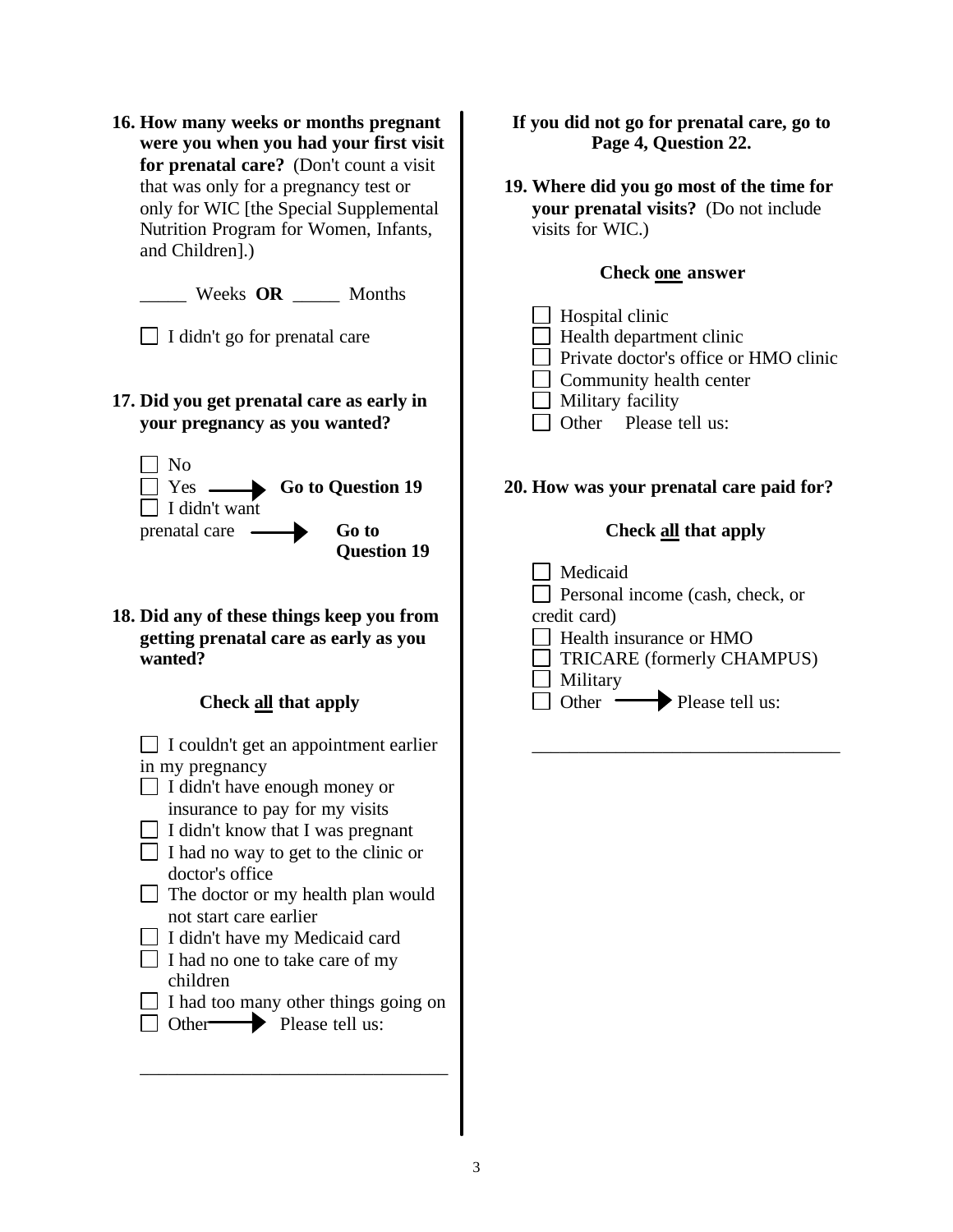**16. How many weeks or months pregnant were you when you had your first visit for prenatal care?** (Don't count a visit that was only for a pregnancy test or only for WIC [the Special Supplemental Nutrition Program for Women, Infants, and Children].)

_____ Weeks **OR** _____ Months

☐ I didn't go for prenatal care

**17. Did you get prenatal care as early in your pregnancy as you wanted?**

☐ No
☐ Yes → **Go to Question 19**
☐ I didn't want prenatal care → **Go to Question 19**

**18. Did any of these things keep you from getting prenatal care as early as you wanted?**

**Check all that apply**

☐ I couldn't get an appointment earlier in my pregnancy
☐ I didn't have enough money or insurance to pay for my visits
☐ I didn't know that I was pregnant
☐ I had no way to get to the clinic or doctor's office
☐ The doctor or my health plan would not start care earlier
☐ I didn't have my Medicaid card
☐ I had no one to take care of my children
☐ I had too many other things going on
☐ Other → Please tell us:

_________________________________

**If you did not go for prenatal care, go to Page 4, Question 22.**

**19. Where did you go most of the time for your prenatal visits?** (Do not include visits for WIC.)

**Check one answer**

☐ Hospital clinic
☐ Health department clinic
☐ Private doctor's office or HMO clinic
☐ Community health center
☐ Military facility
☐ Other Please tell us:

**20. How was your prenatal care paid for?**

**Check all that apply**

☐ Medicaid
☐ Personal income (cash, check, or credit card)
☐ Health insurance or HMO
☐ TRICARE (formerly CHAMPUS)
☐ Military
☐ Other → Please tell us:

_________________________________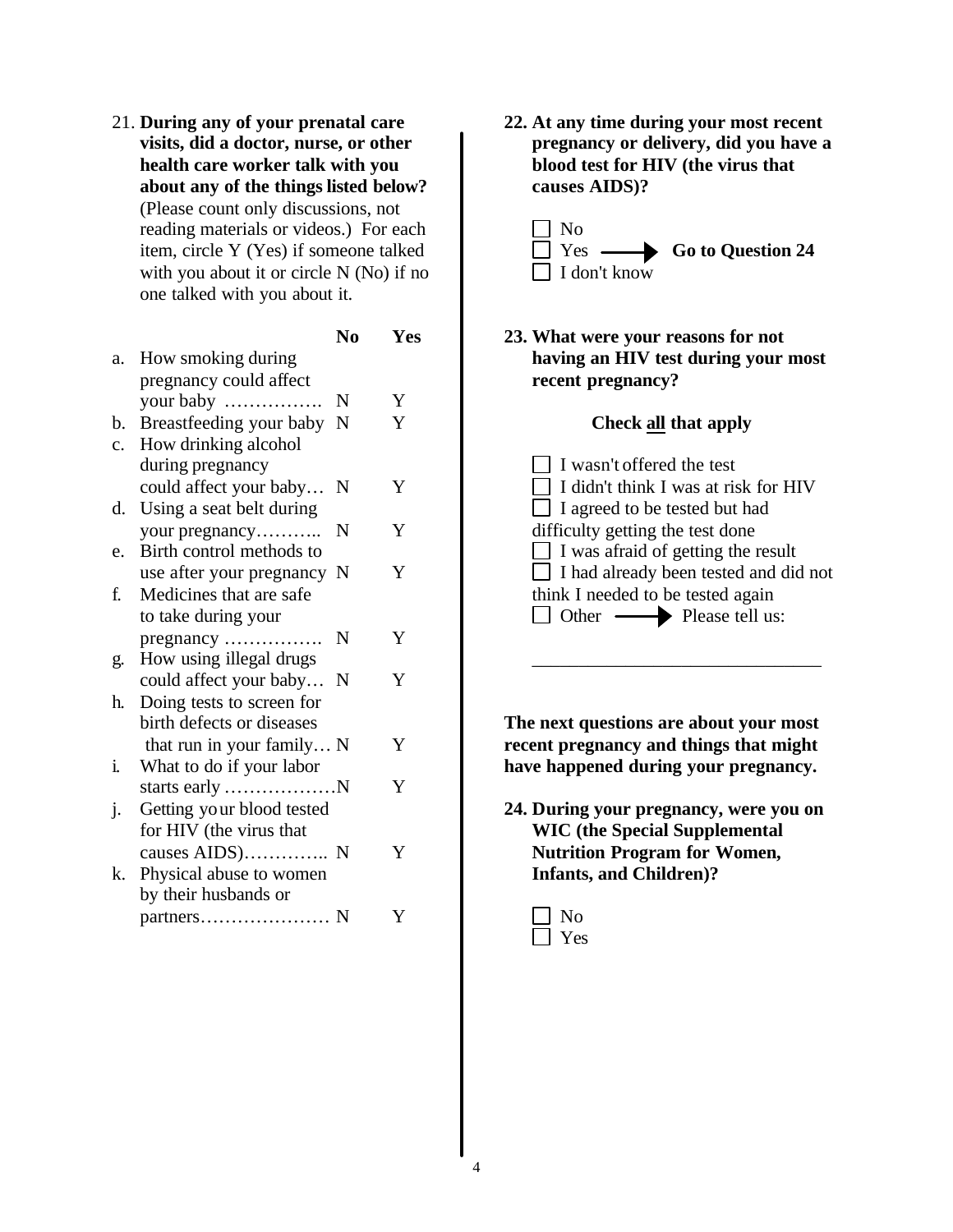21. **During any of your prenatal care visits, did a doctor, nurse, or other health care worker talk with you about any of the things listed below?** (Please count only discussions, not reading materials or videos.) For each item, circle Y (Yes) if someone talked with you about it or circle N (No) if no one talked with you about it.

| | | No | Yes |
|---|---|---|---|
| a. | How smoking during pregnancy could affect your baby ……………. | N | Y |
| b. | Breastfeeding your baby | N | Y |
| c. | How drinking alcohol during pregnancy could affect your baby… | N | Y |
| d. | Using a seat belt during your pregnancy……….. | N | Y |
| e. | Birth control methods to use after your pregnancy | N | Y |
| f. | Medicines that are safe to take during your pregnancy ……………. | N | Y |
| g. | How using illegal drugs could affect your baby… | N | Y |
| h. | Doing tests to screen for birth defects or diseases that run in your family… | N | Y |
| i. | What to do if your labor starts early ……………… | N | Y |
| j. | Getting your blood tested for HIV (the virus that causes AIDS)………….. | N | Y |
| k. | Physical abuse to women by their husbands or partners………………… | N | Y |

22. **At any time during your most recent pregnancy or delivery, did you have a blood test for HIV (the virus that causes AIDS)?**

☐ No
☐ Yes → **Go to Question 24**
☐ I don't know

23. **What were your reasons for not having an HIV test during your most recent pregnancy?**

**Check all that apply**

☐ I wasn't offered the test
☐ I didn't think I was at risk for HIV
☐ I agreed to be tested but had difficulty getting the test done
☐ I was afraid of getting the result
☐ I had already been tested and did not think I needed to be tested again
☐ Other → Please tell us:

_______________________________

**The next questions are about your most recent pregnancy and things that might have happened during your pregnancy.**

24. **During your pregnancy, were you on WIC (the Special Supplemental Nutrition Program for Women, Infants, and Children)?**

☐ No
☐ Yes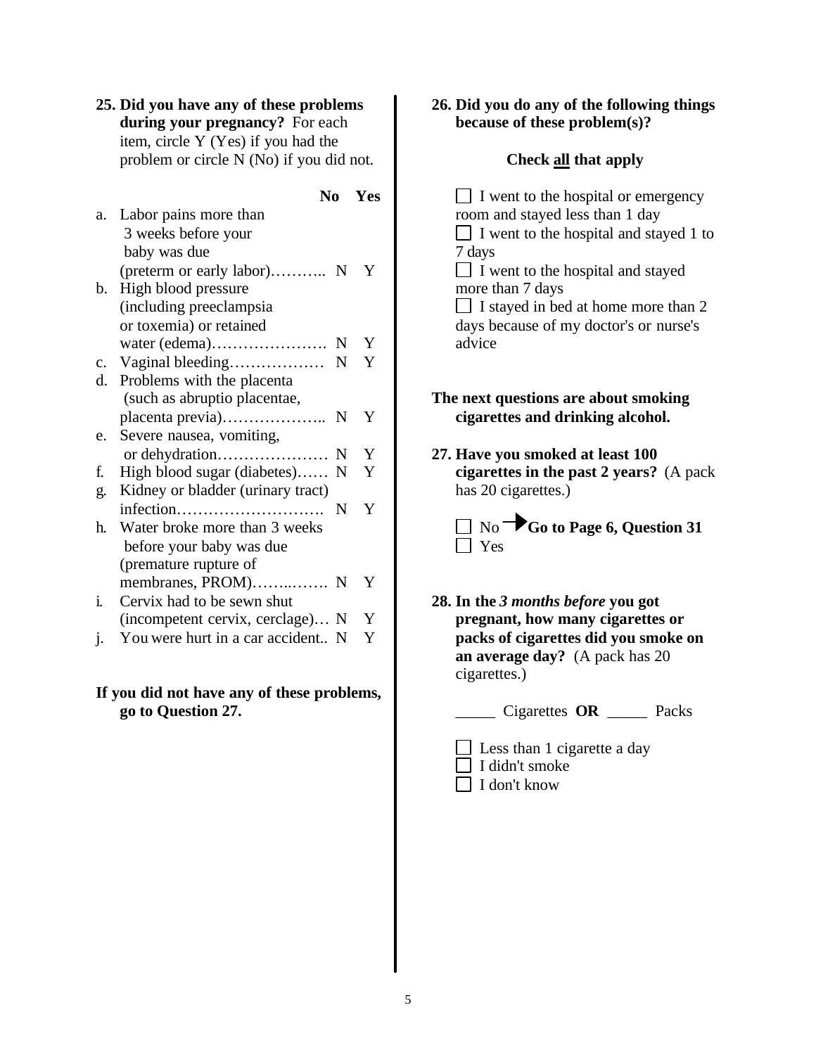**25. Did you have any of these problems during your pregnancy?** For each item, circle Y (Yes) if you had the problem or circle N (No) if you did not.

| | | No | Yes |
|---|---|---|---|
| a. | Labor pains more than 3 weeks before your baby was due (preterm or early labor)……….. | N | Y |
| b. | High blood pressure (including preeclampsia or toxemia) or retained water (edema)…………………. | N | Y |
| c. | Vaginal bleeding……………… | N | Y |
| d. | Problems with the placenta (such as abruptio placentae, placenta previa)……………….. | N | Y |
| e. | Severe nausea, vomiting, or dehydration………………… | N | Y |
| f. | High blood sugar (diabetes)…… | N | Y |
| g. | Kidney or bladder (urinary tract) infection………………………. | N | Y |
| h. | Water broke more than 3 weeks before your baby was due (premature rupture of membranes, PROM)……..……. | N | Y |
| i. | Cervix had to be sewn shut (incompetent cervix, cerclage)… | N | Y |
| j. | You were hurt in a car accident.. | N | Y |

**If you did not have any of these problems, go to Question 27.**

**26. Did you do any of the following things because of these problem(s)?**

**Check all that apply**

- ☐ I went to the hospital or emergency room and stayed less than 1 day
- ☐ I went to the hospital and stayed 1 to 7 days
- ☐ I went to the hospital and stayed more than 7 days
- ☐ I stayed in bed at home more than 2 days because of my doctor's or nurse's advice

**The next questions are about smoking cigarettes and drinking alcohol.**

**27. Have you smoked at least 100 cigarettes in the past 2 years?** (A pack has 20 cigarettes.)

- ☐ No → **Go to Page 6, Question 31**
- ☐ Yes

**28. In the *3 months before* you got pregnant, how many cigarettes or packs of cigarettes did you smoke on an average day?** (A pack has 20 cigarettes.)

_____ Cigarettes **OR** _____ Packs

- ☐ Less than 1 cigarette a day
- ☐ I didn't smoke
- ☐ I don't know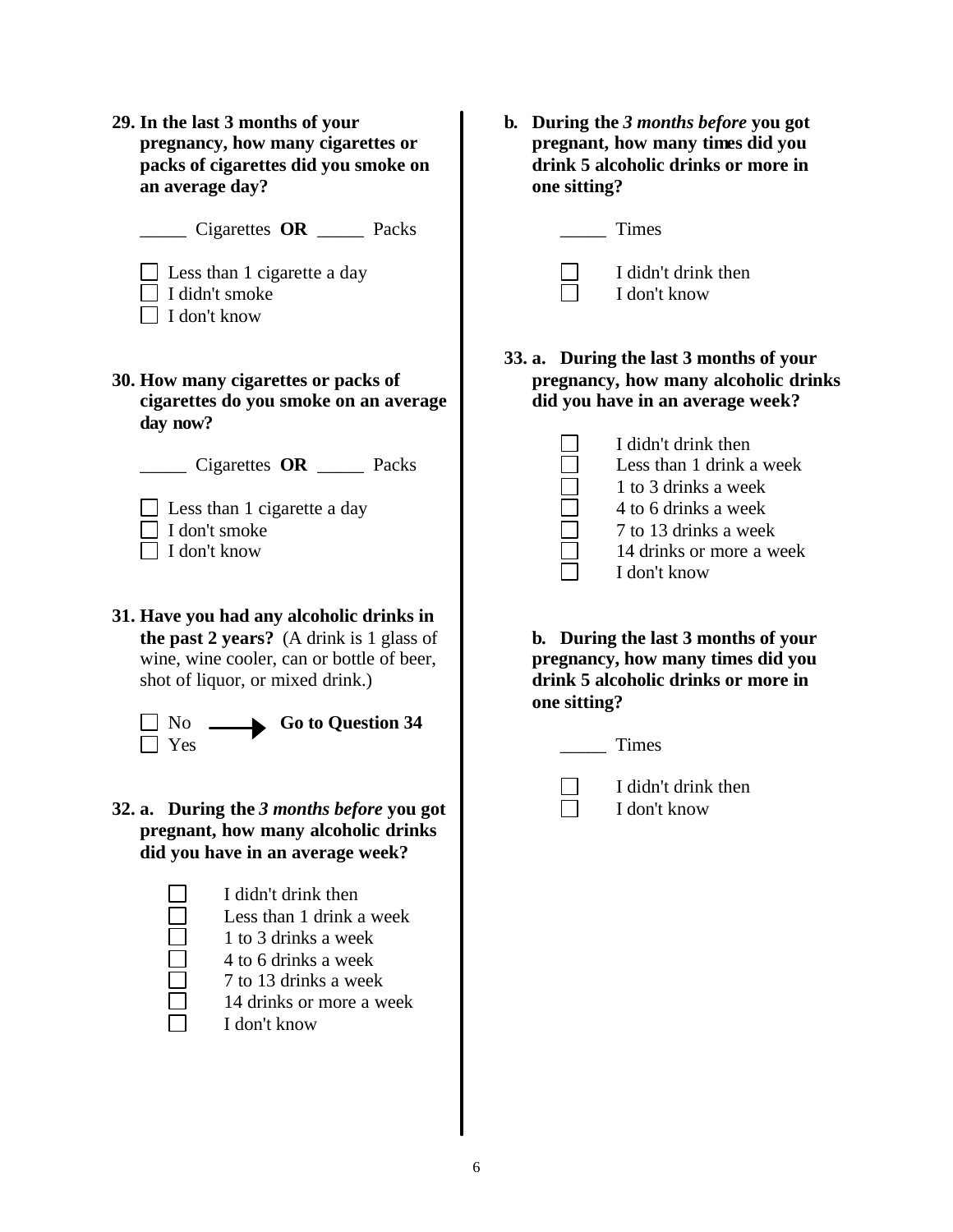**29. In the last 3 months of your pregnancy, how many cigarettes or packs of cigarettes did you smoke on an average day?**

_____ Cigarettes **OR** _____ Packs

- ☐ Less than 1 cigarette a day
- ☐ I didn't smoke
- ☐ I don't know

**30. How many cigarettes or packs of cigarettes do you smoke on an average day now?**

_____ Cigarettes **OR** _____ Packs

- ☐ Less than 1 cigarette a day
- ☐ I don't smoke
- ☐ I don't know

**31. Have you had any alcoholic drinks in the past 2 years?** (A drink is 1 glass of wine, wine cooler, can or bottle of beer, shot of liquor, or mixed drink.)

- ☐ No → **Go to Question 34**
- ☐ Yes

**32. a. During the *3 months before* you got pregnant, how many alcoholic drinks did you have in an average week?**

- ☐ I didn't drink then
- ☐ Less than 1 drink a week
- ☐ 1 to 3 drinks a week
- ☐ 4 to 6 drinks a week
- ☐ 7 to 13 drinks a week
- ☐ 14 drinks or more a week
- ☐ I don't know

**b. During the *3 months before* you got pregnant, how many times did you drink 5 alcoholic drinks or more in one sitting?**

_____ Times

- ☐ I didn't drink then
- ☐ I don't know

**33. a. During the last 3 months of your pregnancy, how many alcoholic drinks did you have in an average week?**

- ☐ I didn't drink then
- ☐ Less than 1 drink a week
- ☐ 1 to 3 drinks a week
- ☐ 4 to 6 drinks a week
- ☐ 7 to 13 drinks a week
- ☐ 14 drinks or more a week
- ☐ I don't know

**b. During the last 3 months of your pregnancy, how many times did you drink 5 alcoholic drinks or more in one sitting?**

_____ Times

- ☐ I didn't drink then
- ☐ I don't know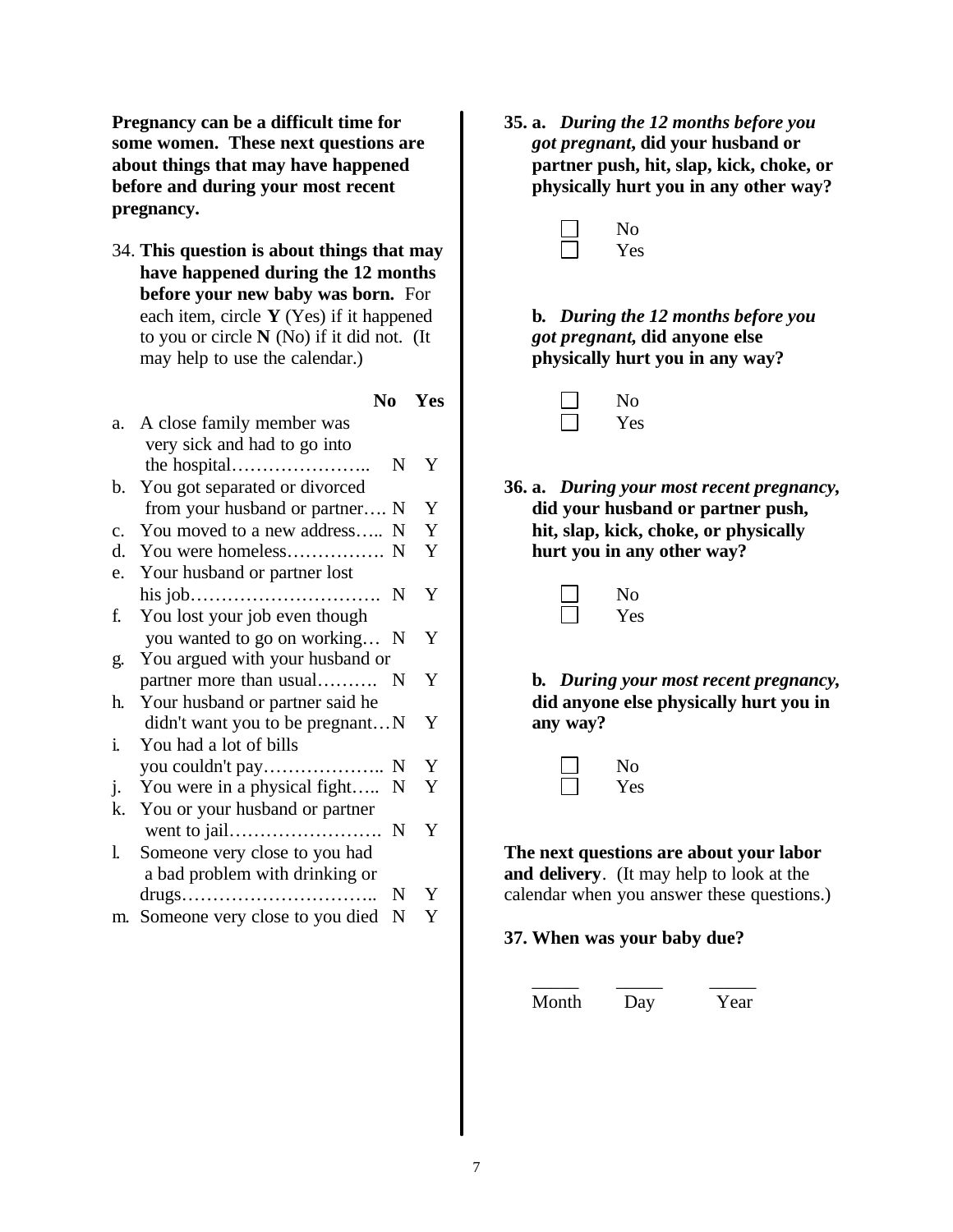**Pregnancy can be a difficult time for some women. These next questions are about things that may have happened before and during your most recent pregnancy.**

34. **This question is about things that may have happened during the 12 months before your new baby was born.** For each item, circle **Y** (Yes) if it happened to you or circle **N** (No) if it did not. (It may help to use the calendar.)

| | | **No** | **Yes** |
|---|---|---|---|
| a. | A close family member was very sick and had to go into the hospital………………….. | N | Y |
| b. | You got separated or divorced from your husband or partner…. | N | Y |
| c. | You moved to a new address….. | N | Y |
| d. | You were homeless……………. | N | Y |
| e. | Your husband or partner lost his job…………………………. | N | Y |
| f. | You lost your job even though you wanted to go on working… | N | Y |
| g. | You argued with your husband or partner more than usual………. | N | Y |
| h. | Your husband or partner said he didn't want you to be pregnant… | N | Y |
| i. | You had a lot of bills you couldn't pay……………….. | N | Y |
| j. | You were in a physical fight….. | N | Y |
| k. | You or your husband or partner went to jail……………………. | N | Y |
| l. | Someone very close to you had a bad problem with drinking or drugs………………………….. | N | Y |
| m. | Someone very close to you died | N | Y |

**35. a.** ***During the 12 months before you got pregnant*****, did your husband or partner push, hit, slap, kick, choke, or physically hurt you in any other way?**

- ☐ No
- ☐ Yes

**b.** ***During the 12 months before you got pregnant,*** **did anyone else physically hurt you in any way?**

- ☐ No
- ☐ Yes

**36. a.** ***During your most recent pregnancy*****, did your husband or partner push, hit, slap, kick, choke, or physically hurt you in any other way?**

- ☐ No
- ☐ Yes

**b.** ***During your most recent pregnancy,*** **did anyone else physically hurt you in any way?**

- ☐ No
- ☐ Yes

**The next questions are about your labor and delivery**. (It may help to look at the calendar when you answer these questions.)

**37. When was your baby due?**

_____ _____ _____
Month Day Year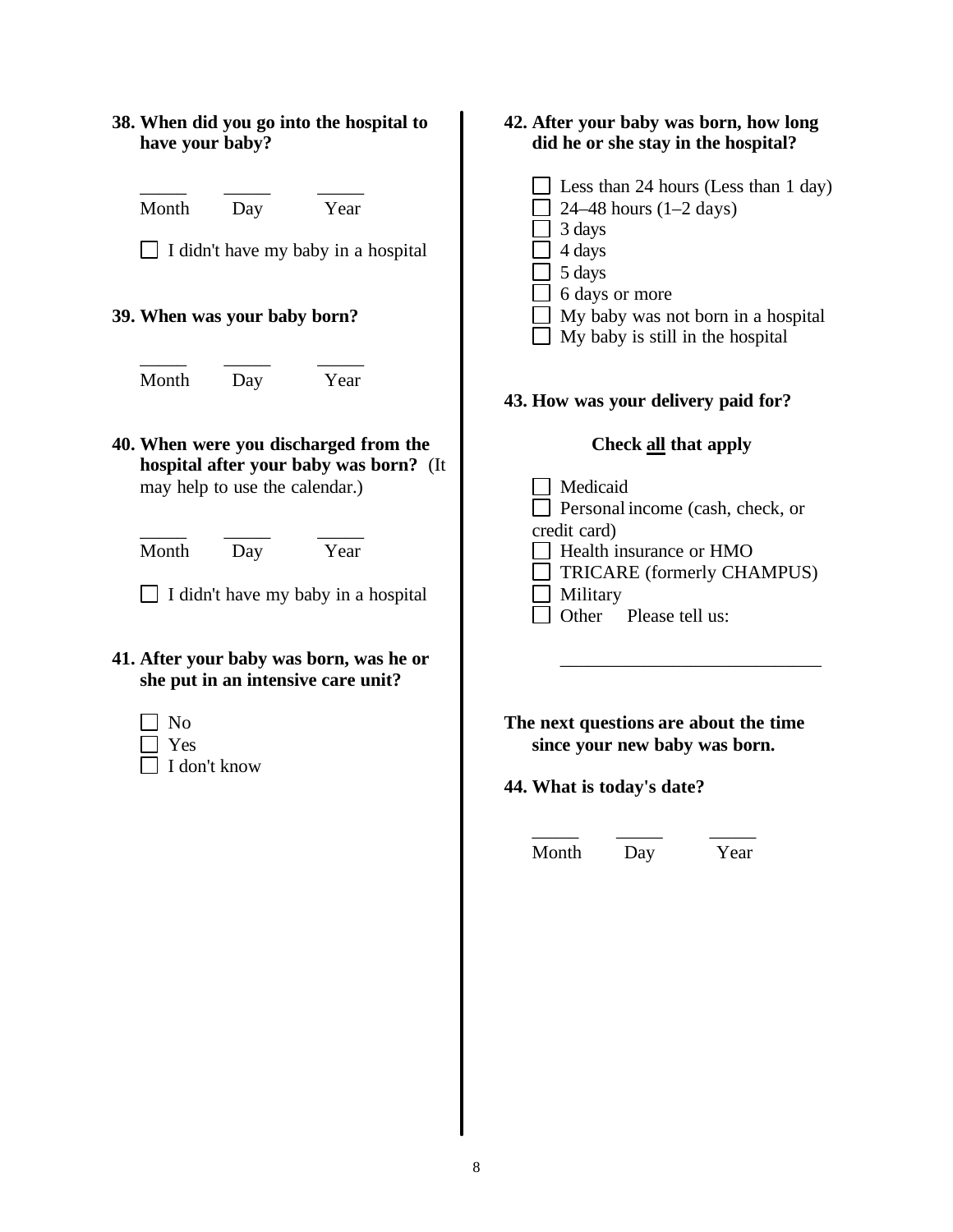**38. When did you go into the hospital to have your baby?**

_____ _____ _____
Month Day Year

- [ ] I didn't have my baby in a hospital

**39. When was your baby born?**

_____ _____ _____
Month Day Year

**40. When were you discharged from the hospital after your baby was born?** (It may help to use the calendar.)

_____ _____ _____
Month Day Year

- [ ] I didn't have my baby in a hospital

**41. After your baby was born, was he or she put in an intensive care unit?**

- [ ] No
- [ ] Yes
- [ ] I don't know

**42. After your baby was born, how long did he or she stay in the hospital?**

- [ ] Less than 24 hours (Less than 1 day)
- [ ] 24–48 hours (1–2 days)
- [ ] 3 days
- [ ] 4 days
- [ ] 5 days
- [ ] 6 days or more
- [ ] My baby was not born in a hospital
- [ ] My baby is still in the hospital

**43. How was your delivery paid for?**

**Check all that apply**

- [ ] Medicaid
- [ ] Personal income (cash, check, or credit card)
- [ ] Health insurance or HMO
- [ ] TRICARE (formerly CHAMPUS)
- [ ] Military
- [ ] Other Please tell us:

___________________________

**The next questions are about the time since your new baby was born.**

**44. What is today's date?**

_____ _____ _____
Month Day Year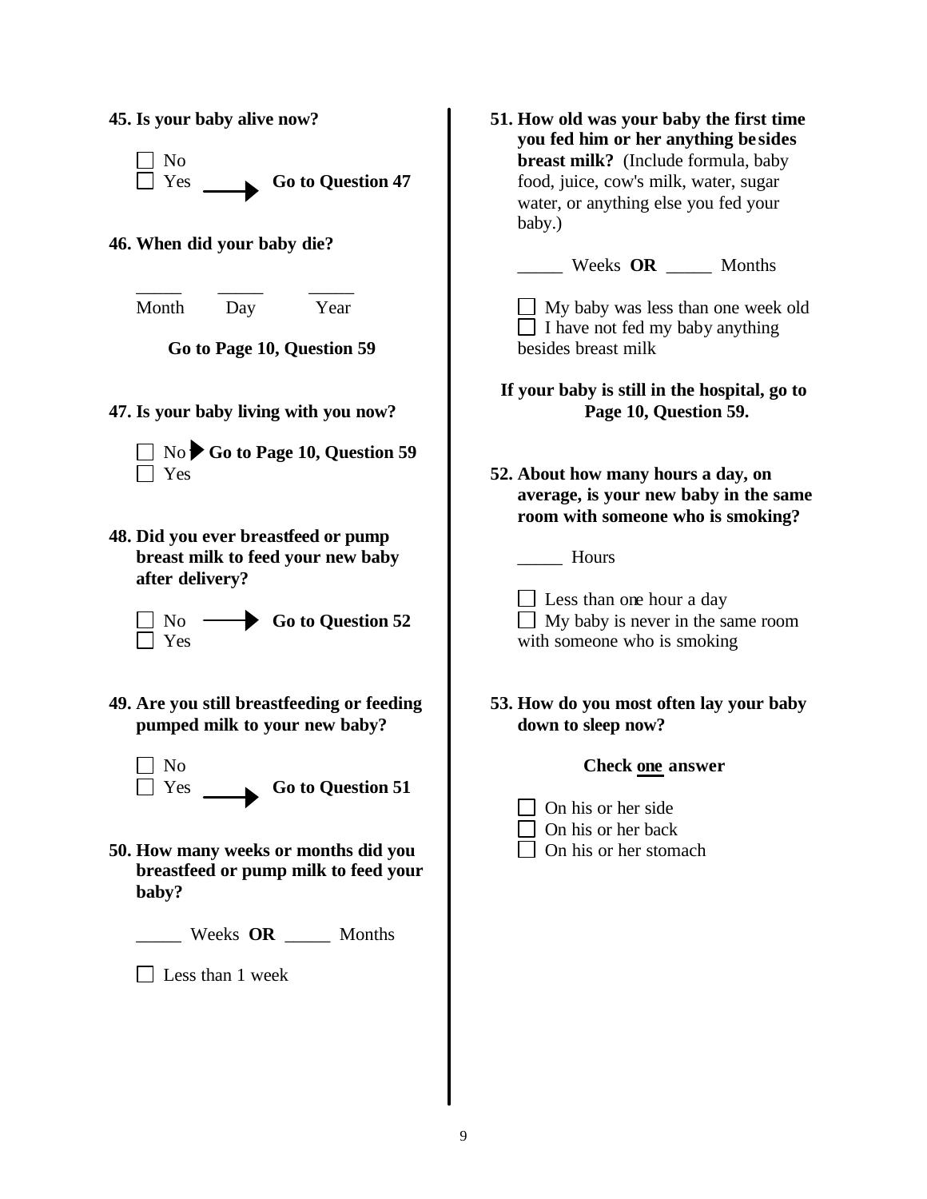**45. Is your baby alive now?**

☐ No
☐ Yes → **Go to Question 47**

**46. When did your baby die?**

_____ _____ _____
Month Day Year

**Go to Page 10, Question 59**

**47. Is your baby living with you now?**

☐ No → **Go to Page 10, Question 59**
☐ Yes

**48. Did you ever breastfeed or pump breast milk to feed your new baby after delivery?**

☐ No → **Go to Question 52**
☐ Yes

**49. Are you still breastfeeding or feeding pumped milk to your new baby?**

☐ No
☐ Yes → **Go to Question 51**

**50. How many weeks or months did you breastfeed or pump milk to feed your baby?**

_____ Weeks **OR** _____ Months

☐ Less than 1 week

**51. How old was your baby the first time you fed him or her anything besides breast milk?** (Include formula, baby food, juice, cow's milk, water, sugar water, or anything else you fed your baby.)

_____ Weeks **OR** _____ Months

☐ My baby was less than one week old
☐ I have not fed my baby anything besides breast milk

**If your baby is still in the hospital, go to Page 10, Question 59.**

**52. About how many hours a day, on average, is your new baby in the same room with someone who is smoking?**

_____ Hours

☐ Less than one hour a day
☐ My baby is never in the same room with someone who is smoking

**53. How do you most often lay your baby down to sleep now?**

**Check one answer**

☐ On his or her side
☐ On his or her back
☐ On his or her stomach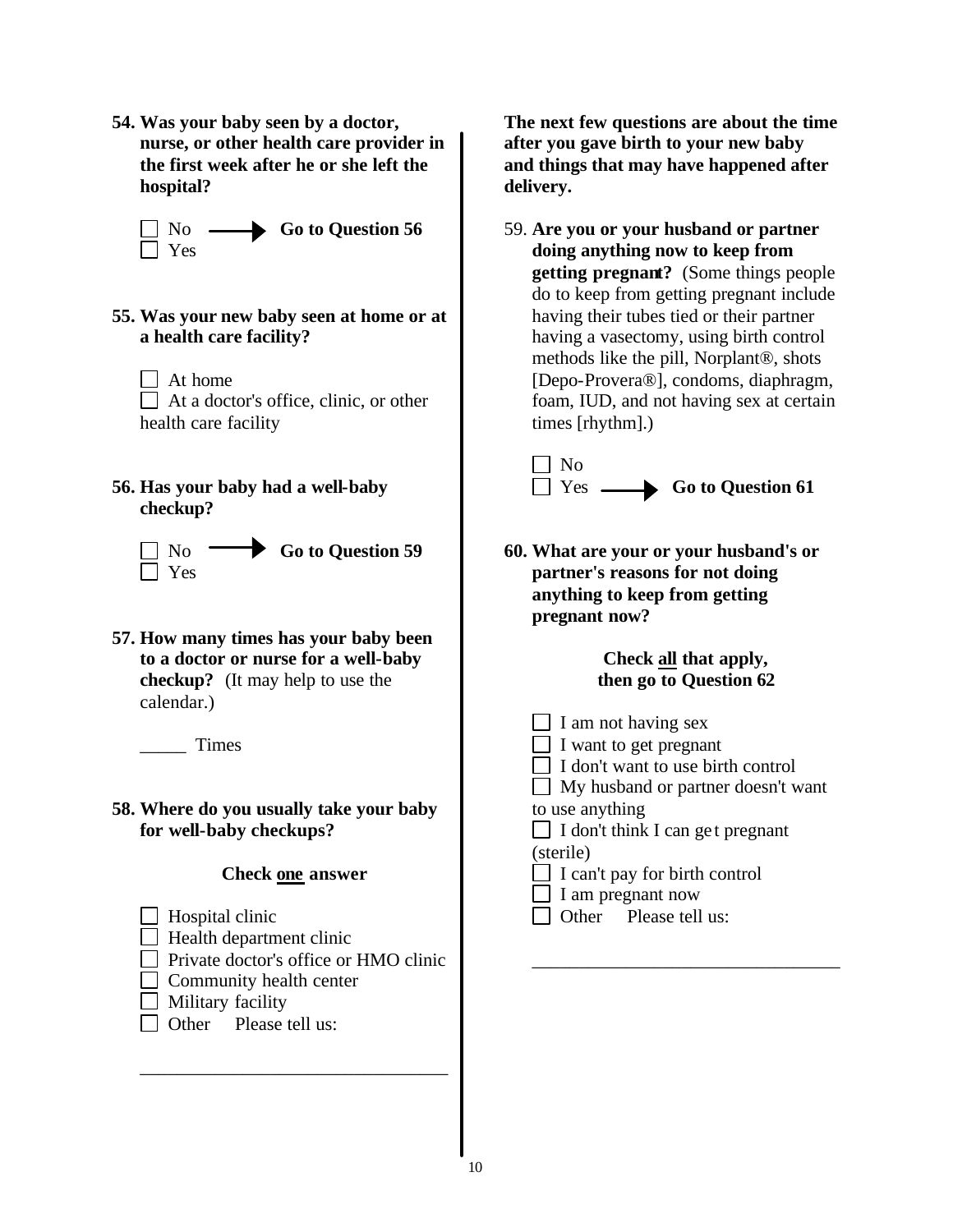**54. Was your baby seen by a doctor, nurse, or other health care provider in the first week after he or she left the hospital?**

- ☐ No → **Go to Question 56**
- ☐ Yes

**55. Was your new baby seen at home or at a health care facility?**

- ☐ At home
- ☐ At a doctor's office, clinic, or other health care facility

**56. Has your baby had a well-baby checkup?**

- ☐ No → **Go to Question 59**
- ☐ Yes

**57. How many times has your baby been to a doctor or nurse for a well-baby checkup?** (It may help to use the calendar.)

_____ Times

**58. Where do you usually take your baby for well-baby checkups?**

**Check one answer**

- ☐ Hospital clinic
- ☐ Health department clinic
- ☐ Private doctor's office or HMO clinic
- ☐ Community health center
- ☐ Military facility
- ☐ Other  Please tell us:

________________________________

**The next few questions are about the time after you gave birth to your new baby and things that may have happened after delivery.**

59. **Are you or your husband or partner doing anything now to keep from getting pregnant?** (Some things people do to keep from getting pregnant include having their tubes tied or their partner having a vasectomy, using birth control methods like the pill, Norplant®, shots [Depo-Provera®], condoms, diaphragm, foam, IUD, and not having sex at certain times [rhythm].)

- ☐ No
- ☐ Yes → **Go to Question 61**

**60. What are your or your husband's or partner's reasons for not doing anything to keep from getting pregnant now?**

**Check all that apply, then go to Question 62**

- ☐ I am not having sex
- ☐ I want to get pregnant
- ☐ I don't want to use birth control
- ☐ My husband or partner doesn't want to use anything
- ☐ I don't think I can get pregnant (sterile)
- ☐ I can't pay for birth control
- ☐ I am pregnant now
- ☐ Other  Please tell us:

________________________________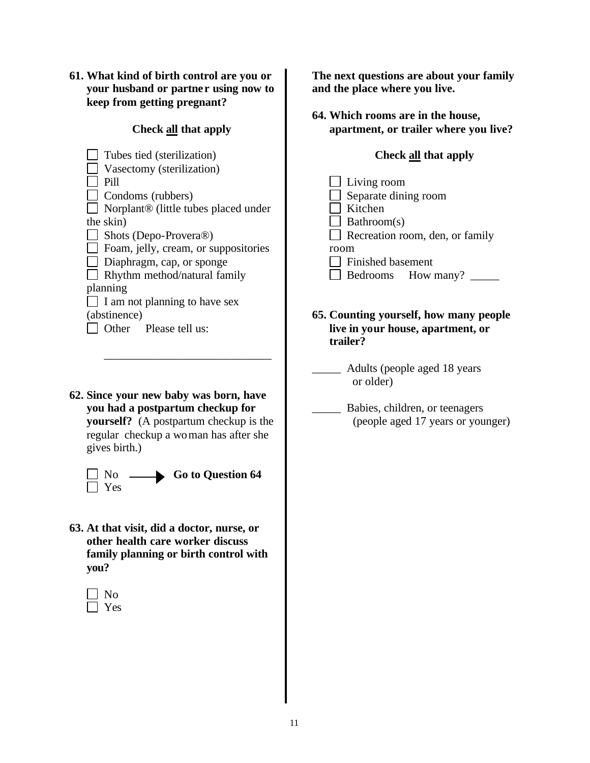**61. What kind of birth control are you or your husband or partner using now to keep from getting pregnant?**

**Check all that apply**

- ☐ Tubes tied (sterilization)
- ☐ Vasectomy (sterilization)
- ☐ Pill
- ☐ Condoms (rubbers)
- ☐ Norplant® (little tubes placed under the skin)
- ☐ Shots (Depo-Provera®)
- ☐ Foam, jelly, cream, or suppositories
- ☐ Diaphragm, cap, or sponge
- ☐ Rhythm method/natural family planning
- ☐ I am not planning to have sex (abstinence)
- ☐ Other  Please tell us:

____________________________

**62. Since your new baby was born, have you had a postpartum checkup for yourself?** (A postpartum checkup is the regular checkup a woman has after she gives birth.)

- ☐ No → **Go to Question 64**
- ☐ Yes

**63. At that visit, did a doctor, nurse, or other health care worker discuss family planning or birth control with you?**

- ☐ No
- ☐ Yes

**The next questions are about your family and the place where you live.**

**64. Which rooms are in the house, apartment, or trailer where you live?**

**Check all that apply**

- ☐ Living room
- ☐ Separate dining room
- ☐ Kitchen
- ☐ Bathroom(s)
- ☐ Recreation room, den, or family room
- ☐ Finished basement
- ☐ Bedrooms  How many? _____

**65. Counting yourself, how many people live in your house, apartment, or trailer?**

_____ Adults (people aged 18 years or older)

_____ Babies, children, or teenagers (people aged 17 years or younger)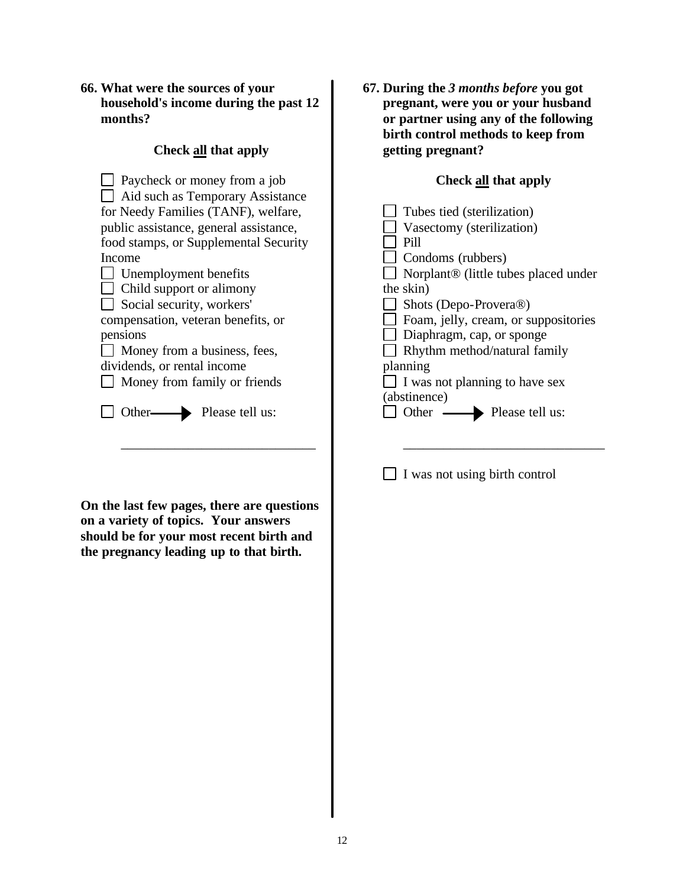**66. What were the sources of your household's income during the past 12 months?**

**Check all that apply**

- ☐ Paycheck or money from a job
- ☐ Aid such as Temporary Assistance for Needy Families (TANF), welfare, public assistance, general assistance, food stamps, or Supplemental Security Income
- ☐ Unemployment benefits
- ☐ Child support or alimony
- ☐ Social security, workers' compensation, veteran benefits, or pensions
- ☐ Money from a business, fees, dividends, or rental income
- ☐ Money from family or friends
- ☐ Other → Please tell us: ____________________________

**On the last few pages, there are questions on a variety of topics. Your answers should be for your most recent birth and the pregnancy leading up to that birth.**

**67. During the *3 months before* you got pregnant, were you or your husband or partner using any of the following birth control methods to keep from getting pregnant?**

**Check all that apply**

- ☐ Tubes tied (sterilization)
- ☐ Vasectomy (sterilization)
- ☐ Pill
- ☐ Condoms (rubbers)
- ☐ Norplant® (little tubes placed under the skin)
- ☐ Shots (Depo-Provera®)
- ☐ Foam, jelly, cream, or suppositories
- ☐ Diaphragm, cap, or sponge
- ☐ Rhythm method/natural family planning
- ☐ I was not planning to have sex (abstinence)
- ☐ Other → Please tell us: ____________________________

- ☐ I was not using birth control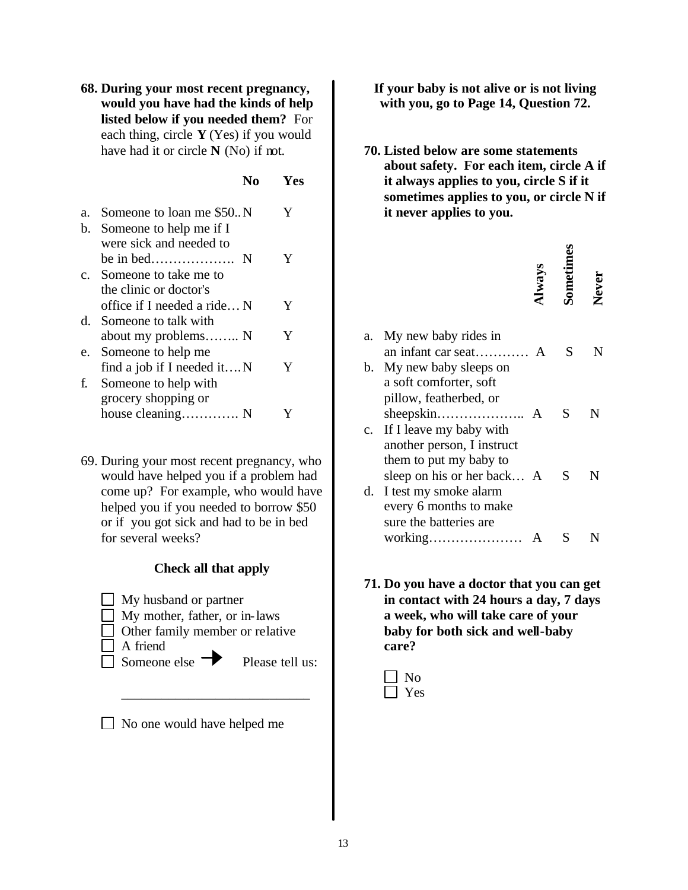**68. During your most recent pregnancy, would you have had the kinds of help listed below if you needed them?** For each thing, circle **Y** (Yes) if you would have had it or circle **N** (No) if not.

| | | No | Yes |
|---|---|---|---|
| a. | Someone to loan me $50.. | N | Y |
| b. | Someone to help me if I were sick and needed to be in bed………………. | N | Y |
| c. | Someone to take me to the clinic or doctor's office if I needed a ride… | N | Y |
| d. | Someone to talk with about my problems…….. | N | Y |
| e. | Someone to help me find a job if I needed it…. | N | Y |
| f. | Someone to help with grocery shopping or house cleaning…………. | N | Y |

69. During your most recent pregnancy, who would have helped you if a problem had come up? For example, who would have helped you if you needed to borrow $50 or if you got sick and had to be in bed for several weeks?

**Check all that apply**

- ☐ My husband or partner
- ☐ My mother, father, or in-laws
- ☐ Other family member or relative
- ☐ A friend
- ☐ Someone else → Please tell us: ___________________________
- ☐ No one would have helped me

**If your baby is not alive or is not living with you, go to Page 14, Question 72.**

**70. Listed below are some statements about safety. For each item, circle A if it always applies to you, circle S if it sometimes applies to you, or circle N if it never applies to you.**

| | | Always | Sometimes | Never |
|---|---|---|---|---|
| a. | My new baby rides in an infant car seat………… | A | S | N |
| b. | My new baby sleeps on a soft comforter, soft pillow, featherbed, or sheepskin……………….. | A | S | N |
| c. | If I leave my baby with another person, I instruct them to put my baby to sleep on his or her back… | A | S | N |
| d. | I test my smoke alarm every 6 months to make sure the batteries are working………………… | A | S | N |

**71. Do you have a doctor that you can get in contact with 24 hours a day, 7 days a week, who will take care of your baby for both sick and well-baby care?**

- ☐ No
- ☐ Yes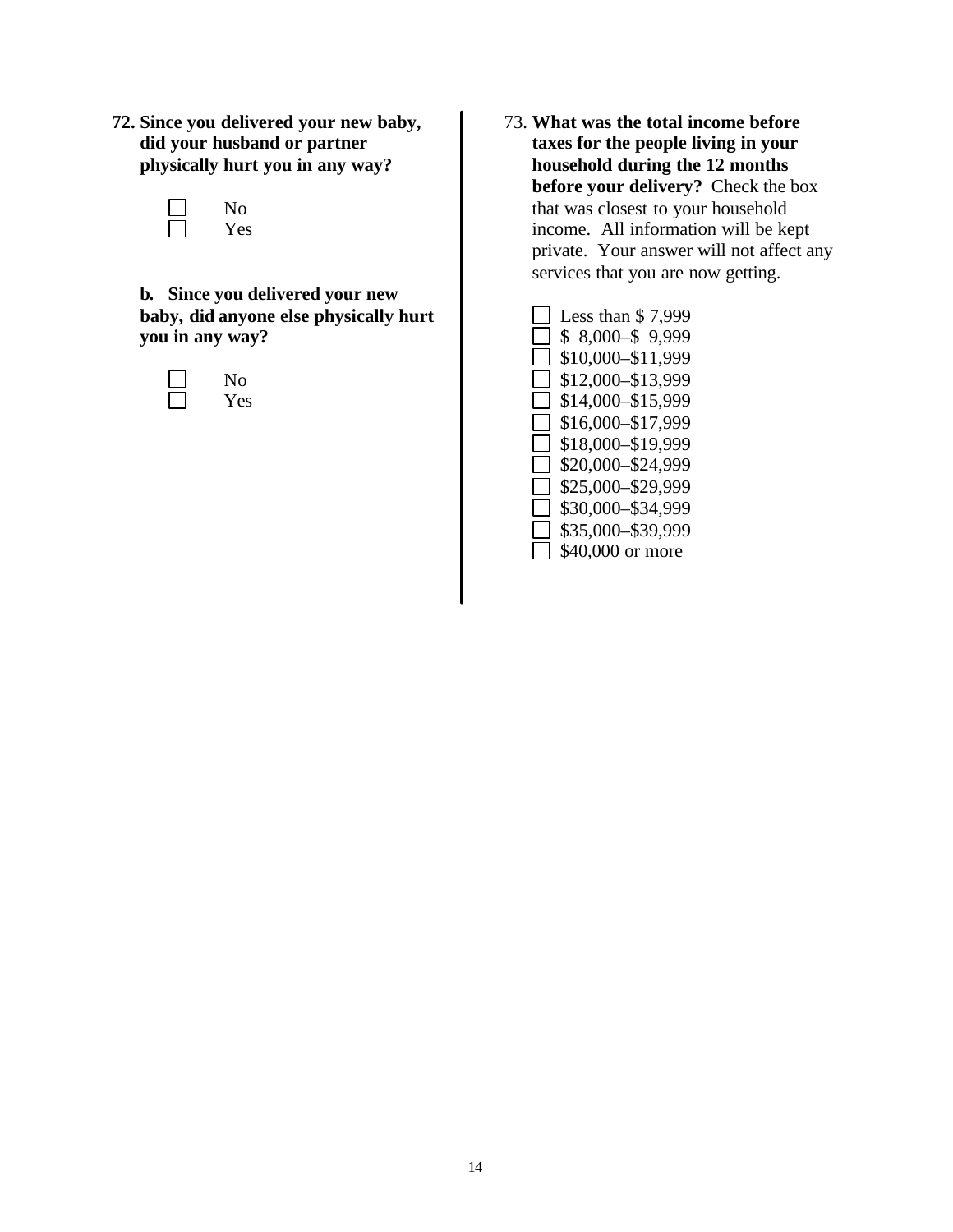**72. Since you delivered your new baby, did your husband or partner physically hurt you in any way?**

- ☐ No
- ☐ Yes

**b. Since you delivered your new baby, did anyone else physically hurt you in any way?**

- ☐ No
- ☐ Yes

73. **What was the total income before taxes for the people living in your household during the 12 months before your delivery?** Check the box that was closest to your household income. All information will be kept private. Your answer will not affect any services that you are now getting.

- ☐ Less than $ 7,999
- ☐ $ 8,000–$ 9,999
- ☐ $10,000–$11,999
- ☐ $12,000–$13,999
- ☐ $14,000–$15,999
- ☐ $16,000–$17,999
- ☐ $18,000–$19,999
- ☐ $20,000–$24,999
- ☐ $25,000–$29,999
- ☐ $30,000–$34,999
- ☐ $35,000–$39,999
- ☐ $40,000 or more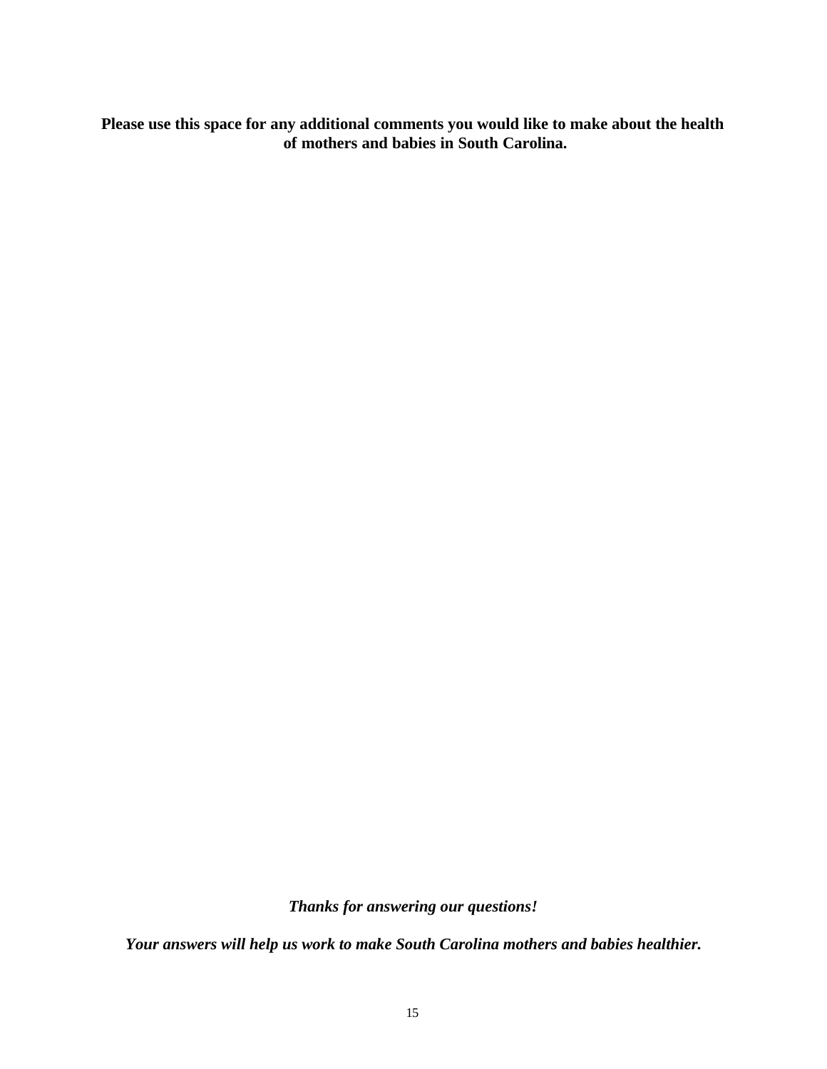**Please use this space for any additional comments you would like to make about the health of mothers and babies in South Carolina.**

***Thanks for answering our questions!***

***Your answers will help us work to make South Carolina mothers and babies healthier.***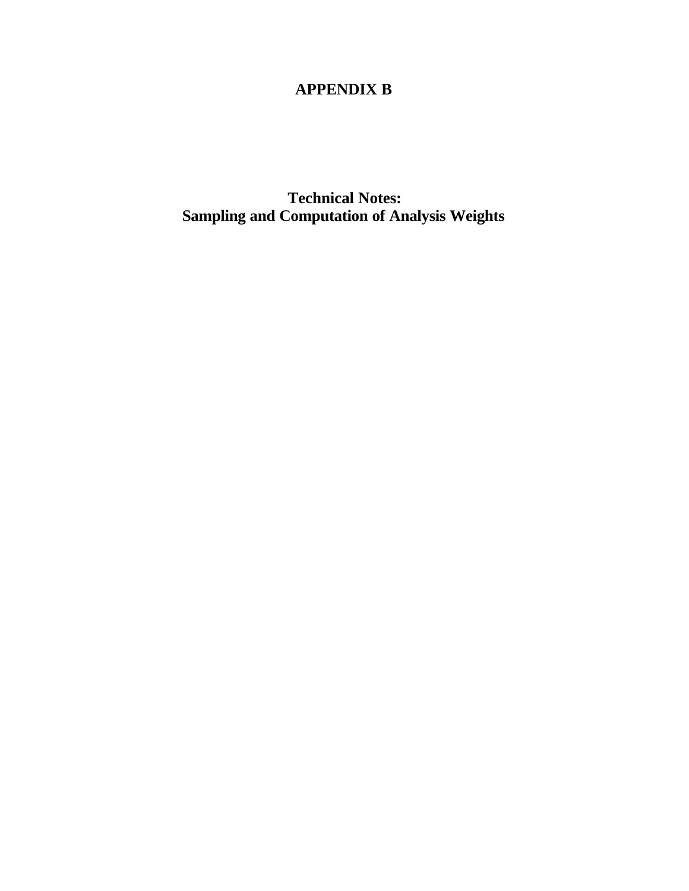# APPENDIX B

## Technical Notes:
## Sampling and Computation of Analysis Weights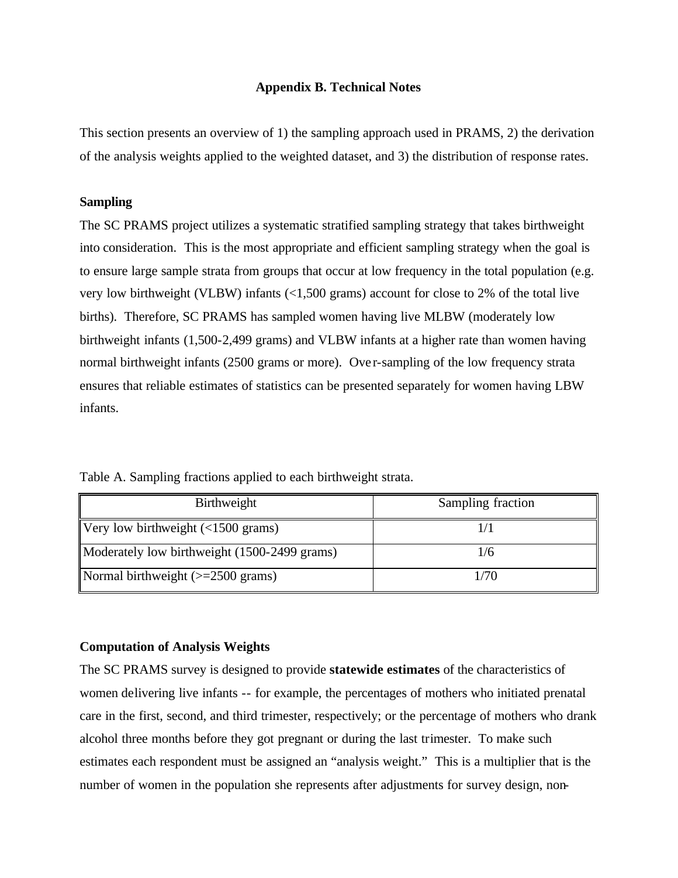## Appendix B. Technical Notes

This section presents an overview of 1) the sampling approach used in PRAMS, 2) the derivation of the analysis weights applied to the weighted dataset, and 3) the distribution of response rates.

### Sampling

The SC PRAMS project utilizes a systematic stratified sampling strategy that takes birthweight into consideration. This is the most appropriate and efficient sampling strategy when the goal is to ensure large sample strata from groups that occur at low frequency in the total population (e.g. very low birthweight (VLBW) infants (<1,500 grams) account for close to 2% of the total live births). Therefore, SC PRAMS has sampled women having live MLBW (moderately low birthweight infants (1,500-2,499 grams) and VLBW infants at a higher rate than women having normal birthweight infants (2500 grams or more). Over-sampling of the low frequency strata ensures that reliable estimates of statistics can be presented separately for women having LBW infants.

Table A. Sampling fractions applied to each birthweight strata.

| Birthweight | Sampling fraction |
| --- | --- |
| Very low birthweight (<1500 grams) | 1/1 |
| Moderately low birthweight (1500-2499 grams) | 1/6 |
| Normal birthweight (>=2500 grams) | 1/70 |

### Computation of Analysis Weights

The SC PRAMS survey is designed to provide **statewide estimates** of the characteristics of women delivering live infants -- for example, the percentages of mothers who initiated prenatal care in the first, second, and third trimester, respectively; or the percentage of mothers who drank alcohol three months before they got pregnant or during the last trimester. To make such estimates each respondent must be assigned an "analysis weight." This is a multiplier that is the number of women in the population she represents after adjustments for survey design, non-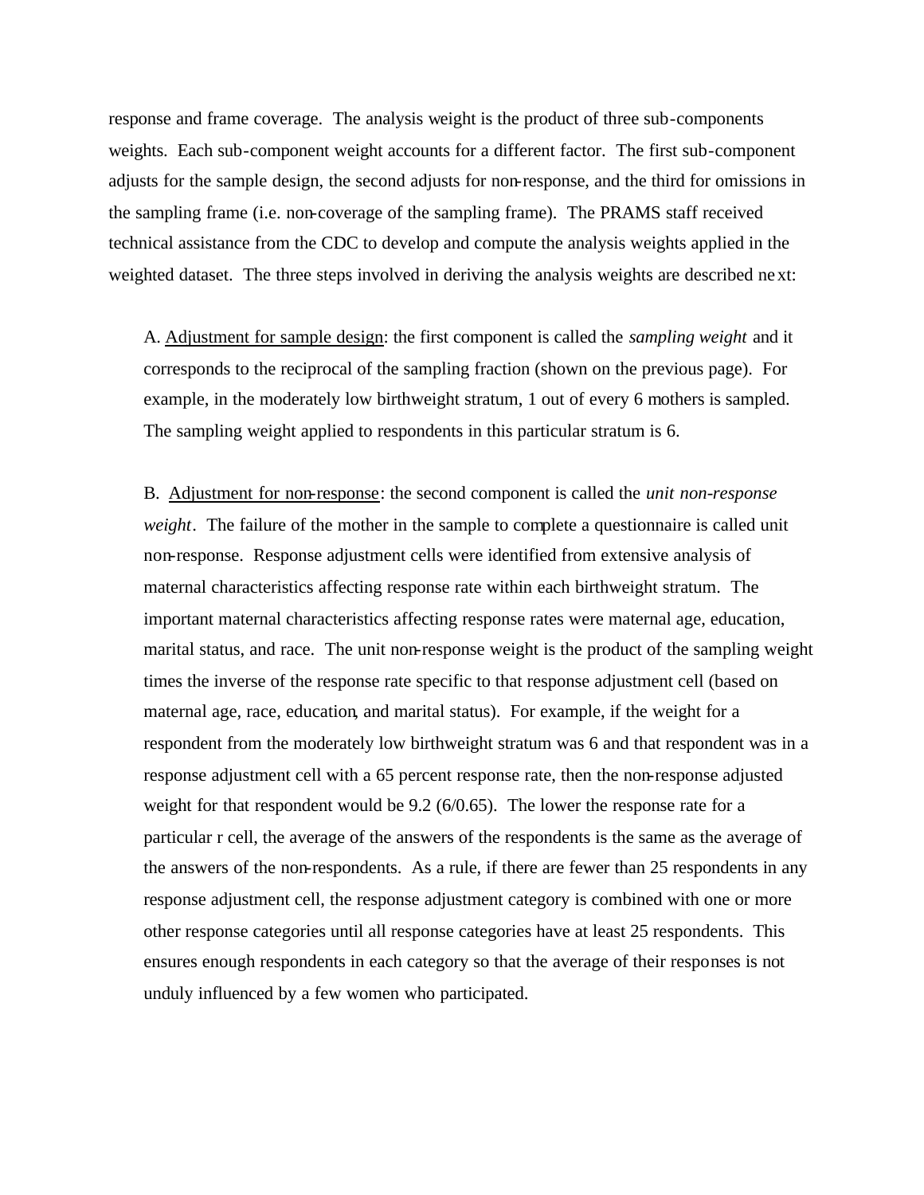response and frame coverage. The analysis weight is the product of three sub-components weights. Each sub-component weight accounts for a different factor. The first sub-component adjusts for the sample design, the second adjusts for non-response, and the third for omissions in the sampling frame (i.e. non-coverage of the sampling frame). The PRAMS staff received technical assistance from the CDC to develop and compute the analysis weights applied in the weighted dataset. The three steps involved in deriving the analysis weights are described next:

A. Adjustment for sample design: the first component is called the *sampling weight* and it corresponds to the reciprocal of the sampling fraction (shown on the previous page). For example, in the moderately low birthweight stratum, 1 out of every 6 mothers is sampled. The sampling weight applied to respondents in this particular stratum is 6.

B. Adjustment for non-response: the second component is called the *unit non-response weight*. The failure of the mother in the sample to complete a questionnaire is called unit non-response. Response adjustment cells were identified from extensive analysis of maternal characteristics affecting response rate within each birthweight stratum. The important maternal characteristics affecting response rates were maternal age, education, marital status, and race. The unit non-response weight is the product of the sampling weight times the inverse of the response rate specific to that response adjustment cell (based on maternal age, race, education, and marital status). For example, if the weight for a respondent from the moderately low birthweight stratum was 6 and that respondent was in a response adjustment cell with a 65 percent response rate, then the non-response adjusted weight for that respondent would be 9.2 (6/0.65). The lower the response rate for a particular r cell, the average of the answers of the respondents is the same as the average of the answers of the non-respondents. As a rule, if there are fewer than 25 respondents in any response adjustment cell, the response adjustment category is combined with one or more other response categories until all response categories have at least 25 respondents. This ensures enough respondents in each category so that the average of their responses is not unduly influenced by a few women who participated.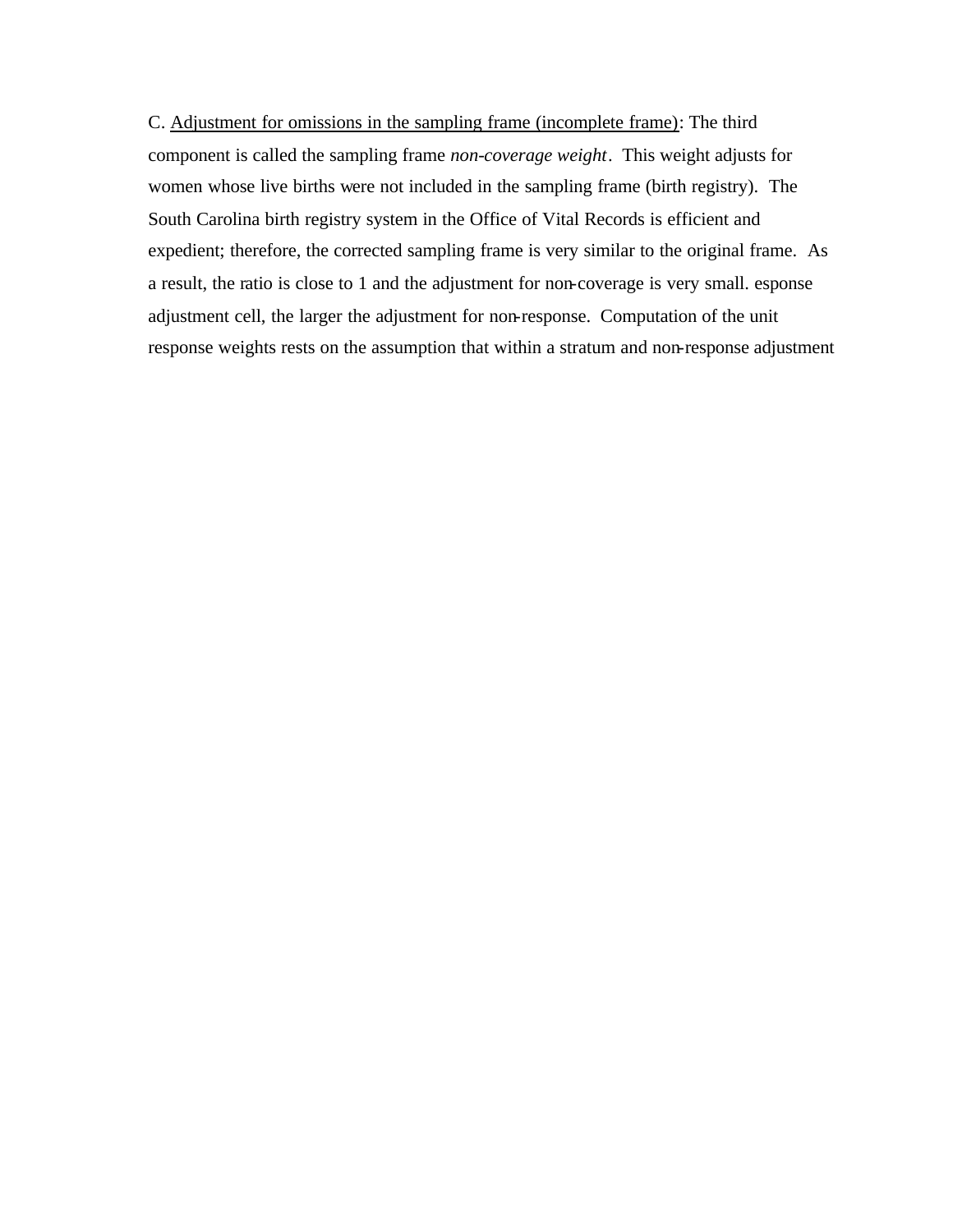C. Adjustment for omissions in the sampling frame (incomplete frame): The third component is called the sampling frame *non-coverage weight*. This weight adjusts for women whose live births were not included in the sampling frame (birth registry). The South Carolina birth registry system in the Office of Vital Records is efficient and expedient; therefore, the corrected sampling frame is very similar to the original frame. As a result, the ratio is close to 1 and the adjustment for non-coverage is very small. esponse adjustment cell, the larger the adjustment for non-response. Computation of the unit response weights rests on the assumption that within a stratum and non-response adjustment